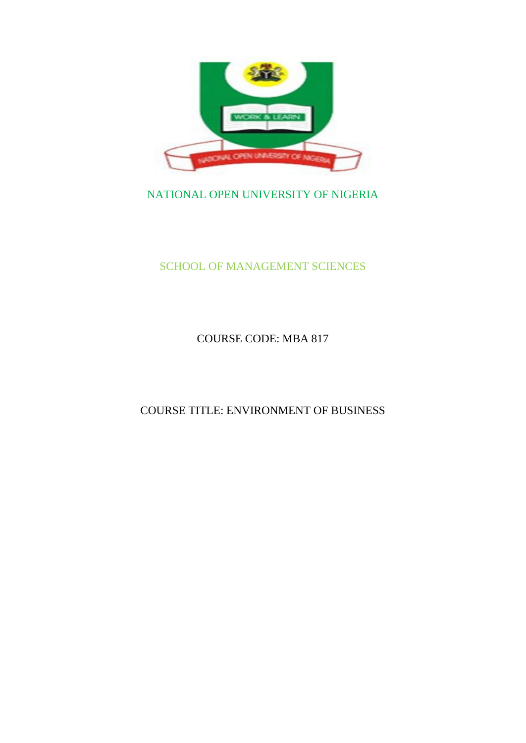NATIONAL OPEN UNIVERSITY OF NIGERIA

SCHOOL OF MANAGEMENT SCIENCES

COURSE CODE: MBA 817

COURSE TITLE: ENVIRONMENT OF BUSINESS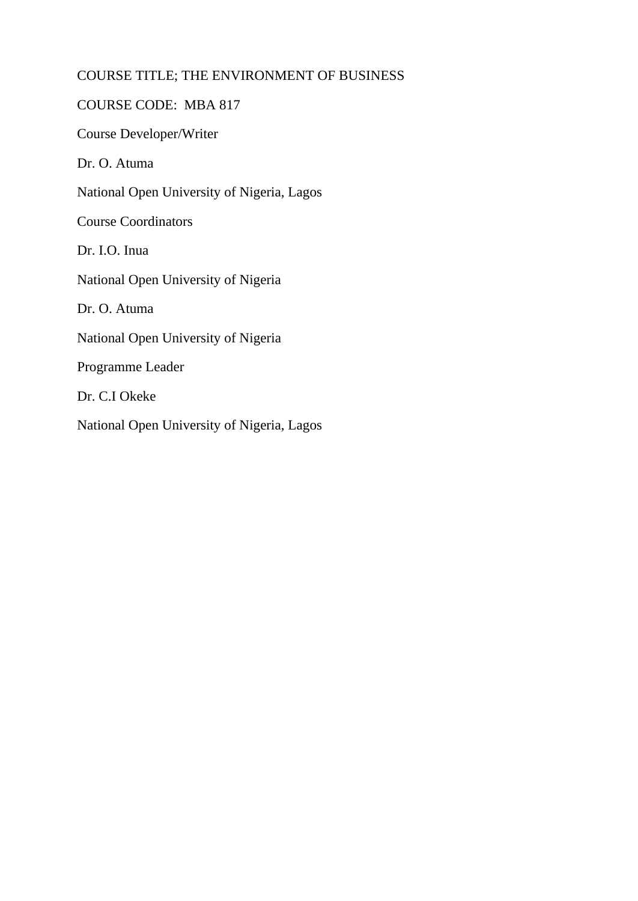COURSE TITLE; THE ENVIRONMENT OF BUSINESS

COURSE CODE:  MBA 817

Course Developer/Writer

Dr. O. Atuma

National Open University of Nigeria, Lagos

Course Coordinators

Dr. I.O. Inua

National Open University of Nigeria

Dr. O. Atuma

National Open University of Nigeria

Programme Leader

Dr. C.I Okeke

National Open University of Nigeria, Lagos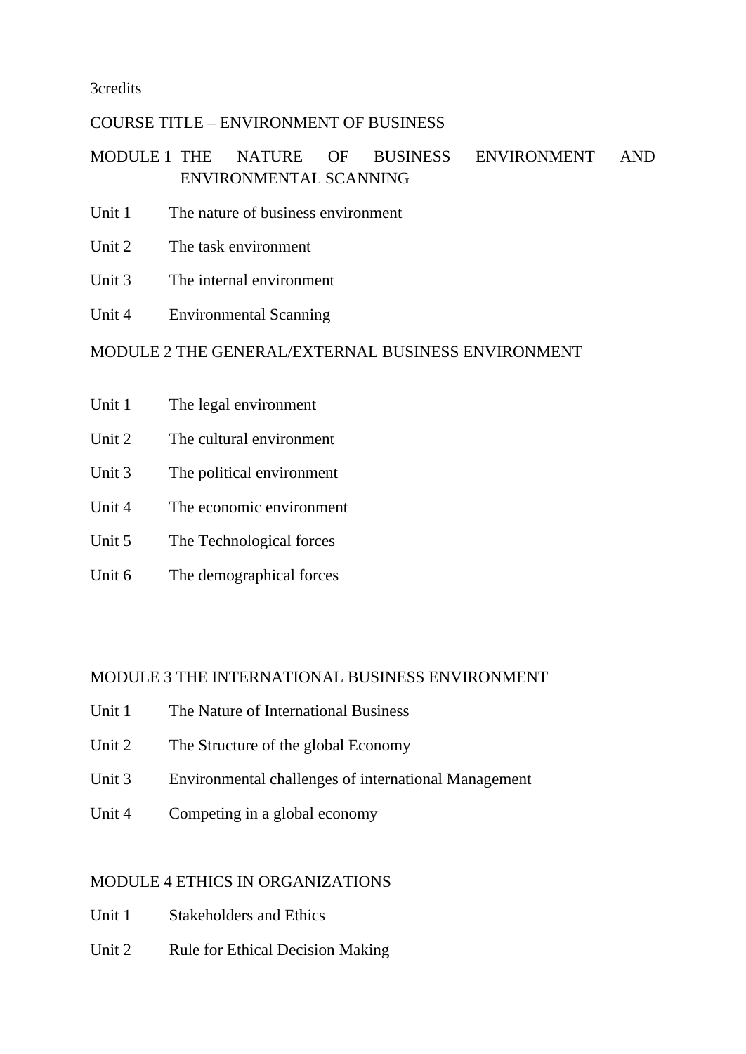3credits

COURSE TITLE – ENVIRONMENT OF BUSINESS

MODULE 1 THE NATURE OF BUSINESS ENVIRONMENT AND ENVIRONMENTAL SCANNING

Unit 1 The nature of business environment

Unit 2 The task environment

Unit 3 The internal environment

Unit 4 Environmental Scanning

MODULE 2 THE GENERAL/EXTERNAL BUSINESS ENVIRONMENT

Unit 1 The legal environment

Unit 2 The cultural environment

Unit 3 The political environment

Unit 4 The economic environment

Unit 5 The Technological forces

Unit 6 The demographical forces

MODULE 3 THE INTERNATIONAL BUSINESS ENVIRONMENT

Unit 1 The Nature of International Business

Unit 2 The Structure of the global Economy

Unit 3 Environmental challenges of international Management

Unit 4 Competing in a global economy

MODULE 4 ETHICS IN ORGANIZATIONS

Unit 1 Stakeholders and Ethics

Unit 2 Rule for Ethical Decision Making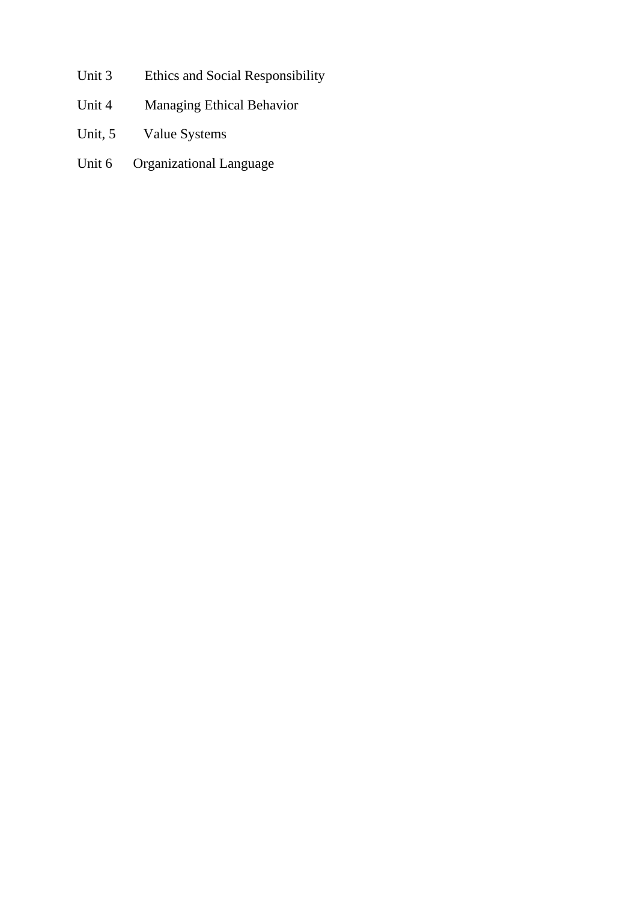Unit 3 Ethics and Social Responsibility

Unit 4 Managing Ethical Behavior

Unit, 5 Value Systems

Unit 6 Organizational Language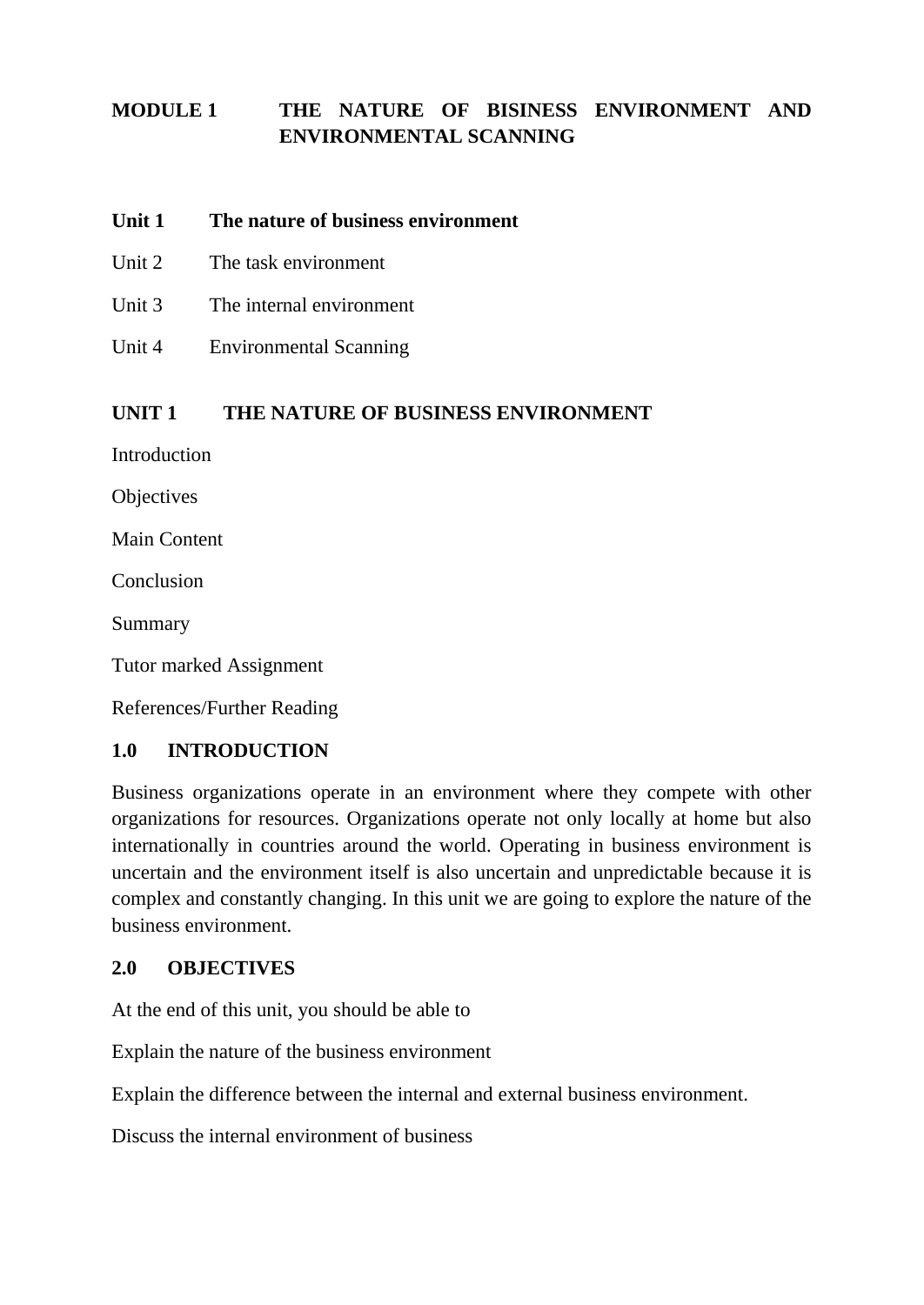**MODULE 1 THE NATURE OF BISINESS ENVIRONMENT AND ENVIRONMENTAL SCANNING**

**Unit 1 The nature of business environment**

Unit 2 The task environment

Unit 3 The internal environment

Unit 4 Environmental Scanning

## UNIT 1 THE NATURE OF BUSINESS ENVIRONMENT

Introduction

Objectives

Main Content

Conclusion

Summary

Tutor marked Assignment

References/Further Reading

### 1.0 INTRODUCTION

Business organizations operate in an environment where they compete with other organizations for resources. Organizations operate not only locally at home but also internationally in countries around the world. Operating in business environment is uncertain and the environment itself is also uncertain and unpredictable because it is complex and constantly changing. In this unit we are going to explore the nature of the business environment.

### 2.0 OBJECTIVES

At the end of this unit, you should be able to

Explain the nature of the business environment

Explain the difference between the internal and external business environment.

Discuss the internal environment of business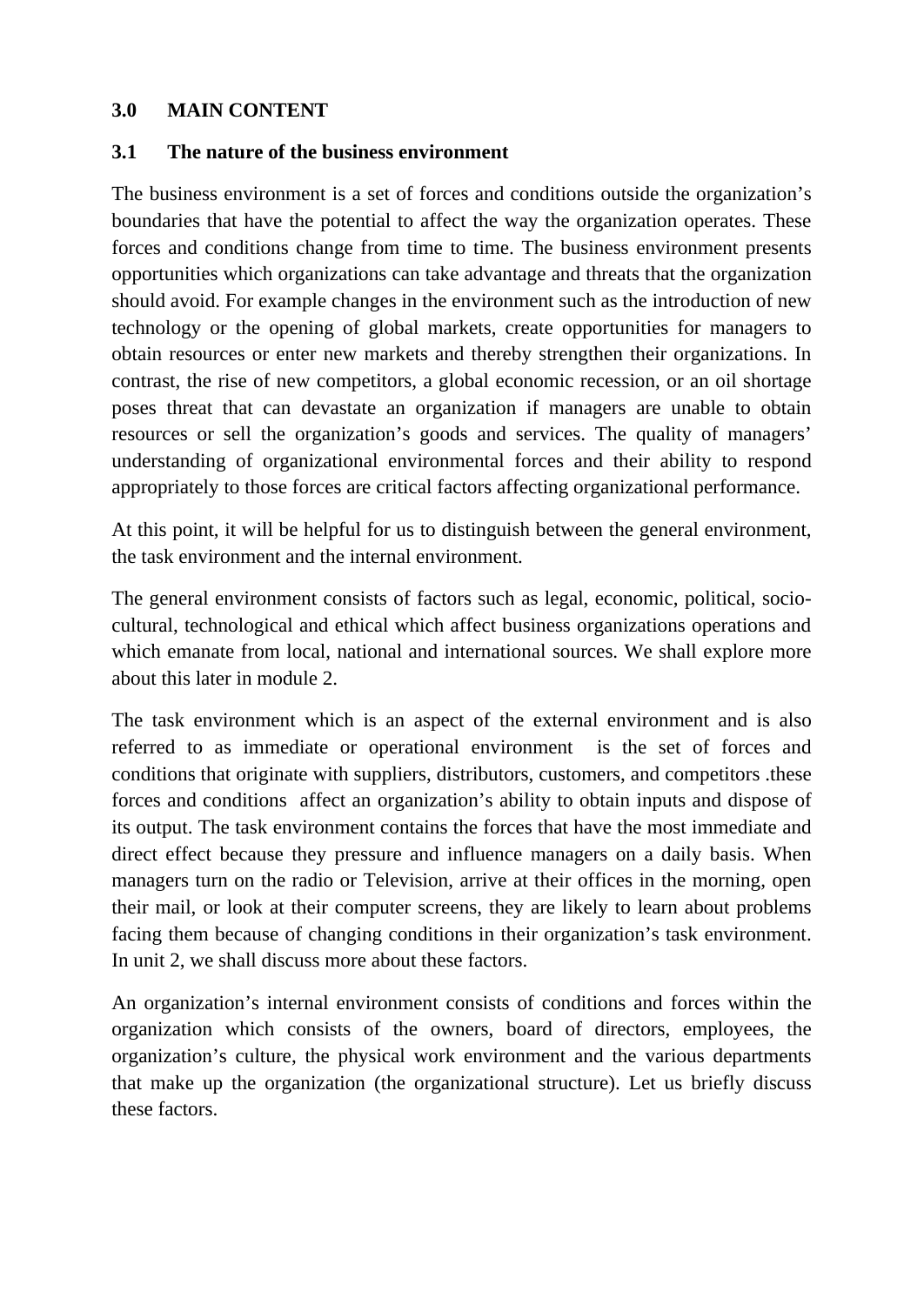## 3.0 MAIN CONTENT

### 3.1 The nature of the business environment

The business environment is a set of forces and conditions outside the organization's boundaries that have the potential to affect the way the organization operates. These forces and conditions change from time to time. The business environment presents opportunities which organizations can take advantage and threats that the organization should avoid. For example changes in the environment such as the introduction of new technology or the opening of global markets, create opportunities for managers to obtain resources or enter new markets and thereby strengthen their organizations. In contrast, the rise of new competitors, a global economic recession, or an oil shortage poses threat that can devastate an organization if managers are unable to obtain resources or sell the organization's goods and services. The quality of managers' understanding of organizational environmental forces and their ability to respond appropriately to those forces are critical factors affecting organizational performance.

At this point, it will be helpful for us to distinguish between the general environment, the task environment and the internal environment.

The general environment consists of factors such as legal, economic, political, socio-cultural, technological and ethical which affect business organizations operations and which emanate from local, national and international sources. We shall explore more about this later in module 2.

The task environment which is an aspect of the external environment and is also referred to as immediate or operational environment is the set of forces and conditions that originate with suppliers, distributors, customers, and competitors .these forces and conditions affect an organization's ability to obtain inputs and dispose of its output. The task environment contains the forces that have the most immediate and direct effect because they pressure and influence managers on a daily basis. When managers turn on the radio or Television, arrive at their offices in the morning, open their mail, or look at their computer screens, they are likely to learn about problems facing them because of changing conditions in their organization's task environment. In unit 2, we shall discuss more about these factors.

An organization's internal environment consists of conditions and forces within the organization which consists of the owners, board of directors, employees, the organization's culture, the physical work environment and the various departments that make up the organization (the organizational structure). Let us briefly discuss these factors.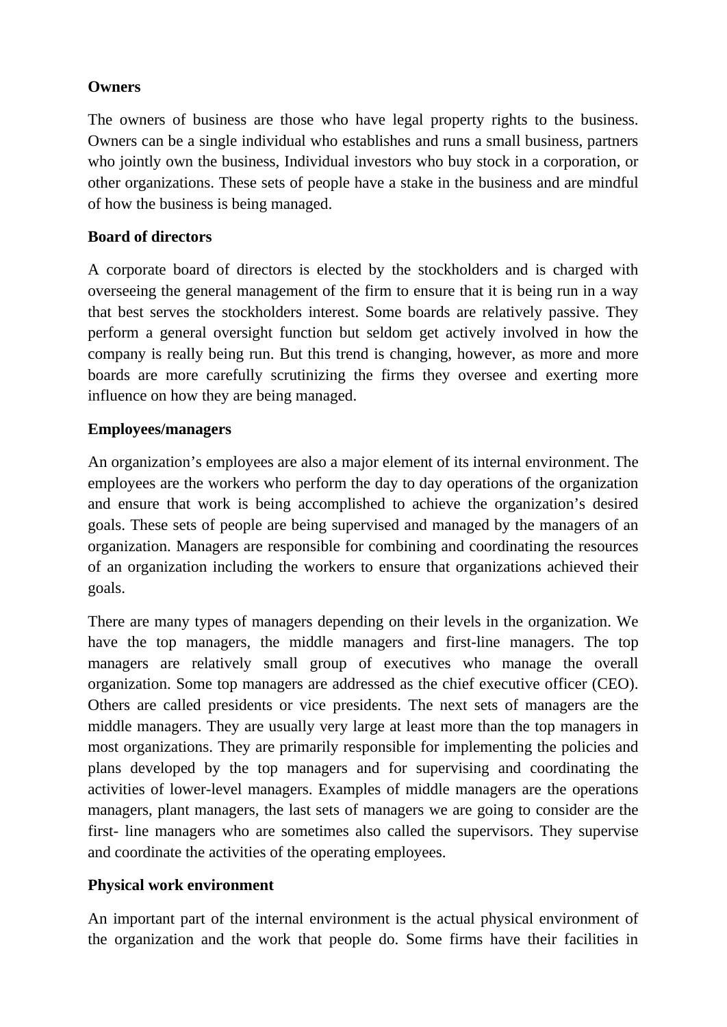**Owners**

The owners of business are those who have legal property rights to the business. Owners can be a single individual who establishes and runs a small business, partners who jointly own the business, Individual investors who buy stock in a corporation, or other organizations. These sets of people have a stake in the business and are mindful of how the business is being managed.

**Board of directors**

A corporate board of directors is elected by the stockholders and is charged with overseeing the general management of the firm to ensure that it is being run in a way that best serves the stockholders interest. Some boards are relatively passive. They perform a general oversight function but seldom get actively involved in how the company is really being run. But this trend is changing, however, as more and more boards are more carefully scrutinizing the firms they oversee and exerting more influence on how they are being managed.

**Employees/managers**

An organization's employees are also a major element of its internal environment. The employees are the workers who perform the day to day operations of the organization and ensure that work is being accomplished to achieve the organization's desired goals. These sets of people are being supervised and managed by the managers of an organization. Managers are responsible for combining and coordinating the resources of an organization including the workers to ensure that organizations achieved their goals.

There are many types of managers depending on their levels in the organization. We have the top managers, the middle managers and first-line managers. The top managers are relatively small group of executives who manage the overall organization. Some top managers are addressed as the chief executive officer (CEO). Others are called presidents or vice presidents. The next sets of managers are the middle managers. They are usually very large at least more than the top managers in most organizations. They are primarily responsible for implementing the policies and plans developed by the top managers and for supervising and coordinating the activities of lower-level managers. Examples of middle managers are the operations managers, plant managers, the last sets of managers we are going to consider are the first- line managers who are sometimes also called the supervisors. They supervise and coordinate the activities of the operating employees.

**Physical work environment**

An important part of the internal environment is the actual physical environment of the organization and the work that people do. Some firms have their facilities in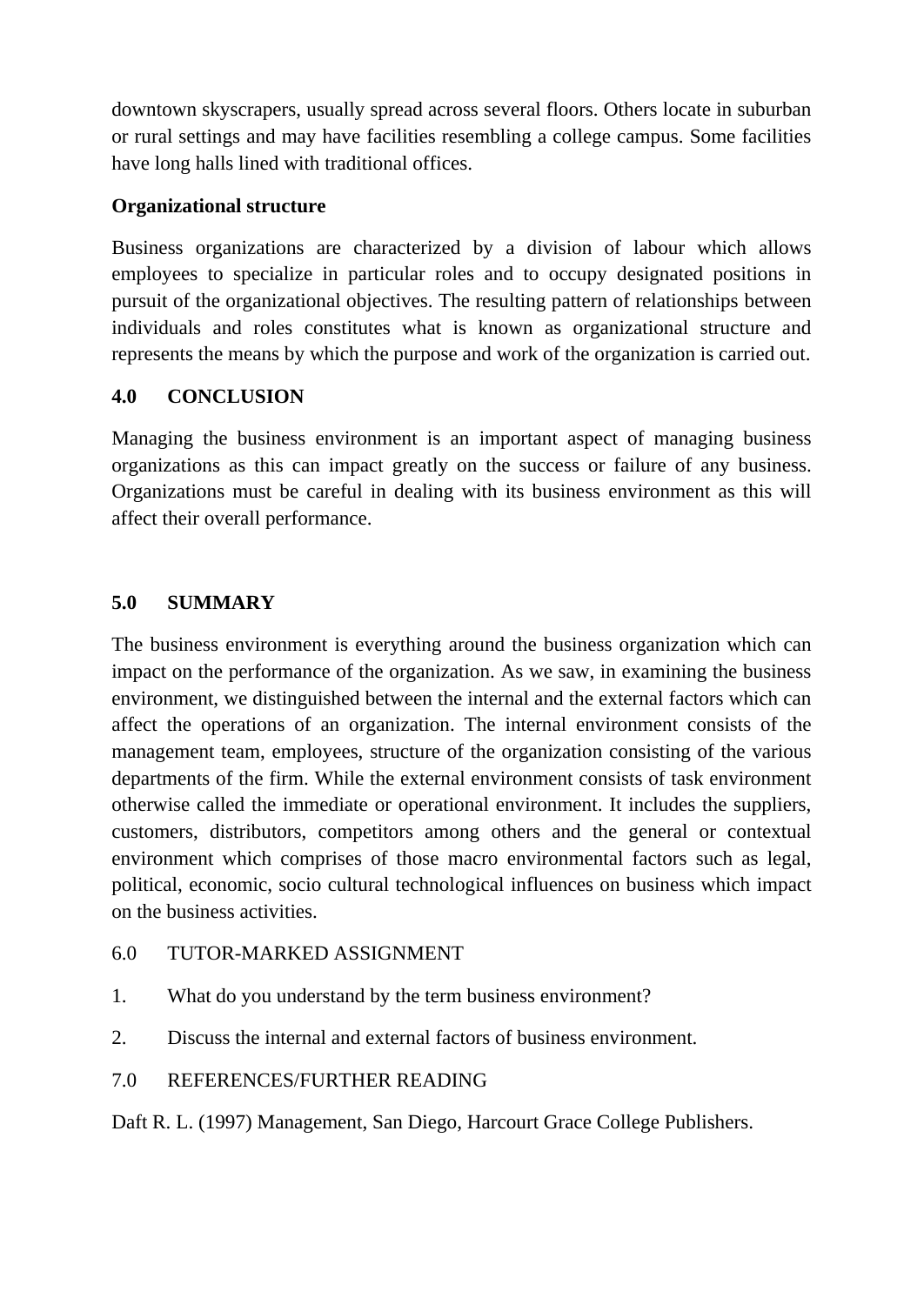downtown skyscrapers, usually spread across several floors. Others locate in suburban or rural settings and may have facilities resembling a college campus. Some facilities have long halls lined with traditional offices.

**Organizational structure**

Business organizations are characterized by a division of labour which allows employees to specialize in particular roles and to occupy designated positions in pursuit of the organizational objectives. The resulting pattern of relationships between individuals and roles constitutes what is known as organizational structure and represents the means by which the purpose and work of the organization is carried out.

## 4.0 CONCLUSION

Managing the business environment is an important aspect of managing business organizations as this can impact greatly on the success or failure of any business. Organizations must be careful in dealing with its business environment as this will affect their overall performance.

## 5.0 SUMMARY

The business environment is everything around the business organization which can impact on the performance of the organization. As we saw, in examining the business environment, we distinguished between the internal and the external factors which can affect the operations of an organization. The internal environment consists of the management team, employees, structure of the organization consisting of the various departments of the firm. While the external environment consists of task environment otherwise called the immediate or operational environment. It includes the suppliers, customers, distributors, competitors among others and the general or contextual environment which comprises of those macro environmental factors such as legal, political, economic, socio cultural technological influences on business which impact on the business activities.

6.0 TUTOR-MARKED ASSIGNMENT

1. What do you understand by the term business environment?
2. Discuss the internal and external factors of business environment.

7.0 REFERENCES/FURTHER READING

Daft R. L. (1997) Management, San Diego, Harcourt Grace College Publishers.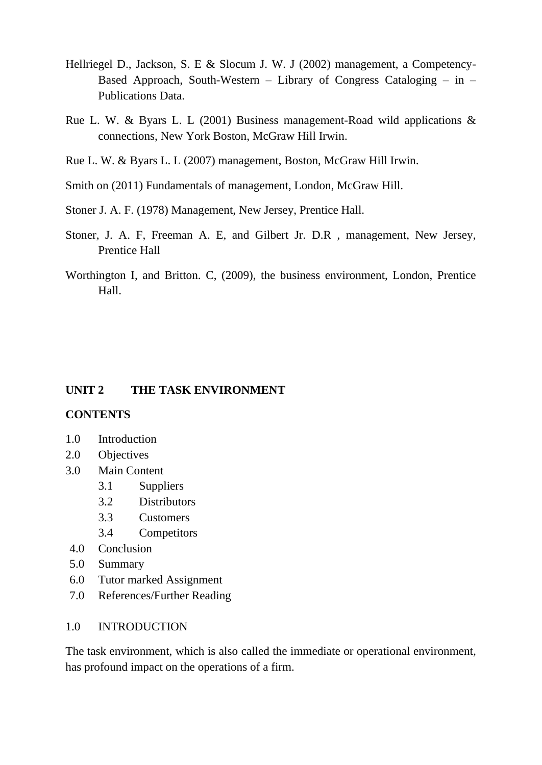Hellriegel D., Jackson, S. E & Slocum J. W. J (2002) management, a Competency-Based Approach, South-Western – Library of Congress Cataloging – in – Publications Data.

Rue L. W. & Byars L. L (2001) Business management-Road wild applications & connections, New York Boston, McGraw Hill Irwin.

Rue L. W. & Byars L. L (2007) management, Boston, McGraw Hill Irwin.

Smith on (2011) Fundamentals of management, London, McGraw Hill.

Stoner J. A. F. (1978) Management, New Jersey, Prentice Hall.

Stoner, J. A. F, Freeman A. E, and Gilbert Jr. D.R , management, New Jersey, Prentice Hall

Worthington I, and Britton. C, (2009), the business environment, London, Prentice Hall.

## UNIT 2 THE TASK ENVIRONMENT

**CONTENTS**

1.0 Introduction
2.0 Objectives
3.0 Main Content
   3.1 Suppliers
   3.2 Distributors
   3.3 Customers
   3.4 Competitors
4.0 Conclusion
5.0 Summary
6.0 Tutor marked Assignment
7.0 References/Further Reading

### 1.0 INTRODUCTION

The task environment, which is also called the immediate or operational environment, has profound impact on the operations of a firm.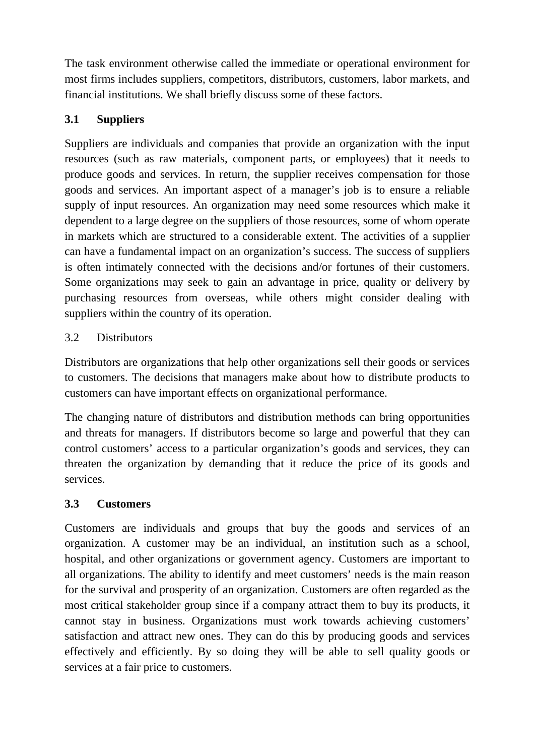The task environment otherwise called the immediate or operational environment for most firms includes suppliers, competitors, distributors, customers, labor markets, and financial institutions. We shall briefly discuss some of these factors.

### 3.1 Suppliers

Suppliers are individuals and companies that provide an organization with the input resources (such as raw materials, component parts, or employees) that it needs to produce goods and services. In return, the supplier receives compensation for those goods and services. An important aspect of a manager's job is to ensure a reliable supply of input resources. An organization may need some resources which make it dependent to a large degree on the suppliers of those resources, some of whom operate in markets which are structured to a considerable extent. The activities of a supplier can have a fundamental impact on an organization's success. The success of suppliers is often intimately connected with the decisions and/or fortunes of their customers. Some organizations may seek to gain an advantage in price, quality or delivery by purchasing resources from overseas, while others might consider dealing with suppliers within the country of its operation.

### 3.2 Distributors

Distributors are organizations that help other organizations sell their goods or services to customers. The decisions that managers make about how to distribute products to customers can have important effects on organizational performance.

The changing nature of distributors and distribution methods can bring opportunities and threats for managers. If distributors become so large and powerful that they can control customers' access to a particular organization's goods and services, they can threaten the organization by demanding that it reduce the price of its goods and services.

### 3.3 Customers

Customers are individuals and groups that buy the goods and services of an organization. A customer may be an individual, an institution such as a school, hospital, and other organizations or government agency. Customers are important to all organizations. The ability to identify and meet customers' needs is the main reason for the survival and prosperity of an organization. Customers are often regarded as the most critical stakeholder group since if a company attract them to buy its products, it cannot stay in business. Organizations must work towards achieving customers' satisfaction and attract new ones. They can do this by producing goods and services effectively and efficiently. By so doing they will be able to sell quality goods or services at a fair price to customers.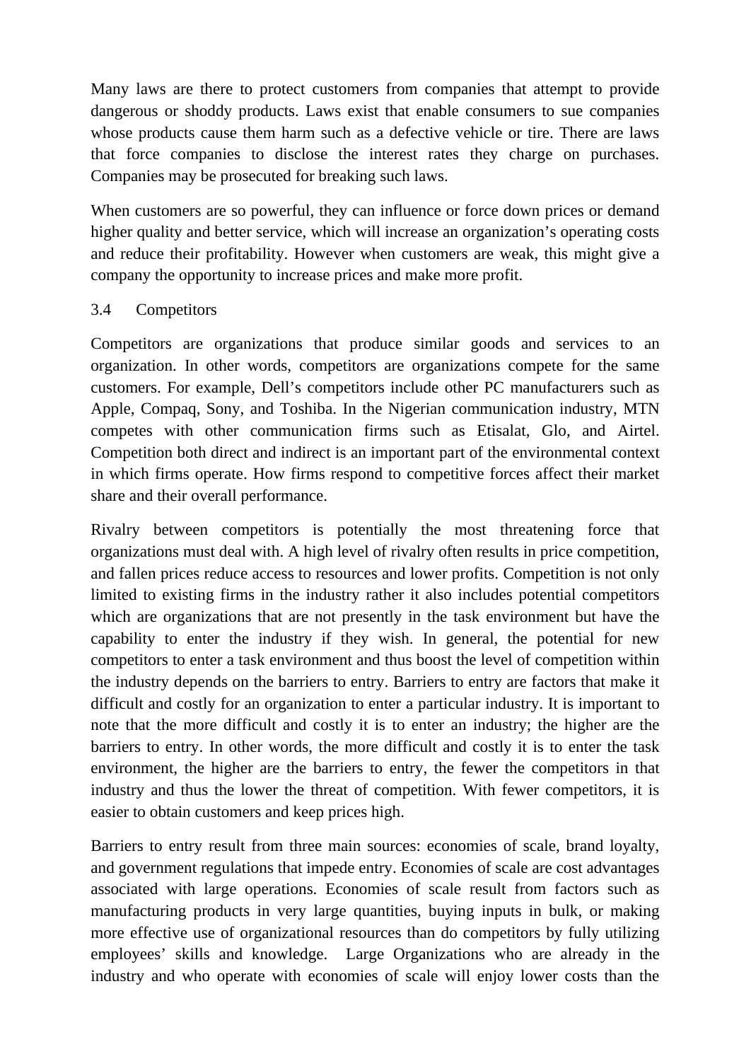Many laws are there to protect customers from companies that attempt to provide dangerous or shoddy products. Laws exist that enable consumers to sue companies whose products cause them harm such as a defective vehicle or tire. There are laws that force companies to disclose the interest rates they charge on purchases. Companies may be prosecuted for breaking such laws.

When customers are so powerful, they can influence or force down prices or demand higher quality and better service, which will increase an organization's operating costs and reduce their profitability. However when customers are weak, this might give a company the opportunity to increase prices and make more profit.

## 3.4 Competitors

Competitors are organizations that produce similar goods and services to an organization. In other words, competitors are organizations compete for the same customers. For example, Dell's competitors include other PC manufacturers such as Apple, Compaq, Sony, and Toshiba. In the Nigerian communication industry, MTN competes with other communication firms such as Etisalat, Glo, and Airtel. Competition both direct and indirect is an important part of the environmental context in which firms operate. How firms respond to competitive forces affect their market share and their overall performance.

Rivalry between competitors is potentially the most threatening force that organizations must deal with. A high level of rivalry often results in price competition, and fallen prices reduce access to resources and lower profits. Competition is not only limited to existing firms in the industry rather it also includes potential competitors which are organizations that are not presently in the task environment but have the capability to enter the industry if they wish. In general, the potential for new competitors to enter a task environment and thus boost the level of competition within the industry depends on the barriers to entry. Barriers to entry are factors that make it difficult and costly for an organization to enter a particular industry. It is important to note that the more difficult and costly it is to enter an industry; the higher are the barriers to entry. In other words, the more difficult and costly it is to enter the task environment, the higher are the barriers to entry, the fewer the competitors in that industry and thus the lower the threat of competition. With fewer competitors, it is easier to obtain customers and keep prices high.

Barriers to entry result from three main sources: economies of scale, brand loyalty, and government regulations that impede entry. Economies of scale are cost advantages associated with large operations. Economies of scale result from factors such as manufacturing products in very large quantities, buying inputs in bulk, or making more effective use of organizational resources than do competitors by fully utilizing employees' skills and knowledge.  Large Organizations who are already in the industry and who operate with economies of scale will enjoy lower costs than the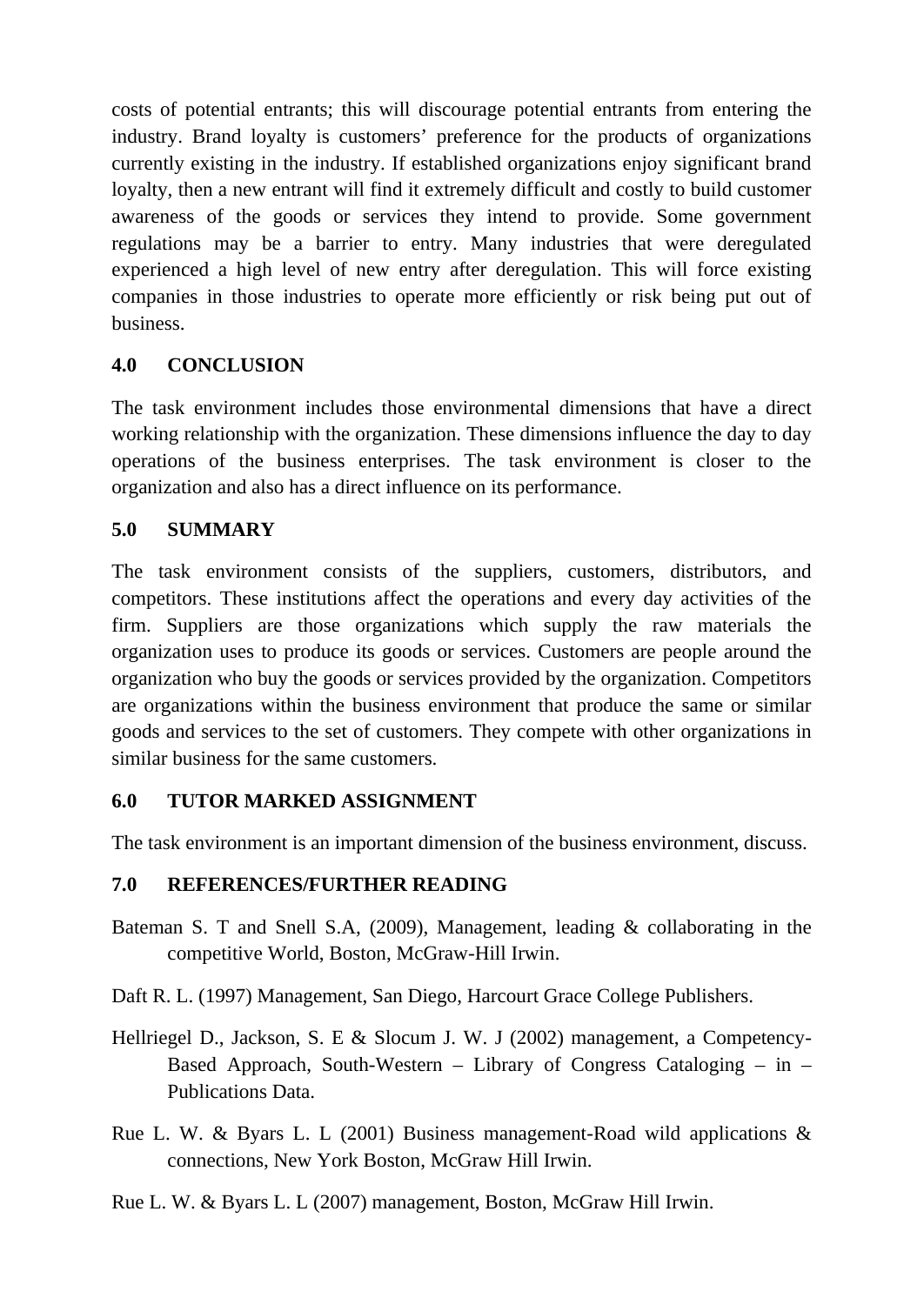costs of potential entrants; this will discourage potential entrants from entering the industry. Brand loyalty is customers' preference for the products of organizations currently existing in the industry. If established organizations enjoy significant brand loyalty, then a new entrant will find it extremely difficult and costly to build customer awareness of the goods or services they intend to provide. Some government regulations may be a barrier to entry. Many industries that were deregulated experienced a high level of new entry after deregulation. This will force existing companies in those industries to operate more efficiently or risk being put out of business.

## 4.0 CONCLUSION

The task environment includes those environmental dimensions that have a direct working relationship with the organization. These dimensions influence the day to day operations of the business enterprises. The task environment is closer to the organization and also has a direct influence on its performance.

## 5.0 SUMMARY

The task environment consists of the suppliers, customers, distributors, and competitors. These institutions affect the operations and every day activities of the firm. Suppliers are those organizations which supply the raw materials the organization uses to produce its goods or services. Customers are people around the organization who buy the goods or services provided by the organization. Competitors are organizations within the business environment that produce the same or similar goods and services to the set of customers. They compete with other organizations in similar business for the same customers.

## 6.0 TUTOR MARKED ASSIGNMENT

The task environment is an important dimension of the business environment, discuss.

## 7.0 REFERENCES/FURTHER READING

Bateman S. T and Snell S.A, (2009), Management, leading & collaborating in the competitive World, Boston, McGraw-Hill Irwin.

Daft R. L. (1997) Management, San Diego, Harcourt Grace College Publishers.

Hellriegel D., Jackson, S. E & Slocum J. W. J (2002) management, a Competency-Based Approach, South-Western – Library of Congress Cataloging – in – Publications Data.

Rue L. W. & Byars L. L (2001) Business management-Road wild applications & connections, New York Boston, McGraw Hill Irwin.

Rue L. W. & Byars L. L (2007) management, Boston, McGraw Hill Irwin.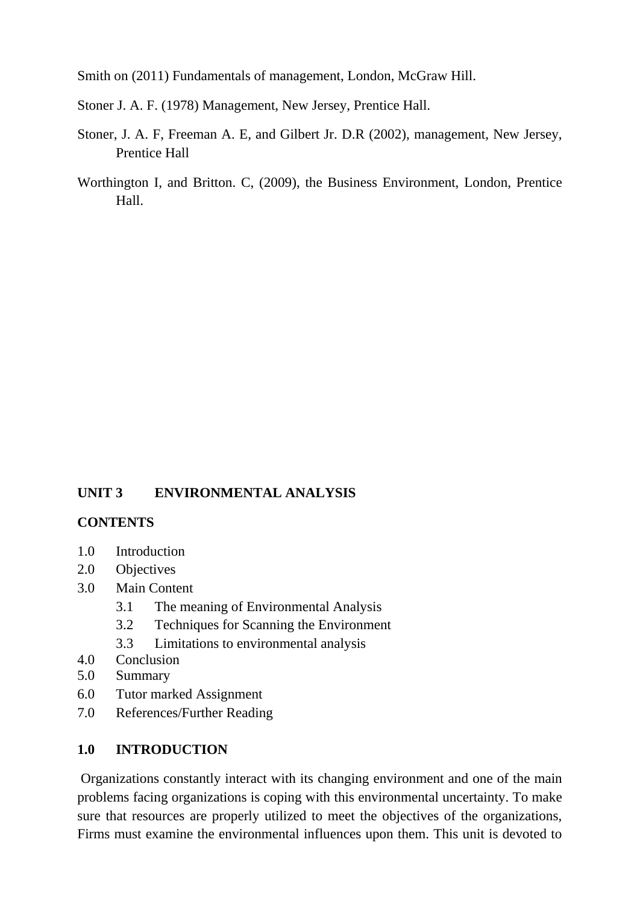Smith on (2011) Fundamentals of management, London, McGraw Hill.

Stoner J. A. F. (1978) Management, New Jersey, Prentice Hall.

Stoner, J. A. F, Freeman A. E, and Gilbert Jr. D.R (2002), management, New Jersey, Prentice Hall

Worthington I, and Britton. C, (2009), the Business Environment, London, Prentice Hall.

## UNIT 3 ENVIRONMENTAL ANALYSIS

**CONTENTS**

- 1.0 Introduction
- 2.0 Objectives
- 3.0 Main Content
  - 3.1 The meaning of Environmental Analysis
  - 3.2 Techniques for Scanning the Environment
  - 3.3 Limitations to environmental analysis
- 4.0 Conclusion
- 5.0 Summary
- 6.0 Tutor marked Assignment
- 7.0 References/Further Reading

### 1.0 INTRODUCTION

Organizations constantly interact with its changing environment and one of the main problems facing organizations is coping with this environmental uncertainty. To make sure that resources are properly utilized to meet the objectives of the organizations, Firms must examine the environmental influences upon them. This unit is devoted to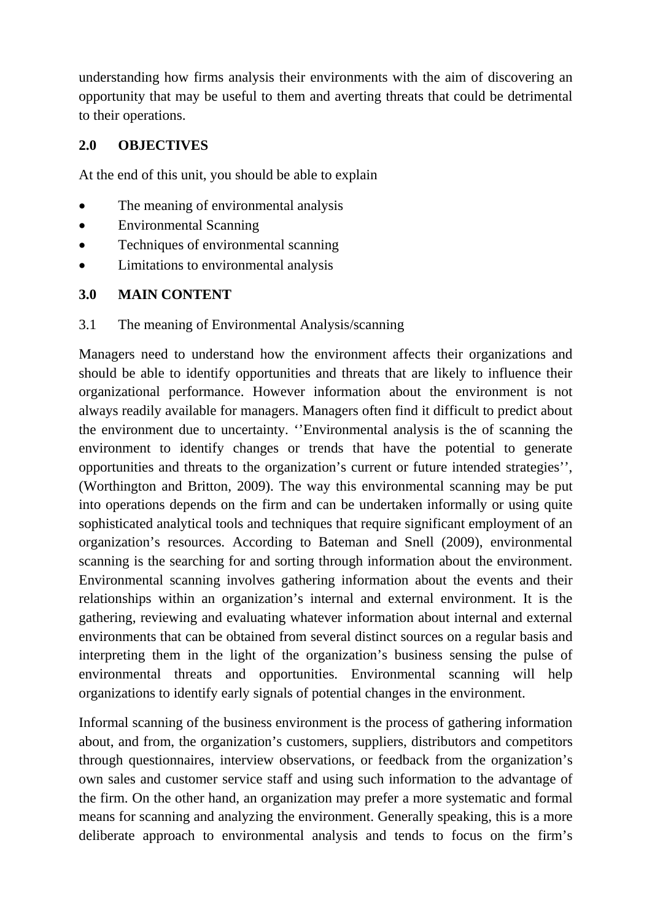understanding how firms analysis their environments with the aim of discovering an opportunity that may be useful to them and averting threats that could be detrimental to their operations.

## 2.0 OBJECTIVES

At the end of this unit, you should be able to explain

- The meaning of environmental analysis
- Environmental Scanning
- Techniques of environmental scanning
- Limitations to environmental analysis

## 3.0 MAIN CONTENT

### 3.1 The meaning of Environmental Analysis/scanning

Managers need to understand how the environment affects their organizations and should be able to identify opportunities and threats that are likely to influence their organizational performance. However information about the environment is not always readily available for managers. Managers often find it difficult to predict about the environment due to uncertainty. ‘’Environmental analysis is the of scanning the environment to identify changes or trends that have the potential to generate opportunities and threats to the organization’s current or future intended strategies’’, (Worthington and Britton, 2009). The way this environmental scanning may be put into operations depends on the firm and can be undertaken informally or using quite sophisticated analytical tools and techniques that require significant employment of an organization’s resources. According to Bateman and Snell (2009), environmental scanning is the searching for and sorting through information about the environment. Environmental scanning involves gathering information about the events and their relationships within an organization’s internal and external environment. It is the gathering, reviewing and evaluating whatever information about internal and external environments that can be obtained from several distinct sources on a regular basis and interpreting them in the light of the organization’s business sensing the pulse of environmental threats and opportunities. Environmental scanning will help organizations to identify early signals of potential changes in the environment.

Informal scanning of the business environment is the process of gathering information about, and from, the organization’s customers, suppliers, distributors and competitors through questionnaires, interview observations, or feedback from the organization’s own sales and customer service staff and using such information to the advantage of the firm. On the other hand, an organization may prefer a more systematic and formal means for scanning and analyzing the environment. Generally speaking, this is a more deliberate approach to environmental analysis and tends to focus on the firm’s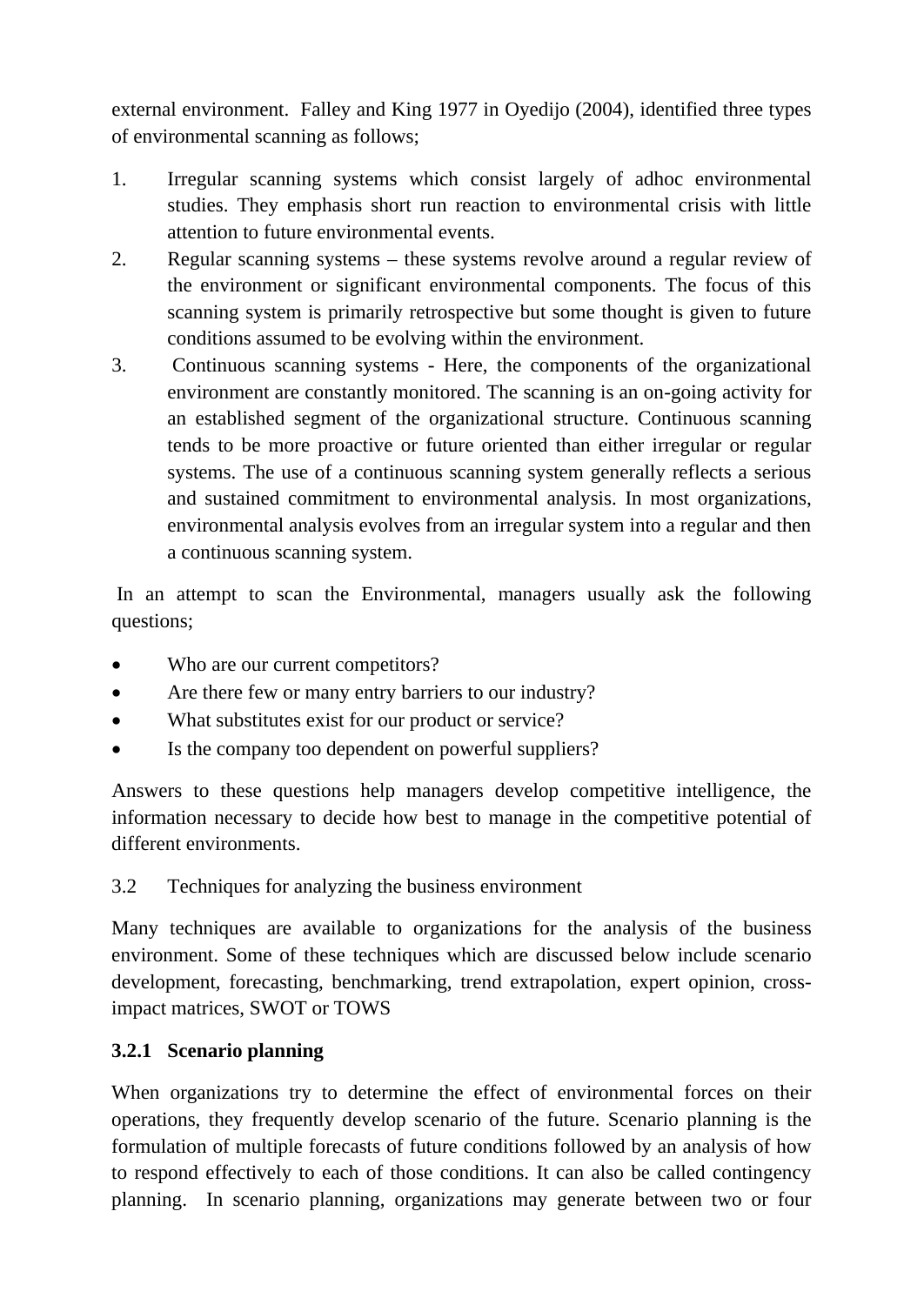external environment. Falley and King 1977 in Oyedijo (2004), identified three types of environmental scanning as follows;

1. Irregular scanning systems which consist largely of adhoc environmental studies. They emphasis short run reaction to environmental crisis with little attention to future environmental events.
2. Regular scanning systems – these systems revolve around a regular review of the environment or significant environmental components. The focus of this scanning system is primarily retrospective but some thought is given to future conditions assumed to be evolving within the environment.
3. Continuous scanning systems - Here, the components of the organizational environment are constantly monitored. The scanning is an on-going activity for an established segment of the organizational structure. Continuous scanning tends to be more proactive or future oriented than either irregular or regular systems. The use of a continuous scanning system generally reflects a serious and sustained commitment to environmental analysis. In most organizations, environmental analysis evolves from an irregular system into a regular and then a continuous scanning system.

In an attempt to scan the Environmental, managers usually ask the following questions;

- Who are our current competitors?
- Are there few or many entry barriers to our industry?
- What substitutes exist for our product or service?
- Is the company too dependent on powerful suppliers?

Answers to these questions help managers develop competitive intelligence, the information necessary to decide how best to manage in the competitive potential of different environments.

3.2 Techniques for analyzing the business environment

Many techniques are available to organizations for the analysis of the business environment. Some of these techniques which are discussed below include scenario development, forecasting, benchmarking, trend extrapolation, expert opinion, cross-impact matrices, SWOT or TOWS

### 3.2.1 Scenario planning

When organizations try to determine the effect of environmental forces on their operations, they frequently develop scenario of the future. Scenario planning is the formulation of multiple forecasts of future conditions followed by an analysis of how to respond effectively to each of those conditions. It can also be called contingency planning. In scenario planning, organizations may generate between two or four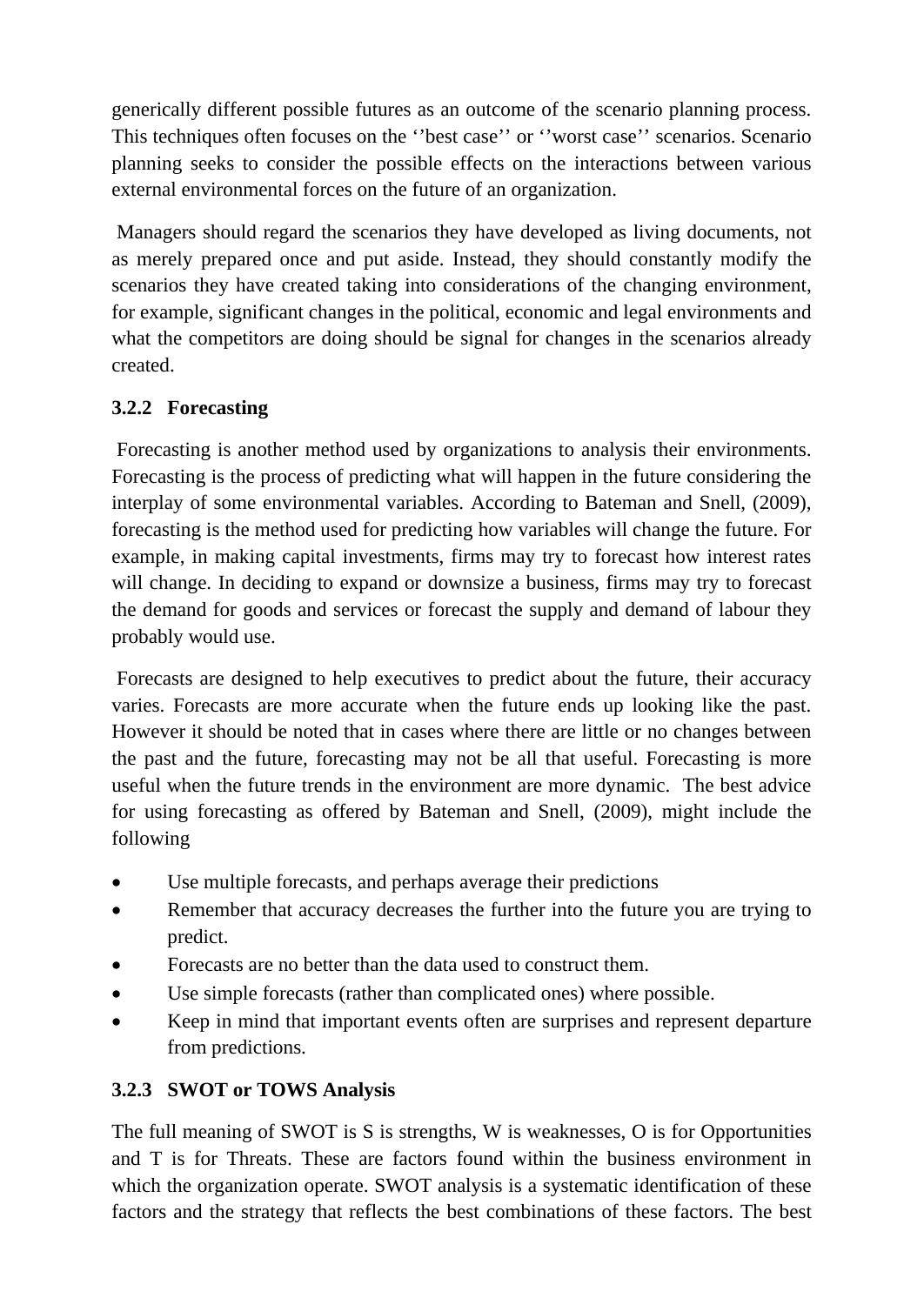generically different possible futures as an outcome of the scenario planning process. This techniques often focuses on the ‘’best case’’ or ‘’worst case’’ scenarios. Scenario planning seeks to consider the possible effects on the interactions between various external environmental forces on the future of an organization.

Managers should regard the scenarios they have developed as living documents, not as merely prepared once and put aside. Instead, they should constantly modify the scenarios they have created taking into considerations of the changing environment, for example, significant changes in the political, economic and legal environments and what the competitors are doing should be signal for changes in the scenarios already created.

### 3.2.2 Forecasting

Forecasting is another method used by organizations to analysis their environments. Forecasting is the process of predicting what will happen in the future considering the interplay of some environmental variables. According to Bateman and Snell, (2009), forecasting is the method used for predicting how variables will change the future. For example, in making capital investments, firms may try to forecast how interest rates will change. In deciding to expand or downsize a business, firms may try to forecast the demand for goods and services or forecast the supply and demand of labour they probably would use.

Forecasts are designed to help executives to predict about the future, their accuracy varies. Forecasts are more accurate when the future ends up looking like the past. However it should be noted that in cases where there are little or no changes between the past and the future, forecasting may not be all that useful. Forecasting is more useful when the future trends in the environment are more dynamic. The best advice for using forecasting as offered by Bateman and Snell, (2009), might include the following

- Use multiple forecasts, and perhaps average their predictions
- Remember that accuracy decreases the further into the future you are trying to predict.
- Forecasts are no better than the data used to construct them.
- Use simple forecasts (rather than complicated ones) where possible.
- Keep in mind that important events often are surprises and represent departure from predictions.

### 3.2.3 SWOT or TOWS Analysis

The full meaning of SWOT is S is strengths, W is weaknesses, O is for Opportunities and T is for Threats. These are factors found within the business environment in which the organization operate. SWOT analysis is a systematic identification of these factors and the strategy that reflects the best combinations of these factors. The best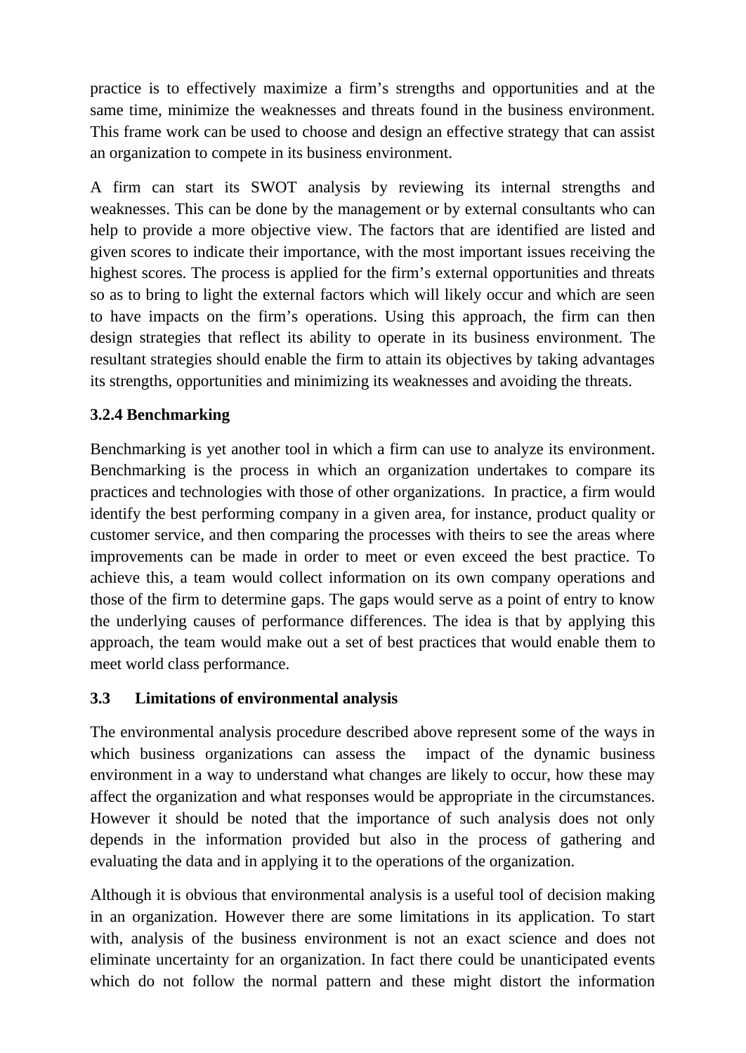practice is to effectively maximize a firm's strengths and opportunities and at the same time, minimize the weaknesses and threats found in the business environment. This frame work can be used to choose and design an effective strategy that can assist an organization to compete in its business environment.

A firm can start its SWOT analysis by reviewing its internal strengths and weaknesses. This can be done by the management or by external consultants who can help to provide a more objective view. The factors that are identified are listed and given scores to indicate their importance, with the most important issues receiving the highest scores. The process is applied for the firm's external opportunities and threats so as to bring to light the external factors which will likely occur and which are seen to have impacts on the firm's operations. Using this approach, the firm can then design strategies that reflect its ability to operate in its business environment. The resultant strategies should enable the firm to attain its objectives by taking advantages its strengths, opportunities and minimizing its weaknesses and avoiding the threats.

### 3.2.4 Benchmarking

Benchmarking is yet another tool in which a firm can use to analyze its environment. Benchmarking is the process in which an organization undertakes to compare its practices and technologies with those of other organizations. In practice, a firm would identify the best performing company in a given area, for instance, product quality or customer service, and then comparing the processes with theirs to see the areas where improvements can be made in order to meet or even exceed the best practice. To achieve this, a team would collect information on its own company operations and those of the firm to determine gaps. The gaps would serve as a point of entry to know the underlying causes of performance differences. The idea is that by applying this approach, the team would make out a set of best practices that would enable them to meet world class performance.

## 3.3 Limitations of environmental analysis

The environmental analysis procedure described above represent some of the ways in which business organizations can assess the impact of the dynamic business environment in a way to understand what changes are likely to occur, how these may affect the organization and what responses would be appropriate in the circumstances. However it should be noted that the importance of such analysis does not only depends in the information provided but also in the process of gathering and evaluating the data and in applying it to the operations of the organization.

Although it is obvious that environmental analysis is a useful tool of decision making in an organization. However there are some limitations in its application. To start with, analysis of the business environment is not an exact science and does not eliminate uncertainty for an organization. In fact there could be unanticipated events which do not follow the normal pattern and these might distort the information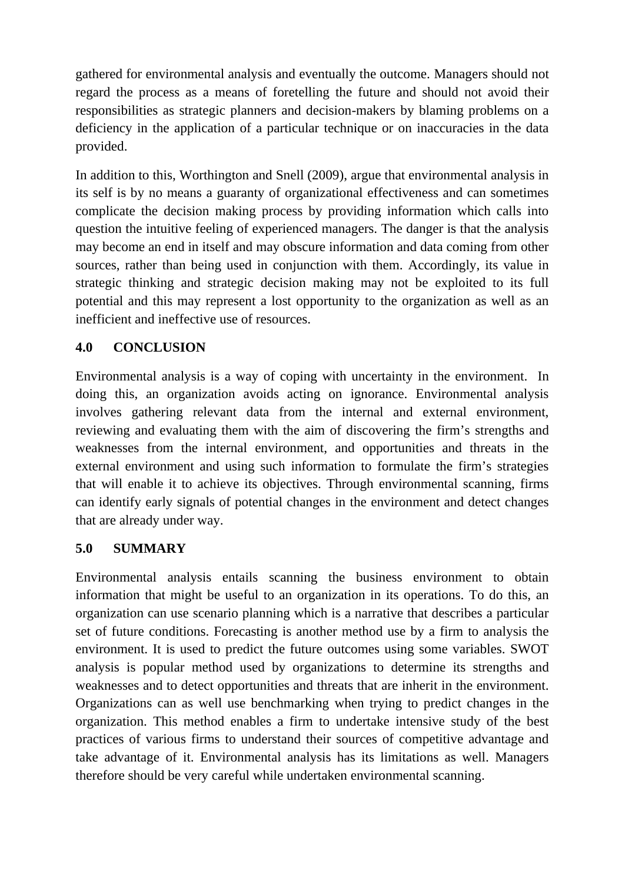gathered for environmental analysis and eventually the outcome. Managers should not regard the process as a means of foretelling the future and should not avoid their responsibilities as strategic planners and decision-makers by blaming problems on a deficiency in the application of a particular technique or on inaccuracies in the data provided.

In addition to this, Worthington and Snell (2009), argue that environmental analysis in its self is by no means a guaranty of organizational effectiveness and can sometimes complicate the decision making process by providing information which calls into question the intuitive feeling of experienced managers. The danger is that the analysis may become an end in itself and may obscure information and data coming from other sources, rather than being used in conjunction with them. Accordingly, its value in strategic thinking and strategic decision making may not be exploited to its full potential and this may represent a lost opportunity to the organization as well as an inefficient and ineffective use of resources.

## 4.0 CONCLUSION

Environmental analysis is a way of coping with uncertainty in the environment. In doing this, an organization avoids acting on ignorance. Environmental analysis involves gathering relevant data from the internal and external environment, reviewing and evaluating them with the aim of discovering the firm's strengths and weaknesses from the internal environment, and opportunities and threats in the external environment and using such information to formulate the firm's strategies that will enable it to achieve its objectives. Through environmental scanning, firms can identify early signals of potential changes in the environment and detect changes that are already under way.

## 5.0 SUMMARY

Environmental analysis entails scanning the business environment to obtain information that might be useful to an organization in its operations. To do this, an organization can use scenario planning which is a narrative that describes a particular set of future conditions. Forecasting is another method use by a firm to analysis the environment. It is used to predict the future outcomes using some variables. SWOT analysis is popular method used by organizations to determine its strengths and weaknesses and to detect opportunities and threats that are inherit in the environment. Organizations can as well use benchmarking when trying to predict changes in the organization. This method enables a firm to undertake intensive study of the best practices of various firms to understand their sources of competitive advantage and take advantage of it. Environmental analysis has its limitations as well. Managers therefore should be very careful while undertaken environmental scanning.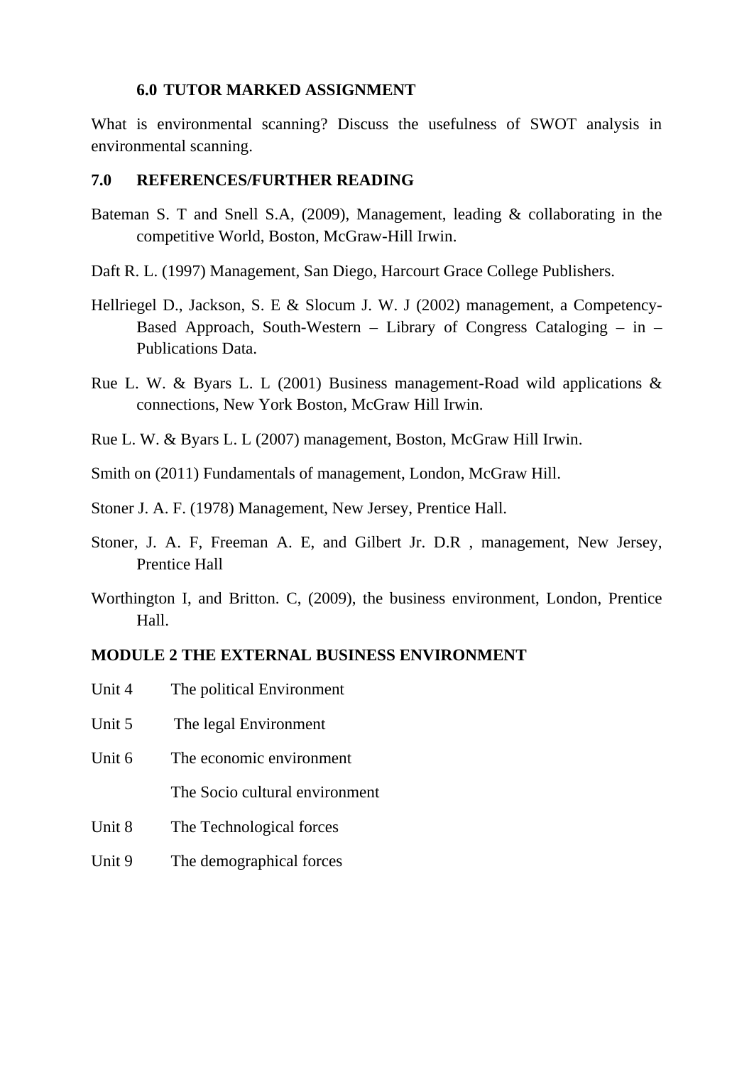## 6.0 TUTOR MARKED ASSIGNMENT

What is environmental scanning? Discuss the usefulness of SWOT analysis in environmental scanning.

## 7.0 REFERENCES/FURTHER READING

Bateman S. T and Snell S.A, (2009), Management, leading & collaborating in the competitive World, Boston, McGraw-Hill Irwin.

Daft R. L. (1997) Management, San Diego, Harcourt Grace College Publishers.

Hellriegel D., Jackson, S. E & Slocum J. W. J (2002) management, a Competency-Based Approach, South-Western – Library of Congress Cataloging – in – Publications Data.

Rue L. W. & Byars L. L (2001) Business management-Road wild applications & connections, New York Boston, McGraw Hill Irwin.

Rue L. W. & Byars L. L (2007) management, Boston, McGraw Hill Irwin.

Smith on (2011) Fundamentals of management, London, McGraw Hill.

Stoner J. A. F. (1978) Management, New Jersey, Prentice Hall.

Stoner, J. A. F, Freeman A. E, and Gilbert Jr. D.R , management, New Jersey, Prentice Hall

Worthington I, and Britton. C, (2009), the business environment, London, Prentice Hall.

# MODULE 2 THE EXTERNAL BUSINESS ENVIRONMENT

Unit 4 The political Environment

Unit 5 The legal Environment

Unit 6 The economic environment

The Socio cultural environment

Unit 8 The Technological forces

Unit 9 The demographical forces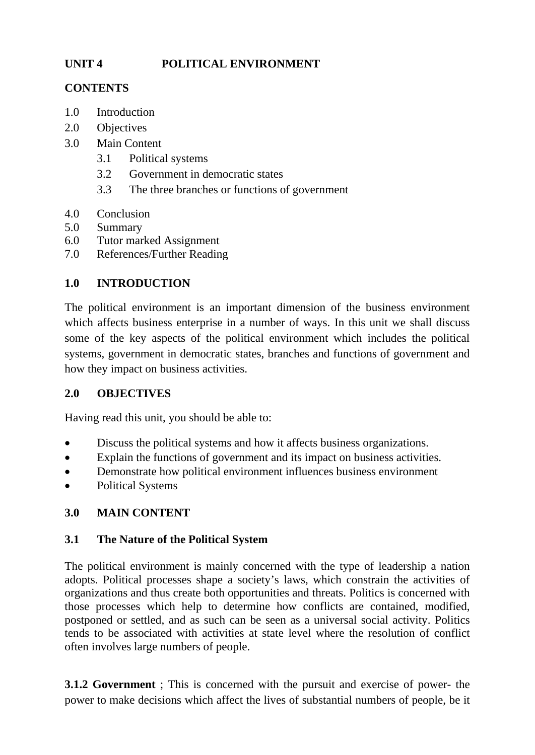## UNIT 4 POLITICAL ENVIRONMENT

**CONTENTS**

1.0 Introduction
2.0 Objectives
3.0 Main Content
 3.1 Political systems
 3.2 Government in democratic states
 3.3 The three branches or functions of government
4.0 Conclusion
5.0 Summary
6.0 Tutor marked Assignment
7.0 References/Further Reading

### 1.0 INTRODUCTION

The political environment is an important dimension of the business environment which affects business enterprise in a number of ways. In this unit we shall discuss some of the key aspects of the political environment which includes the political systems, government in democratic states, branches and functions of government and how they impact on business activities.

### 2.0 OBJECTIVES

Having read this unit, you should be able to:

- Discuss the political systems and how it affects business organizations.
- Explain the functions of government and its impact on business activities.
- Demonstrate how political environment influences business environment
- Political Systems

### 3.0 MAIN CONTENT

### 3.1 The Nature of the Political System

The political environment is mainly concerned with the type of leadership a nation adopts. Political processes shape a society's laws, which constrain the activities of organizations and thus create both opportunities and threats. Politics is concerned with those processes which help to determine how conflicts are contained, modified, postponed or settled, and as such can be seen as a universal social activity. Politics tends to be associated with activities at state level where the resolution of conflict often involves large numbers of people.

**3.1.2 Government** ; This is concerned with the pursuit and exercise of power- the power to make decisions which affect the lives of substantial numbers of people, be it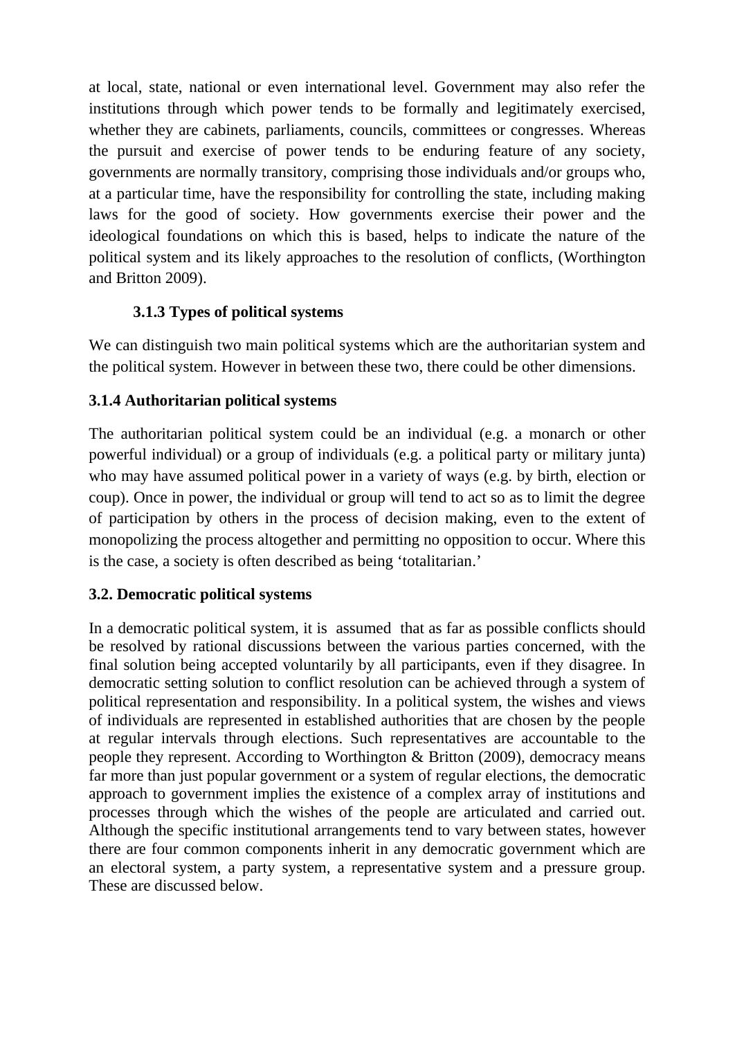at local, state, national or even international level. Government may also refer the institutions through which power tends to be formally and legitimately exercised, whether they are cabinets, parliaments, councils, committees or congresses. Whereas the pursuit and exercise of power tends to be enduring feature of any society, governments are normally transitory, comprising those individuals and/or groups who, at a particular time, have the responsibility for controlling the state, including making laws for the good of society. How governments exercise their power and the ideological foundations on which this is based, helps to indicate the nature of the political system and its likely approaches to the resolution of conflicts, (Worthington and Britton 2009).

### 3.1.3 Types of political systems

We can distinguish two main political systems which are the authoritarian system and the political system. However in between these two, there could be other dimensions.

### 3.1.4 Authoritarian political systems

The authoritarian political system could be an individual (e.g. a monarch or other powerful individual) or a group of individuals (e.g. a political party or military junta) who may have assumed political power in a variety of ways (e.g. by birth, election or coup). Once in power, the individual or group will tend to act so as to limit the degree of participation by others in the process of decision making, even to the extent of monopolizing the process altogether and permitting no opposition to occur. Where this is the case, a society is often described as being 'totalitarian.'

### 3.2. Democratic political systems

In a democratic political system, it is assumed that as far as possible conflicts should be resolved by rational discussions between the various parties concerned, with the final solution being accepted voluntarily by all participants, even if they disagree. In democratic setting solution to conflict resolution can be achieved through a system of political representation and responsibility. In a political system, the wishes and views of individuals are represented in established authorities that are chosen by the people at regular intervals through elections. Such representatives are accountable to the people they represent. According to Worthington & Britton (2009), democracy means far more than just popular government or a system of regular elections, the democratic approach to government implies the existence of a complex array of institutions and processes through which the wishes of the people are articulated and carried out. Although the specific institutional arrangements tend to vary between states, however there are four common components inherit in any democratic government which are an electoral system, a party system, a representative system and a pressure group. These are discussed below.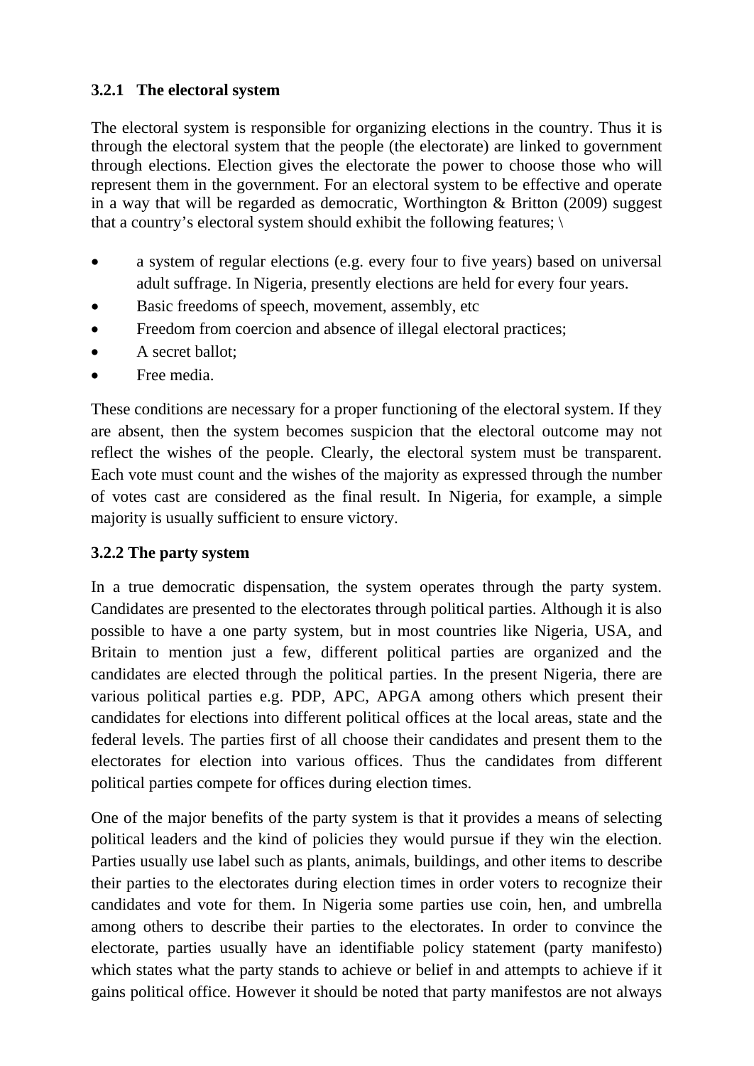### 3.2.1 The electoral system

The electoral system is responsible for organizing elections in the country. Thus it is through the electoral system that the people (the electorate) are linked to government through elections. Election gives the electorate the power to choose those who will represent them in the government. For an electoral system to be effective and operate in a way that will be regarded as democratic, Worthington & Britton (2009) suggest that a country's electoral system should exhibit the following features; \

- a system of regular elections (e.g. every four to five years) based on universal adult suffrage. In Nigeria, presently elections are held for every four years.
- Basic freedoms of speech, movement, assembly, etc
- Freedom from coercion and absence of illegal electoral practices;
- A secret ballot;
- Free media.

These conditions are necessary for a proper functioning of the electoral system. If they are absent, then the system becomes suspicion that the electoral outcome may not reflect the wishes of the people. Clearly, the electoral system must be transparent. Each vote must count and the wishes of the majority as expressed through the number of votes cast are considered as the final result. In Nigeria, for example, a simple majority is usually sufficient to ensure victory.

### 3.2.2 The party system

In a true democratic dispensation, the system operates through the party system. Candidates are presented to the electorates through political parties. Although it is also possible to have a one party system, but in most countries like Nigeria, USA, and Britain to mention just a few, different political parties are organized and the candidates are elected through the political parties. In the present Nigeria, there are various political parties e.g. PDP, APC, APGA among others which present their candidates for elections into different political offices at the local areas, state and the federal levels. The parties first of all choose their candidates and present them to the electorates for election into various offices. Thus the candidates from different political parties compete for offices during election times.

One of the major benefits of the party system is that it provides a means of selecting political leaders and the kind of policies they would pursue if they win the election. Parties usually use label such as plants, animals, buildings, and other items to describe their parties to the electorates during election times in order voters to recognize their candidates and vote for them. In Nigeria some parties use coin, hen, and umbrella among others to describe their parties to the electorates. In order to convince the electorate, parties usually have an identifiable policy statement (party manifesto) which states what the party stands to achieve or belief in and attempts to achieve if it gains political office. However it should be noted that party manifestos are not always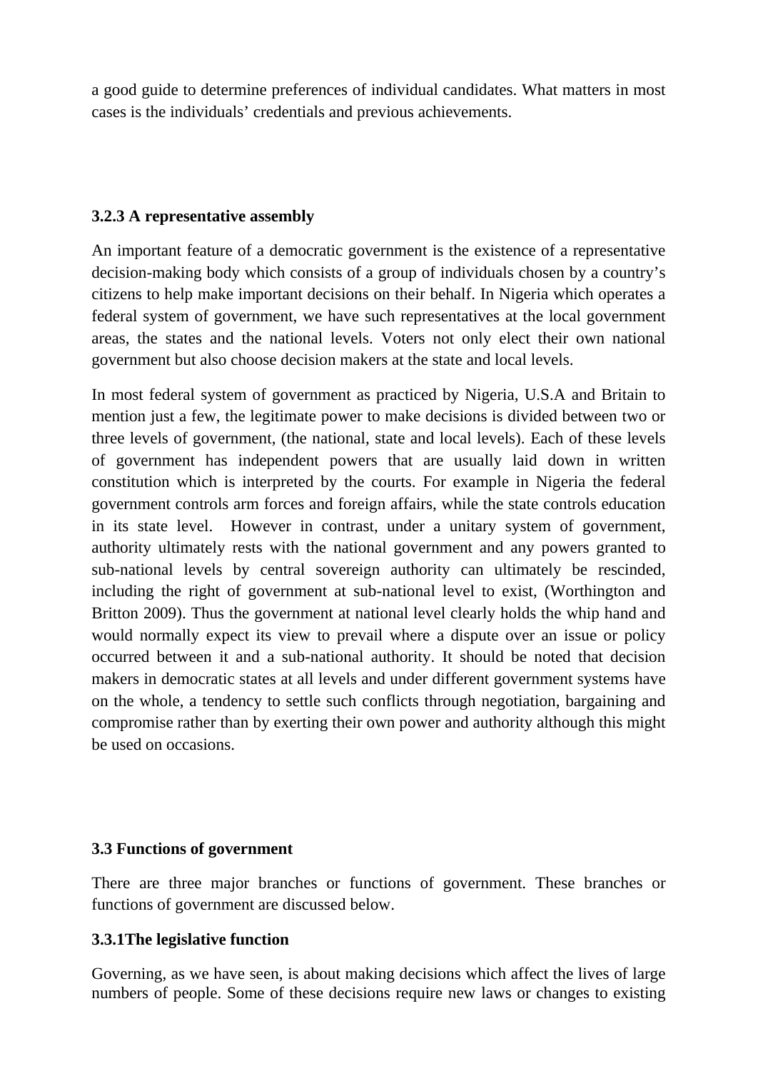a good guide to determine preferences of individual candidates. What matters in most cases is the individuals' credentials and previous achievements.

### 3.2.3 A representative assembly

An important feature of a democratic government is the existence of a representative decision-making body which consists of a group of individuals chosen by a country's citizens to help make important decisions on their behalf. In Nigeria which operates a federal system of government, we have such representatives at the local government areas, the states and the national levels. Voters not only elect their own national government but also choose decision makers at the state and local levels.

In most federal system of government as practiced by Nigeria, U.S.A and Britain to mention just a few, the legitimate power to make decisions is divided between two or three levels of government, (the national, state and local levels). Each of these levels of government has independent powers that are usually laid down in written constitution which is interpreted by the courts. For example in Nigeria the federal government controls arm forces and foreign affairs, while the state controls education in its state level. However in contrast, under a unitary system of government, authority ultimately rests with the national government and any powers granted to sub-national levels by central sovereign authority can ultimately be rescinded, including the right of government at sub-national level to exist, (Worthington and Britton 2009). Thus the government at national level clearly holds the whip hand and would normally expect its view to prevail where a dispute over an issue or policy occurred between it and a sub-national authority. It should be noted that decision makers in democratic states at all levels and under different government systems have on the whole, a tendency to settle such conflicts through negotiation, bargaining and compromise rather than by exerting their own power and authority although this might be used on occasions.

## 3.3 Functions of government

There are three major branches or functions of government. These branches or functions of government are discussed below.

### 3.3.1The legislative function

Governing, as we have seen, is about making decisions which affect the lives of large numbers of people. Some of these decisions require new laws or changes to existing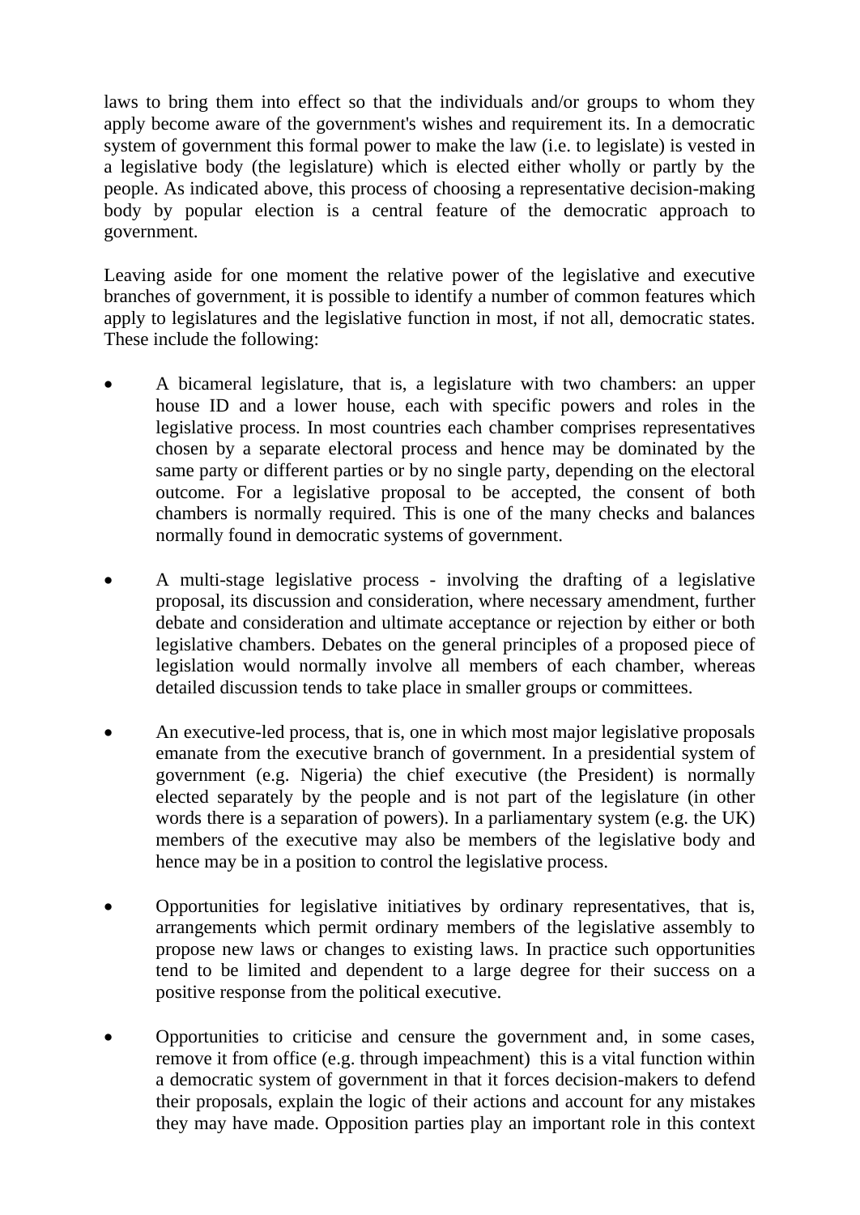laws to bring them into effect so that the individuals and/or groups to whom they apply become aware of the government's wishes and requirement its. In a democratic system of government this formal power to make the law (i.e. to legislate) is vested in a legislative body (the legislature) which is elected either wholly or partly by the people. As indicated above, this process of choosing a representative decision-making body by popular election is a central feature of the democratic approach to government.

Leaving aside for one moment the relative power of the legislative and executive branches of government, it is possible to identify a number of common features which apply to legislatures and the legislative function in most, if not all, democratic states. These include the following:

- A bicameral legislature, that is, a legislature with two chambers: an upper house ID and a lower house, each with specific powers and roles in the legislative process. In most countries each chamber comprises representatives chosen by a separate electoral process and hence may be dominated by the same party or different parties or by no single party, depending on the electoral outcome. For a legislative proposal to be accepted, the consent of both chambers is normally required. This is one of the many checks and balances normally found in democratic systems of government.

- A multi-stage legislative process - involving the drafting of a legislative proposal, its discussion and consideration, where necessary amendment, further debate and consideration and ultimate acceptance or rejection by either or both legislative chambers. Debates on the general principles of a proposed piece of legislation would normally involve all members of each chamber, whereas detailed discussion tends to take place in smaller groups or committees.

- An executive-led process, that is, one in which most major legislative proposals emanate from the executive branch of government. In a presidential system of government (e.g. Nigeria) the chief executive (the President) is normally elected separately by the people and is not part of the legislature (in other words there is a separation of powers). In a parliamentary system (e.g. the UK) members of the executive may also be members of the legislative body and hence may be in a position to control the legislative process.

- Opportunities for legislative initiatives by ordinary representatives, that is, arrangements which permit ordinary members of the legislative assembly to propose new laws or changes to existing laws. In practice such opportunities tend to be limited and dependent to a large degree for their success on a positive response from the political executive.

- Opportunities to criticise and censure the government and, in some cases, remove it from office (e.g. through impeachment) this is a vital function within a democratic system of government in that it forces decision-makers to defend their proposals, explain the logic of their actions and account for any mistakes they may have made. Opposition parties play an important role in this context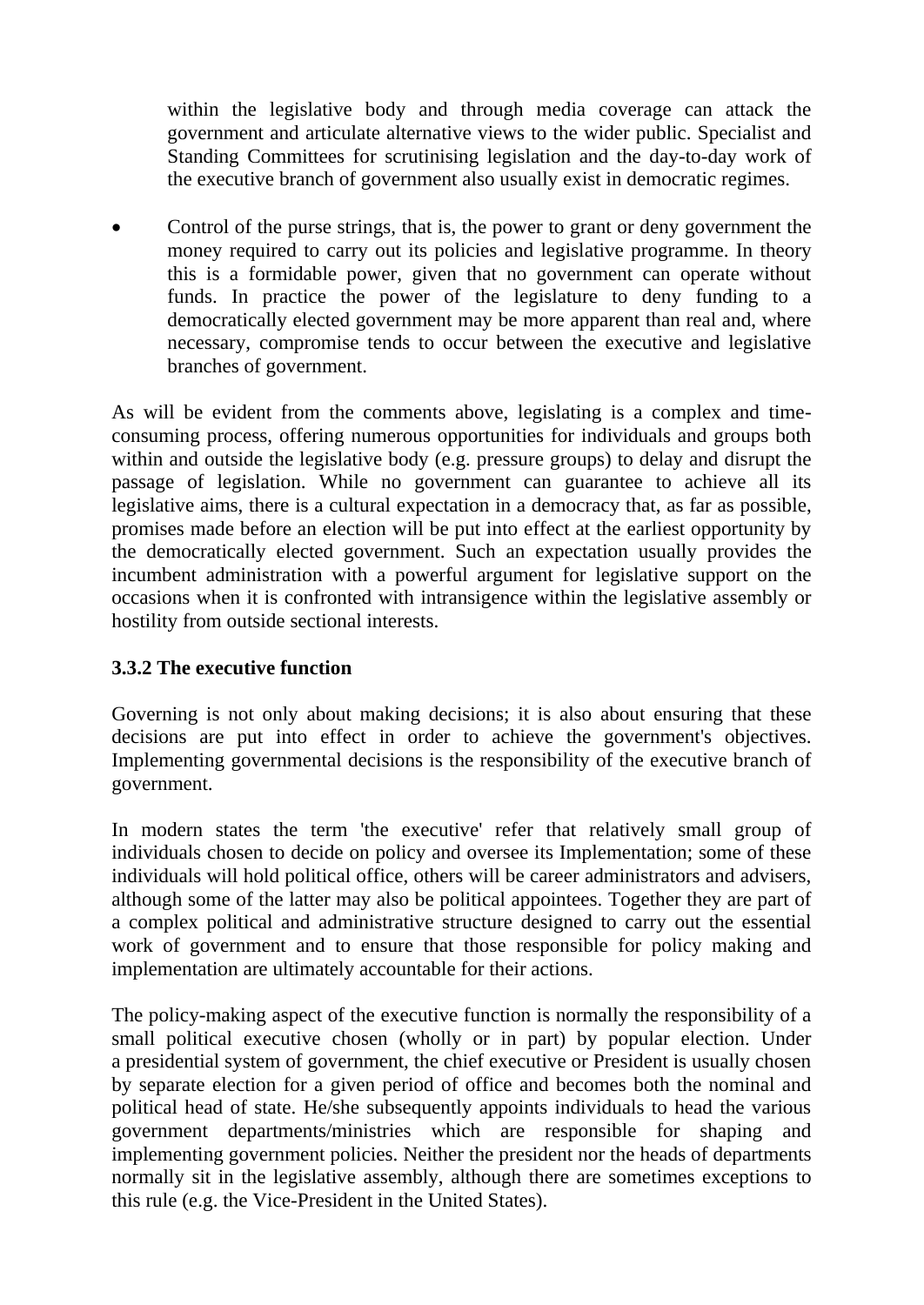within the legislative body and through media coverage can attack the government and articulate alternative views to the wider public. Specialist and Standing Committees for scrutinising legislation and the day-to-day work of the executive branch of government also usually exist in democratic regimes.

- Control of the purse strings, that is, the power to grant or deny government the money required to carry out its policies and legislative programme. In theory this is a formidable power, given that no government can operate without funds. In practice the power of the legislature to deny funding to a democratically elected government may be more apparent than real and, where necessary, compromise tends to occur between the executive and legislative branches of government.

As will be evident from the comments above, legislating is a complex and time-consuming process, offering numerous opportunities for individuals and groups both within and outside the legislative body (e.g. pressure groups) to delay and disrupt the passage of legislation. While no government can guarantee to achieve all its legislative aims, there is a cultural expectation in a democracy that, as far as possible, promises made before an election will be put into effect at the earliest opportunity by the democratically elected government. Such an expectation usually provides the incumbent administration with a powerful argument for legislative support on the occasions when it is confronted with intransigence within the legislative assembly or hostility from outside sectional interests.

### 3.3.2 The executive function

Governing is not only about making decisions; it is also about ensuring that these decisions are put into effect in order to achieve the government's objectives. Implementing governmental decisions is the responsibility of the executive branch of government.

In modern states the term 'the executive' refer that relatively small group of individuals chosen to decide on policy and oversee its Implementation; some of these individuals will hold political office, others will be career administrators and advisers, although some of the latter may also be political appointees. Together they are part of a complex political and administrative structure designed to carry out the essential work of government and to ensure that those responsible for policy making and implementation are ultimately accountable for their actions.

The policy-making aspect of the executive function is normally the responsibility of a small political executive chosen (wholly or in part) by popular election. Under a presidential system of government, the chief executive or President is usually chosen by separate election for a given period of office and becomes both the nominal and political head of state. He/she subsequently appoints individuals to head the various government departments/ministries which are responsible for shaping and implementing government policies. Neither the president nor the heads of departments normally sit in the legislative assembly, although there are sometimes exceptions to this rule (e.g. the Vice-President in the United States).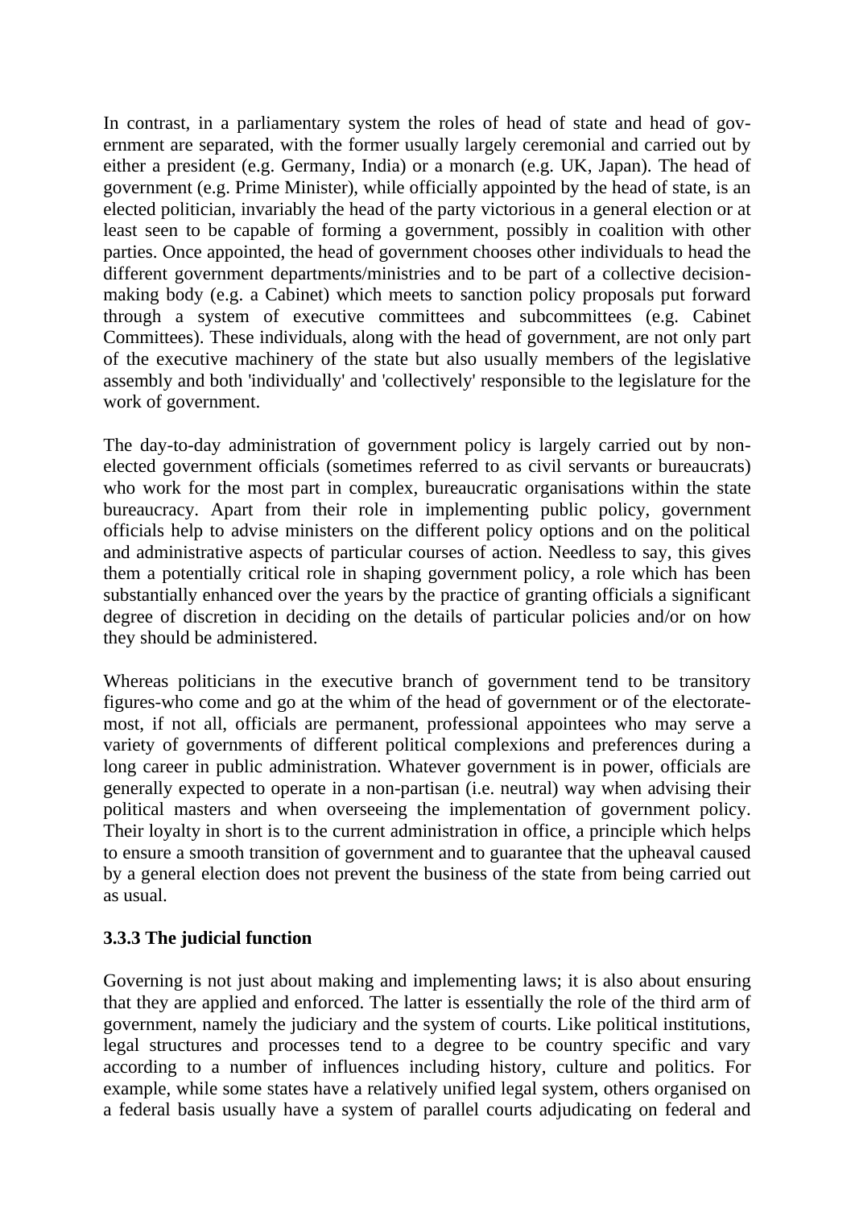In contrast, in a parliamentary system the roles of head of state and head of government are separated, with the former usually largely ceremonial and carried out by either a president (e.g. Germany, India) or a monarch (e.g. UK, Japan). The head of government (e.g. Prime Minister), while officially appointed by the head of state, is an elected politician, invariably the head of the party victorious in a general election or at least seen to be capable of forming a government, possibly in coalition with other parties. Once appointed, the head of government chooses other individuals to head the different government departments/ministries and to be part of a collective decision-making body (e.g. a Cabinet) which meets to sanction policy proposals put forward through a system of executive committees and subcommittees (e.g. Cabinet Committees). These individuals, along with the head of government, are not only part of the executive machinery of the state but also usually members of the legislative assembly and both 'individually' and 'collectively' responsible to the legislature for the work of government.

The day-to-day administration of government policy is largely carried out by non-elected government officials (sometimes referred to as civil servants or bureaucrats) who work for the most part in complex, bureaucratic organisations within the state bureaucracy. Apart from their role in implementing public policy, government officials help to advise ministers on the different policy options and on the political and administrative aspects of particular courses of action. Needless to say, this gives them a potentially critical role in shaping government policy, a role which has been substantially enhanced over the years by the practice of granting officials a significant degree of discretion in deciding on the details of particular policies and/or on how they should be administered.

Whereas politicians in the executive branch of government tend to be transitory figures-who come and go at the whim of the head of government or of the electorate-most, if not all, officials are permanent, professional appointees who may serve a variety of governments of different political complexions and preferences during a long career in public administration. Whatever government is in power, officials are generally expected to operate in a non-partisan (i.e. neutral) way when advising their political masters and when overseeing the implementation of government policy. Their loyalty in short is to the current administration in office, a principle which helps to ensure a smooth transition of government and to guarantee that the upheaval caused by a general election does not prevent the business of the state from being carried out as usual.

### 3.3.3 The judicial function

Governing is not just about making and implementing laws; it is also about ensuring that they are applied and enforced. The latter is essentially the role of the third arm of government, namely the judiciary and the system of courts. Like political institutions, legal structures and processes tend to a degree to be country specific and vary according to a number of influences including history, culture and politics. For example, while some states have a relatively unified legal system, others organised on a federal basis usually have a system of parallel courts adjudicating on federal and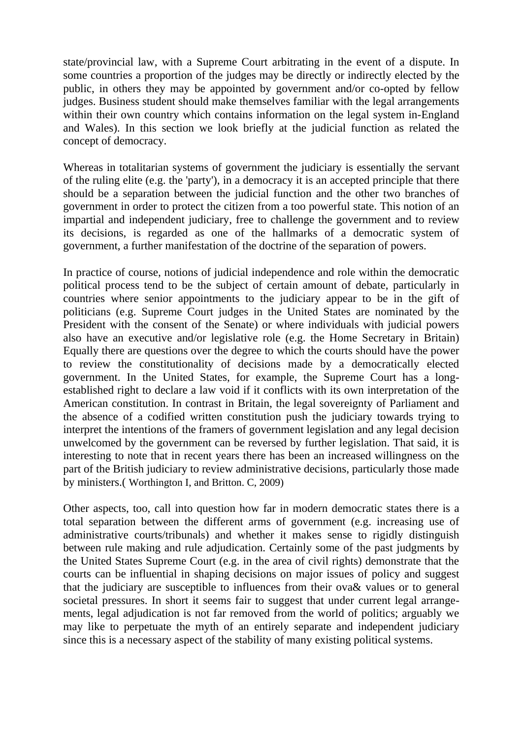state/provincial law, with a Supreme Court arbitrating in the event of a dispute. In some countries a proportion of the judges may be directly or indirectly elected by the public, in others they may be appointed by government and/or co-opted by fellow judges. Business student should make themselves familiar with the legal arrangements within their own country which contains information on the legal system in-England and Wales). In this section we look briefly at the judicial function as related the concept of democracy.

Whereas in totalitarian systems of government the judiciary is essentially the servant of the ruling elite (e.g. the 'party'), in a democracy it is an accepted principle that there should be a separation between the judicial function and the other two branches of government in order to protect the citizen from a too powerful state. This notion of an impartial and independent judiciary, free to challenge the government and to review its decisions, is regarded as one of the hallmarks of a democratic system of government, a further manifestation of the doctrine of the separation of powers.

In practice of course, notions of judicial independence and role within the democratic political process tend to be the subject of certain amount of debate, particularly in countries where senior appointments to the judiciary appear to be in the gift of politicians (e.g. Supreme Court judges in the United States are nominated by the President with the consent of the Senate) or where individuals with judicial powers also have an executive and/or legislative role (e.g. the Home Secretary in Britain) Equally there are questions over the degree to which the courts should have the power to review the constitutionality of decisions made by a democratically elected government. In the United States, for example, the Supreme Court has a long-established right to declare a law void if it conflicts with its own interpretation of the American constitution. In contrast in Britain, the legal sovereignty of Parliament and the absence of a codified written constitution push the judiciary towards trying to interpret the intentions of the framers of government legislation and any legal decision unwelcomed by the government can be reversed by further legislation. That said, it is interesting to note that in recent years there has been an increased willingness on the part of the British judiciary to review administrative decisions, particularly those made by ministers.( Worthington I, and Britton. C, 2009)

Other aspects, too, call into question how far in modern democratic states there is a total separation between the different arms of government (e.g. increasing use of administrative courts/tribunals) and whether it makes sense to rigidly distinguish between rule making and rule adjudication. Certainly some of the past judgments by the United States Supreme Court (e.g. in the area of civil rights) demonstrate that the courts can be influential in shaping decisions on major issues of policy and suggest that the judiciary are susceptible to influences from their ova& values or to general societal pressures. In short it seems fair to suggest that under current legal arrangements, legal adjudication is not far removed from the world of politics; arguably we may like to perpetuate the myth of an entirely separate and independent judiciary since this is a necessary aspect of the stability of many existing political systems.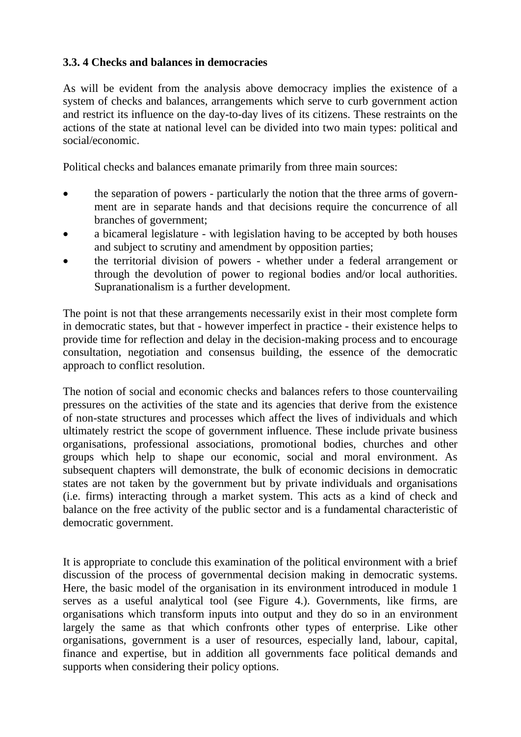### 3.3. 4 Checks and balances in democracies

As will be evident from the analysis above democracy implies the existence of a system of checks and balances, arrangements which serve to curb government action and restrict its influence on the day-to-day lives of its citizens. These restraints on the actions of the state at national level can be divided into two main types: political and social/economic.

Political checks and balances emanate primarily from three main sources:

- the separation of powers - particularly the notion that the three arms of government are in separate hands and that decisions require the concurrence of all branches of government;
- a bicameral legislature - with legislation having to be accepted by both houses and subject to scrutiny and amendment by opposition parties;
- the territorial division of powers - whether under a federal arrangement or through the devolution of power to regional bodies and/or local authorities. Supranationalism is a further development.

The point is not that these arrangements necessarily exist in their most complete form in democratic states, but that - however imperfect in practice - their existence helps to provide time for reflection and delay in the decision-making process and to encourage consultation, negotiation and consensus building, the essence of the democratic approach to conflict resolution.

The notion of social and economic checks and balances refers to those countervailing pressures on the activities of the state and its agencies that derive from the existence of non-state structures and processes which affect the lives of individuals and which ultimately restrict the scope of government influence. These include private business organisations, professional associations, promotional bodies, churches and other groups which help to shape our economic, social and moral environment. As subsequent chapters will demonstrate, the bulk of economic decisions in democratic states are not taken by the government but by private individuals and organisations (i.e. firms) interacting through a market system. This acts as a kind of check and balance on the free activity of the public sector and is a fundamental characteristic of democratic government.

It is appropriate to conclude this examination of the political environment with a brief discussion of the process of governmental decision making in democratic systems. Here, the basic model of the organisation in its environment introduced in module 1 serves as a useful analytical tool (see Figure 4.). Governments, like firms, are organisations which transform inputs into output and they do so in an environment largely the same as that which confronts other types of enterprise. Like other organisations, government is a user of resources, especially land, labour, capital, finance and expertise, but in addition all governments face political demands and supports when considering their policy options.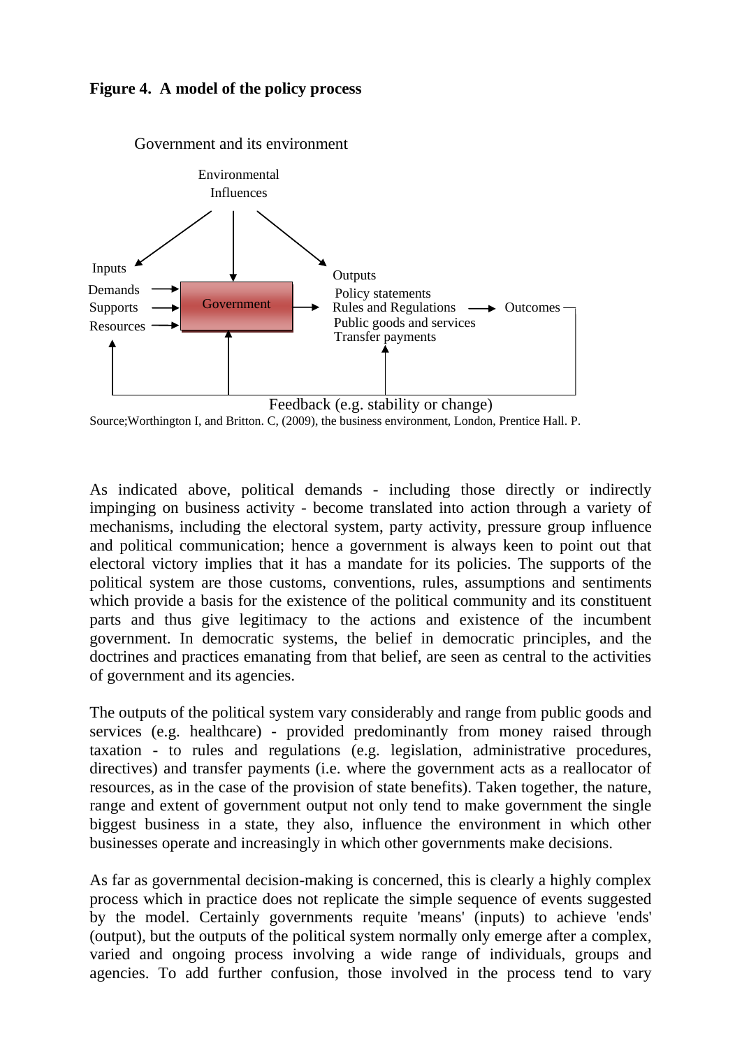**Figure 4. A model of the policy process**

Government and its environment

Environmental Influences

Inputs

Demands

Supports

Resources

Government

Outputs

Policy statements

Rules and Regulations

Public goods and services

Transfer payments

Outcomes

Feedback (e.g. stability or change)

Source;Worthington I, and Britton. C, (2009), the business environment, London, Prentice Hall. P.

As indicated above, political demands - including those directly or indirectly impinging on business activity - become translated into action through a variety of mechanisms, including the electoral system, party activity, pressure group influence and political communication; hence a government is always keen to point out that electoral victory implies that it has a mandate for its policies. The supports of the political system are those customs, conventions, rules, assumptions and sentiments which provide a basis for the existence of the political community and its constituent parts and thus give legitimacy to the actions and existence of the incumbent government. In democratic systems, the belief in democratic principles, and the doctrines and practices emanating from that belief, are seen as central to the activities of government and its agencies.

The outputs of the political system vary considerably and range from public goods and services (e.g. healthcare) - provided predominantly from money raised through taxation - to rules and regulations (e.g. legislation, administrative procedures, directives) and transfer payments (i.e. where the government acts as a reallocator of resources, as in the case of the provision of state benefits). Taken together, the nature, range and extent of government output not only tend to make government the single biggest business in a state, they also, influence the environment in which other businesses operate and increasingly in which other governments make decisions.

As far as governmental decision-making is concerned, this is clearly a highly complex process which in practice does not replicate the simple sequence of events suggested by the model. Certainly governments requite 'means' (inputs) to achieve 'ends' (output), but the outputs of the political system normally only emerge after a complex, varied and ongoing process involving a wide range of individuals, groups and agencies. To add further confusion, those involved in the process tend to vary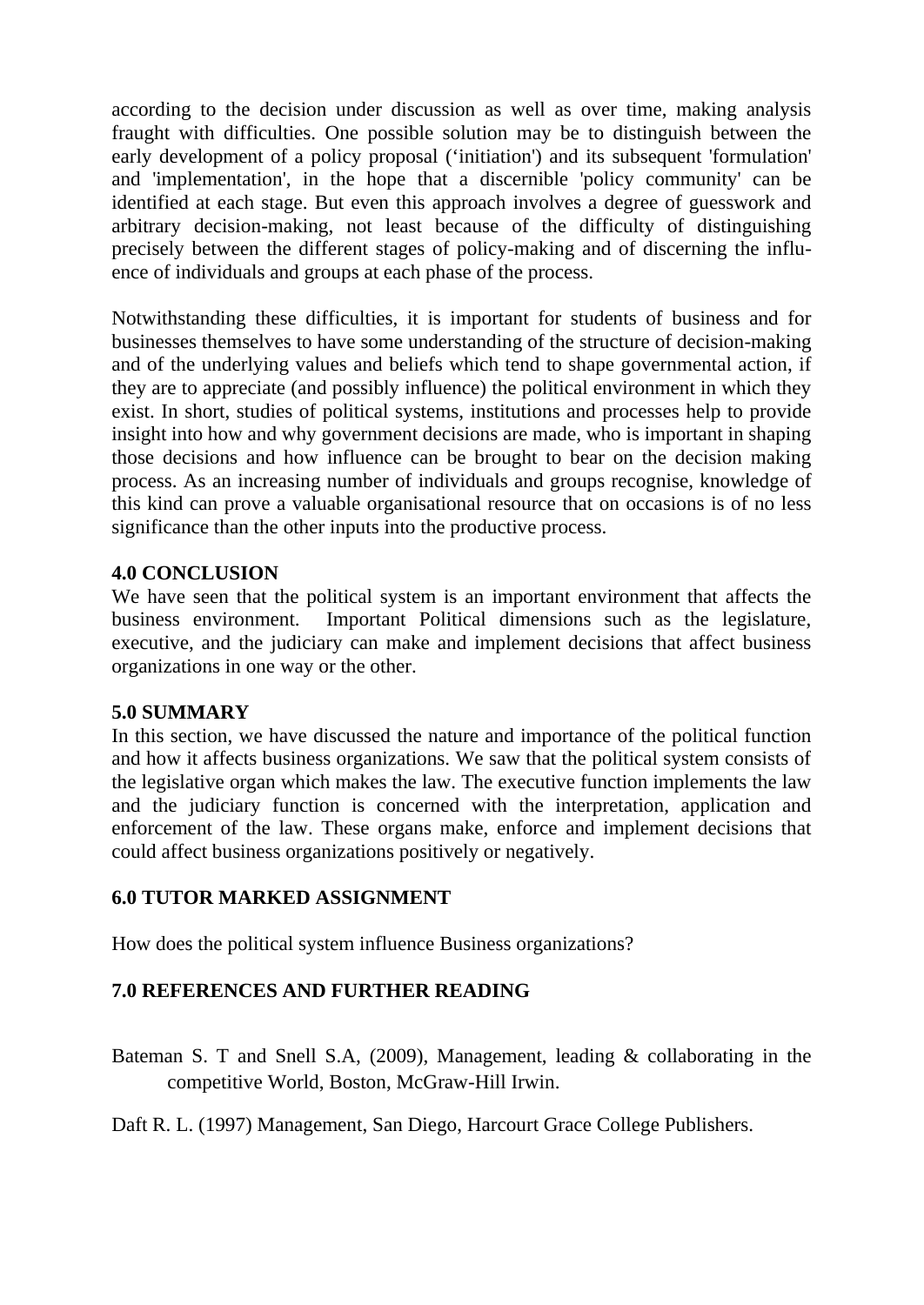according to the decision under discussion as well as over time, making analysis fraught with difficulties. One possible solution may be to distinguish between the early development of a policy proposal (‘initiation') and its subsequent 'formulation' and 'implementation', in the hope that a discernible 'policy community' can be identified at each stage. But even this approach involves a degree of guesswork and arbitrary decision-making, not least because of the difficulty of distinguishing precisely between the different stages of policy-making and of discerning the influence of individuals and groups at each phase of the process.

Notwithstanding these difficulties, it is important for students of business and for businesses themselves to have some understanding of the structure of decision-making and of the underlying values and beliefs which tend to shape governmental action, if they are to appreciate (and possibly influence) the political environment in which they exist. In short, studies of political systems, institutions and processes help to provide insight into how and why government decisions are made, who is important in shaping those decisions and how influence can be brought to bear on the decision making process. As an increasing number of individuals and groups recognise, knowledge of this kind can prove a valuable organisational resource that on occasions is of no less significance than the other inputs into the productive process.

## 4.0 CONCLUSION

We have seen that the political system is an important environment that affects the business environment. Important Political dimensions such as the legislature, executive, and the judiciary can make and implement decisions that affect business organizations in one way or the other.

## 5.0 SUMMARY

In this section, we have discussed the nature and importance of the political function and how it affects business organizations. We saw that the political system consists of the legislative organ which makes the law. The executive function implements the law and the judiciary function is concerned with the interpretation, application and enforcement of the law. These organs make, enforce and implement decisions that could affect business organizations positively or negatively.

## 6.0 TUTOR MARKED ASSIGNMENT

How does the political system influence Business organizations?

## 7.0 REFERENCES AND FURTHER READING

Bateman S. T and Snell S.A, (2009), Management, leading & collaborating in the competitive World, Boston, McGraw-Hill Irwin.

Daft R. L. (1997) Management, San Diego, Harcourt Grace College Publishers.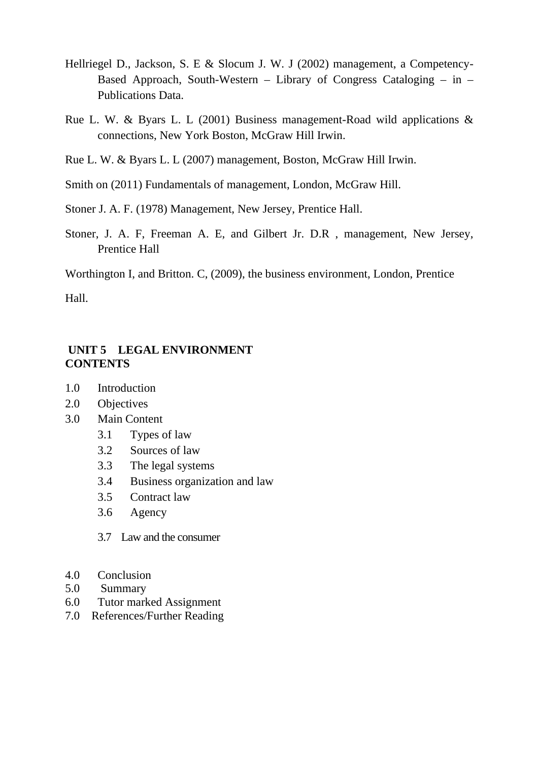Hellriegel D., Jackson, S. E & Slocum J. W. J (2002) management, a Competency-Based Approach, South-Western – Library of Congress Cataloging – in – Publications Data.

Rue L. W. & Byars L. L (2001) Business management-Road wild applications & connections, New York Boston, McGraw Hill Irwin.

Rue L. W. & Byars L. L (2007) management, Boston, McGraw Hill Irwin.

Smith on (2011) Fundamentals of management, London, McGraw Hill.

Stoner J. A. F. (1978) Management, New Jersey, Prentice Hall.

Stoner, J. A. F, Freeman A. E, and Gilbert Jr. D.R , management, New Jersey, Prentice Hall

Worthington I, and Britton. C, (2009), the business environment, London, Prentice Hall.

## UNIT 5 LEGAL ENVIRONMENT

**CONTENTS**

1.0 Introduction
2.0 Objectives
3.0 Main Content
   - 3.1 Types of law
   - 3.2 Sources of law
   - 3.3 The legal systems
   - 3.4 Business organization and law
   - 3.5 Contract law
   - 3.6 Agency
   - 3.7 Law and the consumer

4.0 Conclusion
5.0 Summary
6.0 Tutor marked Assignment
7.0 References/Further Reading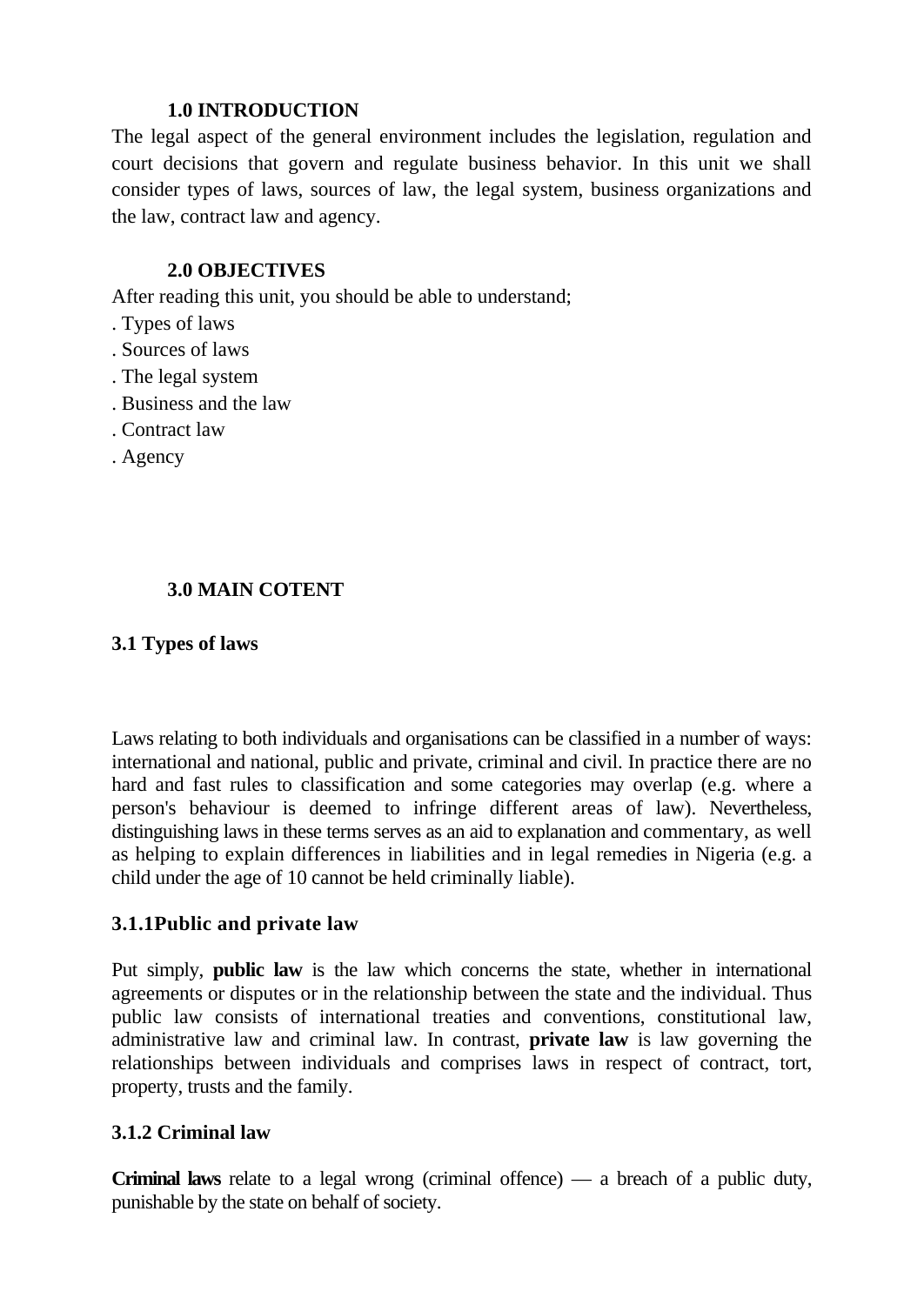## 1.0 INTRODUCTION

The legal aspect of the general environment includes the legislation, regulation and court decisions that govern and regulate business behavior. In this unit we shall consider types of laws, sources of law, the legal system, business organizations and the law, contract law and agency.

## 2.0 OBJECTIVES

After reading this unit, you should be able to understand;

. Types of laws
. Sources of laws
. The legal system
. Business and the law
. Contract law
. Agency

## 3.0 MAIN COTENT

### 3.1 Types of laws

Laws relating to both individuals and organisations can be classified in a number of ways: international and national, public and private, criminal and civil. In practice there are no hard and fast rules to classification and some categories may overlap (e.g. where a person's behaviour is deemed to infringe different areas of law). Nevertheless, distinguishing laws in these terms serves as an aid to explanation and commentary, as well as helping to explain differences in liabilities and in legal remedies in Nigeria (e.g. a child under the age of 10 cannot be held criminally liable).

#### 3.1.1Public and private law

Put simply, **public law** is the law which concerns the state, whether in international agreements or disputes or in the relationship between the state and the individual. Thus public law consists of international treaties and conventions, constitutional law, administrative law and criminal law. In contrast, **private law** is law governing the relationships between individuals and comprises laws in respect of contract, tort, property, trusts and the family.

#### 3.1.2 Criminal law

**Criminal laws** relate to a legal wrong (criminal offence) — a breach of a public duty, punishable by the state on behalf of society.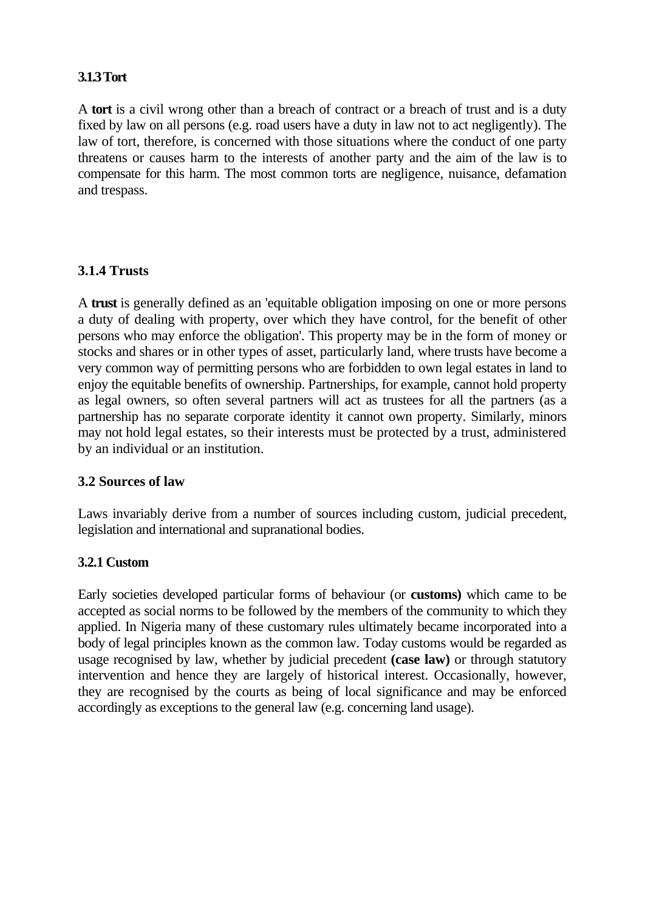### 3.1.3 Tort

A **tort** is a civil wrong other than a breach of contract or a breach of trust and is a duty fixed by law on all persons (e.g. road users have a duty in law not to act negligently). The law of tort, therefore, is concerned with those situations where the conduct of one party threatens or causes harm to the interests of another party and the aim of the law is to compensate for this harm. The most common torts are negligence, nuisance, defamation and trespass.

### 3.1.4 Trusts

A **trust** is generally defined as an 'equitable obligation imposing on one or more persons a duty of dealing with property, over which they have control, for the benefit of other persons who may enforce the obligation'. This property may be in the form of money or stocks and shares or in other types of asset, particularly land, where trusts have become a very common way of permitting persons who are forbidden to own legal estates in land to enjoy the equitable benefits of ownership. Partnerships, for example, cannot hold property as legal owners, so often several partners will act as trustees for all the partners (as a partnership has no separate corporate identity it cannot own property. Similarly, minors may not hold legal estates, so their interests must be protected by a trust, administered by an individual or an institution.

## 3.2 Sources of law

Laws invariably derive from a number of sources including custom, judicial precedent, legislation and international and supranational bodies.

### 3.2.1 Custom

Early societies developed particular forms of behaviour (or **customs)** which came to be accepted as social norms to be followed by the members of the community to which they applied. In Nigeria many of these customary rules ultimately became incorporated into a body of legal principles known as the common law. Today customs would be regarded as usage recognised by law, whether by judicial precedent **(case law)** or through statutory intervention and hence they are largely of historical interest. Occasionally, however, they are recognised by the courts as being of local significance and may be enforced accordingly as exceptions to the general law (e.g. concerning land usage).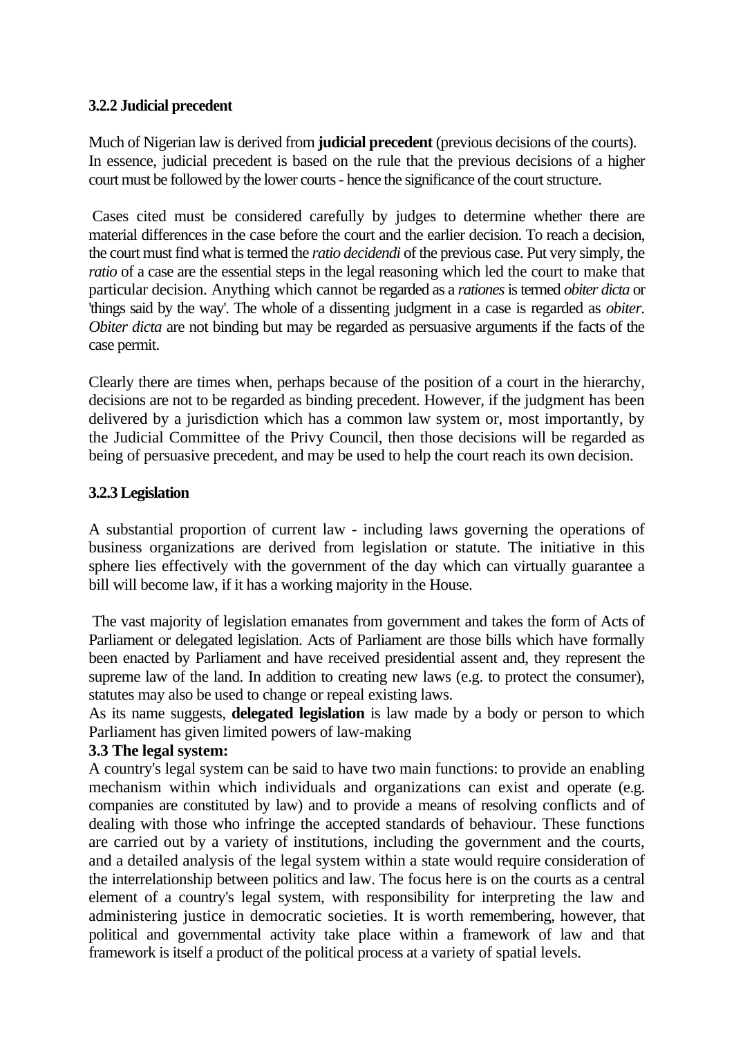### 3.2.2 Judicial precedent

Much of Nigerian law is derived from **judicial precedent** (previous decisions of the courts). In essence, judicial precedent is based on the rule that the previous decisions of a higher court must be followed by the lower courts - hence the significance of the court structure.

Cases cited must be considered carefully by judges to determine whether there are material differences in the case before the court and the earlier decision. To reach a decision, the court must find what is termed the *ratio decidendi* of the previous case. Put very simply, the *ratio* of a case are the essential steps in the legal reasoning which led the court to make that particular decision. Anything which cannot be regarded as a *rationes* is termed *obiter dicta* or 'things said by the way'. The whole of a dissenting judgment in a case is regarded as *obiter*. *Obiter dicta* are not binding but may be regarded as persuasive arguments if the facts of the case permit.

Clearly there are times when, perhaps because of the position of a court in the hierarchy, decisions are not to be regarded as binding precedent. However, if the judgment has been delivered by a jurisdiction which has a common law system or, most importantly, by the Judicial Committee of the Privy Council, then those decisions will be regarded as being of persuasive precedent, and may be used to help the court reach its own decision.

### 3.2.3 Legislation

A substantial proportion of current law - including laws governing the operations of business organizations are derived from legislation or statute. The initiative in this sphere lies effectively with the government of the day which can virtually guarantee a bill will become law, if it has a working majority in the House.

The vast majority of legislation emanates from government and takes the form of Acts of Parliament or delegated legislation. Acts of Parliament are those bills which have formally been enacted by Parliament and have received presidential assent and, they represent the supreme law of the land. In addition to creating new laws (e.g. to protect the consumer), statutes may also be used to change or repeal existing laws.

As its name suggests, **delegated legislation** is law made by a body or person to which Parliament has given limited powers of law-making

### 3.3 The legal system:

A country's legal system can be said to have two main functions: to provide an enabling mechanism within which individuals and organizations can exist and operate (e.g. companies are constituted by law) and to provide a means of resolving conflicts and of dealing with those who infringe the accepted standards of behaviour. These functions are carried out by a variety of institutions, including the government and the courts, and a detailed analysis of the legal system within a state would require consideration of the interrelationship between politics and law. The focus here is on the courts as a central element of a country's legal system, with responsibility for interpreting the law and administering justice in democratic societies. It is worth remembering, however, that political and governmental activity take place within a framework of law and that framework is itself a product of the political process at a variety of spatial levels.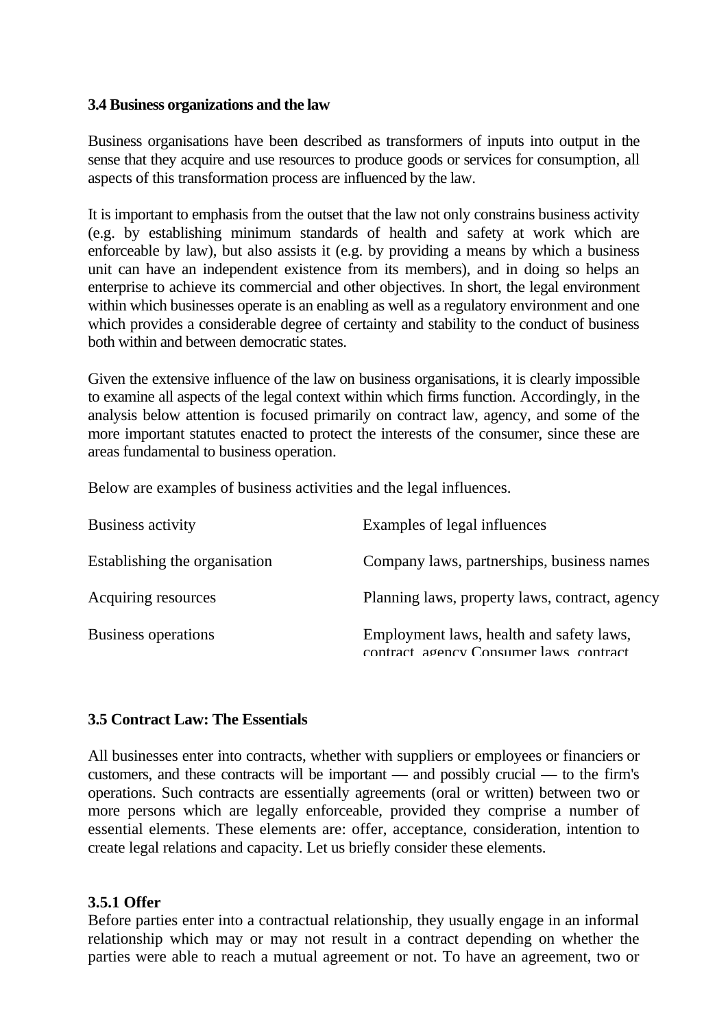### 3.4 Business organizations and the law

Business organisations have been described as transformers of inputs into output in the sense that they acquire and use resources to produce goods or services for consumption, all aspects of this transformation process are influenced by the law.

It is important to emphasis from the outset that the law not only constrains business activity (e.g. by establishing minimum standards of health and safety at work which are enforceable by law), but also assists it (e.g. by providing a means by which a business unit can have an independent existence from its members), and in doing so helps an enterprise to achieve its commercial and other objectives. In short, the legal environment within which businesses operate is an enabling as well as a regulatory environment and one which provides a considerable degree of certainty and stability to the conduct of business both within and between democratic states.

Given the extensive influence of the law on business organisations, it is clearly impossible to examine all aspects of the legal context within which firms function. Accordingly, in the analysis below attention is focused primarily on contract law, agency, and some of the more important statutes enacted to protect the interests of the consumer, since these are areas fundamental to business operation.

Below are examples of business activities and the legal influences.

| Business activity | Examples of legal influences |
| --- | --- |
| Establishing the organisation | Company laws, partnerships, business names |
| Acquiring resources | Planning laws, property laws, contract, agency |
| Business operations | Employment laws, health and safety laws, contract, agency Consumer laws, contract |

### 3.5 Contract Law: The Essentials

All businesses enter into contracts, whether with suppliers or employees or financiers or customers, and these contracts will be important — and possibly crucial — to the firm's operations. Such contracts are essentially agreements (oral or written) between two or more persons which are legally enforceable, provided they comprise a number of essential elements. These elements are: offer, acceptance, consideration, intention to create legal relations and capacity. Let us briefly consider these elements.

#### 3.5.1 Offer

Before parties enter into a contractual relationship, they usually engage in an informal relationship which may or may not result in a contract depending on whether the parties were able to reach a mutual agreement or not. To have an agreement, two or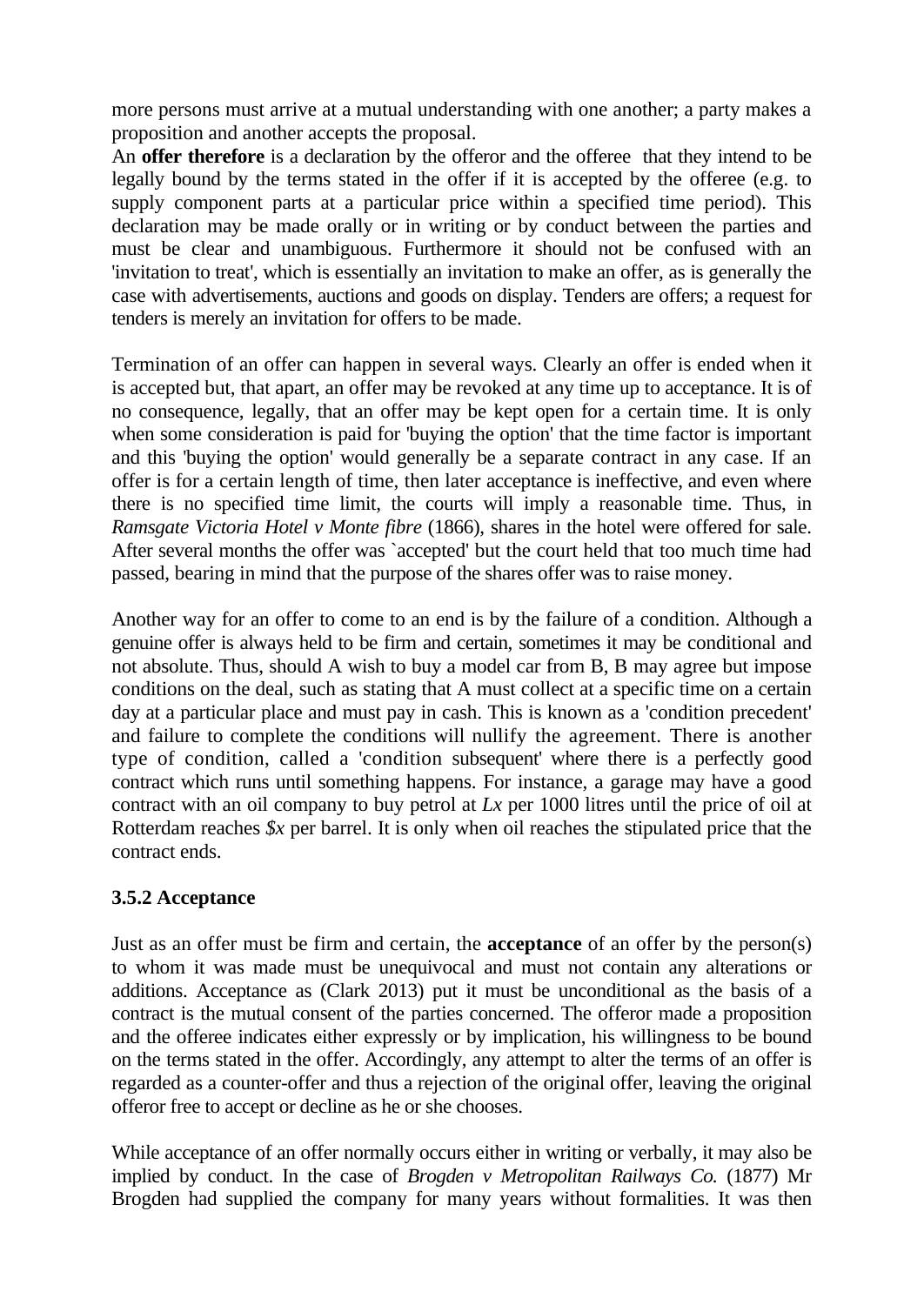more persons must arrive at a mutual understanding with one another; a party makes a proposition and another accepts the proposal.

An **offer therefore** is a declaration by the offeror and the offeree that they intend to be legally bound by the terms stated in the offer if it is accepted by the offeree (e.g. to supply component parts at a particular price within a specified time period). This declaration may be made orally or in writing or by conduct between the parties and must be clear and unambiguous. Furthermore it should not be confused with an 'invitation to treat', which is essentially an invitation to make an offer, as is generally the case with advertisements, auctions and goods on display. Tenders are offers; a request for tenders is merely an invitation for offers to be made.

Termination of an offer can happen in several ways. Clearly an offer is ended when it is accepted but, that apart, an offer may be revoked at any time up to acceptance. It is of no consequence, legally, that an offer may be kept open for a certain time. It is only when some consideration is paid for 'buying the option' that the time factor is important and this 'buying the option' would generally be a separate contract in any case. If an offer is for a certain length of time, then later acceptance is ineffective, and even where there is no specified time limit, the courts will imply a reasonable time. Thus, in *Ramsgate Victoria Hotel v Monte fibre* (1866), shares in the hotel were offered for sale. After several months the offer was `accepted' but the court held that too much time had passed, bearing in mind that the purpose of the shares offer was to raise money.

Another way for an offer to come to an end is by the failure of a condition. Although a genuine offer is always held to be firm and certain, sometimes it may be conditional and not absolute. Thus, should A wish to buy a model car from B, B may agree but impose conditions on the deal, such as stating that A must collect at a specific time on a certain day at a particular place and must pay in cash. This is known as a 'condition precedent' and failure to complete the conditions will nullify the agreement. There is another type of condition, called a 'condition subsequent' where there is a perfectly good contract which runs until something happens. For instance, a garage may have a good contract with an oil company to buy petrol at *Lx* per 1000 litres until the price of oil at Rotterdam reaches *$x* per barrel. It is only when oil reaches the stipulated price that the contract ends.

### 3.5.2 Acceptance

Just as an offer must be firm and certain, the **acceptance** of an offer by the person(s) to whom it was made must be unequivocal and must not contain any alterations or additions. Acceptance as (Clark 2013) put it must be unconditional as the basis of a contract is the mutual consent of the parties concerned. The offeror made a proposition and the offeree indicates either expressly or by implication, his willingness to be bound on the terms stated in the offer. Accordingly, any attempt to alter the terms of an offer is regarded as a counter-offer and thus a rejection of the original offer, leaving the original offeror free to accept or decline as he or she chooses.

While acceptance of an offer normally occurs either in writing or verbally, it may also be implied by conduct. In the case of *Brogden v Metropolitan Railways Co.* (1877) Mr Brogden had supplied the company for many years without formalities. It was then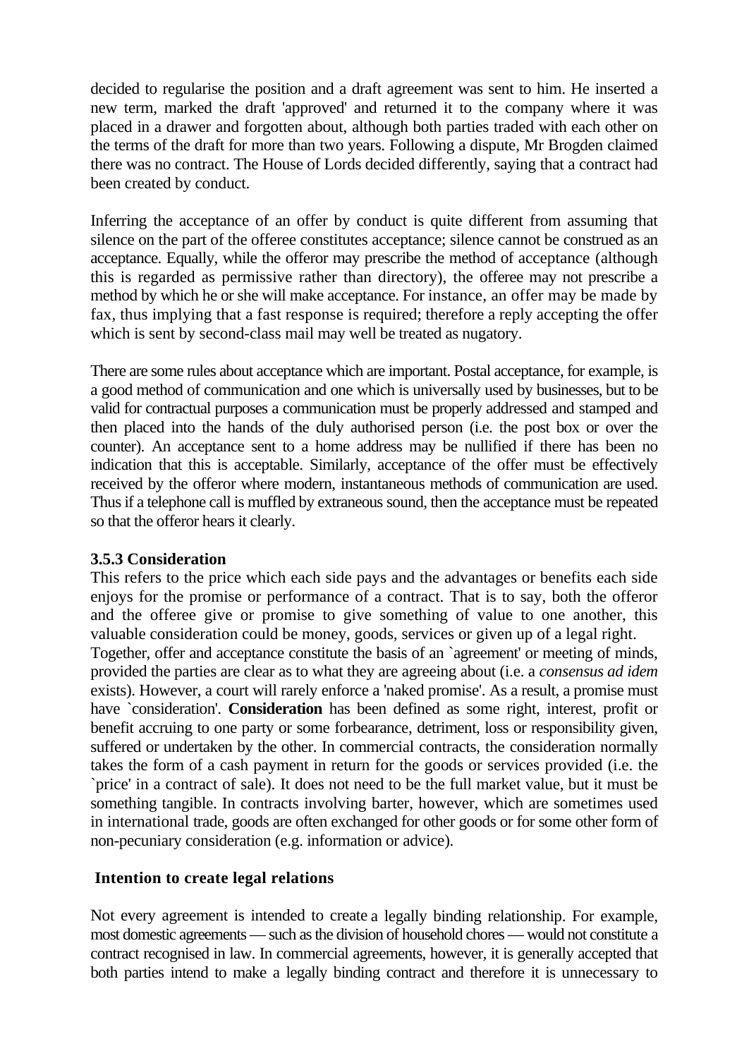decided to regularise the position and a draft agreement was sent to him. He inserted a new term, marked the draft 'approved' and returned it to the company where it was placed in a drawer and forgotten about, although both parties traded with each other on the terms of the draft for more than two years. Following a dispute, Mr Brogden claimed there was no contract. The House of Lords decided differently, saying that a contract had been created by conduct.

Inferring the acceptance of an offer by conduct is quite different from assuming that silence on the part of the offeree constitutes acceptance; silence cannot be construed as an acceptance. Equally, while the offeror may prescribe the method of acceptance (although this is regarded as permissive rather than directory), the offeree may not prescribe a method by which he or she will make acceptance. For instance, an offer may be made by fax, thus implying that a fast response is required; therefore a reply accepting the offer which is sent by second-class mail may well be treated as nugatory.

There are some rules about acceptance which are important. Postal acceptance, for example, is a good method of communication and one which is universally used by businesses, but to be valid for contractual purposes a communication must be properly addressed and stamped and then placed into the hands of the duly authorised person (i.e. the post box or over the counter). An acceptance sent to a home address may be nullified if there has been no indication that this is acceptable. Similarly, acceptance of the offer must be effectively received by the offeror where modern, instantaneous methods of communication are used. Thus if a telephone call is muffled by extraneous sound, then the acceptance must be repeated so that the offeror hears it clearly.

### 3.5.3 Consideration

This refers to the price which each side pays and the advantages or benefits each side enjoys for the promise or performance of a contract. That is to say, both the offeror and the offeree give or promise to give something of value to one another, this valuable consideration could be money, goods, services or given up of a legal right.
Together, offer and acceptance constitute the basis of an `agreement' or meeting of minds, provided the parties are clear as to what they are agreeing about (i.e. a *consensus ad idem* exists). However, a court will rarely enforce a 'naked promise'. As a result, a promise must have `consideration'. **Consideration** has been defined as some right, interest, profit or benefit accruing to one party or some forbearance, detriment, loss or responsibility given, suffered or undertaken by the other. In commercial contracts, the consideration normally takes the form of a cash payment in return for the goods or services provided (i.e. the `price' in a contract of sale). It does not need to be the full market value, but it must be something tangible. In contracts involving barter, however, which are sometimes used in international trade, goods are often exchanged for other goods or for some other form of non-pecuniary consideration (e.g. information or advice).

### Intention to create legal relations

Not every agreement is intended to create a legally binding relationship. For example, most domestic agreements — such as the division of household chores — would not constitute a contract recognised in law. In commercial agreements, however, it is generally accepted that both parties intend to make a legally binding contract and therefore it is unnecessary to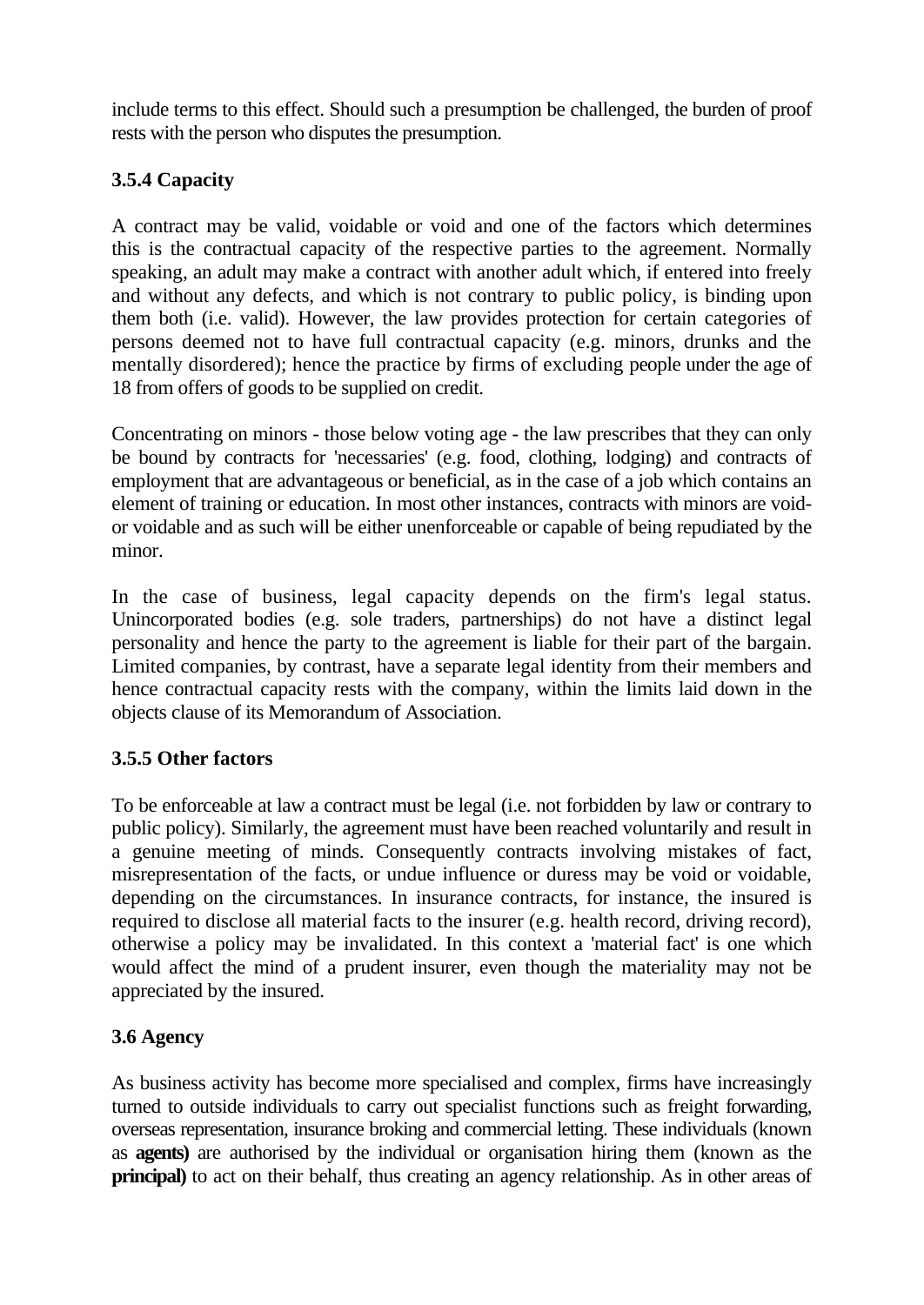include terms to this effect. Should such a presumption be challenged, the burden of proof rests with the person who disputes the presumption.

### 3.5.4 Capacity

A contract may be valid, voidable or void and one of the factors which determines this is the contractual capacity of the respective parties to the agreement. Normally speaking, an adult may make a contract with another adult which, if entered into freely and without any defects, and which is not contrary to public policy, is binding upon them both (i.e. valid). However, the law provides protection for certain categories of persons deemed not to have full contractual capacity (e.g. minors, drunks and the mentally disordered); hence the practice by firms of excluding people under the age of 18 from offers of goods to be supplied on credit.

Concentrating on minors - those below voting age - the law prescribes that they can only be bound by contracts for 'necessaries' (e.g. food, clothing, lodging) and contracts of employment that are advantageous or beneficial, as in the case of a job which contains an element of training or education. In most other instances, contracts with minors are void- or voidable and as such will be either unenforceable or capable of being repudiated by the minor.

In the case of business, legal capacity depends on the firm's legal status. Unincorporated bodies (e.g. sole traders, partnerships) do not have a distinct legal personality and hence the party to the agreement is liable for their part of the bargain. Limited companies, by contrast, have a separate legal identity from their members and hence contractual capacity rests with the company, within the limits laid down in the objects clause of its Memorandum of Association.

### 3.5.5 Other factors

To be enforceable at law a contract must be legal (i.e. not forbidden by law or contrary to public policy). Similarly, the agreement must have been reached voluntarily and result in a genuine meeting of minds. Consequently contracts involving mistakes of fact, misrepresentation of the facts, or undue influence or duress may be void or voidable, depending on the circumstances. In insurance contracts, for instance, the insured is required to disclose all material facts to the insurer (e.g. health record, driving record), otherwise a policy may be invalidated. In this context a 'material fact' is one which would affect the mind of a prudent insurer, even though the materiality may not be appreciated by the insured.

## 3.6 Agency

As business activity has become more specialised and complex, firms have increasingly turned to outside individuals to carry out specialist functions such as freight forwarding, overseas representation, insurance broking and commercial letting. These individuals (known as **agents)** are authorised by the individual or organisation hiring them (known as the **principal)** to act on their behalf, thus creating an agency relationship. As in other areas of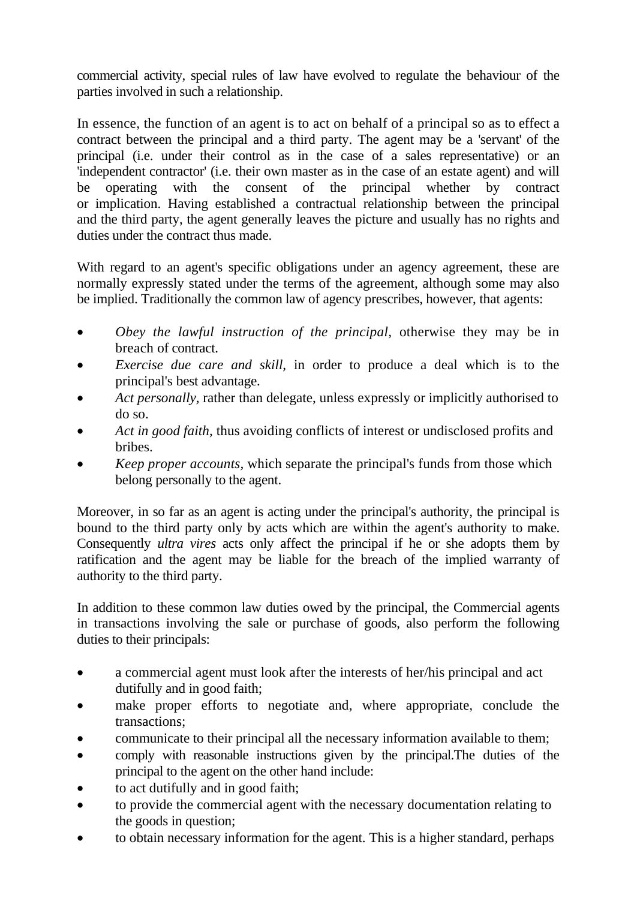commercial activity, special rules of law have evolved to regulate the behaviour of the parties involved in such a relationship.

In essence, the function of an agent is to act on behalf of a principal so as to effect a contract between the principal and a third party. The agent may be a 'servant' of the principal (i.e. under their control as in the case of a sales representative) or an 'independent contractor' (i.e. their own master as in the case of an estate agent) and will be operating with the consent of the principal whether by contract or implication. Having established a contractual relationship between the principal and the third party, the agent generally leaves the picture and usually has no rights and duties under the contract thus made.

With regard to an agent's specific obligations under an agency agreement, these are normally expressly stated under the terms of the agreement, although some may also be implied. Traditionally the common law of agency prescribes, however, that agents:

- *Obey the lawful instruction of the principal*, otherwise they may be in breach of contract.
- *Exercise due care and skill*, in order to produce a deal which is to the principal's best advantage.
- *Act personally*, rather than delegate, unless expressly or implicitly authorised to do so.
- *Act in good faith*, thus avoiding conflicts of interest or undisclosed profits and bribes.
- *Keep proper accounts*, which separate the principal's funds from those which belong personally to the agent.

Moreover, in so far as an agent is acting under the principal's authority, the principal is bound to the third party only by acts which are within the agent's authority to make. Consequently *ultra vires* acts only affect the principal if he or she adopts them by ratification and the agent may be liable for the breach of the implied warranty of authority to the third party.

In addition to these common law duties owed by the principal, the Commercial agents in transactions involving the sale or purchase of goods, also perform the following duties to their principals:

- a commercial agent must look after the interests of her/his principal and act dutifully and in good faith;
- make proper efforts to negotiate and, where appropriate, conclude the transactions;
- communicate to their principal all the necessary information available to them;
- comply with reasonable instructions given by the principal.The duties of the principal to the agent on the other hand include:
- to act dutifully and in good faith;
- to provide the commercial agent with the necessary documentation relating to the goods in question;
- to obtain necessary information for the agent. This is a higher standard, perhaps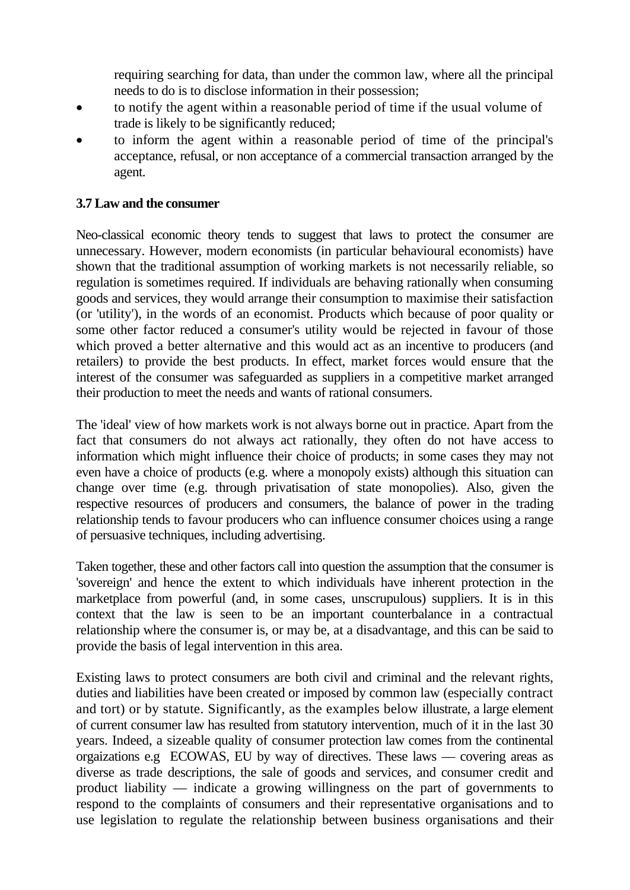requiring searching for data, than under the common law, where all the principal needs to do is to disclose information in their possession;

- to notify the agent within a reasonable period of time if the usual volume of trade is likely to be significantly reduced;
- to inform the agent within a reasonable period of time of the principal's acceptance, refusal, or non acceptance of a commercial transaction arranged by the agent.

### 3.7 Law and the consumer

Neo-classical economic theory tends to suggest that laws to protect the consumer are unnecessary. However, modern economists (in particular behavioural economists) have shown that the traditional assumption of working markets is not necessarily reliable, so regulation is sometimes required. If individuals are behaving rationally when consuming goods and services, they would arrange their consumption to maximise their satisfaction (or 'utility'), in the words of an economist. Products which because of poor quality or some other factor reduced a consumer's utility would be rejected in favour of those which proved a better alternative and this would act as an incentive to producers (and retailers) to provide the best products. In effect, market forces would ensure that the interest of the consumer was safeguarded as suppliers in a competitive market arranged their production to meet the needs and wants of rational consumers.

The 'ideal' view of how markets work is not always borne out in practice. Apart from the fact that consumers do not always act rationally, they often do not have access to information which might influence their choice of products; in some cases they may not even have a choice of products (e.g. where a monopoly exists) although this situation can change over time (e.g. through privatisation of state monopolies). Also, given the respective resources of producers and consumers, the balance of power in the trading relationship tends to favour producers who can influence consumer choices using a range of persuasive techniques, including advertising.

Taken together, these and other factors call into question the assumption that the consumer is 'sovereign' and hence the extent to which individuals have inherent protection in the marketplace from powerful (and, in some cases, unscrupulous) suppliers. It is in this context that the law is seen to be an important counterbalance in a contractual relationship where the consumer is, or may be, at a disadvantage, and this can be said to provide the basis of legal intervention in this area.

Existing laws to protect consumers are both civil and criminal and the relevant rights, duties and liabilities have been created or imposed by common law (especially contract and tort) or by statute. Significantly, as the examples below illustrate, a large element of current consumer law has resulted from statutory intervention, much of it in the last 30 years. Indeed, a sizeable quality of consumer protection law comes from the continental orgaizations e.g ECOWAS, EU by way of directives. These laws — covering areas as diverse as trade descriptions, the sale of goods and services, and consumer credit and product liability — indicate a growing willingness on the part of governments to respond to the complaints of consumers and their representative organisations and to use legislation to regulate the relationship between business organisations and their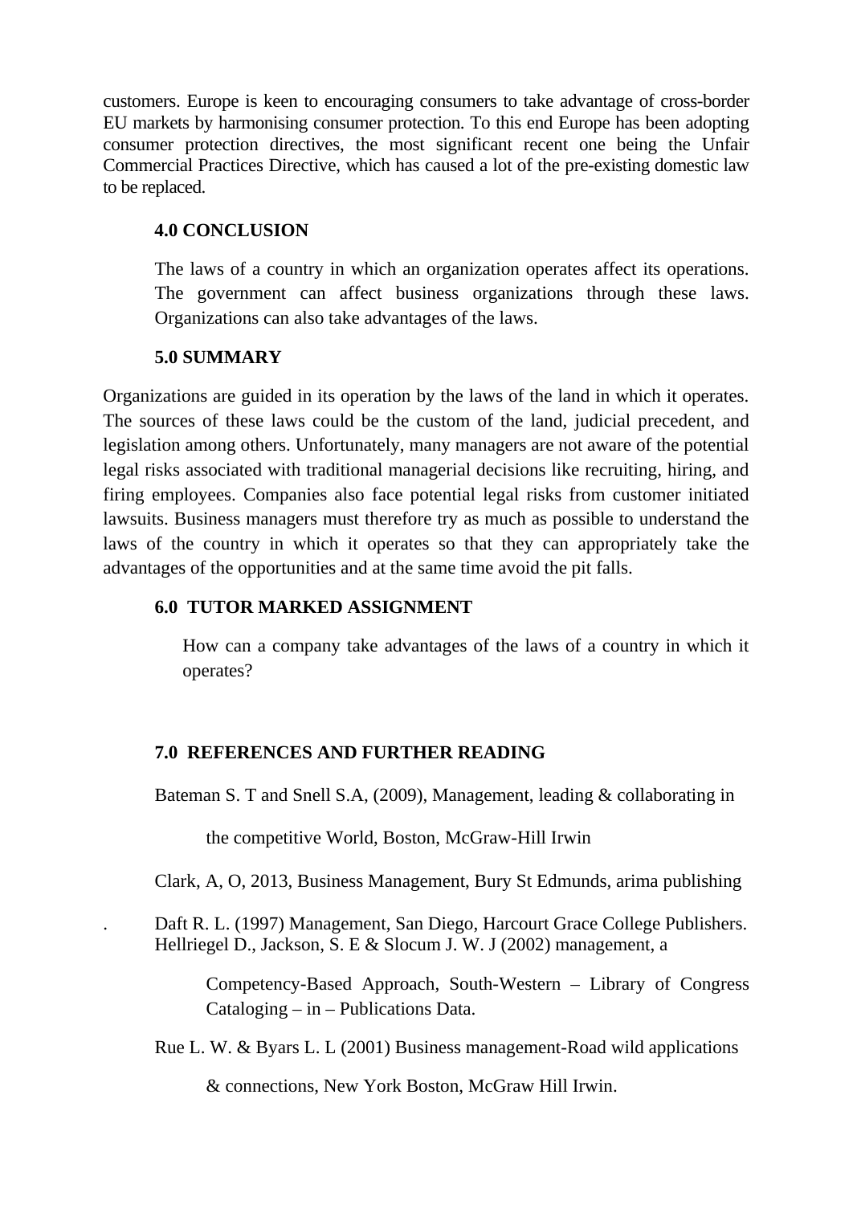customers. Europe is keen to encouraging consumers to take advantage of cross-border EU markets by harmonising consumer protection. To this end Europe has been adopting consumer protection directives, the most significant recent one being the Unfair Commercial Practices Directive, which has caused a lot of the pre-existing domestic law to be replaced.

## 4.0 CONCLUSION

The laws of a country in which an organization operates affect its operations. The government can affect business organizations through these laws. Organizations can also take advantages of the laws.

## 5.0 SUMMARY

Organizations are guided in its operation by the laws of the land in which it operates. The sources of these laws could be the custom of the land, judicial precedent, and legislation among others. Unfortunately, many managers are not aware of the potential legal risks associated with traditional managerial decisions like recruiting, hiring, and firing employees. Companies also face potential legal risks from customer initiated lawsuits. Business managers must therefore try as much as possible to understand the laws of the country in which it operates so that they can appropriately take the advantages of the opportunities and at the same time avoid the pit falls.

## 6.0 TUTOR MARKED ASSIGNMENT

How can a company take advantages of the laws of a country in which it operates?

## 7.0 REFERENCES AND FURTHER READING

Bateman S. T and Snell S.A, (2009), Management, leading & collaborating in the competitive World, Boston, McGraw-Hill Irwin

Clark, A, O, 2013, Business Management, Bury St Edmunds, arima publishing

Daft R. L. (1997) Management, San Diego, Harcourt Grace College Publishers.

Hellriegel D., Jackson, S. E & Slocum J. W. J (2002) management, a Competency-Based Approach, South-Western – Library of Congress Cataloging – in – Publications Data.

Rue L. W. & Byars L. L (2001) Business management-Road wild applications & connections, New York Boston, McGraw Hill Irwin.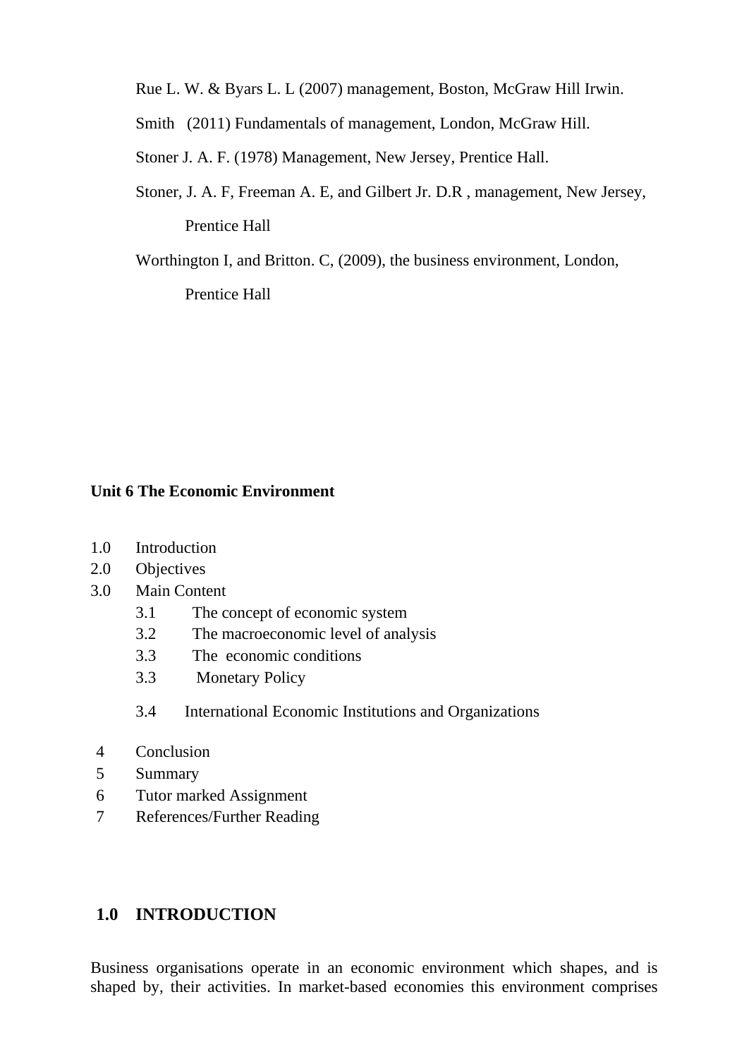Rue L. W. & Byars L. L (2007) management, Boston, McGraw Hill Irwin.

Smith (2011) Fundamentals of management, London, McGraw Hill.

Stoner J. A. F. (1978) Management, New Jersey, Prentice Hall.

Stoner, J. A. F, Freeman A. E, and Gilbert Jr. D.R , management, New Jersey, Prentice Hall

Worthington I, and Britton. C, (2009), the business environment, London, Prentice Hall

**Unit 6 The Economic Environment**

1.0 Introduction
2.0 Objectives
3.0 Main Content
    3.1 The concept of economic system
    3.2 The macroeconomic level of analysis
    3.3 The economic conditions
    3.3 Monetary Policy
    3.4 International Economic Institutions and Organizations
4 Conclusion
5 Summary
6 Tutor marked Assignment
7 References/Further Reading

## 1.0 INTRODUCTION

Business organisations operate in an economic environment which shapes, and is shaped by, their activities. In market-based economies this environment comprises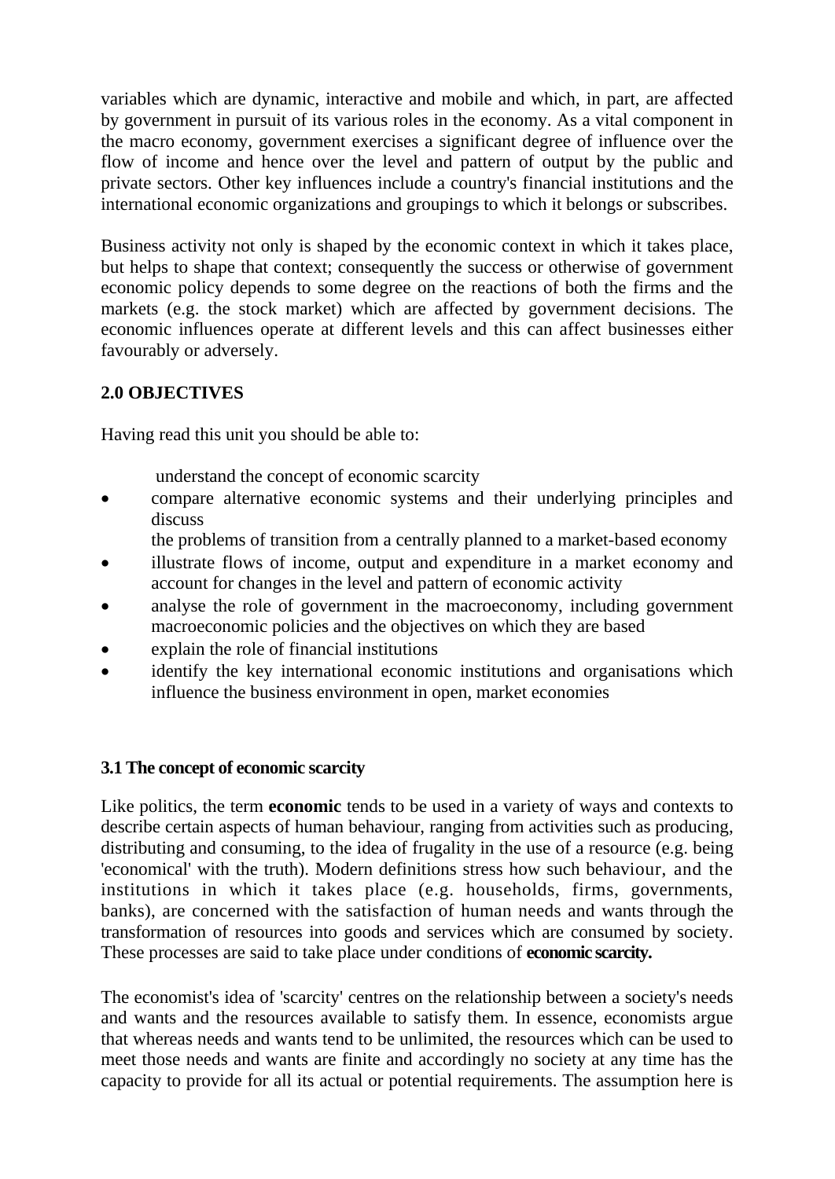variables which are dynamic, interactive and mobile and which, in part, are affected by government in pursuit of its various roles in the economy. As a vital component in the macro economy, government exercises a significant degree of influence over the flow of income and hence over the level and pattern of output by the public and private sectors. Other key influences include a country's financial institutions and the international economic organizations and groupings to which it belongs or subscribes.

Business activity not only is shaped by the economic context in which it takes place, but helps to shape that context; consequently the success or otherwise of government economic policy depends to some degree on the reactions of both the firms and the markets (e.g. the stock market) which are affected by government decisions. The economic influences operate at different levels and this can affect businesses either favourably or adversely.

## 2.0 OBJECTIVES

Having read this unit you should be able to:

understand the concept of economic scarcity

- compare alternative economic systems and their underlying principles and discuss
  the problems of transition from a centrally planned to a market-based economy
- illustrate flows of income, output and expenditure in a market economy and account for changes in the level and pattern of economic activity
- analyse the role of government in the macroeconomy, including government macroeconomic policies and the objectives on which they are based
- explain the role of financial institutions
- identify the key international economic institutions and organisations which influence the business environment in open, market economies

### 3.1 The concept of economic scarcity

Like politics, the term **economic** tends to be used in a variety of ways and contexts to describe certain aspects of human behaviour, ranging from activities such as producing, distributing and consuming, to the idea of frugality in the use of a resource (e.g. being 'economical' with the truth). Modern definitions stress how such behaviour, and the institutions in which it takes place (e.g. households, firms, governments, banks), are concerned with the satisfaction of human needs and wants through the transformation of resources into goods and services which are consumed by society. These processes are said to take place under conditions of **economic scarcity.**

The economist's idea of 'scarcity' centres on the relationship between a society's needs and wants and the resources available to satisfy them. In essence, economists argue that whereas needs and wants tend to be unlimited, the resources which can be used to meet those needs and wants are finite and accordingly no society at any time has the capacity to provide for all its actual or potential requirements. The assumption here is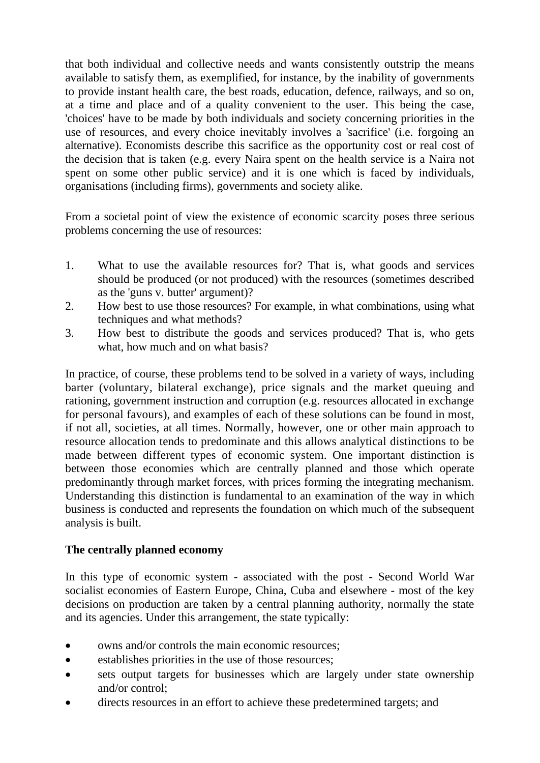that both individual and collective needs and wants consistently outstrip the means available to satisfy them, as exemplified, for instance, by the inability of governments to provide instant health care, the best roads, education, defence, railways, and so on, at a time and place and of a quality convenient to the user. This being the case, 'choices' have to be made by both individuals and society concerning priorities in the use of resources, and every choice inevitably involves a 'sacrifice' (i.e. forgoing an alternative). Economists describe this sacrifice as the opportunity cost or real cost of the decision that is taken (e.g. every Naira spent on the health service is a Naira not spent on some other public service) and it is one which is faced by individuals, organisations (including firms), governments and society alike.

From a societal point of view the existence of economic scarcity poses three serious problems concerning the use of resources:

1. What to use the available resources for? That is, what goods and services should be produced (or not produced) with the resources (sometimes described as the 'guns v. butter' argument)?
2. How best to use those resources? For example, in what combinations, using what techniques and what methods?
3. How best to distribute the goods and services produced? That is, who gets what, how much and on what basis?

In practice, of course, these problems tend to be solved in a variety of ways, including barter (voluntary, bilateral exchange), price signals and the market queuing and rationing, government instruction and corruption (e.g. resources allocated in exchange for personal favours), and examples of each of these solutions can be found in most, if not all, societies, at all times. Normally, however, one or other main approach to resource allocation tends to predominate and this allows analytical distinctions to be made between different types of economic system. One important distinction is between those economies which are centrally planned and those which operate predominantly through market forces, with prices forming the integrating mechanism. Understanding this distinction is fundamental to an examination of the way in which business is conducted and represents the foundation on which much of the subsequent analysis is built.

**The centrally planned economy**

In this type of economic system - associated with the post - Second World War socialist economies of Eastern Europe, China, Cuba and elsewhere - most of the key decisions on production are taken by a central planning authority, normally the state and its agencies. Under this arrangement, the state typically:

- owns and/or controls the main economic resources;
- establishes priorities in the use of those resources;
- sets output targets for businesses which are largely under state ownership and/or control;
- directs resources in an effort to achieve these predetermined targets; and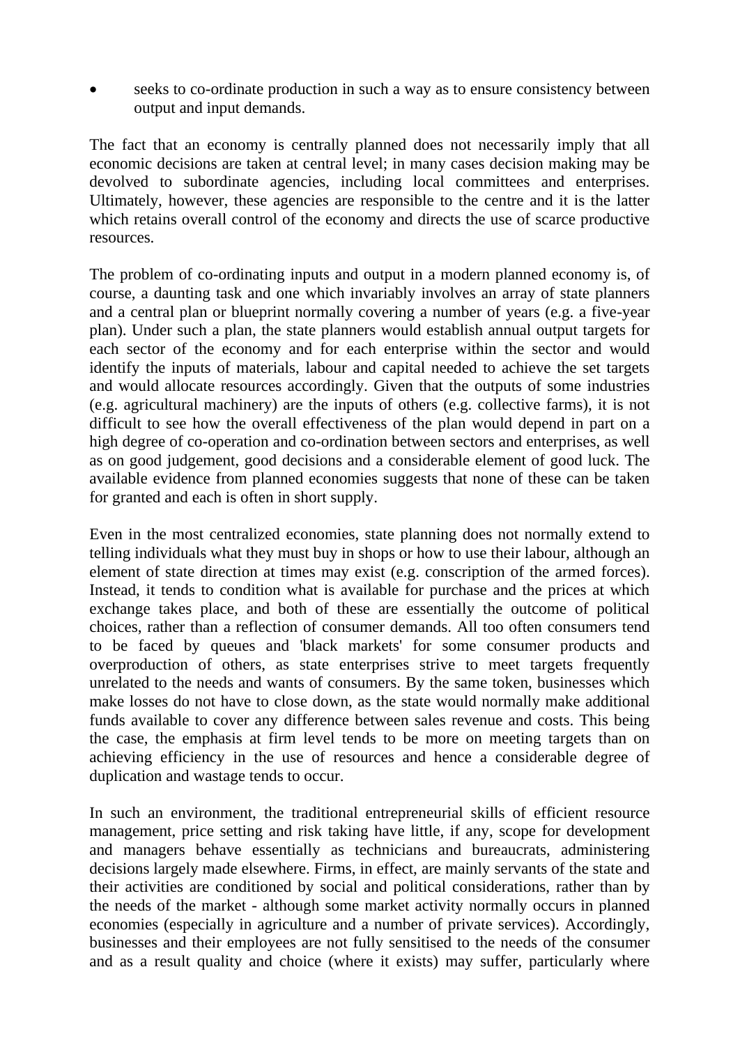- seeks to co-ordinate production in such a way as to ensure consistency between output and input demands.

The fact that an economy is centrally planned does not necessarily imply that all economic decisions are taken at central level; in many cases decision making may be devolved to subordinate agencies, including local committees and enterprises. Ultimately, however, these agencies are responsible to the centre and it is the latter which retains overall control of the economy and directs the use of scarce productive resources.

The problem of co-ordinating inputs and output in a modern planned economy is, of course, a daunting task and one which invariably involves an array of state planners and a central plan or blueprint normally covering a number of years (e.g. a five-year plan). Under such a plan, the state planners would establish annual output targets for each sector of the economy and for each enterprise within the sector and would identify the inputs of materials, labour and capital needed to achieve the set targets and would allocate resources accordingly. Given that the outputs of some industries (e.g. agricultural machinery) are the inputs of others (e.g. collective farms), it is not difficult to see how the overall effectiveness of the plan would depend in part on a high degree of co-operation and co-ordination between sectors and enterprises, as well as on good judgement, good decisions and a considerable element of good luck. The available evidence from planned economies suggests that none of these can be taken for granted and each is often in short supply.

Even in the most centralized economies, state planning does not normally extend to telling individuals what they must buy in shops or how to use their labour, although an element of state direction at times may exist (e.g. conscription of the armed forces). Instead, it tends to condition what is available for purchase and the prices at which exchange takes place, and both of these are essentially the outcome of political choices, rather than a reflection of consumer demands. All too often consumers tend to be faced by queues and 'black markets' for some consumer products and overproduction of others, as state enterprises strive to meet targets frequently unrelated to the needs and wants of consumers. By the same token, businesses which make losses do not have to close down, as the state would normally make additional funds available to cover any difference between sales revenue and costs. This being the case, the emphasis at firm level tends to be more on meeting targets than on achieving efficiency in the use of resources and hence a considerable degree of duplication and wastage tends to occur.

In such an environment, the traditional entrepreneurial skills of efficient resource management, price setting and risk taking have little, if any, scope for development and managers behave essentially as technicians and bureaucrats, administering decisions largely made elsewhere. Firms, in effect, are mainly servants of the state and their activities are conditioned by social and political considerations, rather than by the needs of the market - although some market activity normally occurs in planned economies (especially in agriculture and a number of private services). Accordingly, businesses and their employees are not fully sensitised to the needs of the consumer and as a result quality and choice (where it exists) may suffer, particularly where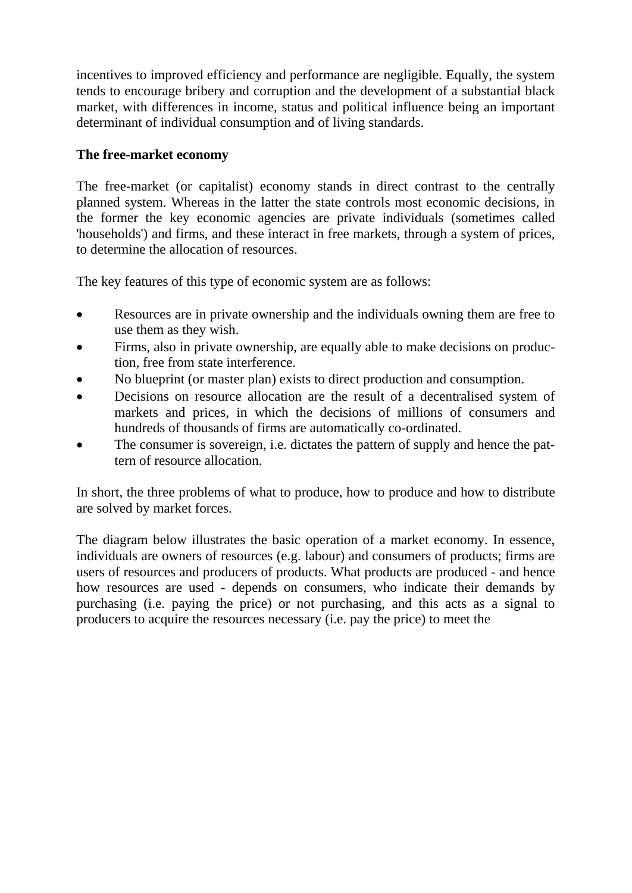incentives to improved efficiency and performance are negligible. Equally, the system tends to encourage bribery and corruption and the development of a substantial black market, with differences in income, status and political influence being an important determinant of individual consumption and of living standards.

**The free-market economy**

The free-market (or capitalist) economy stands in direct contrast to the centrally planned system. Whereas in the latter the state controls most economic decisions, in the former the key economic agencies are private individuals (sometimes called 'households') and firms, and these interact in free markets, through a system of prices, to determine the allocation of resources.

The key features of this type of economic system are as follows:

- Resources are in private ownership and the individuals owning them are free to use them as they wish.
- Firms, also in private ownership, are equally able to make decisions on production, free from state interference.
- No blueprint (or master plan) exists to direct production and consumption.
- Decisions on resource allocation are the result of a decentralised system of markets and prices, in which the decisions of millions of consumers and hundreds of thousands of firms are automatically co-ordinated.
- The consumer is sovereign, i.e. dictates the pattern of supply and hence the pattern of resource allocation.

In short, the three problems of what to produce, how to produce and how to distribute are solved by market forces.

The diagram below illustrates the basic operation of a market economy. In essence, individuals are owners of resources (e.g. labour) and consumers of products; firms are users of resources and producers of products. What products are produced - and hence how resources are used - depends on consumers, who indicate their demands by purchasing (i.e. paying the price) or not purchasing, and this acts as a signal to producers to acquire the resources necessary (i.e. pay the price) to meet the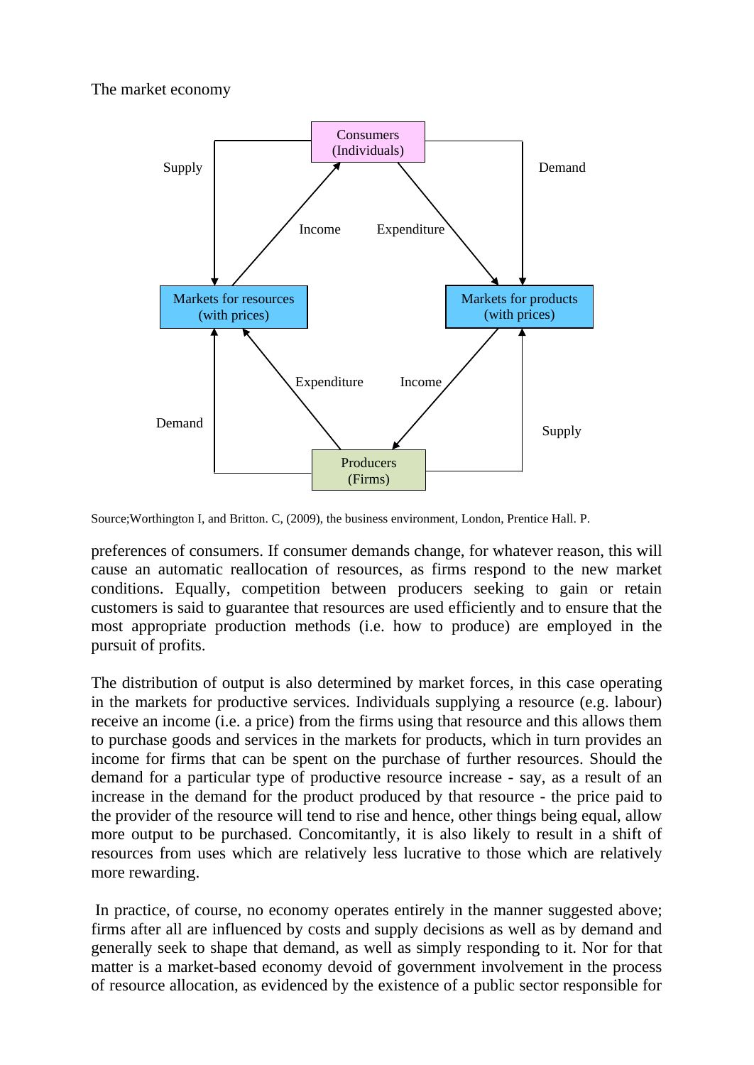The market economy

Consumers
(Individuals)

Supply

Demand

Income

Expenditure

Markets for resources
(with prices)

Markets for products
(with prices)

Expenditure

Income

Demand

Supply

Producers
(Firms)

Source;Worthington I, and Britton. C, (2009), the business environment, London, Prentice Hall. P.

preferences of consumers. If consumer demands change, for whatever reason, this will cause an automatic reallocation of resources, as firms respond to the new market conditions. Equally, competition between producers seeking to gain or retain customers is said to guarantee that resources are used efficiently and to ensure that the most appropriate production methods (i.e. how to produce) are employed in the pursuit of profits.

The distribution of output is also determined by market forces, in this case operating in the markets for productive services. Individuals supplying a resource (e.g. labour) receive an income (i.e. a price) from the firms using that resource and this allows them to purchase goods and services in the markets for products, which in turn provides an income for firms that can be spent on the purchase of further resources. Should the demand for a particular type of productive resource increase - say, as a result of an increase in the demand for the product produced by that resource - the price paid to the provider of the resource will tend to rise and hence, other things being equal, allow more output to be purchased. Concomitantly, it is also likely to result in a shift of resources from uses which are relatively less lucrative to those which are relatively more rewarding.

In practice, of course, no economy operates entirely in the manner suggested above; firms after all are influenced by costs and supply decisions as well as by demand and generally seek to shape that demand, as well as simply responding to it. Nor for that matter is a market-based economy devoid of government involvement in the process of resource allocation, as evidenced by the existence of a public sector responsible for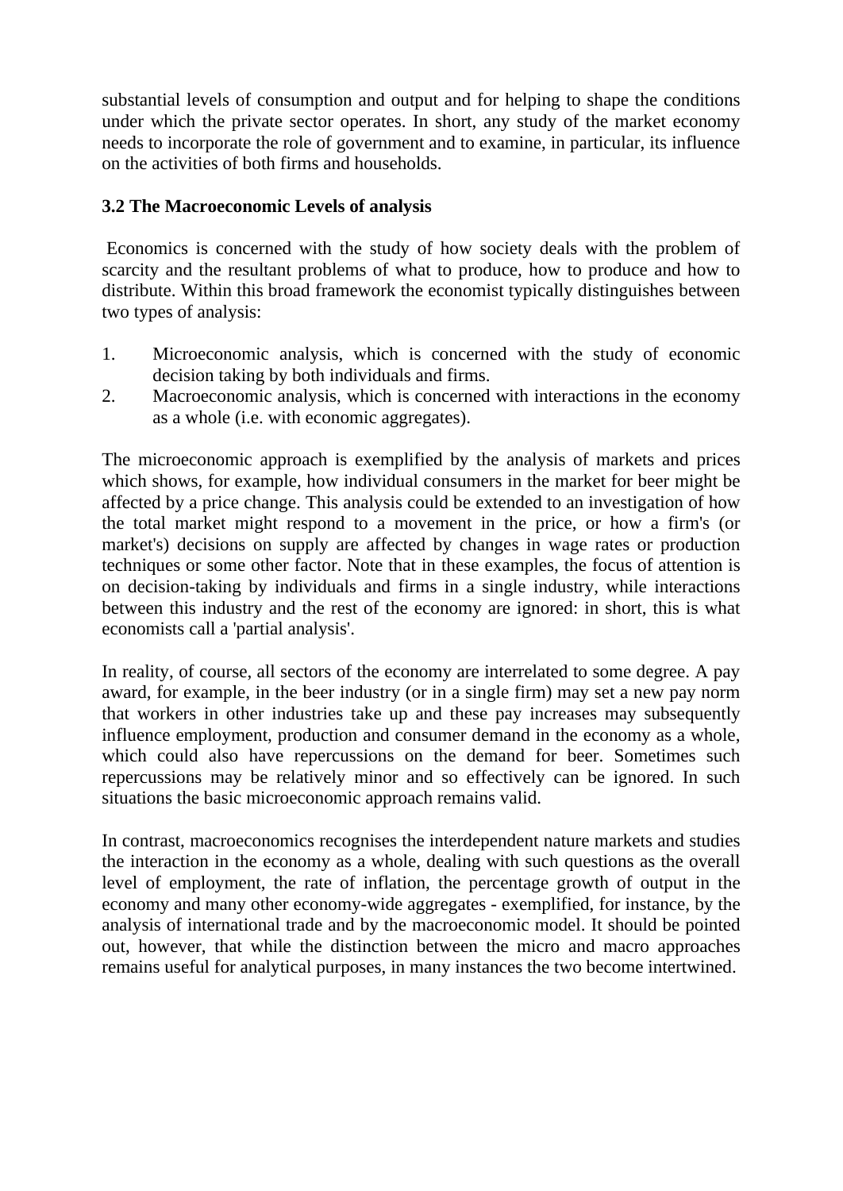substantial levels of consumption and output and for helping to shape the conditions under which the private sector operates. In short, any study of the market economy needs to incorporate the role of government and to examine, in particular, its influence on the activities of both firms and households.

### 3.2 The Macroeconomic Levels of analysis

Economics is concerned with the study of how society deals with the problem of scarcity and the resultant problems of what to produce, how to produce and how to distribute. Within this broad framework the economist typically distinguishes between two types of analysis:

1. Microeconomic analysis, which is concerned with the study of economic decision taking by both individuals and firms.
2. Macroeconomic analysis, which is concerned with interactions in the economy as a whole (i.e. with economic aggregates).

The microeconomic approach is exemplified by the analysis of markets and prices which shows, for example, how individual consumers in the market for beer might be affected by a price change. This analysis could be extended to an investigation of how the total market might respond to a movement in the price, or how a firm's (or market's) decisions on supply are affected by changes in wage rates or production techniques or some other factor. Note that in these examples, the focus of attention is on decision-taking by individuals and firms in a single industry, while interactions between this industry and the rest of the economy are ignored: in short, this is what economists call a 'partial analysis'.

In reality, of course, all sectors of the economy are interrelated to some degree. A pay award, for example, in the beer industry (or in a single firm) may set a new pay norm that workers in other industries take up and these pay increases may subsequently influence employment, production and consumer demand in the economy as a whole, which could also have repercussions on the demand for beer. Sometimes such repercussions may be relatively minor and so effectively can be ignored. In such situations the basic microeconomic approach remains valid.

In contrast, macroeconomics recognises the interdependent nature markets and studies the interaction in the economy as a whole, dealing with such questions as the overall level of employment, the rate of inflation, the percentage growth of output in the economy and many other economy-wide aggregates - exemplified, for instance, by the analysis of international trade and by the macroeconomic model. It should be pointed out, however, that while the distinction between the micro and macro approaches remains useful for analytical purposes, in many instances the two become intertwined.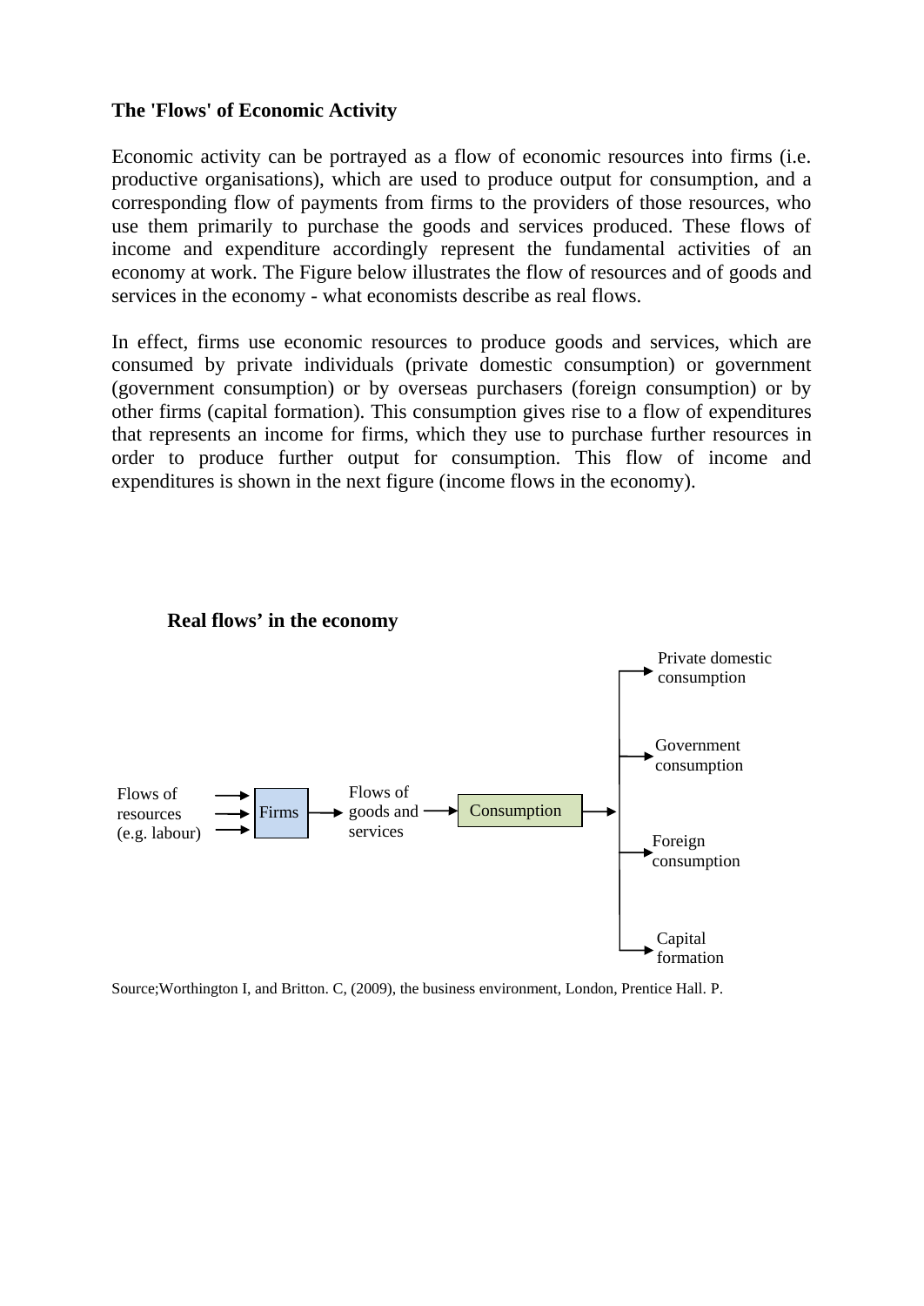**The 'Flows' of Economic Activity**

Economic activity can be portrayed as a flow of economic resources into firms (i.e. productive organisations), which are used to produce output for consumption, and a corresponding flow of payments from firms to the providers of those resources, who use them primarily to purchase the goods and services produced. These flows of income and expenditure accordingly represent the fundamental activities of an economy at work. The Figure below illustrates the flow of resources and of goods and services in the economy - what economists describe as real flows.

In effect, firms use economic resources to produce goods and services, which are consumed by private individuals (private domestic consumption) or government (government consumption) or by overseas purchasers (foreign consumption) or by other firms (capital formation). This consumption gives rise to a flow of expenditures that represents an income for firms, which they use to purchase further resources in order to produce further output for consumption. This flow of income and expenditures is shown in the next figure (income flows in the economy).

**Real flows' in the economy**

Flows of resources (e.g. labour)

Firms

Flows of goods and services

Consumption

Private domestic consumption

Government consumption

Foreign consumption

Capital formation

Source;Worthington I, and Britton. C, (2009), the business environment, London, Prentice Hall. P.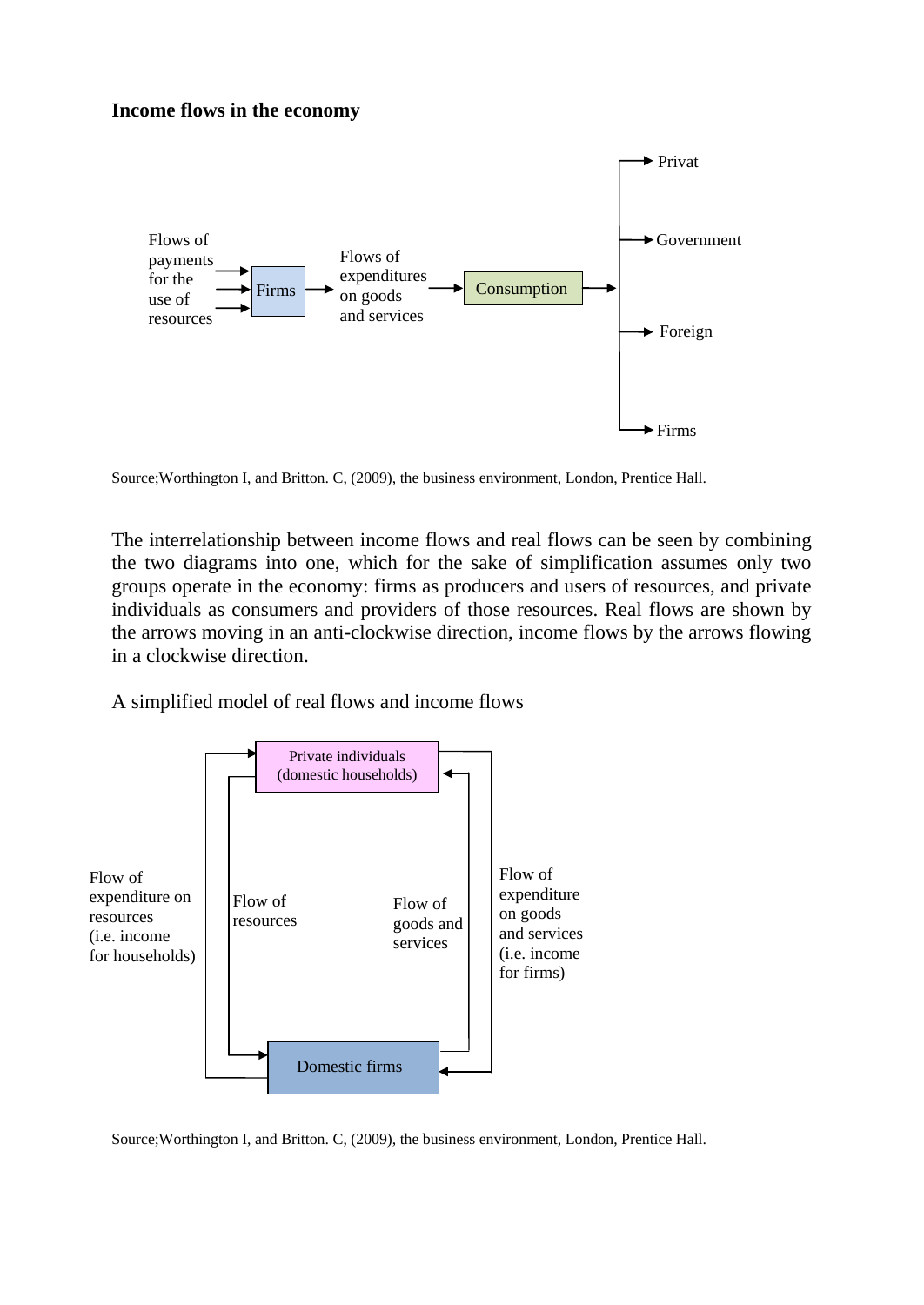**Income flows in the economy**

Flows of payments for the use of resources

Firms

Flows of expenditures on goods and services

Consumption

Privat

Government

Foreign

Firms

Source;Worthington I, and Britton. C, (2009), the business environment, London, Prentice Hall.

The interrelationship between income flows and real flows can be seen by combining the two diagrams into one, which for the sake of simplification assumes only two groups operate in the economy: firms as producers and users of resources, and private individuals as consumers and providers of those resources. Real flows are shown by the arrows moving in an anti-clockwise direction, income flows by the arrows flowing in a clockwise direction.

A simplified model of real flows and income flows

Private individuals (domestic households)

Flow of expenditure on resources (i.e. income for households)

Flow of resources

Flow of goods and services

Flow of expenditure on goods and services (i.e. income for firms)

Domestic firms

Source;Worthington I, and Britton. C, (2009), the business environment, London, Prentice Hall.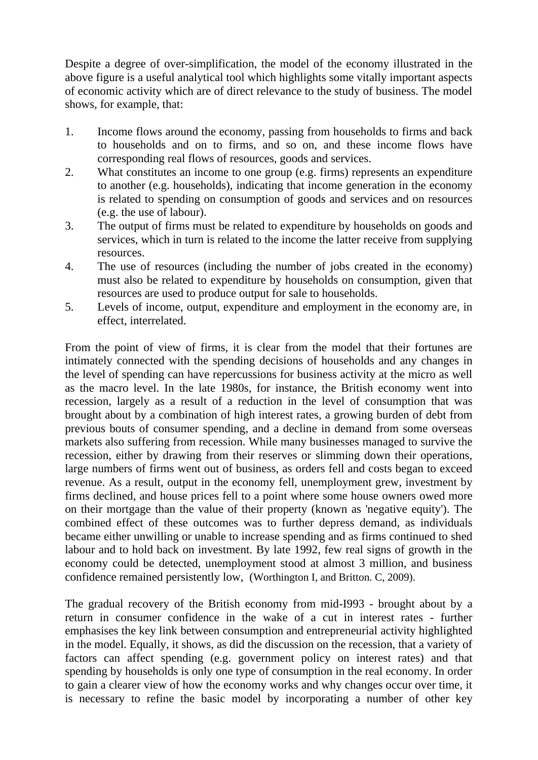Despite a degree of over-simplification, the model of the economy illustrated in the above figure is a useful analytical tool which highlights some vitally important aspects of economic activity which are of direct relevance to the study of business. The model shows, for example, that:

1. Income flows around the economy, passing from households to firms and back to households and on to firms, and so on, and these income flows have corresponding real flows of resources, goods and services.
2. What constitutes an income to one group (e.g. firms) represents an expenditure to another (e.g. households), indicating that income generation in the economy is related to spending on consumption of goods and services and on resources (e.g. the use of labour).
3. The output of firms must be related to expenditure by households on goods and services, which in turn is related to the income the latter receive from supplying resources.
4. The use of resources (including the number of jobs created in the economy) must also be related to expenditure by households on consumption, given that resources are used to produce output for sale to households.
5. Levels of income, output, expenditure and employment in the economy are, in effect, interrelated.

From the point of view of firms, it is clear from the model that their fortunes are intimately connected with the spending decisions of households and any changes in the level of spending can have repercussions for business activity at the micro as well as the macro level. In the late 1980s, for instance, the British economy went into recession, largely as a result of a reduction in the level of consumption that was brought about by a combination of high interest rates, a growing burden of debt from previous bouts of consumer spending, and a decline in demand from some overseas markets also suffering from recession. While many businesses managed to survive the recession, either by drawing from their reserves or slimming down their operations, large numbers of firms went out of business, as orders fell and costs began to exceed revenue. As a result, output in the economy fell, unemployment grew, investment by firms declined, and house prices fell to a point where some house owners owed more on their mortgage than the value of their property (known as 'negative equity'). The combined effect of these outcomes was to further depress demand, as individuals became either unwilling or unable to increase spending and as firms continued to shed labour and to hold back on investment. By late 1992, few real signs of growth in the economy could be detected, unemployment stood at almost 3 million, and business confidence remained persistently low, (Worthington I, and Britton. C, 2009).

The gradual recovery of the British economy from mid-I993 - brought about by a return in consumer confidence in the wake of a cut in interest rates - further emphasises the key link between consumption and entrepreneurial activity highlighted in the model. Equally, it shows, as did the discussion on the recession, that a variety of factors can affect spending (e.g. government policy on interest rates) and that spending by households is only one type of consumption in the real economy. In order to gain a clearer view of how the economy works and why changes occur over time, it is necessary to refine the basic model by incorporating a number of other key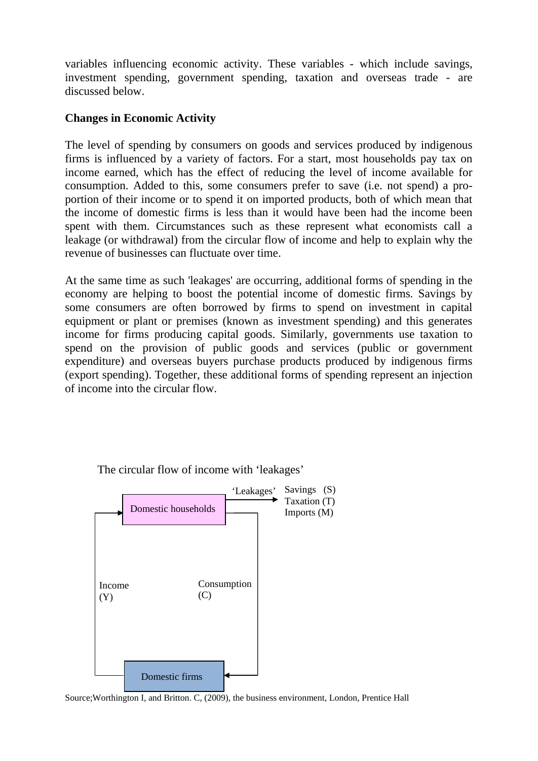variables influencing economic activity. These variables - which include savings, investment spending, government spending, taxation and overseas trade - are discussed below.

**Changes in Economic Activity**

The level of spending by consumers on goods and services produced by indigenous firms is influenced by a variety of factors. For a start, most households pay tax on income earned, which has the effect of reducing the level of income available for consumption. Added to this, some consumers prefer to save (i.e. not spend) a proportion of their income or to spend it on imported products, both of which mean that the income of domestic firms is less than it would have been had the income been spent with them. Circumstances such as these represent what economists call a leakage (or withdrawal) from the circular flow of income and help to explain why the revenue of businesses can fluctuate over time.

At the same time as such 'leakages' are occurring, additional forms of spending in the economy are helping to boost the potential income of domestic firms. Savings by some consumers are often borrowed by firms to spend on investment in capital equipment or plant or premises (known as investment spending) and this generates income for firms producing capital goods. Similarly, governments use taxation to spend on the provision of public goods and services (public or government expenditure) and overseas buyers purchase products produced by indigenous firms (export spending). Together, these additional forms of spending represent an injection of income into the circular flow.

The circular flow of income with 'leakages'

Domestic households

'Leakages'

Savings (S)
Taxation (T)
Imports (M)

Income (Y)

Consumption (C)

Domestic firms

Source;Worthington I, and Britton. C, (2009), the business environment, London, Prentice Hall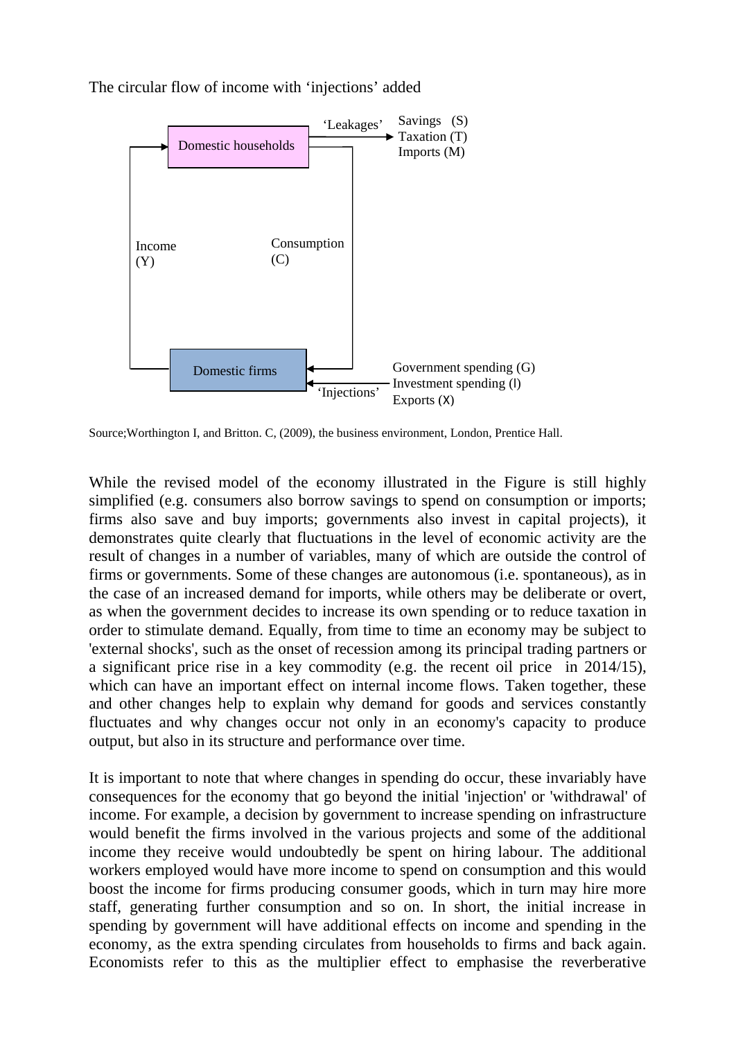The circular flow of income with 'injections' added

Domestic households

'Leakages'

Savings (S)
Taxation (T)
Imports (M)

Income
(Y)

Consumption
(C)

Domestic firms

'Injections'

Government spending (G)
Investment spending (I)
Exports (X)

Source;Worthington I, and Britton. C, (2009), the business environment, London, Prentice Hall.

While the revised model of the economy illustrated in the Figure is still highly simplified (e.g. consumers also borrow savings to spend on consumption or imports; firms also save and buy imports; governments also invest in capital projects), it demonstrates quite clearly that fluctuations in the level of economic activity are the result of changes in a number of variables, many of which are outside the control of firms or governments. Some of these changes are autonomous (i.e. spontaneous), as in the case of an increased demand for imports, while others may be deliberate or overt, as when the government decides to increase its own spending or to reduce taxation in order to stimulate demand. Equally, from time to time an economy may be subject to 'external shocks', such as the onset of recession among its principal trading partners or a significant price rise in a key commodity (e.g. the recent oil price in 2014/15), which can have an important effect on internal income flows. Taken together, these and other changes help to explain why demand for goods and services constantly fluctuates and why changes occur not only in an economy's capacity to produce output, but also in its structure and performance over time.

It is important to note that where changes in spending do occur, these invariably have consequences for the economy that go beyond the initial 'injection' or 'withdrawal' of income. For example, a decision by government to increase spending on infrastructure would benefit the firms involved in the various projects and some of the additional income they receive would undoubtedly be spent on hiring labour. The additional workers employed would have more income to spend on consumption and this would boost the income for firms producing consumer goods, which in turn may hire more staff, generating further consumption and so on. In short, the initial increase in spending by government will have additional effects on income and spending in the economy, as the extra spending circulates from households to firms and back again. Economists refer to this as the multiplier effect to emphasise the reverberative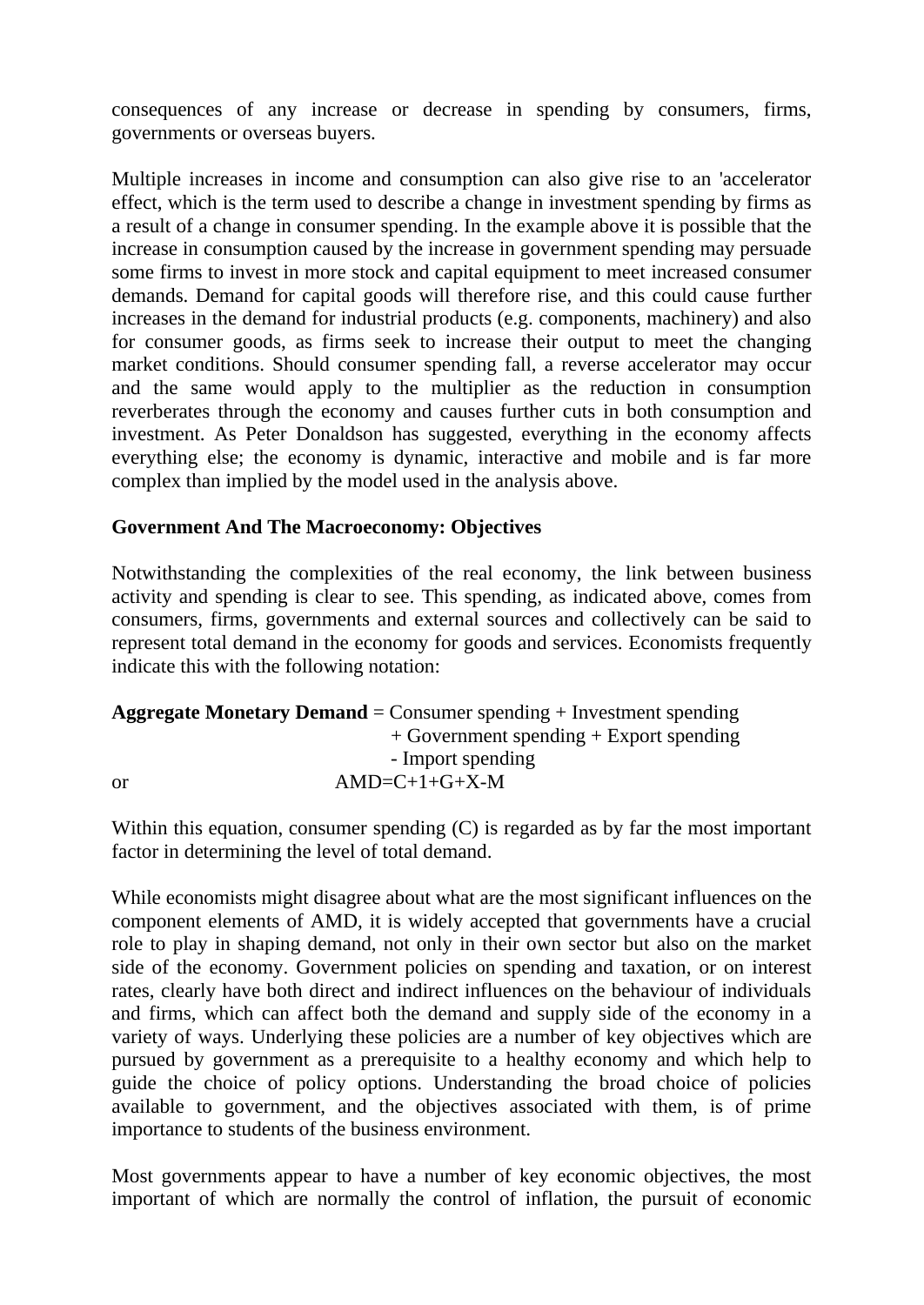consequences of any increase or decrease in spending by consumers, firms, governments or overseas buyers.

Multiple increases in income and consumption can also give rise to an 'accelerator effect, which is the term used to describe a change in investment spending by firms as a result of a change in consumer spending. In the example above it is possible that the increase in consumption caused by the increase in government spending may persuade some firms to invest in more stock and capital equipment to meet increased consumer demands. Demand for capital goods will therefore rise, and this could cause further increases in the demand for industrial products (e.g. components, machinery) and also for consumer goods, as firms seek to increase their output to meet the changing market conditions. Should consumer spending fall, a reverse accelerator may occur and the same would apply to the multiplier as the reduction in consumption reverberates through the economy and causes further cuts in both consumption and investment. As Peter Donaldson has suggested, everything in the economy affects everything else; the economy is dynamic, interactive and mobile and is far more complex than implied by the model used in the analysis above.

**Government And The Macroeconomy: Objectives**

Notwithstanding the complexities of the real economy, the link between business activity and spending is clear to see. This spending, as indicated above, comes from consumers, firms, governments and external sources and collectively can be said to represent total demand in the economy for goods and services. Economists frequently indicate this with the following notation:

**Aggregate Monetary Demand** = Consumer spending + Investment spending + Government spending + Export spending - Import spending

or $AMD=C+1+G+X-M$

Within this equation, consumer spending (C) is regarded as by far the most important factor in determining the level of total demand.

While economists might disagree about what are the most significant influences on the component elements of AMD, it is widely accepted that governments have a crucial role to play in shaping demand, not only in their own sector but also on the market side of the economy. Government policies on spending and taxation, or on interest rates, clearly have both direct and indirect influences on the behaviour of individuals and firms, which can affect both the demand and supply side of the economy in a variety of ways. Underlying these policies are a number of key objectives which are pursued by government as a prerequisite to a healthy economy and which help to guide the choice of policy options. Understanding the broad choice of policies available to government, and the objectives associated with them, is of prime importance to students of the business environment.

Most governments appear to have a number of key economic objectives, the most important of which are normally the control of inflation, the pursuit of economic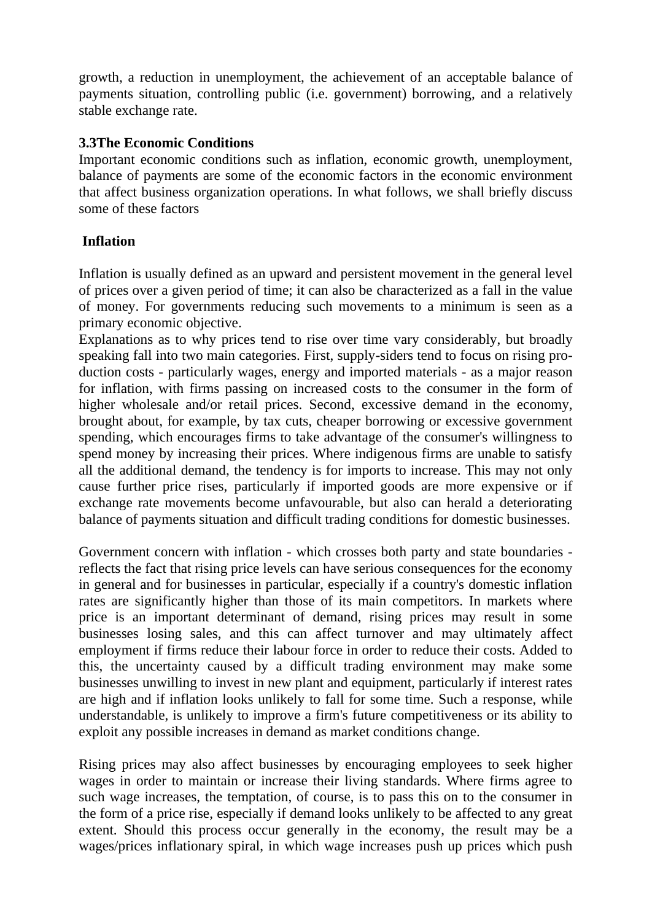growth, a reduction in unemployment, the achievement of an acceptable balance of payments situation, controlling public (i.e. government) borrowing, and a relatively stable exchange rate.

### 3.3The Economic Conditions

Important economic conditions such as inflation, economic growth, unemployment, balance of payments are some of the economic factors in the economic environment that affect business organization operations. In what follows, we shall briefly discuss some of these factors

#### Inflation

Inflation is usually defined as an upward and persistent movement in the general level of prices over a given period of time; it can also be characterized as a fall in the value of money. For governments reducing such movements to a minimum is seen as a primary economic objective.
Explanations as to why prices tend to rise over time vary considerably, but broadly speaking fall into two main categories. First, supply-siders tend to focus on rising production costs - particularly wages, energy and imported materials - as a major reason for inflation, with firms passing on increased costs to the consumer in the form of higher wholesale and/or retail prices. Second, excessive demand in the economy, brought about, for example, by tax cuts, cheaper borrowing or excessive government spending, which encourages firms to take advantage of the consumer's willingness to spend money by increasing their prices. Where indigenous firms are unable to satisfy all the additional demand, the tendency is for imports to increase. This may not only cause further price rises, particularly if imported goods are more expensive or if exchange rate movements become unfavourable, but also can herald a deteriorating balance of payments situation and difficult trading conditions for domestic businesses.

Government concern with inflation - which crosses both party and state boundaries - reflects the fact that rising price levels can have serious consequences for the economy in general and for businesses in particular, especially if a country's domestic inflation rates are significantly higher than those of its main competitors. In markets where price is an important determinant of demand, rising prices may result in some businesses losing sales, and this can affect turnover and may ultimately affect employment if firms reduce their labour force in order to reduce their costs. Added to this, the uncertainty caused by a difficult trading environment may make some businesses unwilling to invest in new plant and equipment, particularly if interest rates are high and if inflation looks unlikely to fall for some time. Such a response, while understandable, is unlikely to improve a firm's future competitiveness or its ability to exploit any possible increases in demand as market conditions change.

Rising prices may also affect businesses by encouraging employees to seek higher wages in order to maintain or increase their living standards. Where firms agree to such wage increases, the temptation, of course, is to pass this on to the consumer in the form of a price rise, especially if demand looks unlikely to be affected to any great extent. Should this process occur generally in the economy, the result may be a wages/prices inflationary spiral, in which wage increases push up prices which push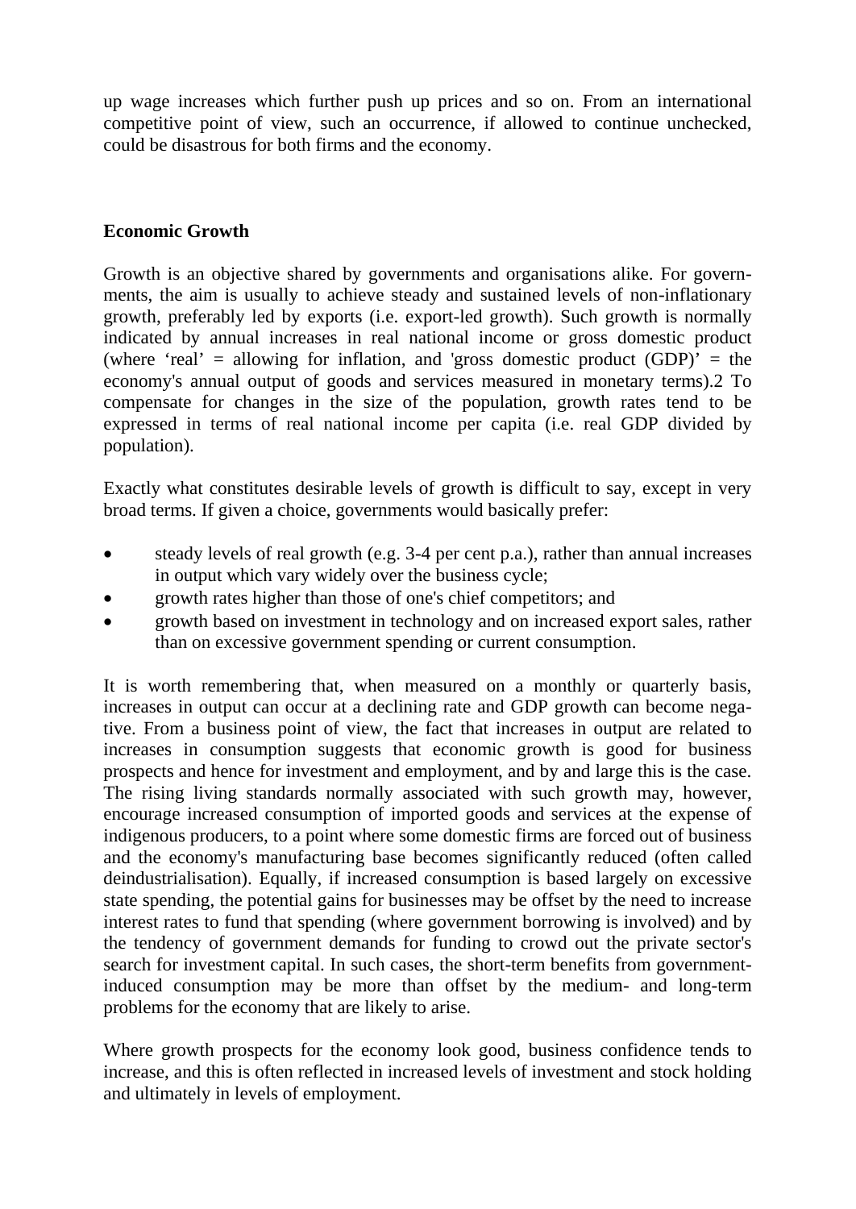up wage increases which further push up prices and so on. From an international competitive point of view, such an occurrence, if allowed to continue unchecked, could be disastrous for both firms and the economy.

## Economic Growth

Growth is an objective shared by governments and organisations alike. For governments, the aim is usually to achieve steady and sustained levels of non-inflationary growth, preferably led by exports (i.e. export-led growth). Such growth is normally indicated by annual increases in real national income or gross domestic product (where 'real' = allowing for inflation, and 'gross domestic product (GDP)' = the economy's annual output of goods and services measured in monetary terms).2 To compensate for changes in the size of the population, growth rates tend to be expressed in terms of real national income per capita (i.e. real GDP divided by population).

Exactly what constitutes desirable levels of growth is difficult to say, except in very broad terms. If given a choice, governments would basically prefer:

- steady levels of real growth (e.g. 3-4 per cent p.a.), rather than annual increases in output which vary widely over the business cycle;
- growth rates higher than those of one's chief competitors; and
- growth based on investment in technology and on increased export sales, rather than on excessive government spending or current consumption.

It is worth remembering that, when measured on a monthly or quarterly basis, increases in output can occur at a declining rate and GDP growth can become negative. From a business point of view, the fact that increases in output are related to increases in consumption suggests that economic growth is good for business prospects and hence for investment and employment, and by and large this is the case. The rising living standards normally associated with such growth may, however, encourage increased consumption of imported goods and services at the expense of indigenous producers, to a point where some domestic firms are forced out of business and the economy's manufacturing base becomes significantly reduced (often called deindustrialisation). Equally, if increased consumption is based largely on excessive state spending, the potential gains for businesses may be offset by the need to increase interest rates to fund that spending (where government borrowing is involved) and by the tendency of government demands for funding to crowd out the private sector's search for investment capital. In such cases, the short-term benefits from government-induced consumption may be more than offset by the medium- and long-term problems for the economy that are likely to arise.

Where growth prospects for the economy look good, business confidence tends to increase, and this is often reflected in increased levels of investment and stock holding and ultimately in levels of employment.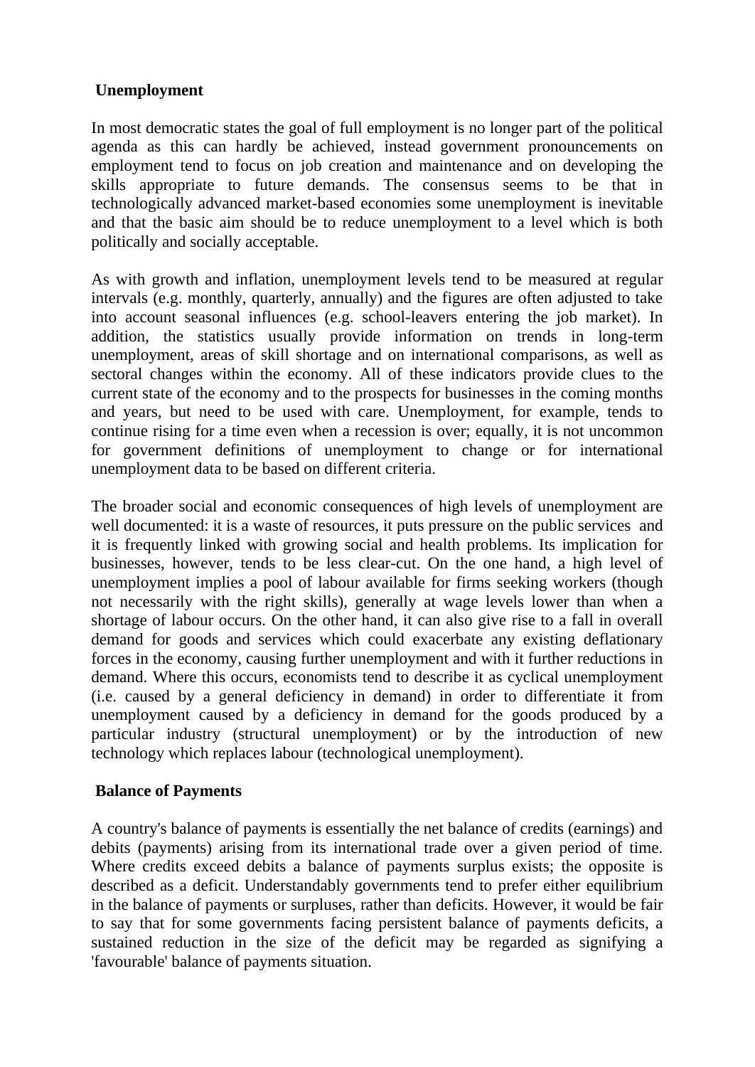## Unemployment

In most democratic states the goal of full employment is no longer part of the political agenda as this can hardly be achieved, instead government pronouncements on employment tend to focus on job creation and maintenance and on developing the skills appropriate to future demands. The consensus seems to be that in technologically advanced market-based economies some unemployment is inevitable and that the basic aim should be to reduce unemployment to a level which is both politically and socially acceptable.

As with growth and inflation, unemployment levels tend to be measured at regular intervals (e.g. monthly, quarterly, annually) and the figures are often adjusted to take into account seasonal influences (e.g. school-leavers entering the job market). In addition, the statistics usually provide information on trends in long-term unemployment, areas of skill shortage and on international comparisons, as well as sectoral changes within the economy. All of these indicators provide clues to the current state of the economy and to the prospects for businesses in the coming months and years, but need to be used with care. Unemployment, for example, tends to continue rising for a time even when a recession is over; equally, it is not uncommon for government definitions of unemployment to change or for international unemployment data to be based on different criteria.

The broader social and economic consequences of high levels of unemployment are well documented: it is a waste of resources, it puts pressure on the public services and it is frequently linked with growing social and health problems. Its implication for businesses, however, tends to be less clear-cut. On the one hand, a high level of unemployment implies a pool of labour available for firms seeking workers (though not necessarily with the right skills), generally at wage levels lower than when a shortage of labour occurs. On the other hand, it can also give rise to a fall in overall demand for goods and services which could exacerbate any existing deflationary forces in the economy, causing further unemployment and with it further reductions in demand. Where this occurs, economists tend to describe it as cyclical unemployment (i.e. caused by a general deficiency in demand) in order to differentiate it from unemployment caused by a deficiency in demand for the goods produced by a particular industry (structural unemployment) or by the introduction of new technology which replaces labour (technological unemployment).

## Balance of Payments

A country's balance of payments is essentially the net balance of credits (earnings) and debits (payments) arising from its international trade over a given period of time. Where credits exceed debits a balance of payments surplus exists; the opposite is described as a deficit. Understandably governments tend to prefer either equilibrium in the balance of payments or surpluses, rather than deficits. However, it would be fair to say that for some governments facing persistent balance of payments deficits, a sustained reduction in the size of the deficit may be regarded as signifying a 'favourable' balance of payments situation.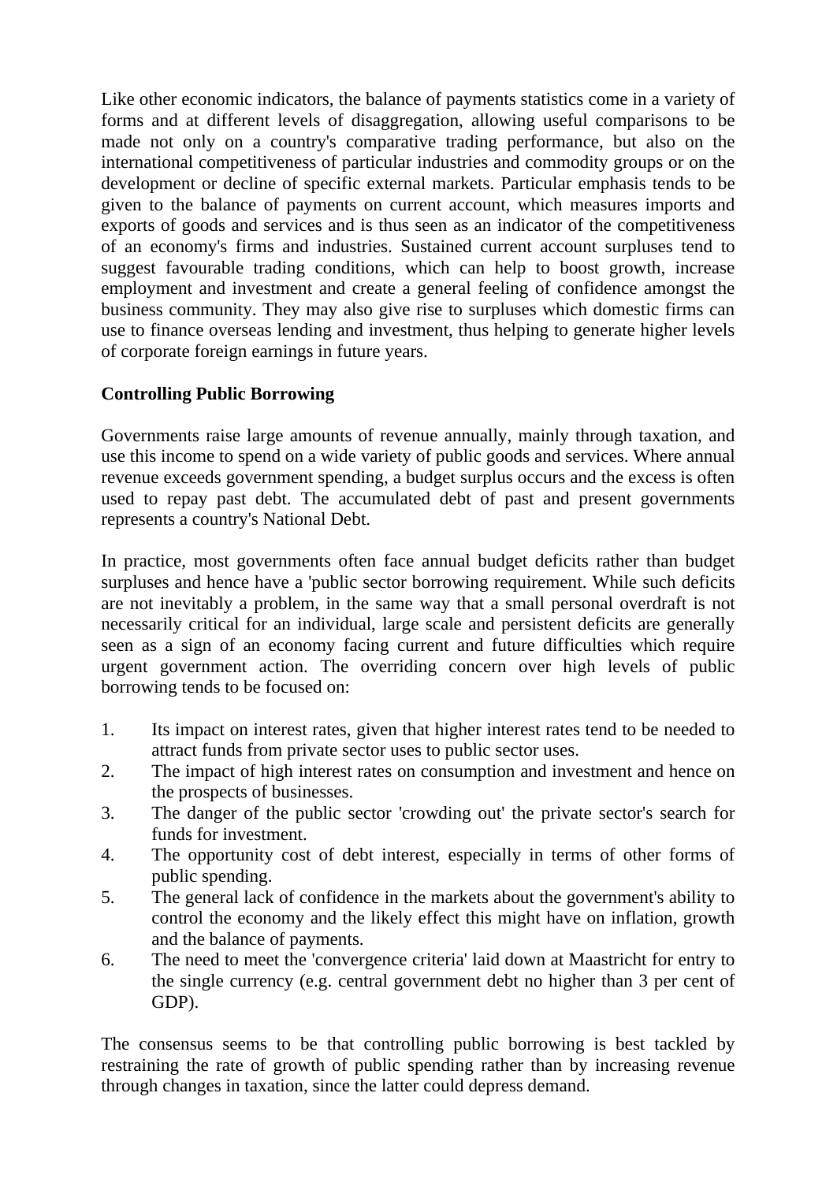Like other economic indicators, the balance of payments statistics come in a variety of forms and at different levels of disaggregation, allowing useful comparisons to be made not only on a country's comparative trading performance, but also on the international competitiveness of particular industries and commodity groups or on the development or decline of specific external markets. Particular emphasis tends to be given to the balance of payments on current account, which measures imports and exports of goods and services and is thus seen as an indicator of the competitiveness of an economy's firms and industries. Sustained current account surpluses tend to suggest favourable trading conditions, which can help to boost growth, increase employment and investment and create a general feeling of confidence amongst the business community. They may also give rise to surpluses which domestic firms can use to finance overseas lending and investment, thus helping to generate higher levels of corporate foreign earnings in future years.

**Controlling Public Borrowing**

Governments raise large amounts of revenue annually, mainly through taxation, and use this income to spend on a wide variety of public goods and services. Where annual revenue exceeds government spending, a budget surplus occurs and the excess is often used to repay past debt. The accumulated debt of past and present governments represents a country's National Debt.

In practice, most governments often face annual budget deficits rather than budget surpluses and hence have a 'public sector borrowing requirement. While such deficits are not inevitably a problem, in the same way that a small personal overdraft is not necessarily critical for an individual, large scale and persistent deficits are generally seen as a sign of an economy facing current and future difficulties which require urgent government action. The overriding concern over high levels of public borrowing tends to be focused on:

1. Its impact on interest rates, given that higher interest rates tend to be needed to attract funds from private sector uses to public sector uses.
2. The impact of high interest rates on consumption and investment and hence on the prospects of businesses.
3. The danger of the public sector 'crowding out' the private sector's search for funds for investment.
4. The opportunity cost of debt interest, especially in terms of other forms of public spending.
5. The general lack of confidence in the markets about the government's ability to control the economy and the likely effect this might have on inflation, growth and the balance of payments.
6. The need to meet the 'convergence criteria' laid down at Maastricht for entry to the single currency (e.g. central government debt no higher than 3 per cent of GDP).

The consensus seems to be that controlling public borrowing is best tackled by restraining the rate of growth of public spending rather than by increasing revenue through changes in taxation, since the latter could depress demand.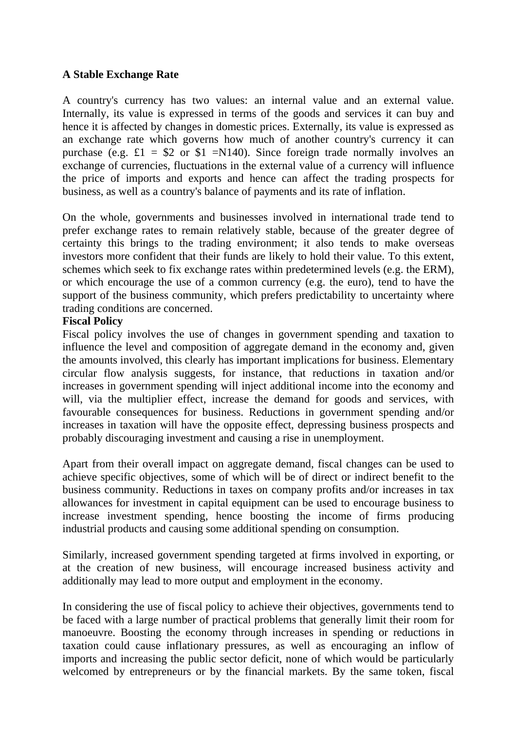**A Stable Exchange Rate**

A country's currency has two values: an internal value and an external value. Internally, its value is expressed in terms of the goods and services it can buy and hence it is affected by changes in domestic prices. Externally, its value is expressed as an exchange rate which governs how much of another country's currency it can purchase (e.g. £1 = $2 or $1 =N140). Since foreign trade normally involves an exchange of currencies, fluctuations in the external value of a currency will influence the price of imports and exports and hence can affect the trading prospects for business, as well as a country's balance of payments and its rate of inflation.

On the whole, governments and businesses involved in international trade tend to prefer exchange rates to remain relatively stable, because of the greater degree of certainty this brings to the trading environment; it also tends to make overseas investors more confident that their funds are likely to hold their value. To this extent, schemes which seek to fix exchange rates within predetermined levels (e.g. the ERM), or which encourage the use of a common currency (e.g. the euro), tend to have the support of the business community, which prefers predictability to uncertainty where trading conditions are concerned.

**Fiscal Policy**

Fiscal policy involves the use of changes in government spending and taxation to influence the level and composition of aggregate demand in the economy and, given the amounts involved, this clearly has important implications for business. Elementary circular flow analysis suggests, for instance, that reductions in taxation and/or increases in government spending will inject additional income into the economy and will, via the multiplier effect, increase the demand for goods and services, with favourable consequences for business. Reductions in government spending and/or increases in taxation will have the opposite effect, depressing business prospects and probably discouraging investment and causing a rise in unemployment.

Apart from their overall impact on aggregate demand, fiscal changes can be used to achieve specific objectives, some of which will be of direct or indirect benefit to the business community. Reductions in taxes on company profits and/or increases in tax allowances for investment in capital equipment can be used to encourage business to increase investment spending, hence boosting the income of firms producing industrial products and causing some additional spending on consumption.

Similarly, increased government spending targeted at firms involved in exporting, or at the creation of new business, will encourage increased business activity and additionally may lead to more output and employment in the economy.

In considering the use of fiscal policy to achieve their objectives, governments tend to be faced with a large number of practical problems that generally limit their room for manoeuvre. Boosting the economy through increases in spending or reductions in taxation could cause inflationary pressures, as well as encouraging an inflow of imports and increasing the public sector deficit, none of which would be particularly welcomed by entrepreneurs or by the financial markets. By the same token, fiscal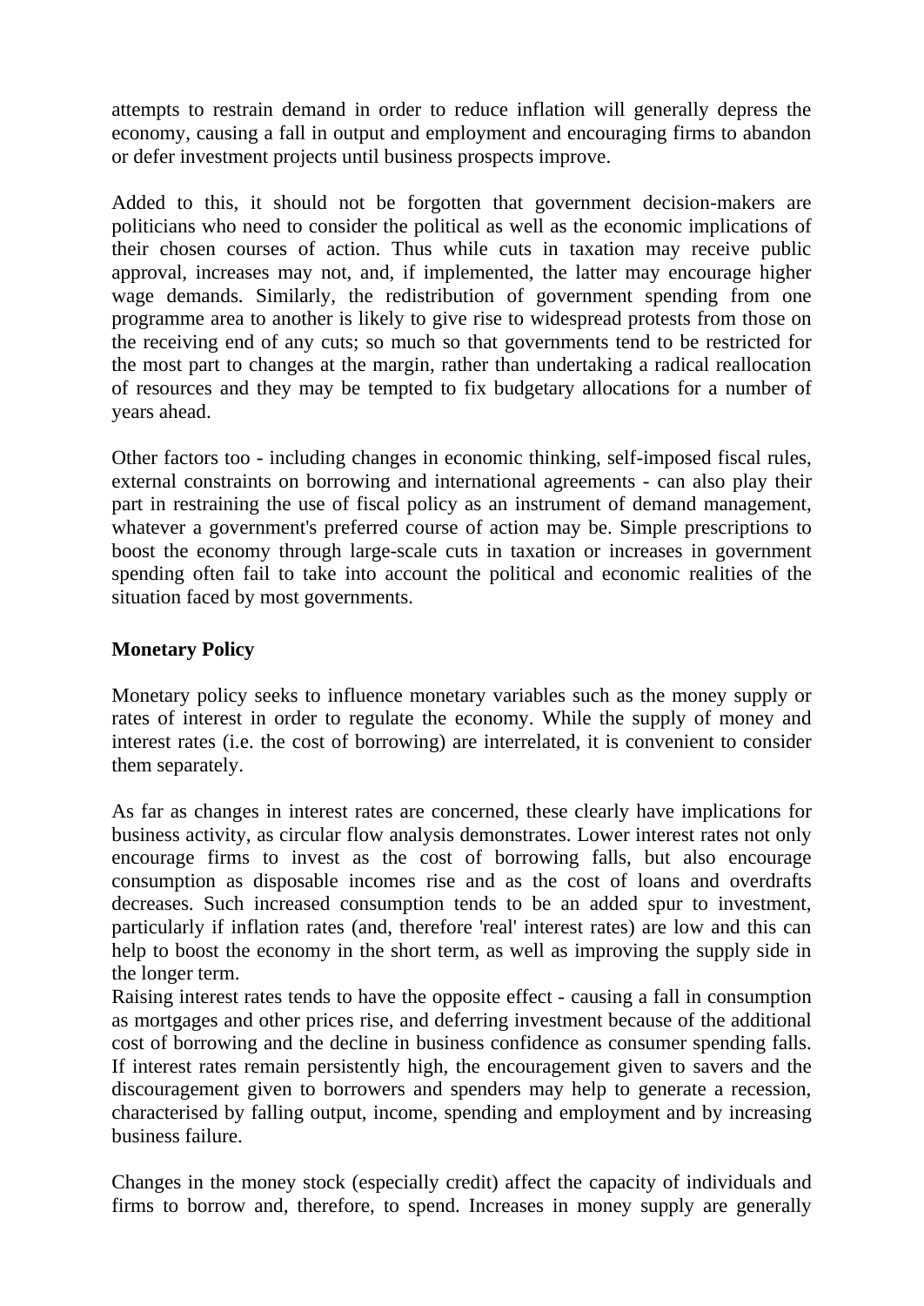attempts to restrain demand in order to reduce inflation will generally depress the economy, causing a fall in output and employment and encouraging firms to abandon or defer investment projects until business prospects improve.

Added to this, it should not be forgotten that government decision-makers are politicians who need to consider the political as well as the economic implications of their chosen courses of action. Thus while cuts in taxation may receive public approval, increases may not, and, if implemented, the latter may encourage higher wage demands. Similarly, the redistribution of government spending from one programme area to another is likely to give rise to widespread protests from those on the receiving end of any cuts; so much so that governments tend to be restricted for the most part to changes at the margin, rather than undertaking a radical reallocation of resources and they may be tempted to fix budgetary allocations for a number of years ahead.

Other factors too - including changes in economic thinking, self-imposed fiscal rules, external constraints on borrowing and international agreements - can also play their part in restraining the use of fiscal policy as an instrument of demand management, whatever a government's preferred course of action may be. Simple prescriptions to boost the economy through large-scale cuts in taxation or increases in government spending often fail to take into account the political and economic realities of the situation faced by most governments.

**Monetary Policy**

Monetary policy seeks to influence monetary variables such as the money supply or rates of interest in order to regulate the economy. While the supply of money and interest rates (i.e. the cost of borrowing) are interrelated, it is convenient to consider them separately.

As far as changes in interest rates are concerned, these clearly have implications for business activity, as circular flow analysis demonstrates. Lower interest rates not only encourage firms to invest as the cost of borrowing falls, but also encourage consumption as disposable incomes rise and as the cost of loans and overdrafts decreases. Such increased consumption tends to be an added spur to investment, particularly if inflation rates (and, therefore 'real' interest rates) are low and this can help to boost the economy in the short term, as well as improving the supply side in the longer term.

Raising interest rates tends to have the opposite effect - causing a fall in consumption as mortgages and other prices rise, and deferring investment because of the additional cost of borrowing and the decline in business confidence as consumer spending falls. If interest rates remain persistently high, the encouragement given to savers and the discouragement given to borrowers and spenders may help to generate a recession, characterised by falling output, income, spending and employment and by increasing business failure.

Changes in the money stock (especially credit) affect the capacity of individuals and firms to borrow and, therefore, to spend. Increases in money supply are generally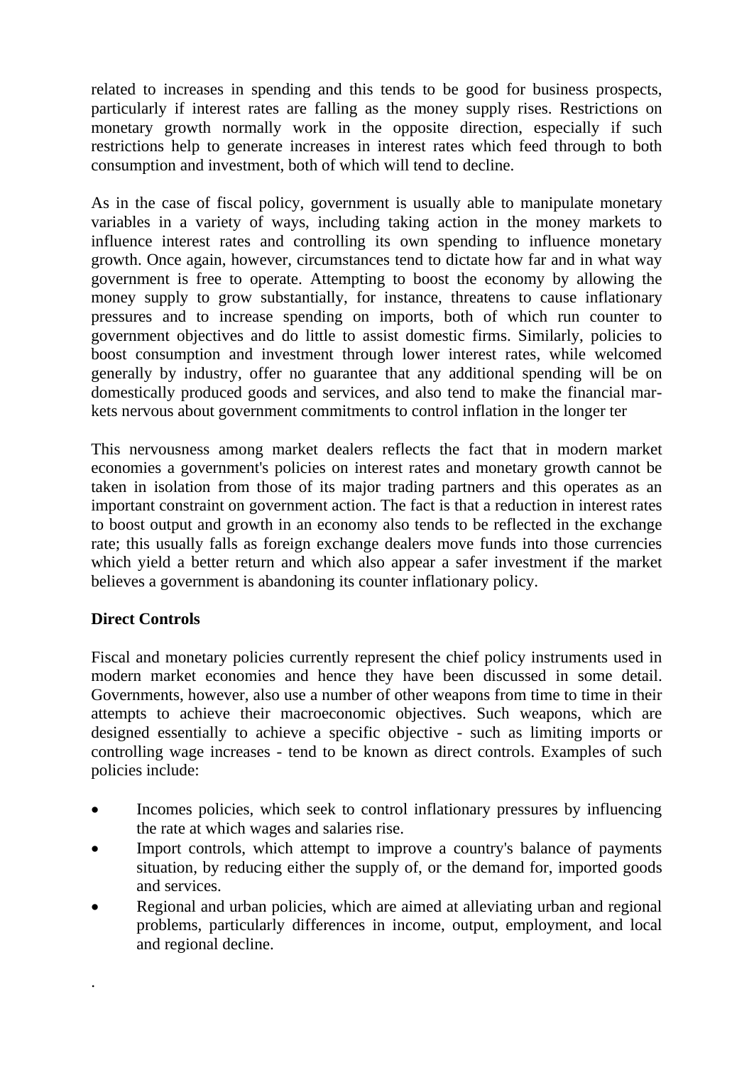related to increases in spending and this tends to be good for business prospects, particularly if interest rates are falling as the money supply rises. Restrictions on monetary growth normally work in the opposite direction, especially if such restrictions help to generate increases in interest rates which feed through to both consumption and investment, both of which will tend to decline.

As in the case of fiscal policy, government is usually able to manipulate monetary variables in a variety of ways, including taking action in the money markets to influence interest rates and controlling its own spending to influence monetary growth. Once again, however, circumstances tend to dictate how far and in what way government is free to operate. Attempting to boost the economy by allowing the money supply to grow substantially, for instance, threatens to cause inflationary pressures and to increase spending on imports, both of which run counter to government objectives and do little to assist domestic firms. Similarly, policies to boost consumption and investment through lower interest rates, while welcomed generally by industry, offer no guarantee that any additional spending will be on domestically produced goods and services, and also tend to make the financial markets nervous about government commitments to control inflation in the longer ter

This nervousness among market dealers reflects the fact that in modern market economies a government's policies on interest rates and monetary growth cannot be taken in isolation from those of its major trading partners and this operates as an important constraint on government action. The fact is that a reduction in interest rates to boost output and growth in an economy also tends to be reflected in the exchange rate; this usually falls as foreign exchange dealers move funds into those currencies which yield a better return and which also appear a safer investment if the market believes a government is abandoning its counter inflationary policy.

**Direct Controls**

Fiscal and monetary policies currently represent the chief policy instruments used in modern market economies and hence they have been discussed in some detail. Governments, however, also use a number of other weapons from time to time in their attempts to achieve their macroeconomic objectives. Such weapons, which are designed essentially to achieve a specific objective - such as limiting imports or controlling wage increases - tend to be known as direct controls. Examples of such policies include:

- Incomes policies, which seek to control inflationary pressures by influencing the rate at which wages and salaries rise.
- Import controls, which attempt to improve a country's balance of payments situation, by reducing either the supply of, or the demand for, imported goods and services.
- Regional and urban policies, which are aimed at alleviating urban and regional problems, particularly differences in income, output, employment, and local and regional decline.

.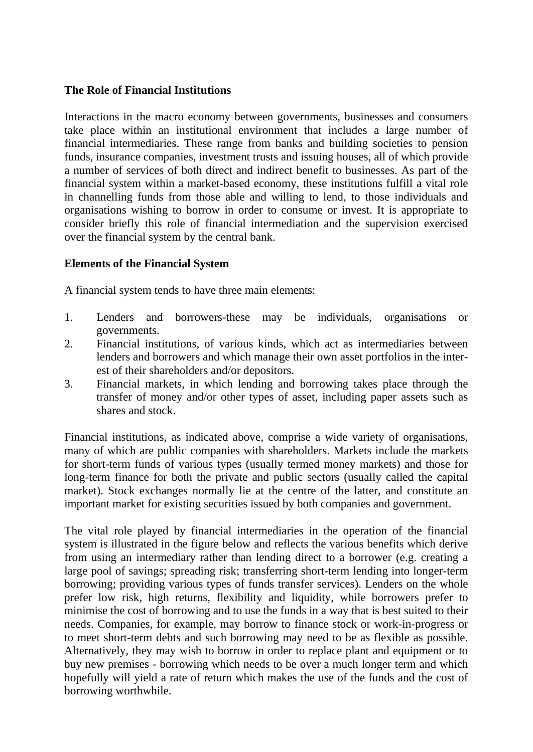**The Role of Financial Institutions**

Interactions in the macro economy between governments, businesses and consumers take place within an institutional environment that includes a large number of financial intermediaries. These range from banks and building societies to pension funds, insurance companies, investment trusts and issuing houses, all of which provide a number of services of both direct and indirect benefit to businesses. As part of the financial system within a market-based economy, these institutions fulfill a vital role in channelling funds from those able and willing to lend, to those individuals and organisations wishing to borrow in order to consume or invest. It is appropriate to consider briefly this role of financial intermediation and the supervision exercised over the financial system by the central bank.

**Elements of the Financial System**

A financial system tends to have three main elements:

1. Lenders and borrowers-these may be individuals, organisations or governments.
2. Financial institutions, of various kinds, which act as intermediaries between lenders and borrowers and which manage their own asset portfolios in the interest of their shareholders and/or depositors.
3. Financial markets, in which lending and borrowing takes place through the transfer of money and/or other types of asset, including paper assets such as shares and stock.

Financial institutions, as indicated above, comprise a wide variety of organisations, many of which are public companies with shareholders. Markets include the markets for short-term funds of various types (usually termed money markets) and those for long-term finance for both the private and public sectors (usually called the capital market). Stock exchanges normally lie at the centre of the latter, and constitute an important market for existing securities issued by both companies and government.

The vital role played by financial intermediaries in the operation of the financial system is illustrated in the figure below and reflects the various benefits which derive from using an intermediary rather than lending direct to a borrower (e.g. creating a large pool of savings; spreading risk; transferring short-term lending into longer-term borrowing; providing various types of funds transfer services). Lenders on the whole prefer low risk, high returns, flexibility and liquidity, while borrowers prefer to minimise the cost of borrowing and to use the funds in a way that is best suited to their needs. Companies, for example, may borrow to finance stock or work-in-progress or to meet short-term debts and such borrowing may need to be as flexible as possible. Alternatively, they may wish to borrow in order to replace plant and equipment or to buy new premises - borrowing which needs to be over a much longer term and which hopefully will yield a rate of return which makes the use of the funds and the cost of borrowing worthwhile.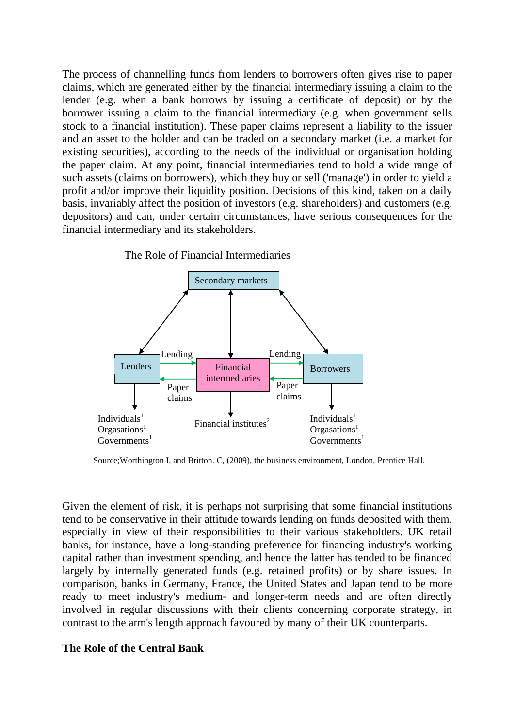The process of channelling funds from lenders to borrowers often gives rise to paper claims, which are generated either by the financial intermediary issuing a claim to the lender (e.g. when a bank borrows by issuing a certificate of deposit) or by the borrower issuing a claim to the financial intermediary (e.g. when government sells stock to a financial institution). These paper claims represent a liability to the issuer and an asset to the holder and can be traded on a secondary market (i.e. a market for existing securities), according to the needs of the individual or organisation holding the paper claim. At any point, financial intermediaries tend to hold a wide range of such assets (claims on borrowers), which they buy or sell ('manage') in order to yield a profit and/or improve their liquidity position. Decisions of this kind, taken on a daily basis, invariably affect the position of investors (e.g. shareholders) and customers (e.g. depositors) and can, under certain circumstances, have serious consequences for the financial intermediary and its stakeholders.

The Role of Financial Intermediaries

Secondary markets

Lenders

Lending

Paper claims

Financial intermediaries

Lending

Paper claims

Borrowers

Individuals[1]
Orgasations[1]
Governments[1]

Financial institutes[2]

Individuals[1]
Orgasations[1]
Governments[1]

Source;Worthington I, and Britton. C, (2009), the business environment, London, Prentice Hall.

Given the element of risk, it is perhaps not surprising that some financial institutions tend to be conservative in their attitude towards lending on funds deposited with them, especially in view of their responsibilities to their various stakeholders. UK retail banks, for instance, have a long-standing preference for financing industry's working capital rather than investment spending, and hence the latter has tended to be financed largely by internally generated funds (e.g. retained profits) or by share issues. In comparison, banks in Germany, France, the United States and Japan tend to be more ready to meet industry's medium- and longer-term needs and are often directly involved in regular discussions with their clients concerning corporate strategy, in contrast to the arm's length approach favoured by many of their UK counterparts.

**The Role of the Central Bank**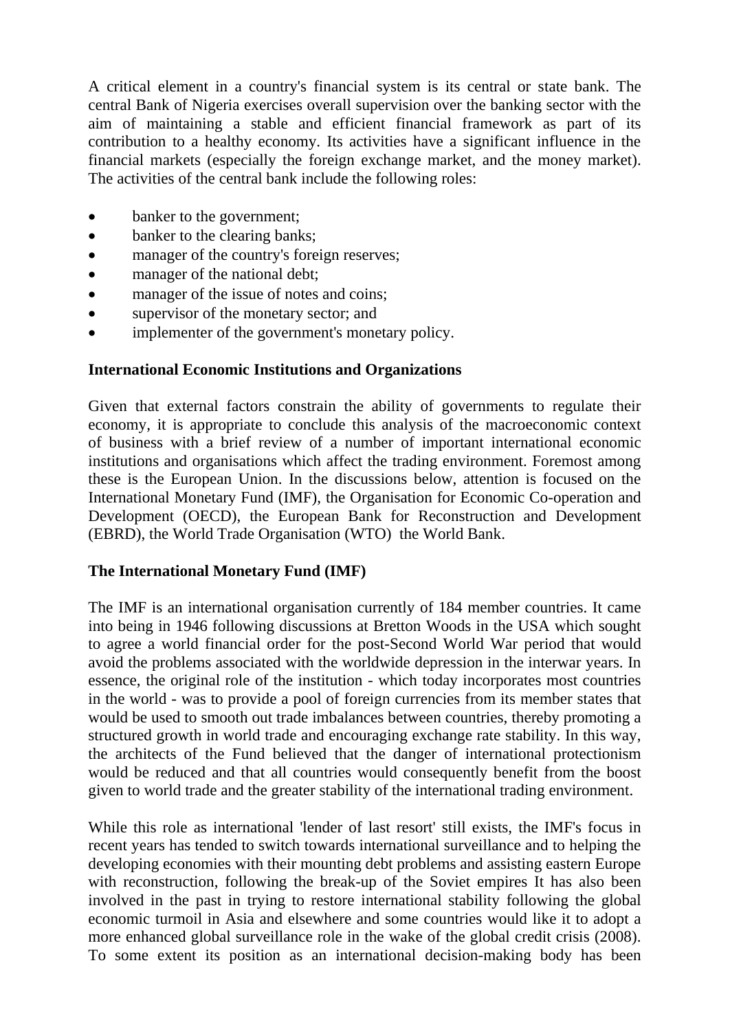A critical element in a country's financial system is its central or state bank. The central Bank of Nigeria exercises overall supervision over the banking sector with the aim of maintaining a stable and efficient financial framework as part of its contribution to a healthy economy. Its activities have a significant influence in the financial markets (especially the foreign exchange market, and the money market). The activities of the central bank include the following roles:

- banker to the government;
- banker to the clearing banks;
- manager of the country's foreign reserves;
- manager of the national debt;
- manager of the issue of notes and coins;
- supervisor of the monetary sector; and
- implementer of the government's monetary policy.

**International Economic Institutions and Organizations**

Given that external factors constrain the ability of governments to regulate their economy, it is appropriate to conclude this analysis of the macroeconomic context of business with a brief review of a number of important international economic institutions and organisations which affect the trading environment. Foremost among these is the European Union. In the discussions below, attention is focused on the International Monetary Fund (IMF), the Organisation for Economic Co-operation and Development (OECD), the European Bank for Reconstruction and Development (EBRD), the World Trade Organisation (WTO) the World Bank.

**The International Monetary Fund (IMF)**

The IMF is an international organisation currently of 184 member countries. It came into being in 1946 following discussions at Bretton Woods in the USA which sought to agree a world financial order for the post-Second World War period that would avoid the problems associated with the worldwide depression in the interwar years. In essence, the original role of the institution - which today incorporates most countries in the world - was to provide a pool of foreign currencies from its member states that would be used to smooth out trade imbalances between countries, thereby promoting a structured growth in world trade and encouraging exchange rate stability. In this way, the architects of the Fund believed that the danger of international protectionism would be reduced and that all countries would consequently benefit from the boost given to world trade and the greater stability of the international trading environment.

While this role as international 'lender of last resort' still exists, the IMF's focus in recent years has tended to switch towards international surveillance and to helping the developing economies with their mounting debt problems and assisting eastern Europe with reconstruction, following the break-up of the Soviet empires It has also been involved in the past in trying to restore international stability following the global economic turmoil in Asia and elsewhere and some countries would like it to adopt a more enhanced global surveillance role in the wake of the global credit crisis (2008). To some extent its position as an international decision-making body has been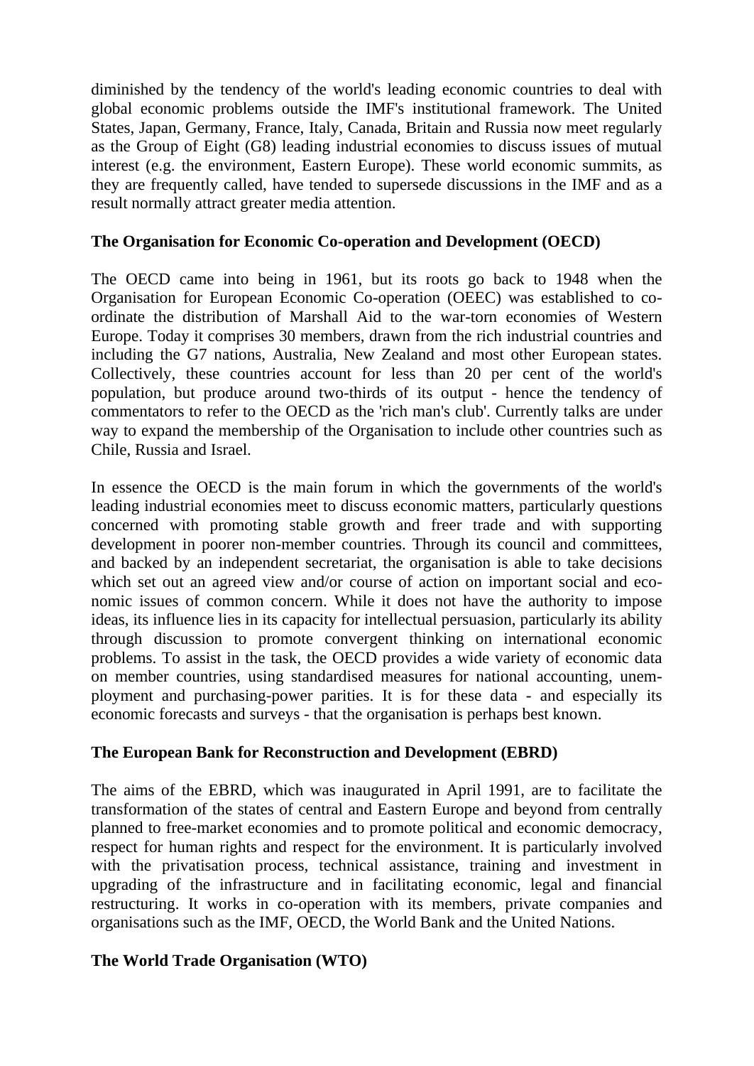diminished by the tendency of the world's leading economic countries to deal with global economic problems outside the IMF's institutional framework. The United States, Japan, Germany, France, Italy, Canada, Britain and Russia now meet regularly as the Group of Eight (G8) leading industrial economies to discuss issues of mutual interest (e.g. the environment, Eastern Europe). These world economic summits, as they are frequently called, have tended to supersede discussions in the IMF and as a result normally attract greater media attention.

**The Organisation for Economic Co-operation and Development (OECD)**

The OECD came into being in 1961, but its roots go back to 1948 when the Organisation for European Economic Co-operation (OEEC) was established to co-ordinate the distribution of Marshall Aid to the war-torn economies of Western Europe. Today it comprises 30 members, drawn from the rich industrial countries and including the G7 nations, Australia, New Zealand and most other European states. Collectively, these countries account for less than 20 per cent of the world's population, but produce around two-thirds of its output - hence the tendency of commentators to refer to the OECD as the 'rich man's club'. Currently talks are under way to expand the membership of the Organisation to include other countries such as Chile, Russia and Israel.

In essence the OECD is the main forum in which the governments of the world's leading industrial economies meet to discuss economic matters, particularly questions concerned with promoting stable growth and freer trade and with supporting development in poorer non-member countries. Through its council and committees, and backed by an independent secretariat, the organisation is able to take decisions which set out an agreed view and/or course of action on important social and economic issues of common concern. While it does not have the authority to impose ideas, its influence lies in its capacity for intellectual persuasion, particularly its ability through discussion to promote convergent thinking on international economic problems. To assist in the task, the OECD provides a wide variety of economic data on member countries, using standardised measures for national accounting, unemployment and purchasing-power parities. It is for these data - and especially its economic forecasts and surveys - that the organisation is perhaps best known.

**The European Bank for Reconstruction and Development (EBRD)**

The aims of the EBRD, which was inaugurated in April 1991, are to facilitate the transformation of the states of central and Eastern Europe and beyond from centrally planned to free-market economies and to promote political and economic democracy, respect for human rights and respect for the environment. It is particularly involved with the privatisation process, technical assistance, training and investment in upgrading of the infrastructure and in facilitating economic, legal and financial restructuring. It works in co-operation with its members, private companies and organisations such as the IMF, OECD, the World Bank and the United Nations.

**The World Trade Organisation (WTO)**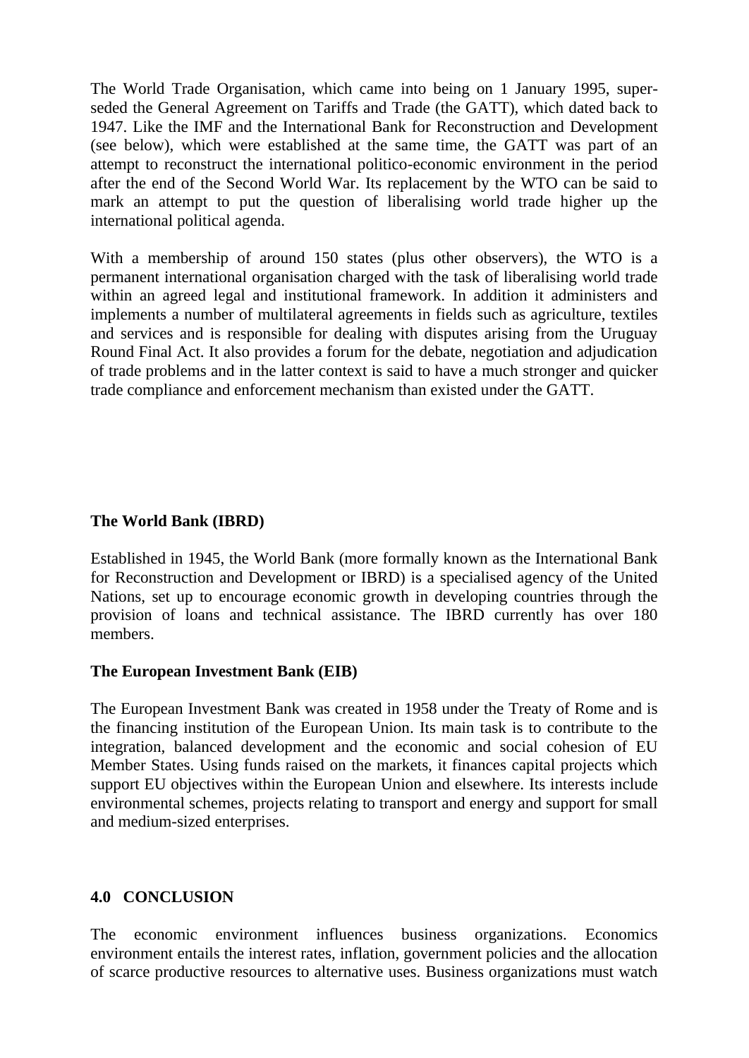The World Trade Organisation, which came into being on 1 January 1995, superseded the General Agreement on Tariffs and Trade (the GATT), which dated back to 1947. Like the IMF and the International Bank for Reconstruction and Development (see below), which were established at the same time, the GATT was part of an attempt to reconstruct the international politico-economic environment in the period after the end of the Second World War. Its replacement by the WTO can be said to mark an attempt to put the question of liberalising world trade higher up the international political agenda.

With a membership of around 150 states (plus other observers), the WTO is a permanent international organisation charged with the task of liberalising world trade within an agreed legal and institutional framework. In addition it administers and implements a number of multilateral agreements in fields such as agriculture, textiles and services and is responsible for dealing with disputes arising from the Uruguay Round Final Act. It also provides a forum for the debate, negotiation and adjudication of trade problems and in the latter context is said to have a much stronger and quicker trade compliance and enforcement mechanism than existed under the GATT.

**The World Bank (IBRD)**

Established in 1945, the World Bank (more formally known as the International Bank for Reconstruction and Development or IBRD) is a specialised agency of the United Nations, set up to encourage economic growth in developing countries through the provision of loans and technical assistance. The IBRD currently has over 180 members.

**The European Investment Bank (EIB)**

The European Investment Bank was created in 1958 under the Treaty of Rome and is the financing institution of the European Union. Its main task is to contribute to the integration, balanced development and the economic and social cohesion of EU Member States. Using funds raised on the markets, it finances capital projects which support EU objectives within the European Union and elsewhere. Its interests include environmental schemes, projects relating to transport and energy and support for small and medium-sized enterprises.

## 4.0 CONCLUSION

The economic environment influences business organizations. Economics environment entails the interest rates, inflation, government policies and the allocation of scarce productive resources to alternative uses. Business organizations must watch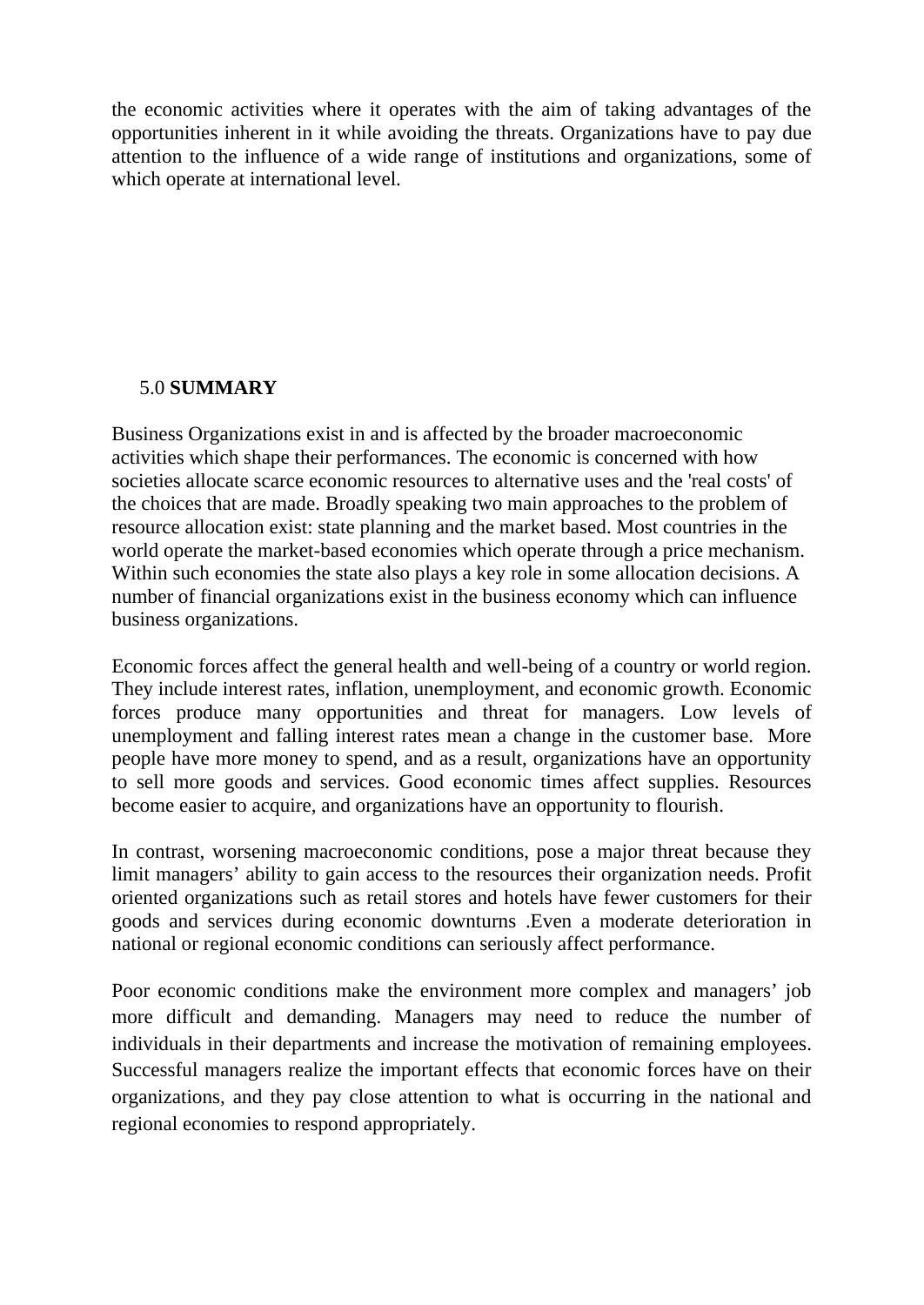the economic activities where it operates with the aim of taking advantages of the opportunities inherent in it while avoiding the threats. Organizations have to pay due attention to the influence of a wide range of institutions and organizations, some of which operate at international level.

## 5.0 **SUMMARY**

Business Organizations exist in and is affected by the broader macroeconomic activities which shape their performances. The economic is concerned with how societies allocate scarce economic resources to alternative uses and the 'real costs' of the choices that are made. Broadly speaking two main approaches to the problem of resource allocation exist: state planning and the market based. Most countries in the world operate the market-based economies which operate through a price mechanism. Within such economies the state also plays a key role in some allocation decisions. A number of financial organizations exist in the business economy which can influence business organizations.

Economic forces affect the general health and well-being of a country or world region. They include interest rates, inflation, unemployment, and economic growth. Economic forces produce many opportunities and threat for managers. Low levels of unemployment and falling interest rates mean a change in the customer base. More people have more money to spend, and as a result, organizations have an opportunity to sell more goods and services. Good economic times affect supplies. Resources become easier to acquire, and organizations have an opportunity to flourish.

In contrast, worsening macroeconomic conditions, pose a major threat because they limit managers' ability to gain access to the resources their organization needs. Profit oriented organizations such as retail stores and hotels have fewer customers for their goods and services during economic downturns .Even a moderate deterioration in national or regional economic conditions can seriously affect performance.

Poor economic conditions make the environment more complex and managers' job more difficult and demanding. Managers may need to reduce the number of individuals in their departments and increase the motivation of remaining employees. Successful managers realize the important effects that economic forces have on their organizations, and they pay close attention to what is occurring in the national and regional economies to respond appropriately.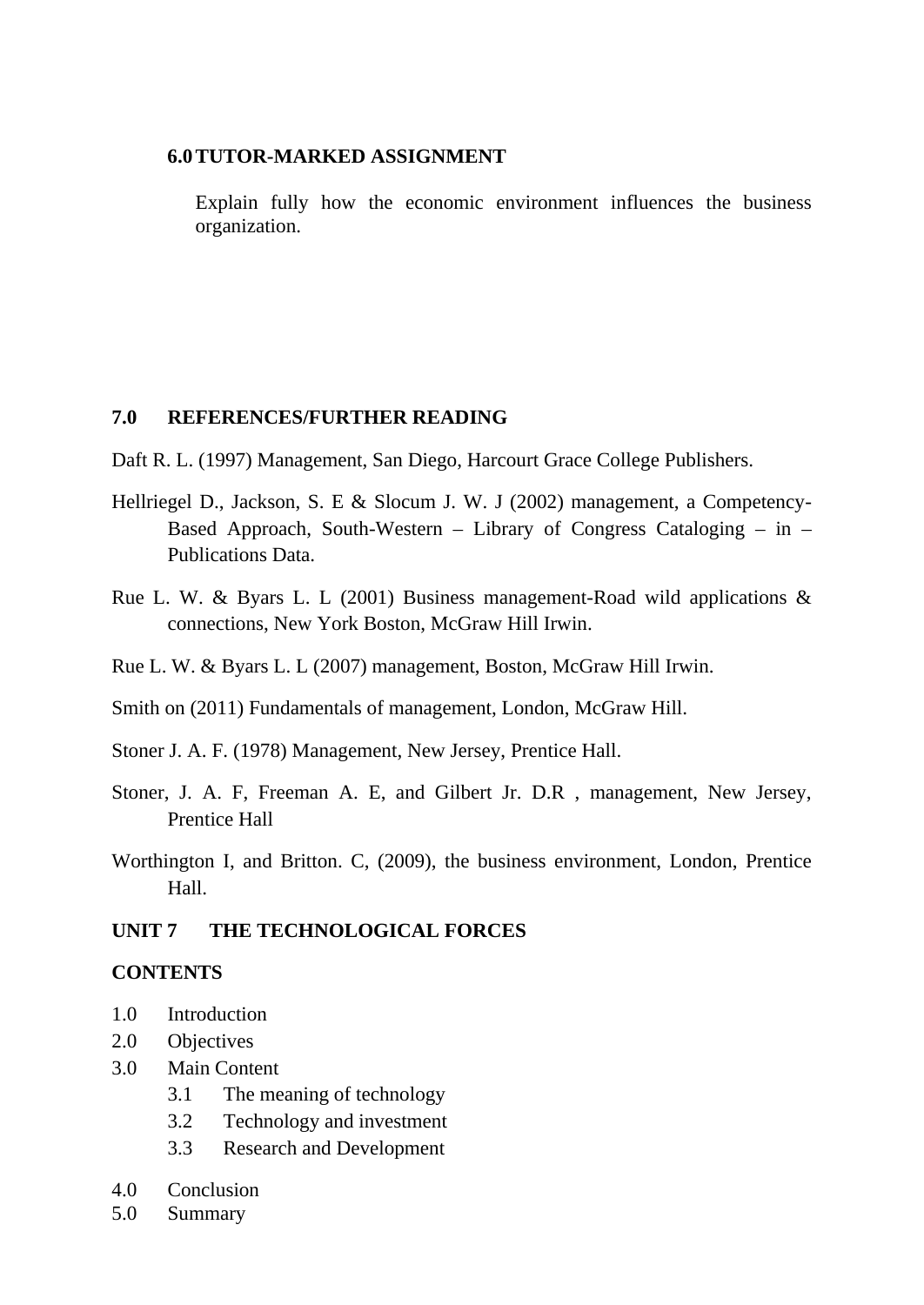## 6.0 TUTOR-MARKED ASSIGNMENT

Explain fully how the economic environment influences the business organization.

## 7.0 REFERENCES/FURTHER READING

Daft R. L. (1997) Management, San Diego, Harcourt Grace College Publishers.

Hellriegel D., Jackson, S. E & Slocum J. W. J (2002) management, a Competency-Based Approach, South-Western – Library of Congress Cataloging – in – Publications Data.

Rue L. W. & Byars L. L (2001) Business management-Road wild applications & connections, New York Boston, McGraw Hill Irwin.

Rue L. W. & Byars L. L (2007) management, Boston, McGraw Hill Irwin.

Smith on (2011) Fundamentals of management, London, McGraw Hill.

Stoner J. A. F. (1978) Management, New Jersey, Prentice Hall.

Stoner, J. A. F, Freeman A. E, and Gilbert Jr. D.R , management, New Jersey, Prentice Hall

Worthington I, and Britton. C, (2009), the business environment, London, Prentice Hall.

# UNIT 7 THE TECHNOLOGICAL FORCES

## CONTENTS

1.0 Introduction
2.0 Objectives
3.0 Main Content
 3.1 The meaning of technology
 3.2 Technology and investment
 3.3 Research and Development
4.0 Conclusion
5.0 Summary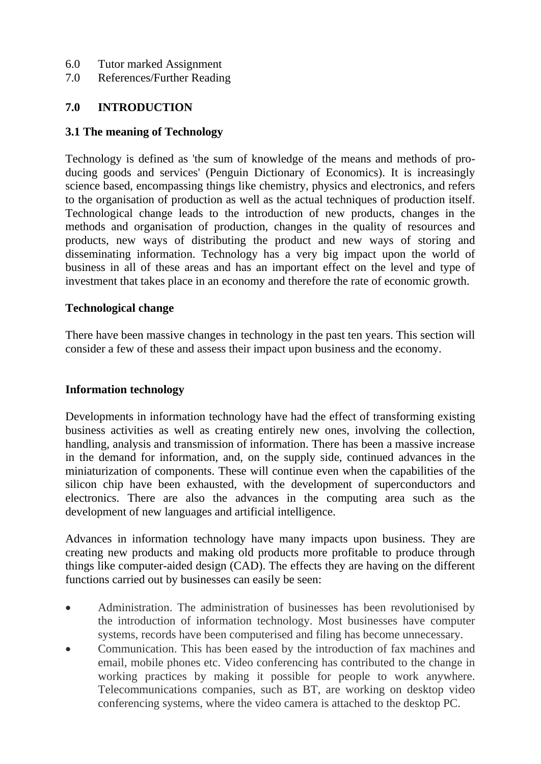6.0 Tutor marked Assignment
7.0 References/Further Reading

## 7.0 INTRODUCTION

### 3.1 The meaning of Technology

Technology is defined as 'the sum of knowledge of the means and methods of producing goods and services' (Penguin Dictionary of Economics). It is increasingly science based, encompassing things like chemistry, physics and electronics, and refers to the organisation of production as well as the actual techniques of production itself. Technological change leads to the introduction of new products, changes in the methods and organisation of production, changes in the quality of resources and products, new ways of distributing the product and new ways of storing and disseminating information. Technology has a very big impact upon the world of business in all of these areas and has an important effect on the level and type of investment that takes place in an economy and therefore the rate of economic growth.

**Technological change**

There have been massive changes in technology in the past ten years. This section will consider a few of these and assess their impact upon business and the economy.

**Information technology**

Developments in information technology have had the effect of transforming existing business activities as well as creating entirely new ones, involving the collection, handling, analysis and transmission of information. There has been a massive increase in the demand for information, and, on the supply side, continued advances in the miniaturization of components. These will continue even when the capabilities of the silicon chip have been exhausted, with the development of superconductors and electronics. There are also the advances in the computing area such as the development of new languages and artificial intelligence.

Advances in information technology have many impacts upon business. They are creating new products and making old products more profitable to produce through things like computer-aided design (CAD). The effects they are having on the different functions carried out by businesses can easily be seen:

- Administration. The administration of businesses has been revolutionised by the introduction of information technology. Most businesses have computer systems, records have been computerised and filing has become unnecessary.
- Communication. This has been eased by the introduction of fax machines and email, mobile phones etc. Video conferencing has contributed to the change in working practices by making it possible for people to work anywhere. Telecommunications companies, such as BT, are working on desktop video conferencing systems, where the video camera is attached to the desktop PC.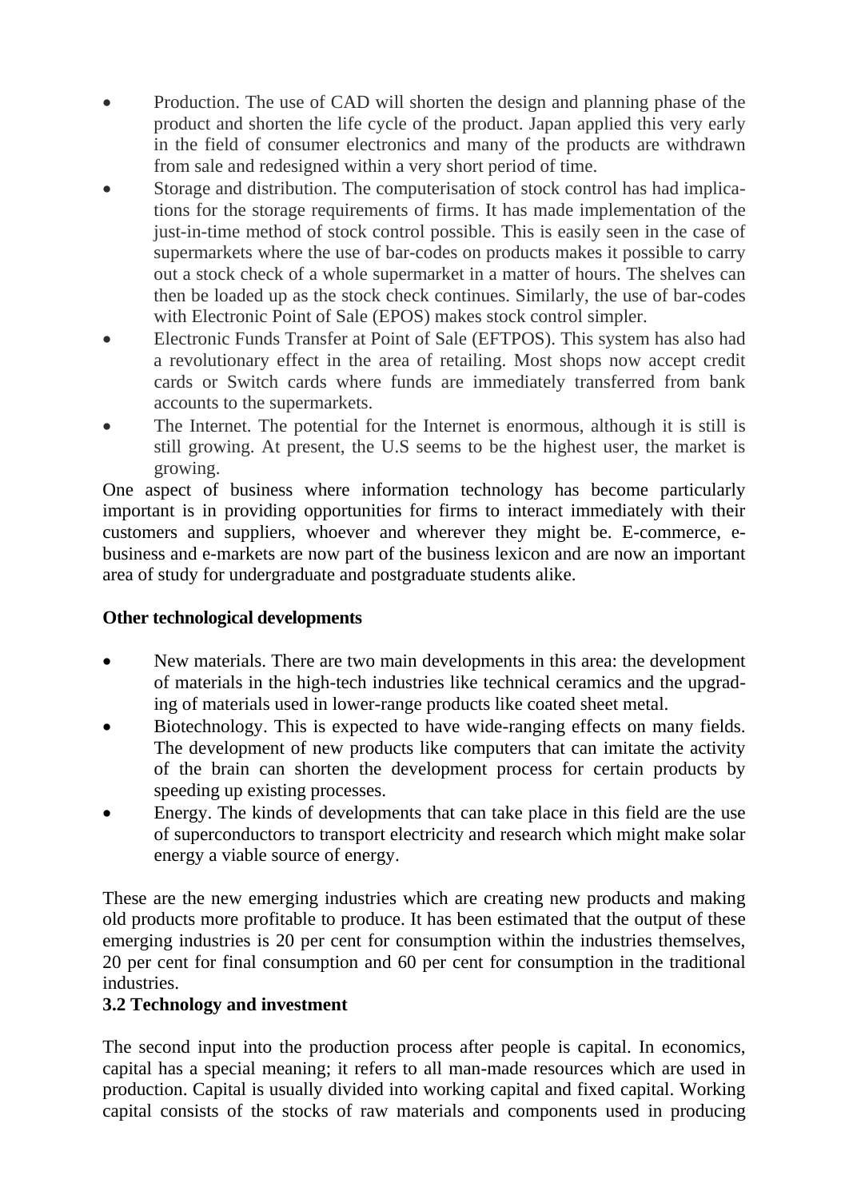- Production. The use of CAD will shorten the design and planning phase of the product and shorten the life cycle of the product. Japan applied this very early in the field of consumer electronics and many of the products are withdrawn from sale and redesigned within a very short period of time.
- Storage and distribution. The computerisation of stock control has had implications for the storage requirements of firms. It has made implementation of the just-in-time method of stock control possible. This is easily seen in the case of supermarkets where the use of bar-codes on products makes it possible to carry out a stock check of a whole supermarket in a matter of hours. The shelves can then be loaded up as the stock check continues. Similarly, the use of bar-codes with Electronic Point of Sale (EPOS) makes stock control simpler.
- Electronic Funds Transfer at Point of Sale (EFTPOS). This system has also had a revolutionary effect in the area of retailing. Most shops now accept credit cards or Switch cards where funds are immediately transferred from bank accounts to the supermarkets.
- The Internet. The potential for the Internet is enormous, although it is still is still growing. At present, the U.S seems to be the highest user, the market is growing.

One aspect of business where information technology has become particularly important is in providing opportunities for firms to interact immediately with their customers and suppliers, whoever and wherever they might be. E-commerce, e-business and e-markets are now part of the business lexicon and are now an important area of study for undergraduate and postgraduate students alike.

**Other technological developments**

- New materials. There are two main developments in this area: the development of materials in the high-tech industries like technical ceramics and the upgrading of materials used in lower-range products like coated sheet metal.
- Biotechnology. This is expected to have wide-ranging effects on many fields. The development of new products like computers that can imitate the activity of the brain can shorten the development process for certain products by speeding up existing processes.
- Energy. The kinds of developments that can take place in this field are the use of superconductors to transport electricity and research which might make solar energy a viable source of energy.

These are the new emerging industries which are creating new products and making old products more profitable to produce. It has been estimated that the output of these emerging industries is 20 per cent for consumption within the industries themselves, 20 per cent for final consumption and 60 per cent for consumption in the traditional industries.

**3.2 Technology and investment**

The second input into the production process after people is capital. In economics, capital has a special meaning; it refers to all man-made resources which are used in production. Capital is usually divided into working capital and fixed capital. Working capital consists of the stocks of raw materials and components used in producing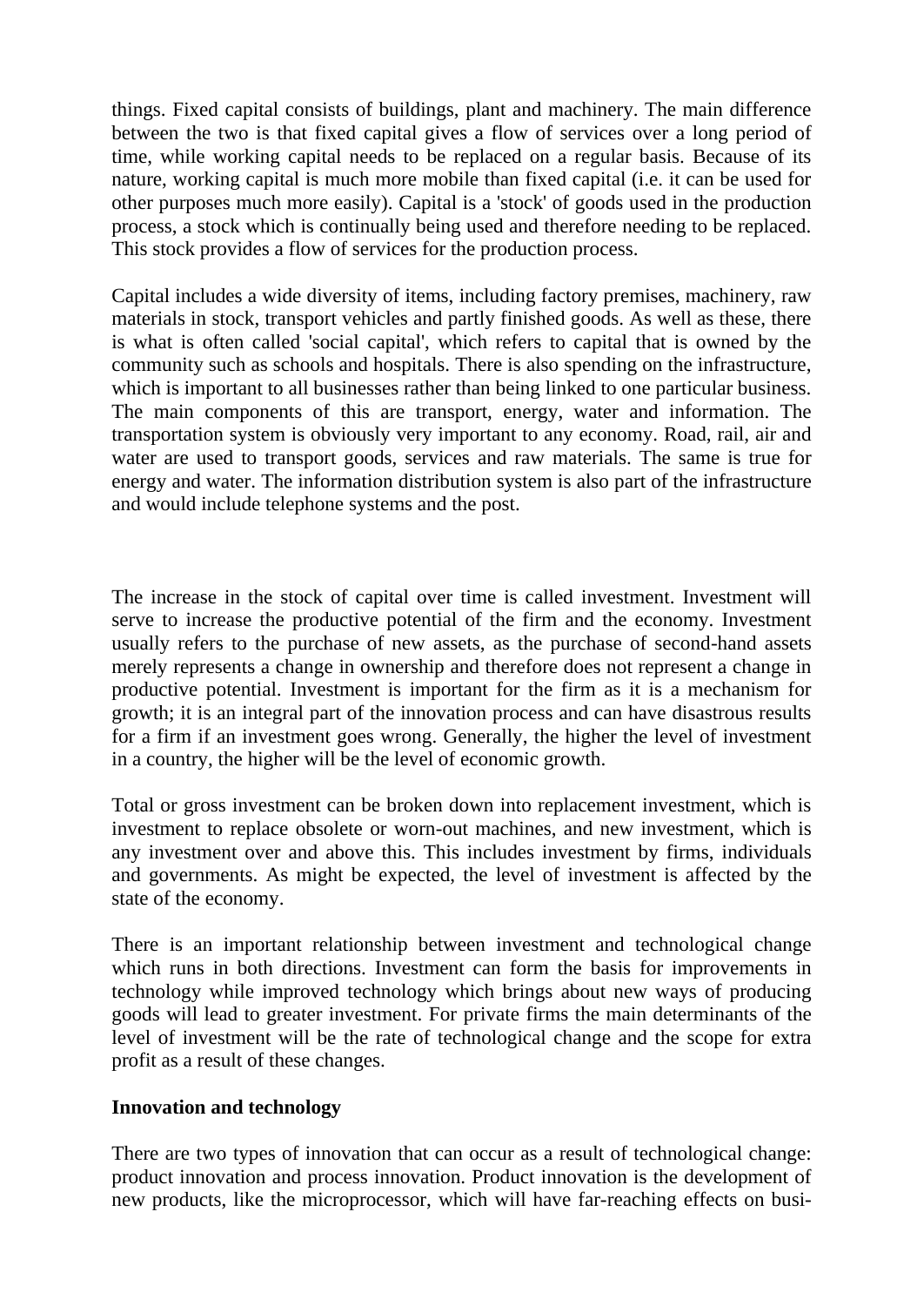things. Fixed capital consists of buildings, plant and machinery. The main difference between the two is that fixed capital gives a flow of services over a long period of time, while working capital needs to be replaced on a regular basis. Because of its nature, working capital is much more mobile than fixed capital (i.e. it can be used for other purposes much more easily). Capital is a 'stock' of goods used in the production process, a stock which is continually being used and therefore needing to be replaced. This stock provides a flow of services for the production process.

Capital includes a wide diversity of items, including factory premises, machinery, raw materials in stock, transport vehicles and partly finished goods. As well as these, there is what is often called 'social capital', which refers to capital that is owned by the community such as schools and hospitals. There is also spending on the infrastructure, which is important to all businesses rather than being linked to one particular business. The main components of this are transport, energy, water and information. The transportation system is obviously very important to any economy. Road, rail, air and water are used to transport goods, services and raw materials. The same is true for energy and water. The information distribution system is also part of the infrastructure and would include telephone systems and the post.

The increase in the stock of capital over time is called investment. Investment will serve to increase the productive potential of the firm and the economy. Investment usually refers to the purchase of new assets, as the purchase of second-hand assets merely represents a change in ownership and therefore does not represent a change in productive potential. Investment is important for the firm as it is a mechanism for growth; it is an integral part of the innovation process and can have disastrous results for a firm if an investment goes wrong. Generally, the higher the level of investment in a country, the higher will be the level of economic growth.

Total or gross investment can be broken down into replacement investment, which is investment to replace obsolete or worn-out machines, and new investment, which is any investment over and above this. This includes investment by firms, individuals and governments. As might be expected, the level of investment is affected by the state of the economy.

There is an important relationship between investment and technological change which runs in both directions. Investment can form the basis for improvements in technology while improved technology which brings about new ways of producing goods will lead to greater investment. For private firms the main determinants of the level of investment will be the rate of technological change and the scope for extra profit as a result of these changes.

**Innovation and technology**

There are two types of innovation that can occur as a result of technological change: product innovation and process innovation. Product innovation is the development of new products, like the microprocessor, which will have far-reaching effects on busi-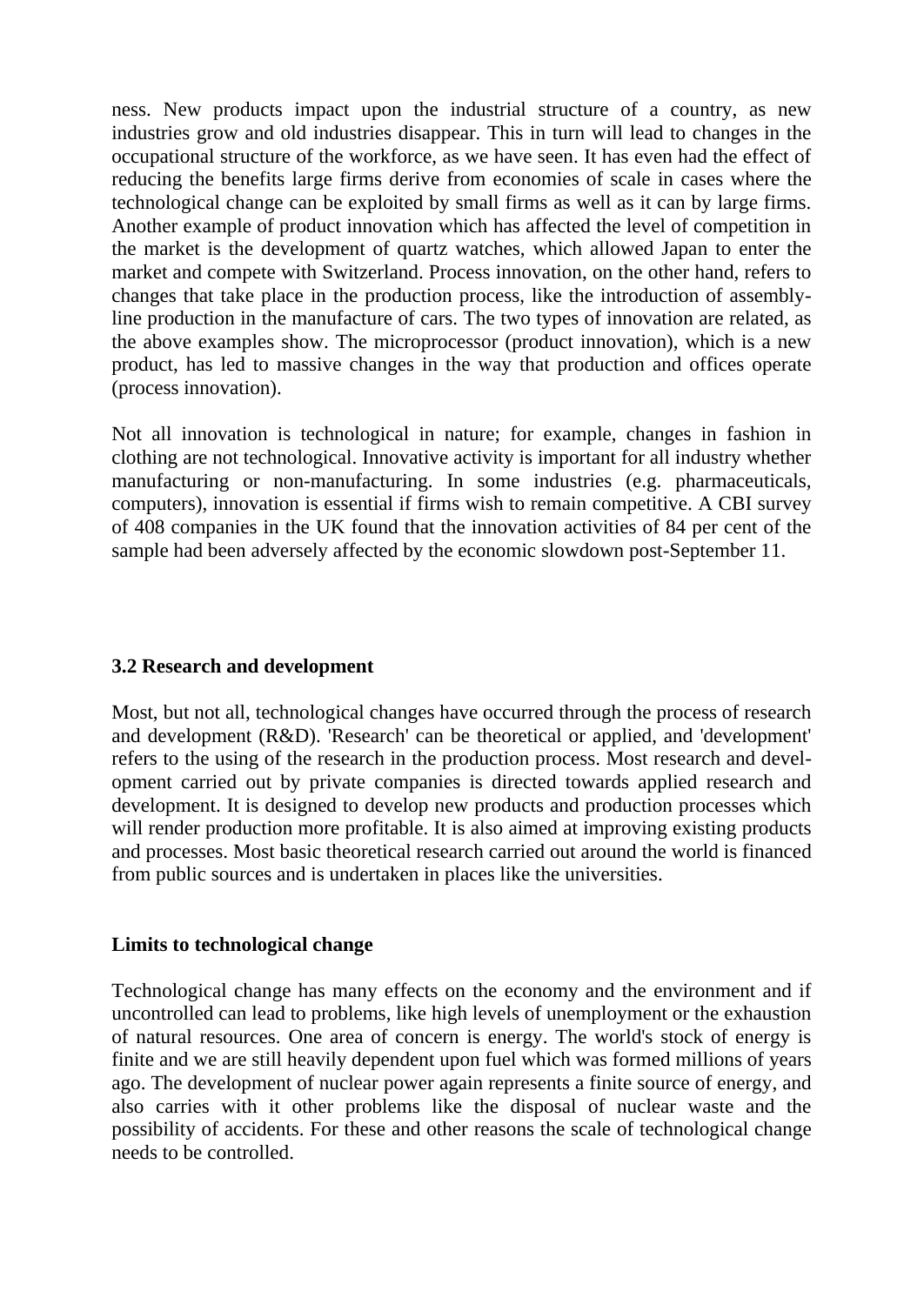ness. New products impact upon the industrial structure of a country, as new industries grow and old industries disappear. This in turn will lead to changes in the occupational structure of the workforce, as we have seen. It has even had the effect of reducing the benefits large firms derive from economies of scale in cases where the technological change can be exploited by small firms as well as it can by large firms. Another example of product innovation which has affected the level of competition in the market is the development of quartz watches, which allowed Japan to enter the market and compete with Switzerland. Process innovation, on the other hand, refers to changes that take place in the production process, like the introduction of assembly-line production in the manufacture of cars. The two types of innovation are related, as the above examples show. The microprocessor (product innovation), which is a new product, has led to massive changes in the way that production and offices operate (process innovation).

Not all innovation is technological in nature; for example, changes in fashion in clothing are not technological. Innovative activity is important for all industry whether manufacturing or non-manufacturing. In some industries (e.g. pharmaceuticals, computers), innovation is essential if firms wish to remain competitive. A CBI survey of 408 companies in the UK found that the innovation activities of 84 per cent of the sample had been adversely affected by the economic slowdown post-September 11.

### 3.2 Research and development

Most, but not all, technological changes have occurred through the process of research and development (R&D). 'Research' can be theoretical or applied, and 'development' refers to the using of the research in the production process. Most research and development carried out by private companies is directed towards applied research and development. It is designed to develop new products and production processes which will render production more profitable. It is also aimed at improving existing products and processes. Most basic theoretical research carried out around the world is financed from public sources and is undertaken in places like the universities.

#### Limits to technological change

Technological change has many effects on the economy and the environment and if uncontrolled can lead to problems, like high levels of unemployment or the exhaustion of natural resources. One area of concern is energy. The world's stock of energy is finite and we are still heavily dependent upon fuel which was formed millions of years ago. The development of nuclear power again represents a finite source of energy, and also carries with it other problems like the disposal of nuclear waste and the possibility of accidents. For these and other reasons the scale of technological change needs to be controlled.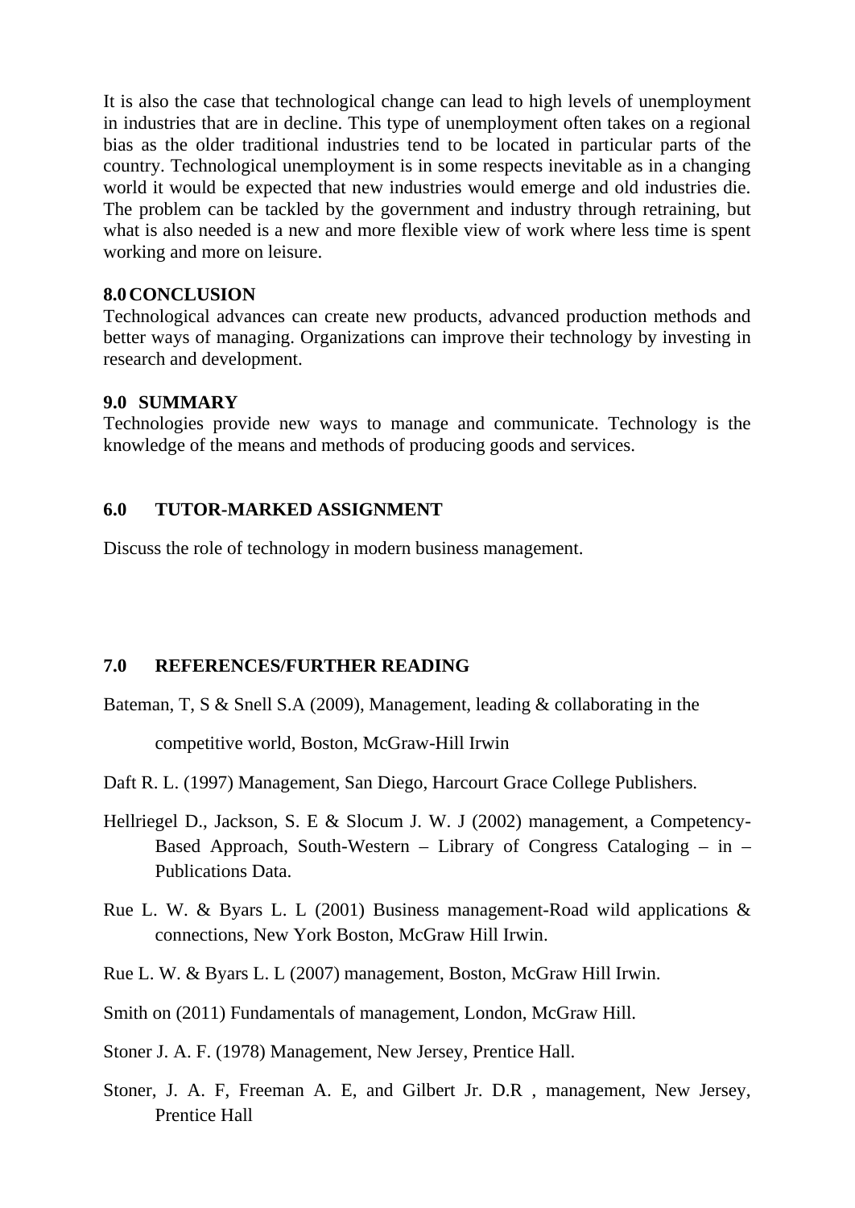It is also the case that technological change can lead to high levels of unemployment in industries that are in decline. This type of unemployment often takes on a regional bias as the older traditional industries tend to be located in particular parts of the country. Technological unemployment is in some respects inevitable as in a changing world it would be expected that new industries would emerge and old industries die. The problem can be tackled by the government and industry through retraining, but what is also needed is a new and more flexible view of work where less time is spent working and more on leisure.

### 8.0 CONCLUSION

Technological advances can create new products, advanced production methods and better ways of managing. Organizations can improve their technology by investing in research and development.

### 9.0 SUMMARY

Technologies provide new ways to manage and communicate. Technology is the knowledge of the means and methods of producing goods and services.

### 6.0 TUTOR-MARKED ASSIGNMENT

Discuss the role of technology in modern business management.

### 7.0 REFERENCES/FURTHER READING

Bateman, T, S & Snell S.A (2009), Management, leading & collaborating in the competitive world, Boston, McGraw-Hill Irwin

Daft R. L. (1997) Management, San Diego, Harcourt Grace College Publishers.

Hellriegel D., Jackson, S. E & Slocum J. W. J (2002) management, a Competency-Based Approach, South-Western – Library of Congress Cataloging – in – Publications Data.

Rue L. W. & Byars L. L (2001) Business management-Road wild applications & connections, New York Boston, McGraw Hill Irwin.

Rue L. W. & Byars L. L (2007) management, Boston, McGraw Hill Irwin.

Smith on (2011) Fundamentals of management, London, McGraw Hill.

Stoner J. A. F. (1978) Management, New Jersey, Prentice Hall.

Stoner, J. A. F, Freeman A. E, and Gilbert Jr. D.R , management, New Jersey, Prentice Hall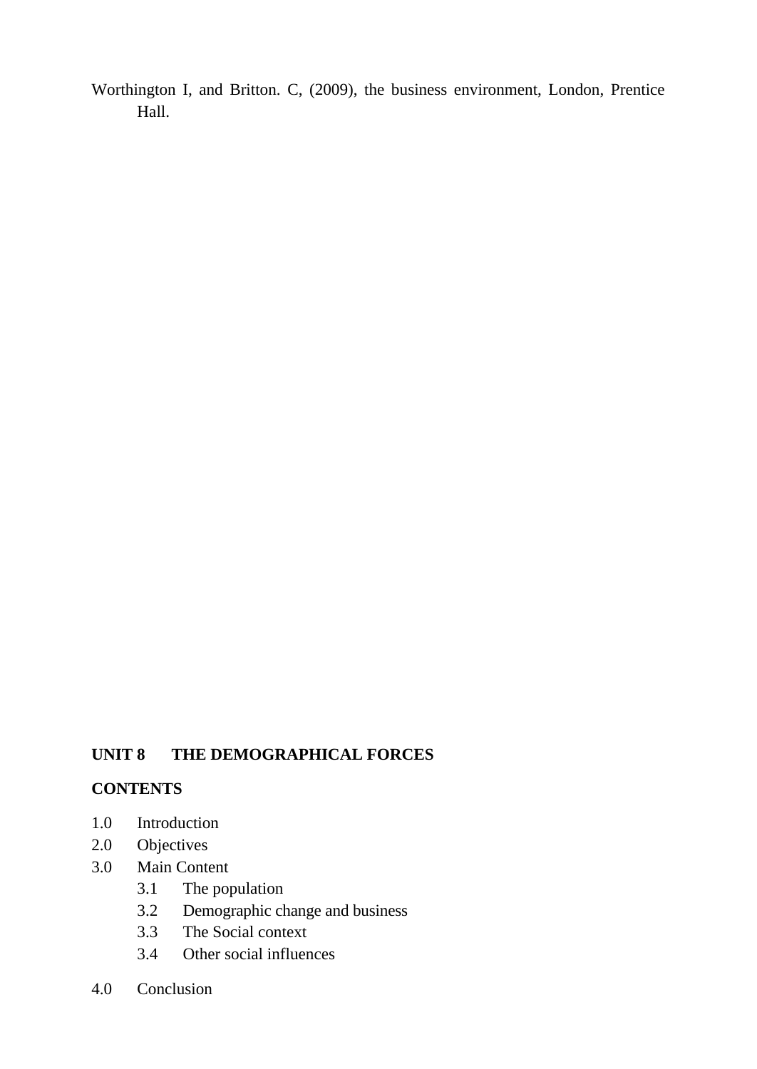Worthington I, and Britton. C, (2009), the business environment, London, Prentice Hall.

## UNIT 8 THE DEMOGRAPHICAL FORCES

**CONTENTS**

1.0 Introduction
2.0 Objectives
3.0 Main Content
    3.1 The population
    3.2 Demographic change and business
    3.3 The Social context
    3.4 Other social influences
4.0 Conclusion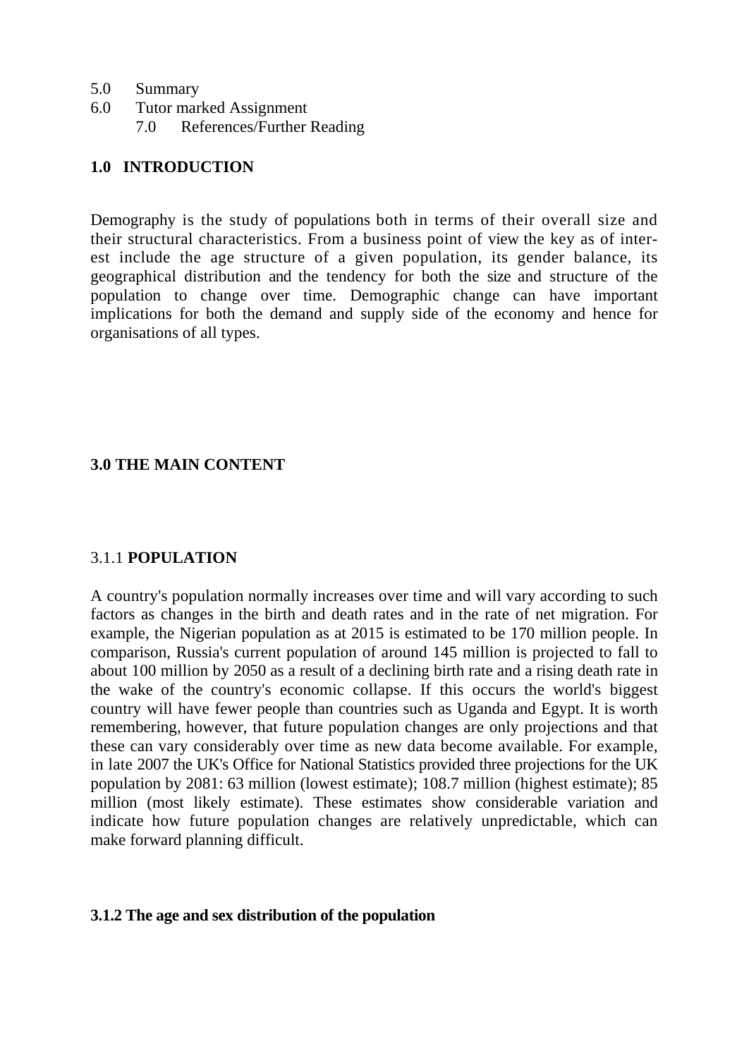5.0 Summary

6.0 Tutor marked Assignment

7.0 References/Further Reading

## 1.0 INTRODUCTION

Demography is the study of populations both in terms of their overall size and their structural characteristics. From a business point of view the key as of interest include the age structure of a given population, its gender balance, its geographical distribution and the tendency for both the size and structure of the population to change over time. Demographic change can have important implications for both the demand and supply side of the economy and hence for organisations of all types.

## 3.0 THE MAIN CONTENT

### 3.1.1 POPULATION

A country's population normally increases over time and will vary according to such factors as changes in the birth and death rates and in the rate of net migration. For example, the Nigerian population as at 2015 is estimated to be 170 million people. In comparison, Russia's current population of around 145 million is projected to fall to about 100 million by 2050 as a result of a declining birth rate and a rising death rate in the wake of the country's economic collapse. If this occurs the world's biggest country will have fewer people than countries such as Uganda and Egypt. It is worth remembering, however, that future population changes are only projections and that these can vary considerably over time as new data become available. For example, in late 2007 the UK's Office for National Statistics provided three projections for the UK population by 2081: 63 million (lowest estimate); 108.7 million (highest estimate); 85 million (most likely estimate). These estimates show considerable variation and indicate how future population changes are relatively unpredictable, which can make forward planning difficult.

### 3.1.2 The age and sex distribution of the population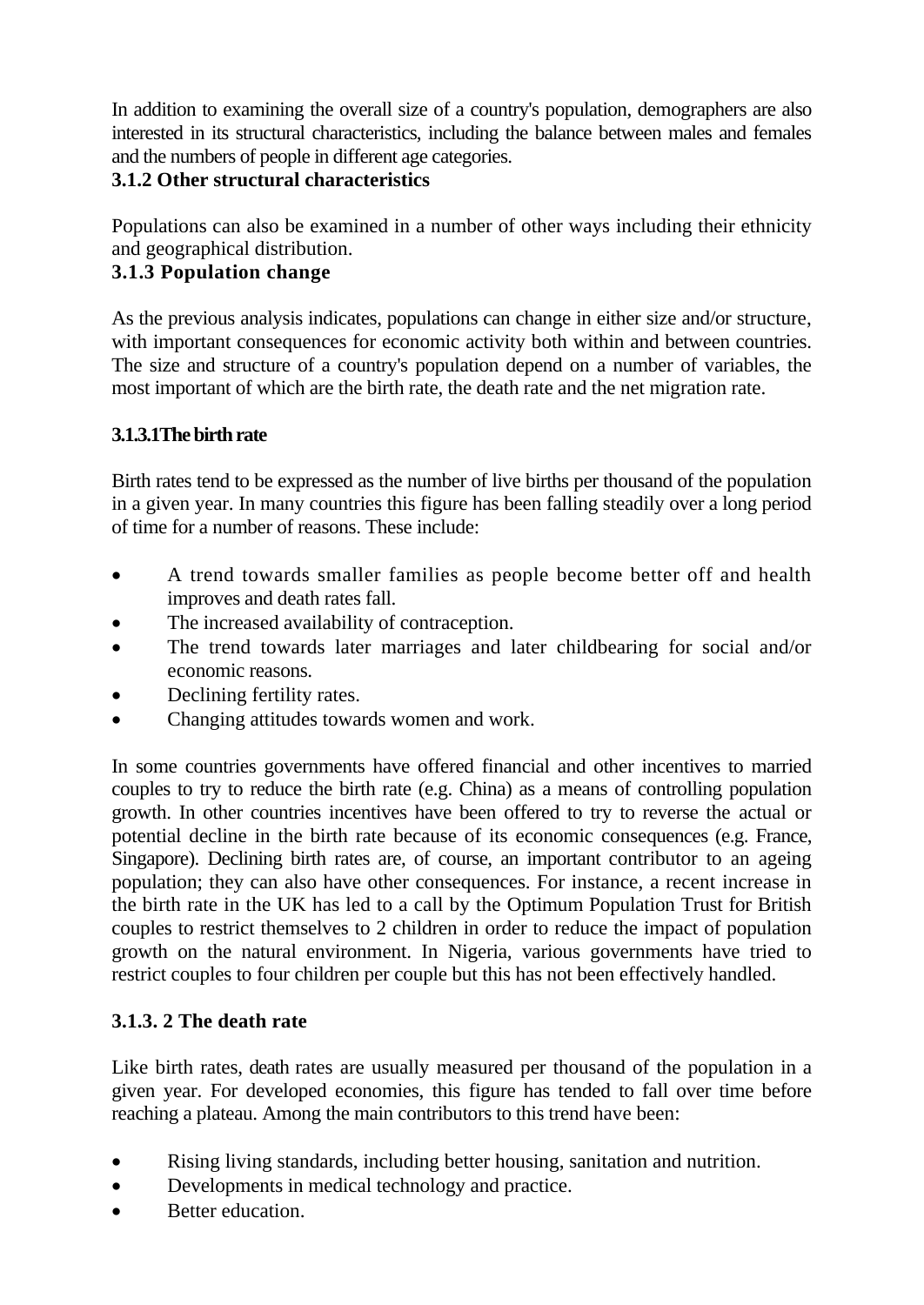In addition to examining the overall size of a country's population, demographers are also interested in its structural characteristics, including the balance between males and females and the numbers of people in different age categories.

### 3.1.2 Other structural characteristics

Populations can also be examined in a number of other ways including their ethnicity and geographical distribution.

### 3.1.3 Population change

As the previous analysis indicates, populations can change in either size and/or structure, with important consequences for economic activity both within and between countries. The size and structure of a country's population depend on a number of variables, the most important of which are the birth rate, the death rate and the net migration rate.

#### 3.1.3.1The birth rate

Birth rates tend to be expressed as the number of live births per thousand of the population in a given year. In many countries this figure has been falling steadily over a long period of time for a number of reasons. These include:

- A trend towards smaller families as people become better off and health improves and death rates fall.
- The increased availability of contraception.
- The trend towards later marriages and later childbearing for social and/or economic reasons.
- Declining fertility rates.
- Changing attitudes towards women and work.

In some countries governments have offered financial and other incentives to married couples to try to reduce the birth rate (e.g. China) as a means of controlling population growth. In other countries incentives have been offered to try to reverse the actual or potential decline in the birth rate because of its economic consequences (e.g. France, Singapore). Declining birth rates are, of course, an important contributor to an ageing population; they can also have other consequences. For instance, a recent increase in the birth rate in the UK has led to a call by the Optimum Population Trust for British couples to restrict themselves to 2 children in order to reduce the impact of population growth on the natural environment. In Nigeria, various governments have tried to restrict couples to four children per couple but this has not been effectively handled.

#### 3.1.3. 2 The death rate

Like birth rates, death rates are usually measured per thousand of the population in a given year. For developed economies, this figure has tended to fall over time before reaching a plateau. Among the main contributors to this trend have been:

- Rising living standards, including better housing, sanitation and nutrition.
- Developments in medical technology and practice.
- Better education.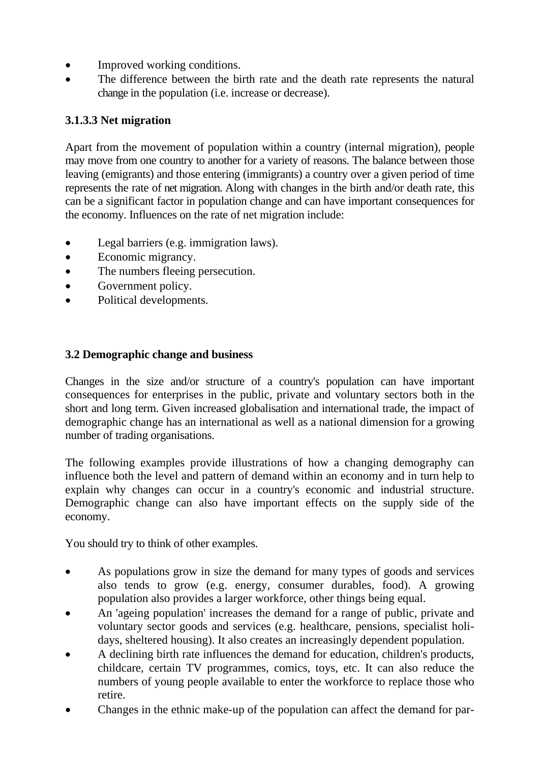- Improved working conditions.
- The difference between the birth rate and the death rate represents the natural change in the population (i.e. increase or decrease).

**3.1.3.3 Net migration**

Apart from the movement of population within a country (internal migration), people may move from one country to another for a variety of reasons. The balance between those leaving (emigrants) and those entering (immigrants) a country over a given period of time represents the rate of net migration. Along with changes in the birth and/or death rate, this can be a significant factor in population change and can have important consequences for the economy. Influences on the rate of net migration include:

- Legal barriers (e.g. immigration laws).
- Economic migrancy.
- The numbers fleeing persecution.
- Government policy.
- Political developments.

**3.2 Demographic change and business**

Changes in the size and/or structure of a country's population can have important consequences for enterprises in the public, private and voluntary sectors both in the short and long term. Given increased globalisation and international trade, the impact of demographic change has an international as well as a national dimension for a growing number of trading organisations.

The following examples provide illustrations of how a changing demography can influence both the level and pattern of demand within an economy and in turn help to explain why changes can occur in a country's economic and industrial structure. Demographic change can also have important effects on the supply side of the economy.

You should try to think of other examples.

- As populations grow in size the demand for many types of goods and services also tends to grow (e.g. energy, consumer durables, food). A growing population also provides a larger workforce, other things being equal.
- An 'ageing population' increases the demand for a range of public, private and voluntary sector goods and services (e.g. healthcare, pensions, specialist holidays, sheltered housing). It also creates an increasingly dependent population.
- A declining birth rate influences the demand for education, children's products, childcare, certain TV programmes, comics, toys, etc. It can also reduce the numbers of young people available to enter the workforce to replace those who retire.
- Changes in the ethnic make-up of the population can affect the demand for par-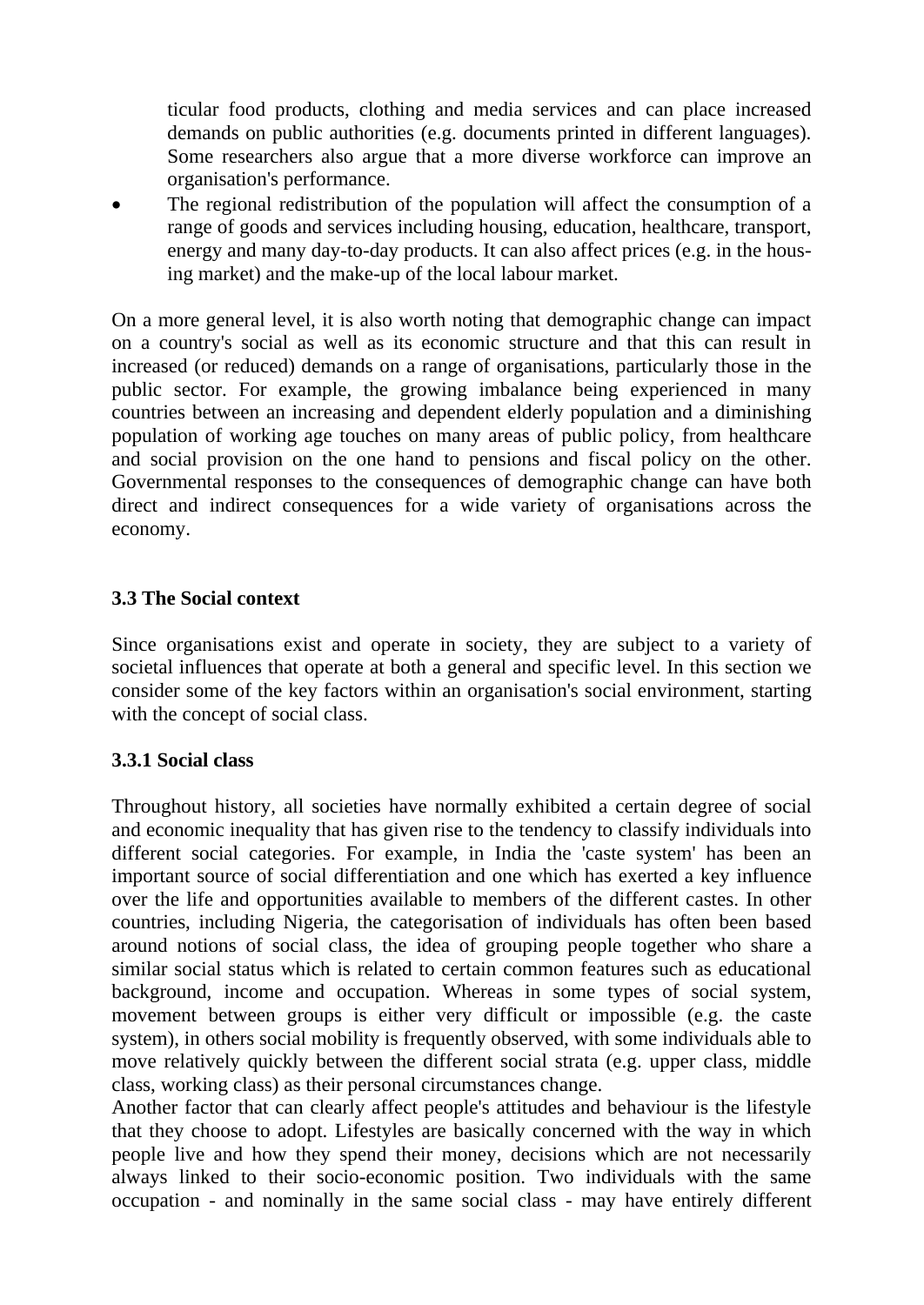ticular food products, clothing and media services and can place increased demands on public authorities (e.g. documents printed in different languages). Some researchers also argue that a more diverse workforce can improve an organisation's performance.

- The regional redistribution of the population will affect the consumption of a range of goods and services including housing, education, healthcare, transport, energy and many day-to-day products. It can also affect prices (e.g. in the housing market) and the make-up of the local labour market.

On a more general level, it is also worth noting that demographic change can impact on a country's social as well as its economic structure and that this can result in increased (or reduced) demands on a range of organisations, particularly those in the public sector. For example, the growing imbalance being experienced in many countries between an increasing and dependent elderly population and a diminishing population of working age touches on many areas of public policy, from healthcare and social provision on the one hand to pensions and fiscal policy on the other. Governmental responses to the consequences of demographic change can have both direct and indirect consequences for a wide variety of organisations across the economy.

### 3.3 The Social context

Since organisations exist and operate in society, they are subject to a variety of societal influences that operate at both a general and specific level. In this section we consider some of the key factors within an organisation's social environment, starting with the concept of social class.

#### 3.3.1 Social class

Throughout history, all societies have normally exhibited a certain degree of social and economic inequality that has given rise to the tendency to classify individuals into different social categories. For example, in India the 'caste system' has been an important source of social differentiation and one which has exerted a key influence over the life and opportunities available to members of the different castes. In other countries, including Nigeria, the categorisation of individuals has often been based around notions of social class, the idea of grouping people together who share a similar social status which is related to certain common features such as educational background, income and occupation. Whereas in some types of social system, movement between groups is either very difficult or impossible (e.g. the caste system), in others social mobility is frequently observed, with some individuals able to move relatively quickly between the different social strata (e.g. upper class, middle class, working class) as their personal circumstances change.

Another factor that can clearly affect people's attitudes and behaviour is the lifestyle that they choose to adopt. Lifestyles are basically concerned with the way in which people live and how they spend their money, decisions which are not necessarily always linked to their socio-economic position. Two individuals with the same occupation - and nominally in the same social class - may have entirely different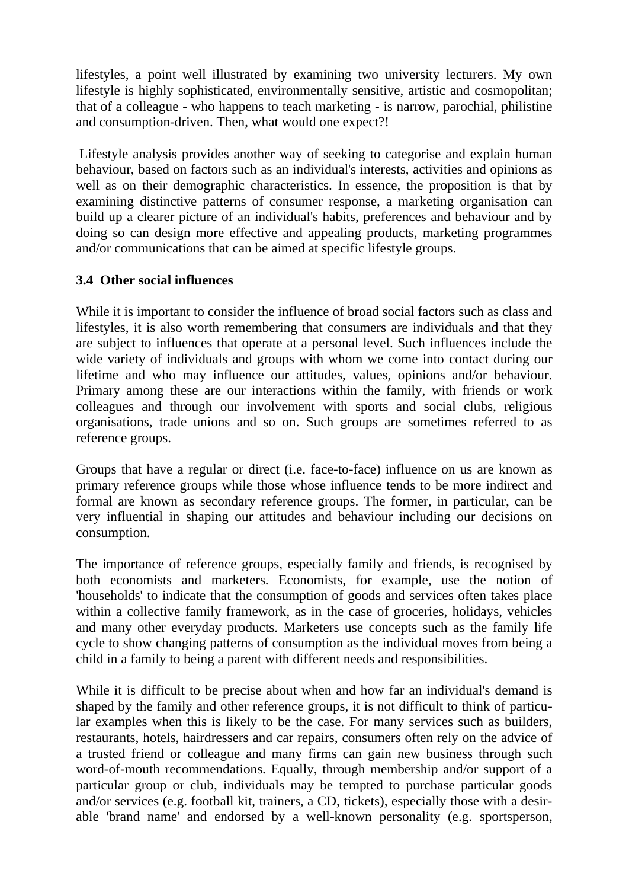lifestyles, a point well illustrated by examining two university lecturers. My own lifestyle is highly sophisticated, environmentally sensitive, artistic and cosmopolitan; that of a colleague - who happens to teach marketing - is narrow, parochial, philistine and consumption-driven. Then, what would one expect?!

Lifestyle analysis provides another way of seeking to categorise and explain human behaviour, based on factors such as an individual's interests, activities and opinions as well as on their demographic characteristics. In essence, the proposition is that by examining distinctive patterns of consumer response, a marketing organisation can build up a clearer picture of an individual's habits, preferences and behaviour and by doing so can design more effective and appealing products, marketing programmes and/or communications that can be aimed at specific lifestyle groups.

### 3.4 Other social influences

While it is important to consider the influence of broad social factors such as class and lifestyles, it is also worth remembering that consumers are individuals and that they are subject to influences that operate at a personal level. Such influences include the wide variety of individuals and groups with whom we come into contact during our lifetime and who may influence our attitudes, values, opinions and/or behaviour. Primary among these are our interactions within the family, with friends or work colleagues and through our involvement with sports and social clubs, religious organisations, trade unions and so on. Such groups are sometimes referred to as reference groups.

Groups that have a regular or direct (i.e. face-to-face) influence on us are known as primary reference groups while those whose influence tends to be more indirect and formal are known as secondary reference groups. The former, in particular, can be very influential in shaping our attitudes and behaviour including our decisions on consumption.

The importance of reference groups, especially family and friends, is recognised by both economists and marketers. Economists, for example, use the notion of 'households' to indicate that the consumption of goods and services often takes place within a collective family framework, as in the case of groceries, holidays, vehicles and many other everyday products. Marketers use concepts such as the family life cycle to show changing patterns of consumption as the individual moves from being a child in a family to being a parent with different needs and responsibilities.

While it is difficult to be precise about when and how far an individual's demand is shaped by the family and other reference groups, it is not difficult to think of particular examples when this is likely to be the case. For many services such as builders, restaurants, hotels, hairdressers and car repairs, consumers often rely on the advice of a trusted friend or colleague and many firms can gain new business through such word-of-mouth recommendations. Equally, through membership and/or support of a particular group or club, individuals may be tempted to purchase particular goods and/or services (e.g. football kit, trainers, a CD, tickets), especially those with a desirable 'brand name' and endorsed by a well-known personality (e.g. sportsperson,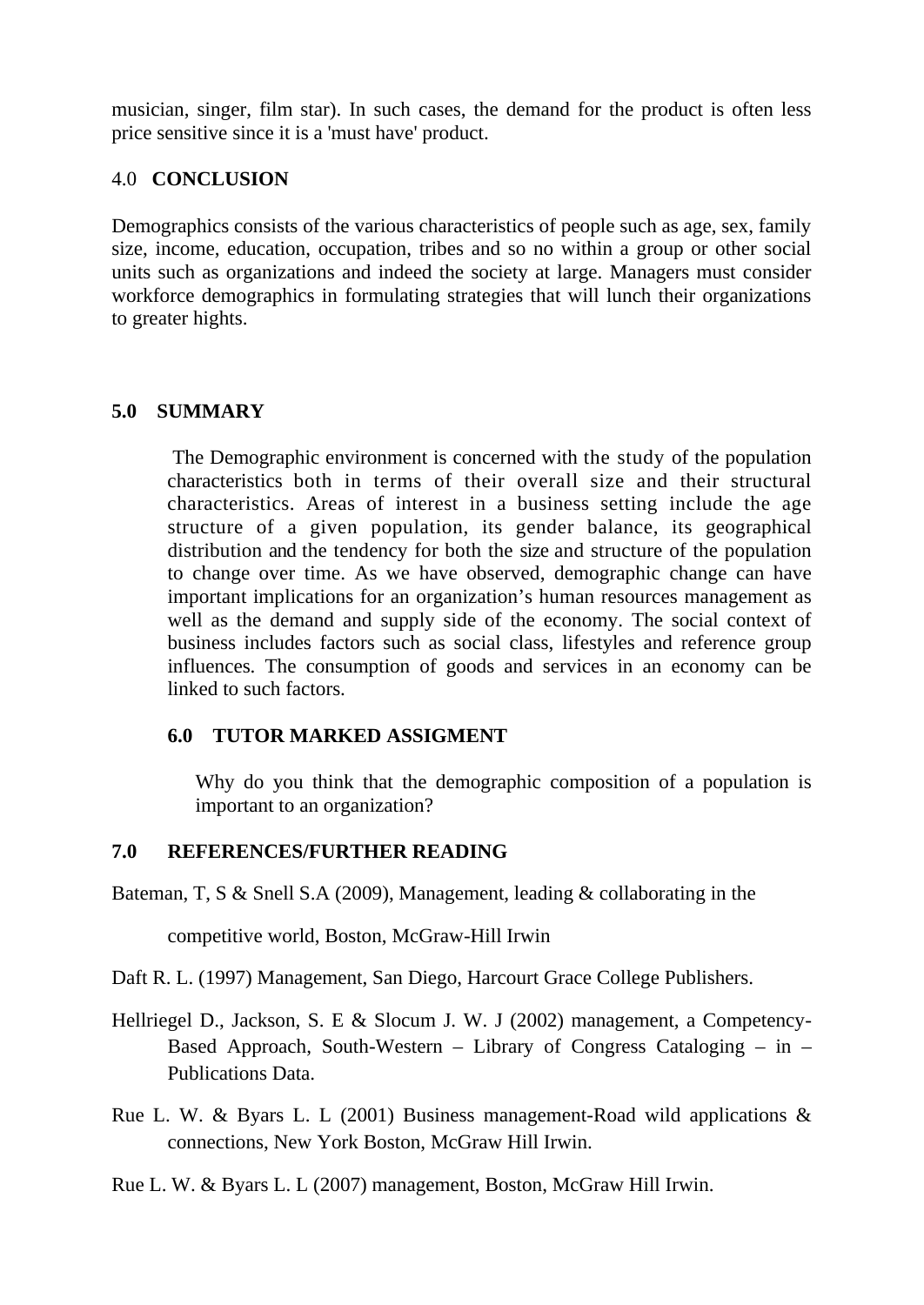musician, singer, film star). In such cases, the demand for the product is often less price sensitive since it is a 'must have' product.

## 4.0 CONCLUSION

Demographics consists of the various characteristics of people such as age, sex, family size, income, education, occupation, tribes and so no within a group or other social units such as organizations and indeed the society at large. Managers must consider workforce demographics in formulating strategies that will lunch their organizations to greater hights.

## 5.0 SUMMARY

The Demographic environment is concerned with the study of the population characteristics both in terms of their overall size and their structural characteristics. Areas of interest in a business setting include the age structure of a given population, its gender balance, its geographical distribution and the tendency for both the size and structure of the population to change over time. As we have observed, demographic change can have important implications for an organization's human resources management as well as the demand and supply side of the economy. The social context of business includes factors such as social class, lifestyles and reference group influences. The consumption of goods and services in an economy can be linked to such factors.

## 6.0 TUTOR MARKED ASSIGMENT

Why do you think that the demographic composition of a population is important to an organization?

## 7.0 REFERENCES/FURTHER READING

Bateman, T, S & Snell S.A (2009), Management, leading & collaborating in the competitive world, Boston, McGraw-Hill Irwin

Daft R. L. (1997) Management, San Diego, Harcourt Grace College Publishers.

Hellriegel D., Jackson, S. E & Slocum J. W. J (2002) management, a Competency-Based Approach, South-Western – Library of Congress Cataloging – in – Publications Data.

Rue L. W. & Byars L. L (2001) Business management-Road wild applications & connections, New York Boston, McGraw Hill Irwin.

Rue L. W. & Byars L. L (2007) management, Boston, McGraw Hill Irwin.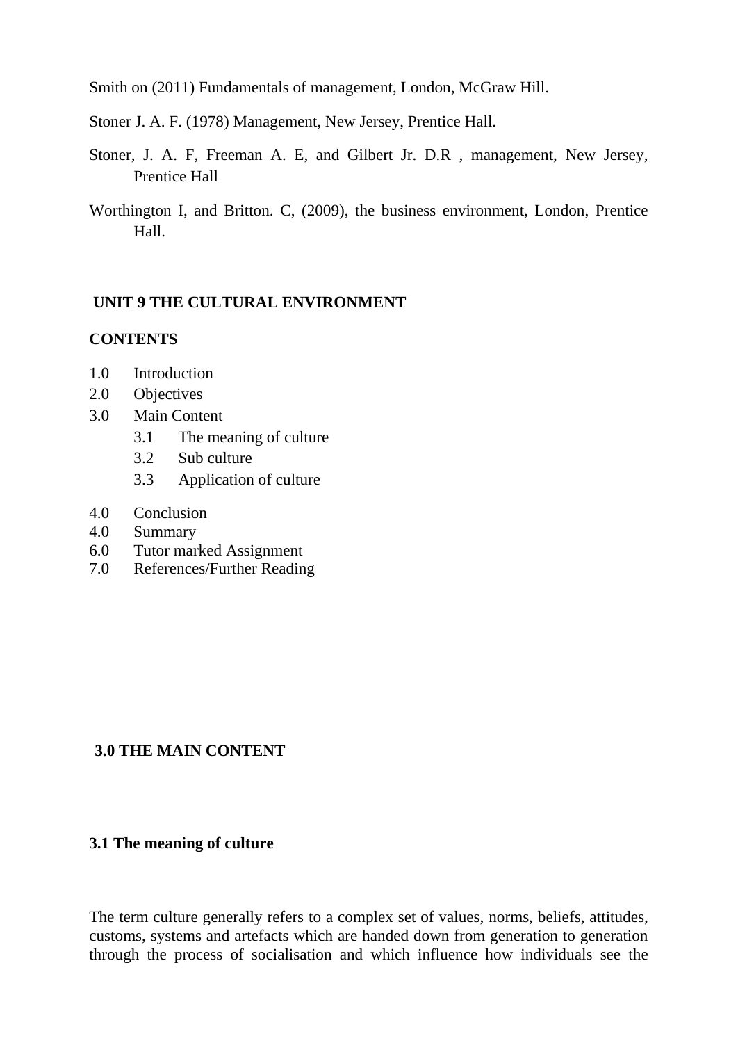Smith on (2011) Fundamentals of management, London, McGraw Hill.

Stoner J. A. F. (1978) Management, New Jersey, Prentice Hall.

Stoner, J. A. F, Freeman A. E, and Gilbert Jr. D.R , management, New Jersey, Prentice Hall

Worthington I, and Britton. C, (2009), the business environment, London, Prentice Hall.

## UNIT 9 THE CULTURAL ENVIRONMENT

**CONTENTS**

1.0 Introduction
2.0 Objectives
3.0 Main Content
    3.1 The meaning of culture
    3.2 Sub culture
    3.3 Application of culture
4.0 Conclusion
4.0 Summary
6.0 Tutor marked Assignment
7.0 References/Further Reading

## 3.0 THE MAIN CONTENT

### 3.1 The meaning of culture

The term culture generally refers to a complex set of values, norms, beliefs, attitudes, customs, systems and artefacts which are handed down from generation to generation through the process of socialisation and which influence how individuals see the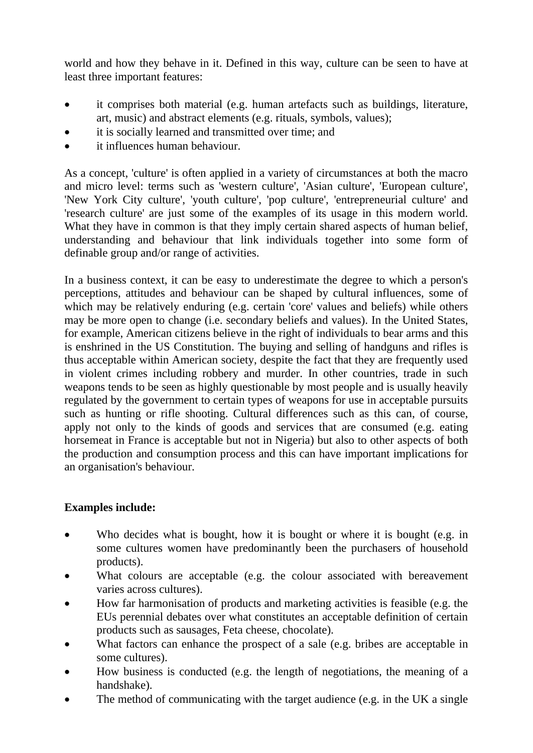world and how they behave in it. Defined in this way, culture can be seen to have at least three important features:

- it comprises both material (e.g. human artefacts such as buildings, literature, art, music) and abstract elements (e.g. rituals, symbols, values);
- it is socially learned and transmitted over time; and
- it influences human behaviour.

As a concept, 'culture' is often applied in a variety of circumstances at both the macro and micro level: terms such as 'western culture', 'Asian culture', 'European culture', 'New York City culture', 'youth culture', 'pop culture', 'entrepreneurial culture' and 'research culture' are just some of the examples of its usage in this modern world. What they have in common is that they imply certain shared aspects of human belief, understanding and behaviour that link individuals together into some form of definable group and/or range of activities.

In a business context, it can be easy to underestimate the degree to which a person's perceptions, attitudes and behaviour can be shaped by cultural influences, some of which may be relatively enduring (e.g. certain 'core' values and beliefs) while others may be more open to change (i.e. secondary beliefs and values). In the United States, for example, American citizens believe in the right of individuals to bear arms and this is enshrined in the US Constitution. The buying and selling of handguns and rifles is thus acceptable within American society, despite the fact that they are frequently used in violent crimes including robbery and murder. In other countries, trade in such weapons tends to be seen as highly questionable by most people and is usually heavily regulated by the government to certain types of weapons for use in acceptable pursuits such as hunting or rifle shooting. Cultural differences such as this can, of course, apply not only to the kinds of goods and services that are consumed (e.g. eating horsemeat in France is acceptable but not in Nigeria) but also to other aspects of both the production and consumption process and this can have important implications for an organisation's behaviour.

**Examples include:**

- Who decides what is bought, how it is bought or where it is bought (e.g. in some cultures women have predominantly been the purchasers of household products).
- What colours are acceptable (e.g. the colour associated with bereavement varies across cultures).
- How far harmonisation of products and marketing activities is feasible (e.g. the EUs perennial debates over what constitutes an acceptable definition of certain products such as sausages, Feta cheese, chocolate).
- What factors can enhance the prospect of a sale (e.g. bribes are acceptable in some cultures).
- How business is conducted (e.g. the length of negotiations, the meaning of a handshake).
- The method of communicating with the target audience (e.g. in the UK a single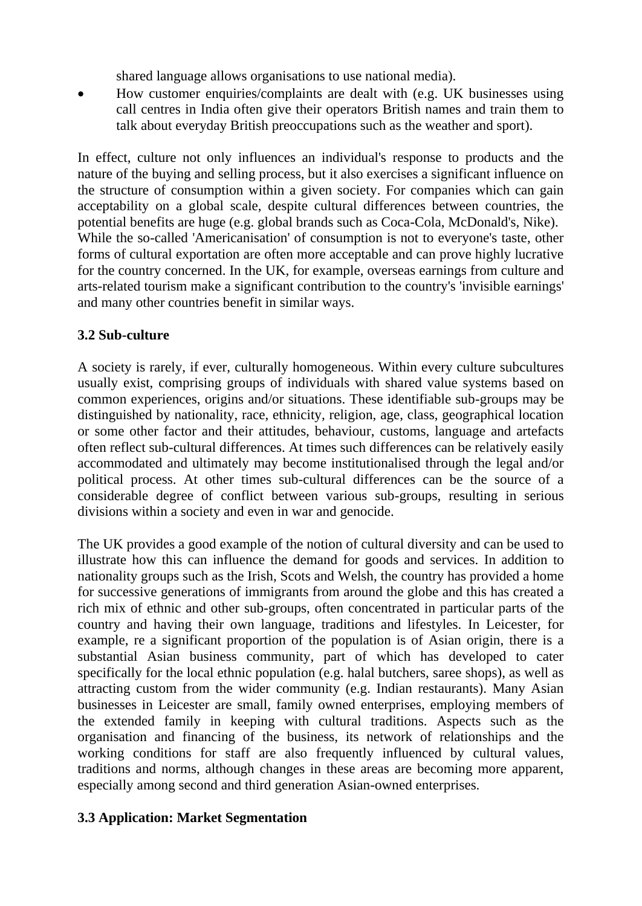shared language allows organisations to use national media).

- How customer enquiries/complaints are dealt with (e.g. UK businesses using call centres in India often give their operators British names and train them to talk about everyday British preoccupations such as the weather and sport).

In effect, culture not only influences an individual's response to products and the nature of the buying and selling process, but it also exercises a significant influence on the structure of consumption within a given society. For companies which can gain acceptability on a global scale, despite cultural differences between countries, the potential benefits are huge (e.g. global brands such as Coca-Cola, McDonald's, Nike). While the so-called 'Americanisation' of consumption is not to everyone's taste, other forms of cultural exportation are often more acceptable and can prove highly lucrative for the country concerned. In the UK, for example, overseas earnings from culture and arts-related tourism make a significant contribution to the country's 'invisible earnings' and many other countries benefit in similar ways.

### 3.2 Sub-culture

A society is rarely, if ever, culturally homogeneous. Within every culture subcultures usually exist, comprising groups of individuals with shared value systems based on common experiences, origins and/or situations. These identifiable sub-groups may be distinguished by nationality, race, ethnicity, religion, age, class, geographical location or some other factor and their attitudes, behaviour, customs, language and artefacts often reflect sub-cultural differences. At times such differences can be relatively easily accommodated and ultimately may become institutionalised through the legal and/or political process. At other times sub-cultural differences can be the source of a considerable degree of conflict between various sub-groups, resulting in serious divisions within a society and even in war and genocide.

The UK provides a good example of the notion of cultural diversity and can be used to illustrate how this can influence the demand for goods and services. In addition to nationality groups such as the Irish, Scots and Welsh, the country has provided a home for successive generations of immigrants from around the globe and this has created a rich mix of ethnic and other sub-groups, often concentrated in particular parts of the country and having their own language, traditions and lifestyles. In Leicester, for example, re a significant proportion of the population is of Asian origin, there is a substantial Asian business community, part of which has developed to cater specifically for the local ethnic population (e.g. halal butchers, saree shops), as well as attracting custom from the wider community (e.g. Indian restaurants). Many Asian businesses in Leicester are small, family owned enterprises, employing members of the extended family in keeping with cultural traditions. Aspects such as the organisation and financing of the business, its network of relationships and the working conditions for staff are also frequently influenced by cultural values, traditions and norms, although changes in these areas are becoming more apparent, especially among second and third generation Asian-owned enterprises.

### 3.3 Application: Market Segmentation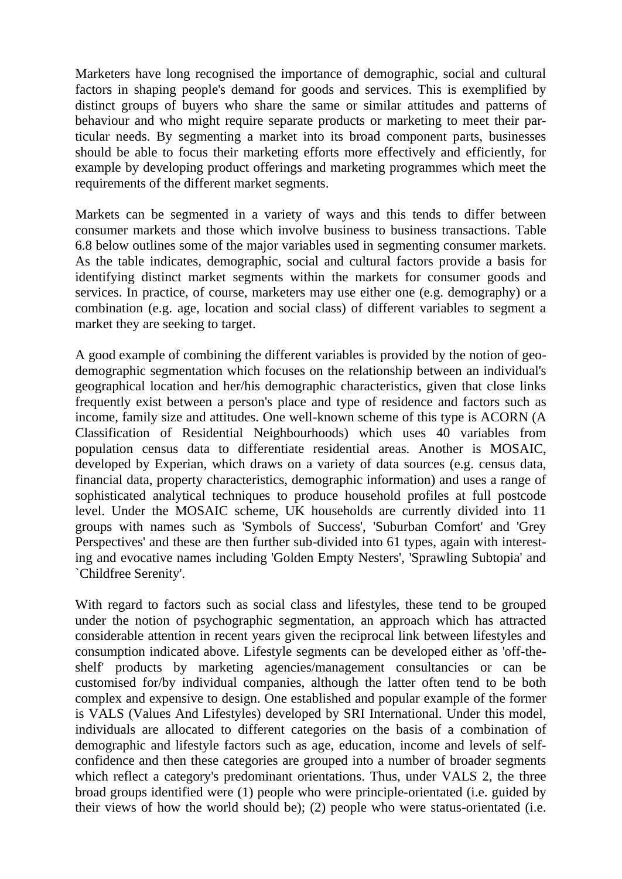Marketers have long recognised the importance of demographic, social and cultural factors in shaping people's demand for goods and services. This is exemplified by distinct groups of buyers who share the same or similar attitudes and patterns of behaviour and who might require separate products or marketing to meet their particular needs. By segmenting a market into its broad component parts, businesses should be able to focus their marketing efforts more effectively and efficiently, for example by developing product offerings and marketing programmes which meet the requirements of the different market segments.

Markets can be segmented in a variety of ways and this tends to differ between consumer markets and those which involve business to business transactions. Table 6.8 below outlines some of the major variables used in segmenting consumer markets. As the table indicates, demographic, social and cultural factors provide a basis for identifying distinct market segments within the markets for consumer goods and services. In practice, of course, marketers may use either one (e.g. demography) or a combination (e.g. age, location and social class) of different variables to segment a market they are seeking to target.

A good example of combining the different variables is provided by the notion of geodemographic segmentation which focuses on the relationship between an individual's geographical location and her/his demographic characteristics, given that close links frequently exist between a person's place and type of residence and factors such as income, family size and attitudes. One well-known scheme of this type is ACORN (A Classification of Residential Neighbourhoods) which uses 40 variables from population census data to differentiate residential areas. Another is MOSAIC, developed by Experian, which draws on a variety of data sources (e.g. census data, financial data, property characteristics, demographic information) and uses a range of sophisticated analytical techniques to produce household profiles at full postcode level. Under the MOSAIC scheme, UK households are currently divided into 11 groups with names such as 'Symbols of Success', 'Suburban Comfort' and 'Grey Perspectives' and these are then further sub-divided into 61 types, again with interesting and evocative names including 'Golden Empty Nesters', 'Sprawling Subtopia' and `Childfree Serenity'.

With regard to factors such as social class and lifestyles, these tend to be grouped under the notion of psychographic segmentation, an approach which has attracted considerable attention in recent years given the reciprocal link between lifestyles and consumption indicated above. Lifestyle segments can be developed either as 'off-the-shelf' products by marketing agencies/management consultancies or can be customised for/by individual companies, although the latter often tend to be both complex and expensive to design. One established and popular example of the former is VALS (Values And Lifestyles) developed by SRI International. Under this model, individuals are allocated to different categories on the basis of a combination of demographic and lifestyle factors such as age, education, income and levels of self-confidence and then these categories are grouped into a number of broader segments which reflect a category's predominant orientations. Thus, under VALS 2, the three broad groups identified were (1) people who were principle-orientated (i.e. guided by their views of how the world should be); (2) people who were status-orientated (i.e.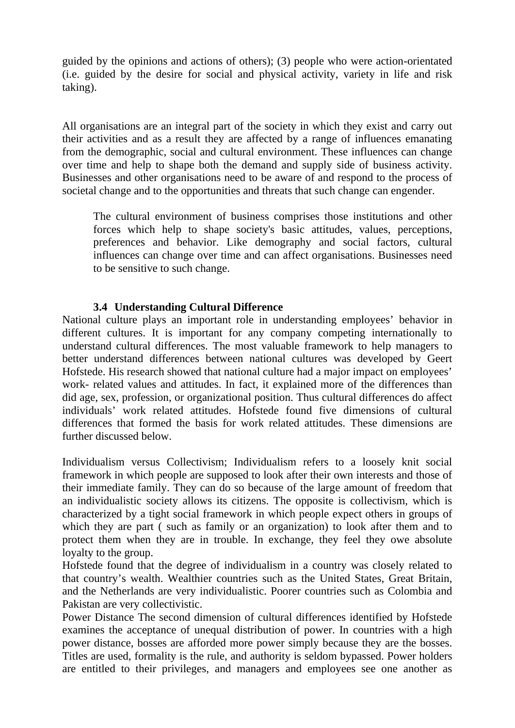guided by the opinions and actions of others); (3) people who were action-orientated (i.e. guided by the desire for social and physical activity, variety in life and risk taking).

All organisations are an integral part of the society in which they exist and carry out their activities and as a result they are affected by a range of influences emanating from the demographic, social and cultural environment. These influences can change over time and help to shape both the demand and supply side of business activity. Businesses and other organisations need to be aware of and respond to the process of societal change and to the opportunities and threats that such change can engender.

> The cultural environment of business comprises those institutions and other forces which help to shape society's basic attitudes, values, perceptions, preferences and behavior. Like demography and social factors, cultural influences can change over time and can affect organisations. Businesses need to be sensitive to such change.

### 3.4 Understanding Cultural Difference

National culture plays an important role in understanding employees' behavior in different cultures. It is important for any company competing internationally to understand cultural differences. The most valuable framework to help managers to better understand differences between national cultures was developed by Geert Hofstede. His research showed that national culture had a major impact on employees' work- related values and attitudes. In fact, it explained more of the differences than did age, sex, profession, or organizational position. Thus cultural differences do affect individuals' work related attitudes. Hofstede found five dimensions of cultural differences that formed the basis for work related attitudes. These dimensions are further discussed below.

Individualism versus Collectivism; Individualism refers to a loosely knit social framework in which people are supposed to look after their own interests and those of their immediate family. They can do so because of the large amount of freedom that an individualistic society allows its citizens. The opposite is collectivism, which is characterized by a tight social framework in which people expect others in groups of which they are part ( such as family or an organization) to look after them and to protect them when they are in trouble. In exchange, they feel they owe absolute loyalty to the group.
Hofstede found that the degree of individualism in a country was closely related to that country's wealth. Wealthier countries such as the United States, Great Britain, and the Netherlands are very individualistic. Poorer countries such as Colombia and Pakistan are very collectivistic.
Power Distance The second dimension of cultural differences identified by Hofstede examines the acceptance of unequal distribution of power. In countries with a high power distance, bosses are afforded more power simply because they are the bosses. Titles are used, formality is the rule, and authority is seldom bypassed. Power holders are entitled to their privileges, and managers and employees see one another as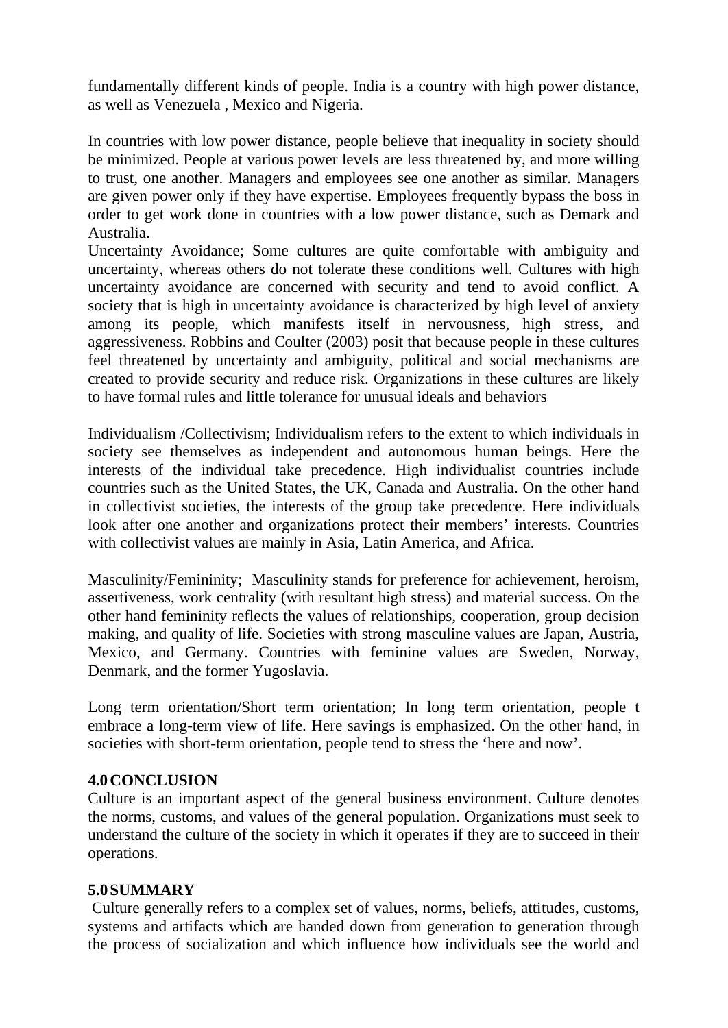fundamentally different kinds of people. India is a country with high power distance, as well as Venezuela , Mexico and Nigeria.

In countries with low power distance, people believe that inequality in society should be minimized. People at various power levels are less threatened by, and more willing to trust, one another. Managers and employees see one another as similar. Managers are given power only if they have expertise. Employees frequently bypass the boss in order to get work done in countries with a low power distance, such as Demark and Australia.
Uncertainty Avoidance; Some cultures are quite comfortable with ambiguity and uncertainty, whereas others do not tolerate these conditions well. Cultures with high uncertainty avoidance are concerned with security and tend to avoid conflict. A society that is high in uncertainty avoidance is characterized by high level of anxiety among its people, which manifests itself in nervousness, high stress, and aggressiveness. Robbins and Coulter (2003) posit that because people in these cultures feel threatened by uncertainty and ambiguity, political and social mechanisms are created to provide security and reduce risk. Organizations in these cultures are likely to have formal rules and little tolerance for unusual ideals and behaviors

Individualism /Collectivism; Individualism refers to the extent to which individuals in society see themselves as independent and autonomous human beings. Here the interests of the individual take precedence. High individualist countries include countries such as the United States, the UK, Canada and Australia. On the other hand in collectivist societies, the interests of the group take precedence. Here individuals look after one another and organizations protect their members' interests. Countries with collectivist values are mainly in Asia, Latin America, and Africa.

Masculinity/Femininity; Masculinity stands for preference for achievement, heroism, assertiveness, work centrality (with resultant high stress) and material success. On the other hand femininity reflects the values of relationships, cooperation, group decision making, and quality of life. Societies with strong masculine values are Japan, Austria, Mexico, and Germany. Countries with feminine values are Sweden, Norway, Denmark, and the former Yugoslavia.

Long term orientation/Short term orientation; In long term orientation, people t embrace a long-term view of life. Here savings is emphasized. On the other hand, in societies with short-term orientation, people tend to stress the 'here and now'.

## 4.0 CONCLUSION

Culture is an important aspect of the general business environment. Culture denotes the norms, customs, and values of the general population. Organizations must seek to understand the culture of the society in which it operates if they are to succeed in their operations.

## 5.0 SUMMARY

Culture generally refers to a complex set of values, norms, beliefs, attitudes, customs, systems and artifacts which are handed down from generation to generation through the process of socialization and which influence how individuals see the world and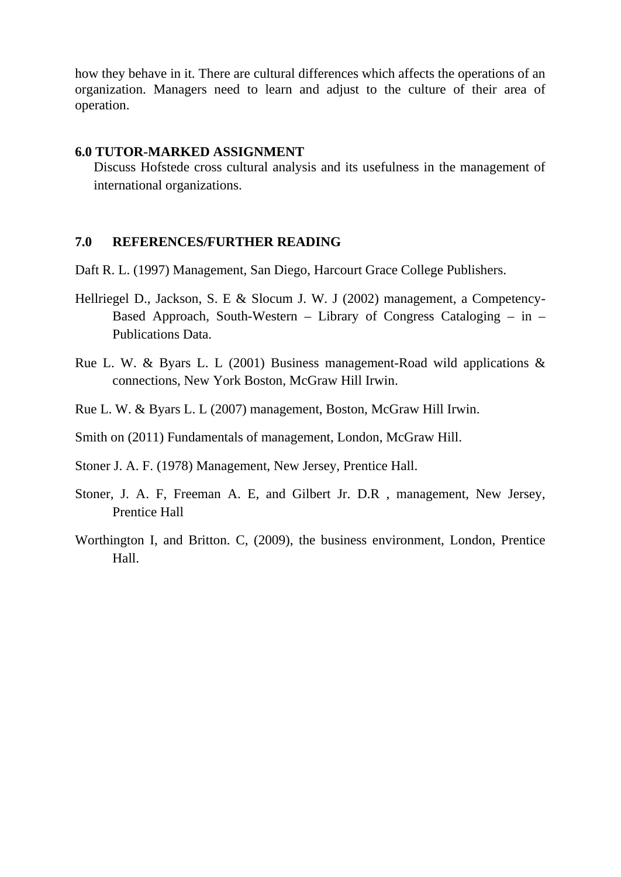how they behave in it. There are cultural differences which affects the operations of an organization. Managers need to learn and adjust to the culture of their area of operation.

## 6.0 TUTOR-MARKED ASSIGNMENT

Discuss Hofstede cross cultural analysis and its usefulness in the management of international organizations.

## 7.0 REFERENCES/FURTHER READING

Daft R. L. (1997) Management, San Diego, Harcourt Grace College Publishers.

Hellriegel D., Jackson, S. E & Slocum J. W. J (2002) management, a Competency-Based Approach, South-Western – Library of Congress Cataloging – in – Publications Data.

Rue L. W. & Byars L. L (2001) Business management-Road wild applications & connections, New York Boston, McGraw Hill Irwin.

Rue L. W. & Byars L. L (2007) management, Boston, McGraw Hill Irwin.

Smith on (2011) Fundamentals of management, London, McGraw Hill.

Stoner J. A. F. (1978) Management, New Jersey, Prentice Hall.

Stoner, J. A. F, Freeman A. E, and Gilbert Jr. D.R , management, New Jersey, Prentice Hall

Worthington I, and Britton. C, (2009), the business environment, London, Prentice Hall.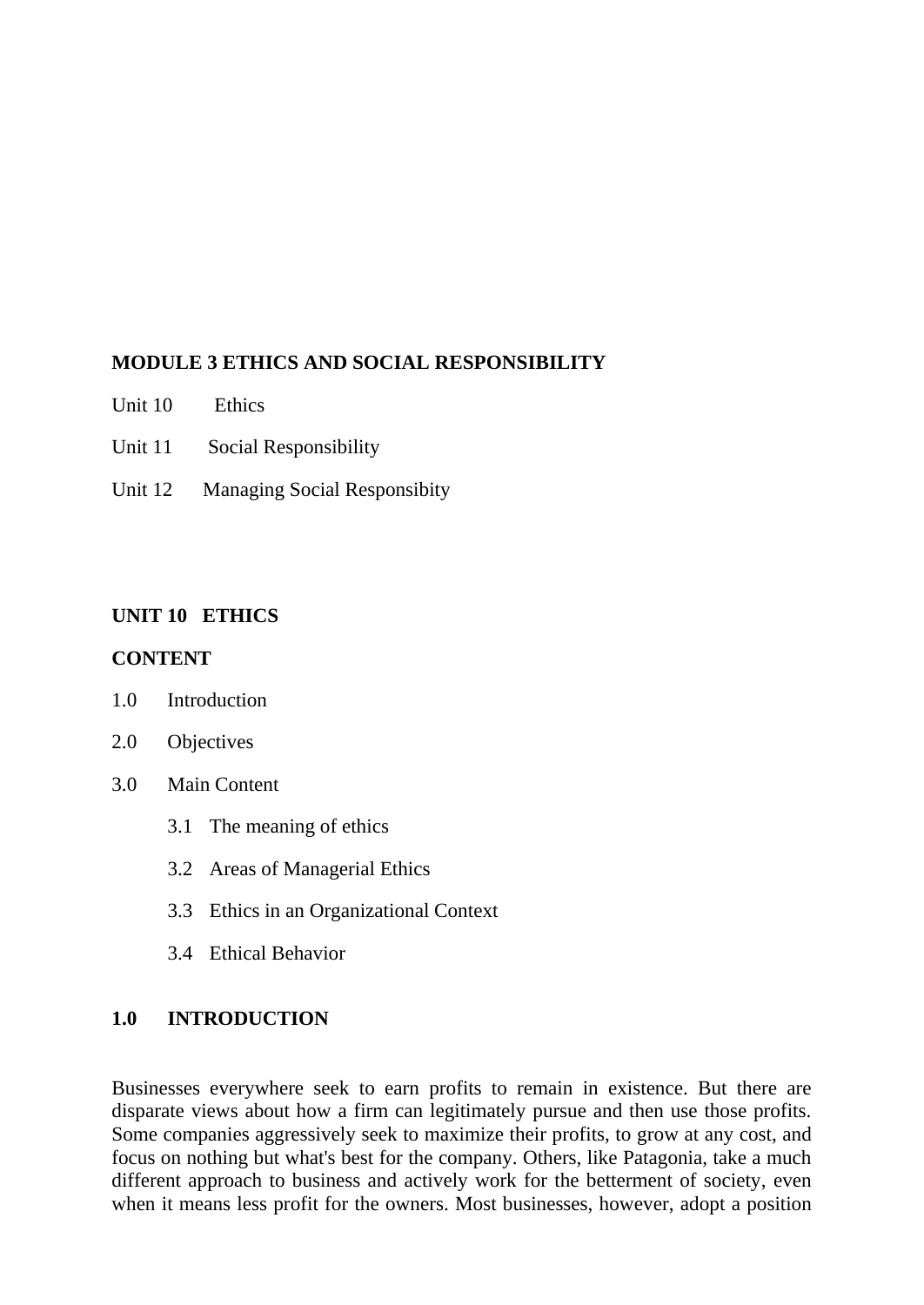**MODULE 3 ETHICS AND SOCIAL RESPONSIBILITY**

Unit 10 Ethics

Unit 11 Social Responsibility

Unit 12 Managing Social Responsibity

## UNIT 10 ETHICS

**CONTENT**

1.0 Introduction

2.0 Objectives

3.0 Main Content

- 3.1 The meaning of ethics
- 3.2 Areas of Managerial Ethics
- 3.3 Ethics in an Organizational Context
- 3.4 Ethical Behavior

### 1.0 INTRODUCTION

Businesses everywhere seek to earn profits to remain in existence. But there are disparate views about how a firm can legitimately pursue and then use those profits. Some companies aggressively seek to maximize their profits, to grow at any cost, and focus on nothing but what's best for the company. Others, like Patagonia, take a much different approach to business and actively work for the betterment of society, even when it means less profit for the owners. Most businesses, however, adopt a position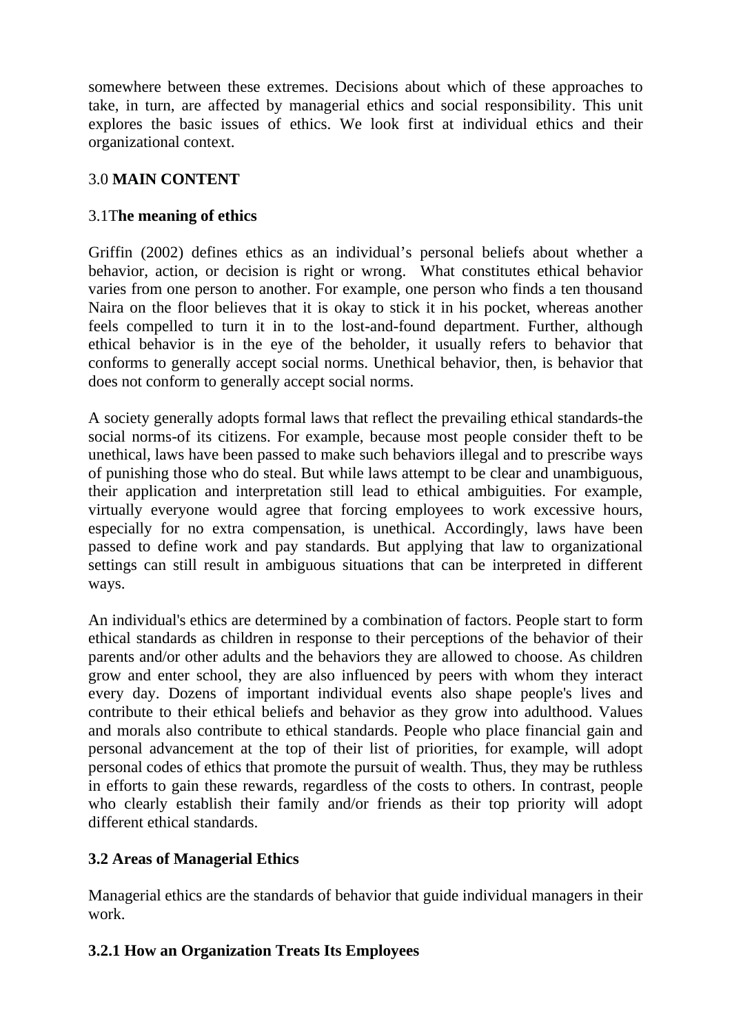somewhere between these extremes. Decisions about which of these approaches to take, in turn, are affected by managerial ethics and social responsibility. This unit explores the basic issues of ethics. We look first at individual ethics and their organizational context.

## 3.0 MAIN CONTENT

### 3.1The meaning of ethics

Griffin (2002) defines ethics as an individual's personal beliefs about whether a behavior, action, or decision is right or wrong. What constitutes ethical behavior varies from one person to another. For example, one person who finds a ten thousand Naira on the floor believes that it is okay to stick it in his pocket, whereas another feels compelled to turn it in to the lost-and-found department. Further, although ethical behavior is in the eye of the beholder, it usually refers to behavior that conforms to generally accept social norms. Unethical behavior, then, is behavior that does not conform to generally accept social norms.

A society generally adopts formal laws that reflect the prevailing ethical standards-the social norms-of its citizens. For example, because most people consider theft to be unethical, laws have been passed to make such behaviors illegal and to prescribe ways of punishing those who do steal. But while laws attempt to be clear and unambiguous, their application and interpretation still lead to ethical ambiguities. For example, virtually everyone would agree that forcing employees to work excessive hours, especially for no extra compensation, is unethical. Accordingly, laws have been passed to define work and pay standards. But applying that law to organizational settings can still result in ambiguous situations that can be interpreted in different ways.

An individual's ethics are determined by a combination of factors. People start to form ethical standards as children in response to their perceptions of the behavior of their parents and/or other adults and the behaviors they are allowed to choose. As children grow and enter school, they are also influenced by peers with whom they interact every day. Dozens of important individual events also shape people's lives and contribute to their ethical beliefs and behavior as they grow into adulthood. Values and morals also contribute to ethical standards. People who place financial gain and personal advancement at the top of their list of priorities, for example, will adopt personal codes of ethics that promote the pursuit of wealth. Thus, they may be ruthless in efforts to gain these rewards, regardless of the costs to others. In contrast, people who clearly establish their family and/or friends as their top priority will adopt different ethical standards.

### 3.2 Areas of Managerial Ethics

Managerial ethics are the standards of behavior that guide individual managers in their work.

#### 3.2.1 How an Organization Treats Its Employees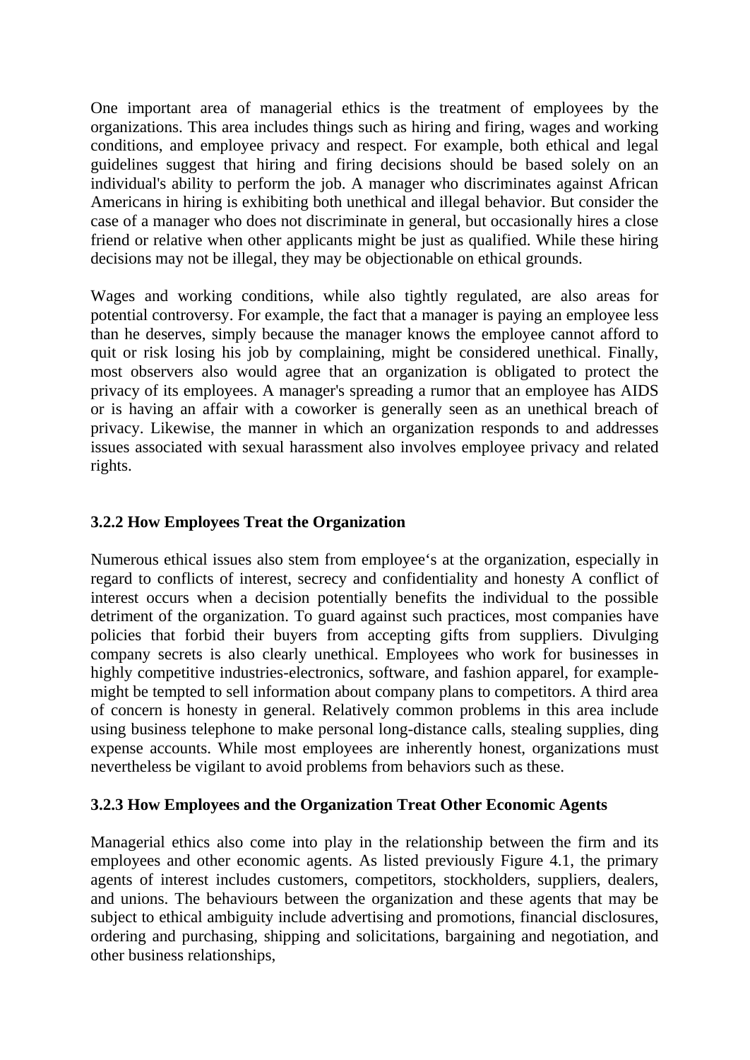One important area of managerial ethics is the treatment of employees by the organizations. This area includes things such as hiring and firing, wages and working conditions, and employee privacy and respect. For example, both ethical and legal guidelines suggest that hiring and firing decisions should be based solely on an individual's ability to perform the job. A manager who discriminates against African Americans in hiring is exhibiting both unethical and illegal behavior. But consider the case of a manager who does not discriminate in general, but occasionally hires a close friend or relative when other applicants might be just as qualified. While these hiring decisions may not be illegal, they may be objectionable on ethical grounds.

Wages and working conditions, while also tightly regulated, are also areas for potential controversy. For example, the fact that a manager is paying an employee less than he deserves, simply because the manager knows the employee cannot afford to quit or risk losing his job by complaining, might be considered unethical. Finally, most observers also would agree that an organization is obligated to protect the privacy of its employees. A manager's spreading a rumor that an employee has AIDS or is having an affair with a coworker is generally seen as an unethical breach of privacy. Likewise, the manner in which an organization responds to and addresses issues associated with sexual harassment also involves employee privacy and related rights.

### 3.2.2 How Employees Treat the Organization

Numerous ethical issues also stem from employee's at the organization, especially in regard to conflicts of interest, secrecy and confidentiality and honesty A conflict of interest occurs when a decision potentially benefits the individual to the possible detriment of the organization. To guard against such practices, most companies have policies that forbid their buyers from accepting gifts from suppliers. Divulging company secrets is also clearly unethical. Employees who work for businesses in highly competitive industries-electronics, software, and fashion apparel, for example-might be tempted to sell information about company plans to competitors. A third area of concern is honesty in general. Relatively common problems in this area include using business telephone to make personal long-distance calls, stealing supplies, ding expense accounts. While most employees are inherently honest, organizations must nevertheless be vigilant to avoid problems from behaviors such as these.

### 3.2.3 How Employees and the Organization Treat Other Economic Agents

Managerial ethics also come into play in the relationship between the firm and its employees and other economic agents. As listed previously Figure 4.1, the primary agents of interest includes customers, competitors, stockholders, suppliers, dealers, and unions. The behaviours between the organization and these agents that may be subject to ethical ambiguity include advertising and promotions, financial disclosures, ordering and purchasing, shipping and solicitations, bargaining and negotiation, and other business relationships,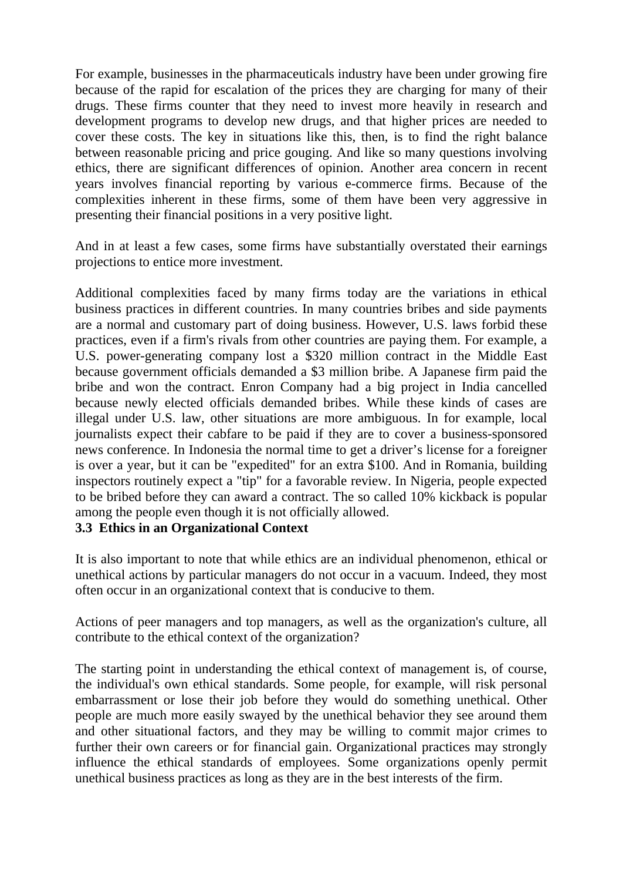For example, businesses in the pharmaceuticals industry have been under growing fire because of the rapid for escalation of the prices they are charging for many of their drugs. These firms counter that they need to invest more heavily in research and development programs to develop new drugs, and that higher prices are needed to cover these costs. The key in situations like this, then, is to find the right balance between reasonable pricing and price gouging. And like so many questions involving ethics, there are significant differences of opinion. Another area concern in recent years involves financial reporting by various e-commerce firms. Because of the complexities inherent in these firms, some of them have been very aggressive in presenting their financial positions in a very positive light.

And in at least a few cases, some firms have substantially overstated their earnings projections to entice more investment.

Additional complexities faced by many firms today are the variations in ethical business practices in different countries. In many countries bribes and side payments are a normal and customary part of doing business. However, U.S. laws forbid these practices, even if a firm's rivals from other countries are paying them. For example, a U.S. power-generating company lost a $320 million contract in the Middle East because government officials demanded a $3 million bribe. A Japanese firm paid the bribe and won the contract. Enron Company had a big project in India cancelled because newly elected officials demanded bribes. While these kinds of cases are illegal under U.S. law, other situations are more ambiguous. In for example, local journalists expect their cabfare to be paid if they are to cover a business-sponsored news conference. In Indonesia the normal time to get a driver's license for a foreigner is over a year, but it can be "expedited" for an extra $100. And in Romania, building inspectors routinely expect a "tip" for a favorable review. In Nigeria, people expected to be bribed before they can award a contract. The so called 10% kickback is popular among the people even though it is not officially allowed.

### 3.3 Ethics in an Organizational Context

It is also important to note that while ethics are an individual phenomenon, ethical or unethical actions by particular managers do not occur in a vacuum. Indeed, they most often occur in an organizational context that is conducive to them.

Actions of peer managers and top managers, as well as the organization's culture, all contribute to the ethical context of the organization?

The starting point in understanding the ethical context of management is, of course, the individual's own ethical standards. Some people, for example, will risk personal embarrassment or lose their job before they would do something unethical. Other people are much more easily swayed by the unethical behavior they see around them and other situational factors, and they may be willing to commit major crimes to further their own careers or for financial gain. Organizational practices may strongly influence the ethical standards of employees. Some organizations openly permit unethical business practices as long as they are in the best interests of the firm.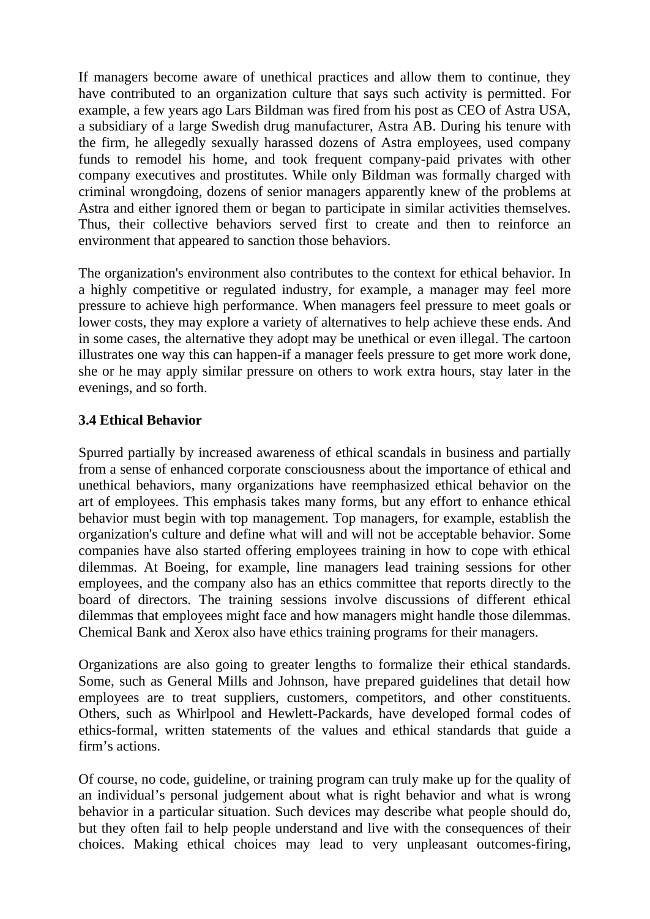If managers become aware of unethical practices and allow them to continue, they have contributed to an organization culture that says such activity is permitted. For example, a few years ago Lars Bildman was fired from his post as CEO of Astra USA, a subsidiary of a large Swedish drug manufacturer, Astra AB. During his tenure with the firm, he allegedly sexually harassed dozens of Astra employees, used company funds to remodel his home, and took frequent company-paid privates with other company executives and prostitutes. While only Bildman was formally charged with criminal wrongdoing, dozens of senior managers apparently knew of the problems at Astra and either ignored them or began to participate in similar activities themselves. Thus, their collective behaviors served first to create and then to reinforce an environment that appeared to sanction those behaviors.

The organization's environment also contributes to the context for ethical behavior. In a highly competitive or regulated industry, for example, a manager may feel more pressure to achieve high performance. When managers feel pressure to meet goals or lower costs, they may explore a variety of alternatives to help achieve these ends. And in some cases, the alternative they adopt may be unethical or even illegal. The cartoon illustrates one way this can happen-if a manager feels pressure to get more work done, she or he may apply similar pressure on others to work extra hours, stay later in the evenings, and so forth.

### 3.4 Ethical Behavior

Spurred partially by increased awareness of ethical scandals in business and partially from a sense of enhanced corporate consciousness about the importance of ethical and unethical behaviors, many organizations have reemphasized ethical behavior on the art of employees. This emphasis takes many forms, but any effort to enhance ethical behavior must begin with top management. Top managers, for example, establish the organization's culture and define what will and will not be acceptable behavior. Some companies have also started offering employees training in how to cope with ethical dilemmas. At Boeing, for example, line managers lead training sessions for other employees, and the company also has an ethics committee that reports directly to the board of directors. The training sessions involve discussions of different ethical dilemmas that employees might face and how managers might handle those dilemmas. Chemical Bank and Xerox also have ethics training programs for their managers.

Organizations are also going to greater lengths to formalize their ethical standards. Some, such as General Mills and Johnson, have prepared guidelines that detail how employees are to treat suppliers, customers, competitors, and other constituents. Others, such as Whirlpool and Hewlett-Packards, have developed formal codes of ethics-formal, written statements of the values and ethical standards that guide a firm’s actions.

Of course, no code, guideline, or training program can truly make up for the quality of an individual’s personal judgement about what is right behavior and what is wrong behavior in a particular situation. Such devices may describe what people should do, but they often fail to help people understand and live with the consequences of their choices. Making ethical choices may lead to very unpleasant outcomes-firing,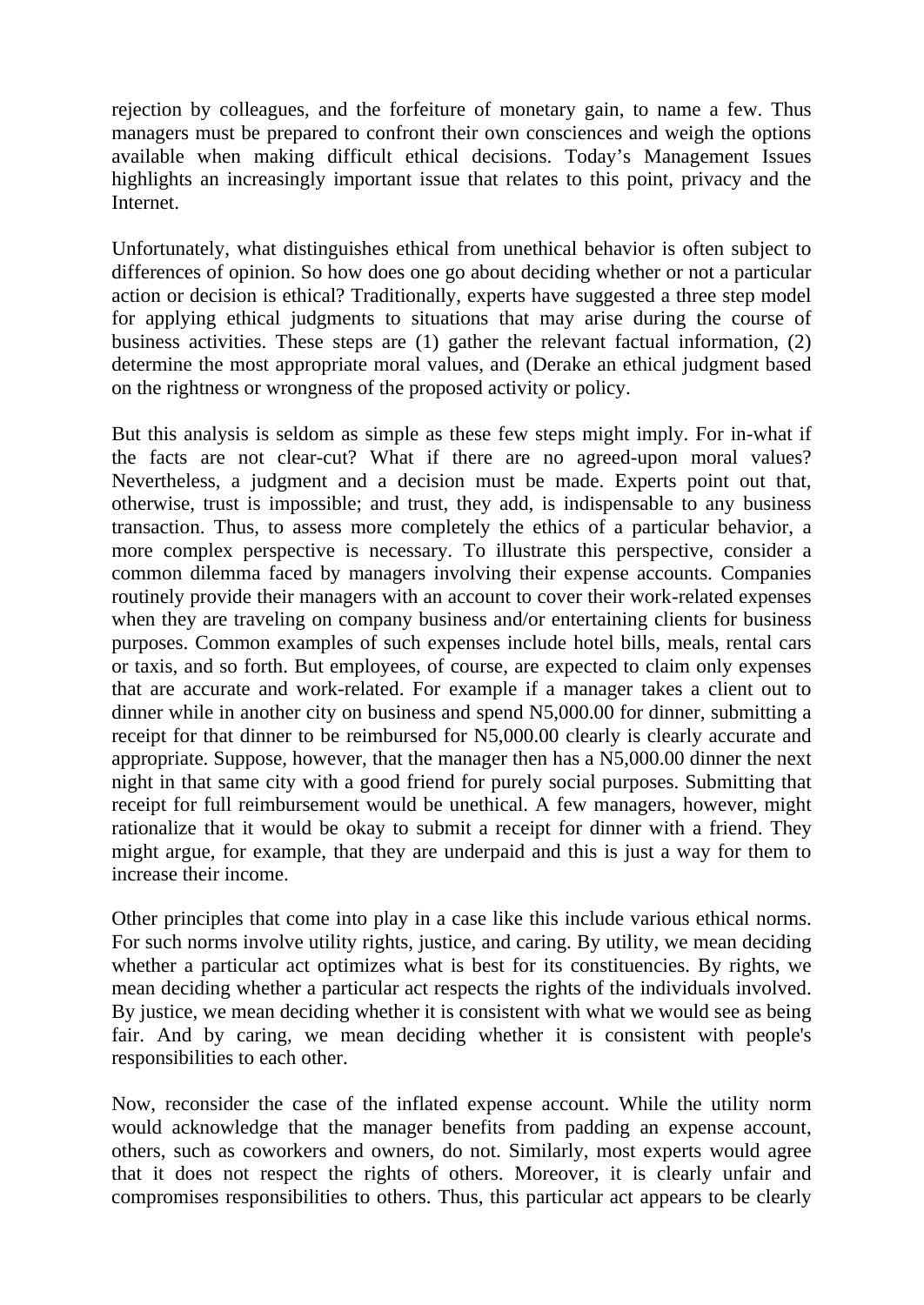rejection by colleagues, and the forfeiture of monetary gain, to name a few. Thus managers must be prepared to confront their own consciences and weigh the options available when making difficult ethical decisions. Today's Management Issues highlights an increasingly important issue that relates to this point, privacy and the Internet.

Unfortunately, what distinguishes ethical from unethical behavior is often subject to differences of opinion. So how does one go about deciding whether or not a particular action or decision is ethical? Traditionally, experts have suggested a three step model for applying ethical judgments to situations that may arise during the course of business activities. These steps are (1) gather the relevant factual information, (2) determine the most appropriate moral values, and (Derake an ethical judgment based on the rightness or wrongness of the proposed activity or policy.

But this analysis is seldom as simple as these few steps might imply. For in-what if the facts are not clear-cut? What if there are no agreed-upon moral values? Nevertheless, a judgment and a decision must be made. Experts point out that, otherwise, trust is impossible; and trust, they add, is indispensable to any business transaction. Thus, to assess more completely the ethics of a particular behavior, a more complex perspective is necessary. To illustrate this perspective, consider a common dilemma faced by managers involving their expense accounts. Companies routinely provide their managers with an account to cover their work-related expenses when they are traveling on company business and/or entertaining clients for business purposes. Common examples of such expenses include hotel bills, meals, rental cars or taxis, and so forth. But employees, of course, are expected to claim only expenses that are accurate and work-related. For example if a manager takes a client out to dinner while in another city on business and spend N5,000.00 for dinner, submitting a receipt for that dinner to be reimbursed for N5,000.00 clearly is clearly accurate and appropriate. Suppose, however, that the manager then has a N5,000.00 dinner the next night in that same city with a good friend for purely social purposes. Submitting that receipt for full reimbursement would be unethical. A few managers, however, might rationalize that it would be okay to submit a receipt for dinner with a friend. They might argue, for example, that they are underpaid and this is just a way for them to increase their income.

Other principles that come into play in a case like this include various ethical norms. For such norms involve utility rights, justice, and caring. By utility, we mean deciding whether a particular act optimizes what is best for its constituencies. By rights, we mean deciding whether a particular act respects the rights of the individuals involved. By justice, we mean deciding whether it is consistent with what we would see as being fair. And by caring, we mean deciding whether it is consistent with people's responsibilities to each other.

Now, reconsider the case of the inflated expense account. While the utility norm would acknowledge that the manager benefits from padding an expense account, others, such as coworkers and owners, do not. Similarly, most experts would agree that it does not respect the rights of others. Moreover, it is clearly unfair and compromises responsibilities to others. Thus, this particular act appears to be clearly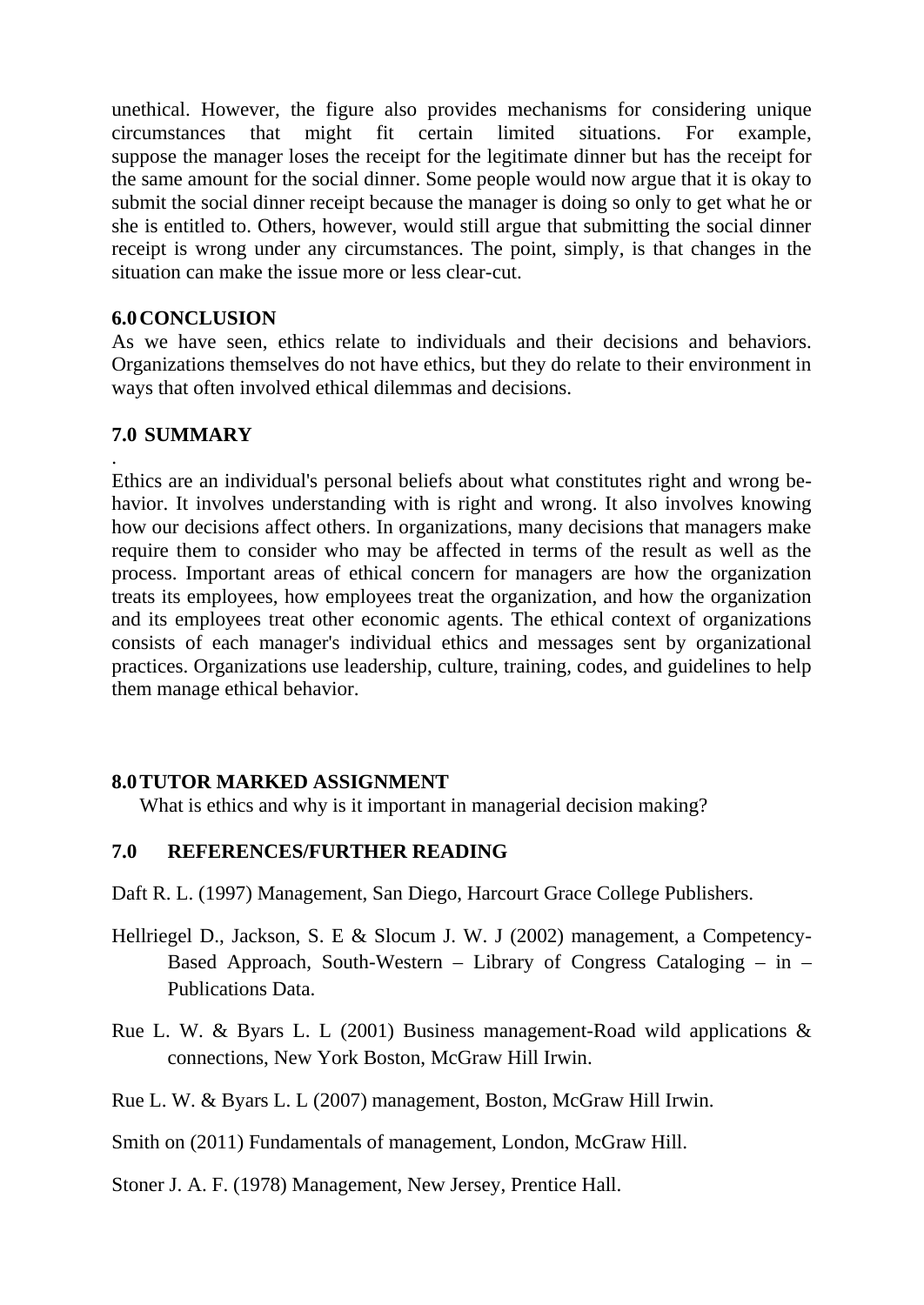unethical. However, the figure also provides mechanisms for considering unique circumstances that might fit certain limited situations. For example, suppose the manager loses the receipt for the legitimate dinner but has the receipt for the same amount for the social dinner. Some people would now argue that it is okay to submit the social dinner receipt because the manager is doing so only to get what he or she is entitled to. Others, however, would still argue that submitting the social dinner receipt is wrong under any circumstances. The point, simply, is that changes in the situation can make the issue more or less clear-cut.

## 6.0 CONCLUSION

As we have seen, ethics relate to individuals and their decisions and behaviors. Organizations themselves do not have ethics, but they do relate to their environment in ways that often involved ethical dilemmas and decisions.

## 7.0 SUMMARY

.

Ethics are an individual's personal beliefs about what constitutes right and wrong behavior. It involves understanding with is right and wrong. It also involves knowing how our decisions affect others. In organizations, many decisions that managers make require them to consider who may be affected in terms of the result as well as the process. Important areas of ethical concern for managers are how the organization treats its employees, how employees treat the organization, and how the organization and its employees treat other economic agents. The ethical context of organizations consists of each manager's individual ethics and messages sent by organizational practices. Organizations use leadership, culture, training, codes, and guidelines to help them manage ethical behavior.

## 8.0 TUTOR MARKED ASSIGNMENT

What is ethics and why is it important in managerial decision making?

## 7.0 REFERENCES/FURTHER READING

Daft R. L. (1997) Management, San Diego, Harcourt Grace College Publishers.

Hellriegel D., Jackson, S. E & Slocum J. W. J (2002) management, a Competency-Based Approach, South-Western – Library of Congress Cataloging – in – Publications Data.

Rue L. W. & Byars L. L (2001) Business management-Road wild applications & connections, New York Boston, McGraw Hill Irwin.

Rue L. W. & Byars L. L (2007) management, Boston, McGraw Hill Irwin.

Smith on (2011) Fundamentals of management, London, McGraw Hill.

Stoner J. A. F. (1978) Management, New Jersey, Prentice Hall.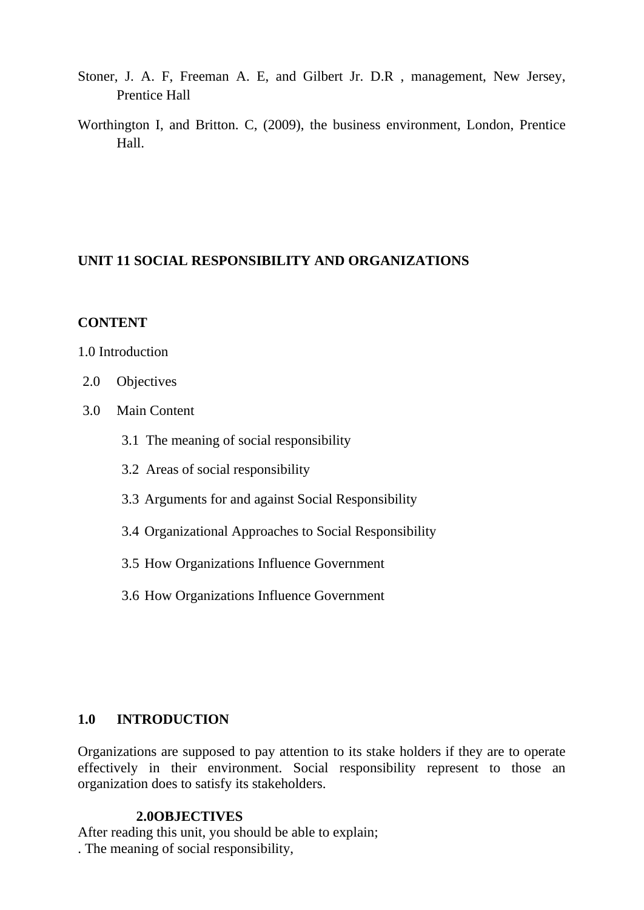Stoner, J. A. F, Freeman A. E, and Gilbert Jr. D.R , management, New Jersey, Prentice Hall

Worthington I, and Britton. C, (2009), the business environment, London, Prentice Hall.

## UNIT 11 SOCIAL RESPONSIBILITY AND ORGANIZATIONS

### CONTENT

1.0 Introduction

2.0 Objectives

3.0 Main Content

- 3.1 The meaning of social responsibility
- 3.2 Areas of social responsibility
- 3.3 Arguments for and against Social Responsibility
- 3.4 Organizational Approaches to Social Responsibility
- 3.5 How Organizations Influence Government
- 3.6 How Organizations Influence Government

### 1.0 INTRODUCTION

Organizations are supposed to pay attention to its stake holders if they are to operate effectively in their environment. Social responsibility represent to those an organization does to satisfy its stakeholders.

### 2.0OBJECTIVES

After reading this unit, you should be able to explain;

. The meaning of social responsibility,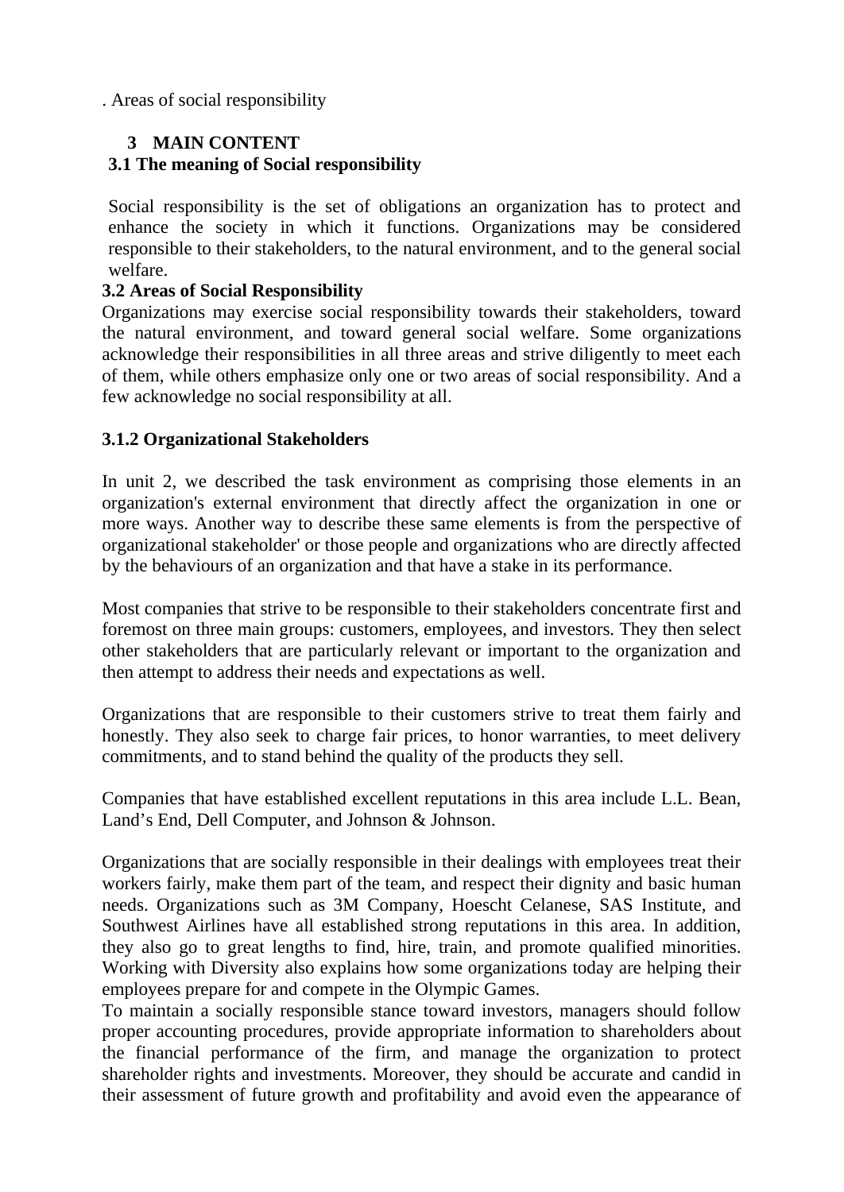. Areas of social responsibility

## 3 MAIN CONTENT

### 3.1 The meaning of Social responsibility

Social responsibility is the set of obligations an organization has to protect and enhance the society in which it functions. Organizations may be considered responsible to their stakeholders, to the natural environment, and to the general social welfare.

### 3.2 Areas of Social Responsibility

Organizations may exercise social responsibility towards their stakeholders, toward the natural environment, and toward general social welfare. Some organizations acknowledge their responsibilities in all three areas and strive diligently to meet each of them, while others emphasize only one or two areas of social responsibility. And a few acknowledge no social responsibility at all.

### 3.1.2 Organizational Stakeholders

In unit 2, we described the task environment as comprising those elements in an organization's external environment that directly affect the organization in one or more ways. Another way to describe these same elements is from the perspective of organizational stakeholder' or those people and organizations who are directly affected by the behaviours of an organization and that have a stake in its performance.

Most companies that strive to be responsible to their stakeholders concentrate first and foremost on three main groups: customers, employees, and investors. They then select other stakeholders that are particularly relevant or important to the organization and then attempt to address their needs and expectations as well.

Organizations that are responsible to their customers strive to treat them fairly and honestly. They also seek to charge fair prices, to honor warranties, to meet delivery commitments, and to stand behind the quality of the products they sell.

Companies that have established excellent reputations in this area include L.L. Bean, Land’s End, Dell Computer, and Johnson & Johnson.

Organizations that are socially responsible in their dealings with employees treat their workers fairly, make them part of the team, and respect their dignity and basic human needs. Organizations such as 3M Company, Hoescht Celanese, SAS Institute, and Southwest Airlines have all established strong reputations in this area. In addition, they also go to great lengths to find, hire, train, and promote qualified minorities. Working with Diversity also explains how some organizations today are helping their employees prepare for and compete in the Olympic Games.
To maintain a socially responsible stance toward investors, managers should follow proper accounting procedures, provide appropriate information to shareholders about the financial performance of the firm, and manage the organization to protect shareholder rights and investments. Moreover, they should be accurate and candid in their assessment of future growth and profitability and avoid even the appearance of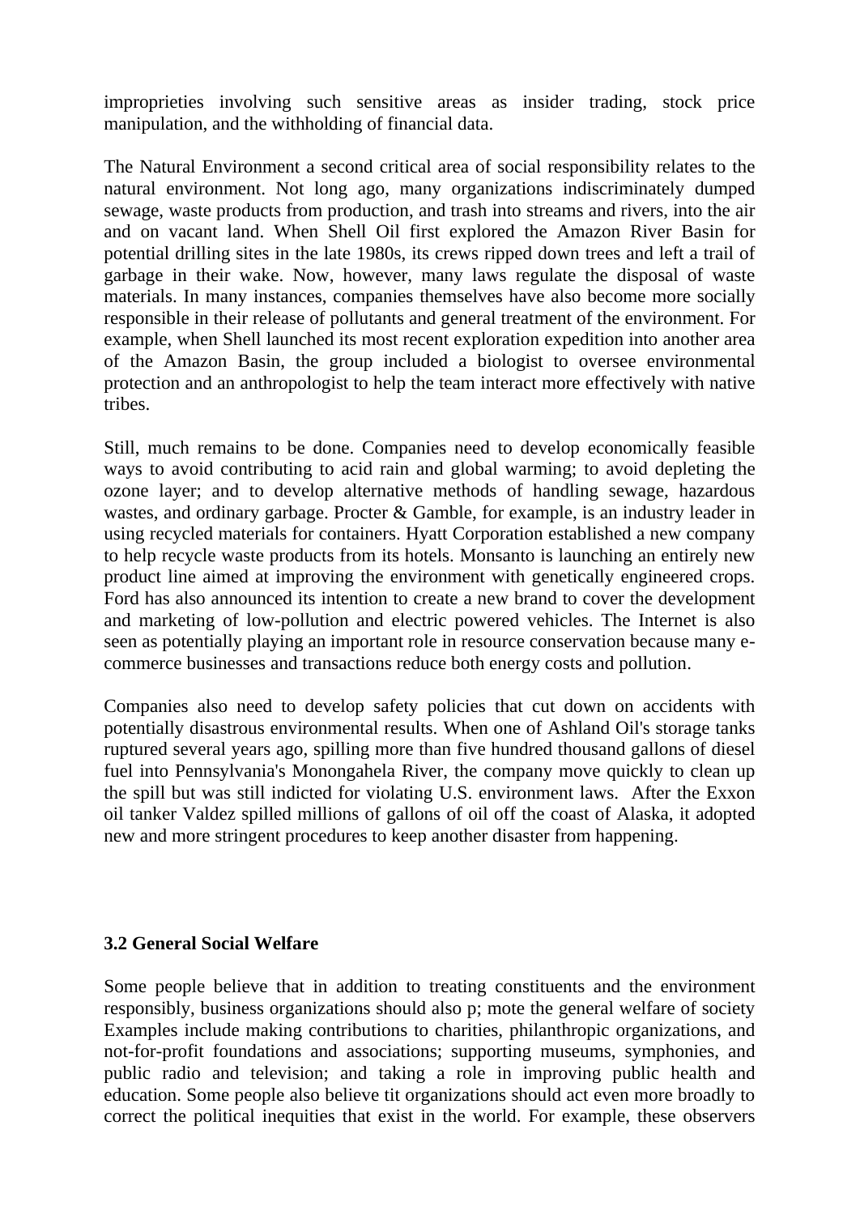improprieties involving such sensitive areas as insider trading, stock price manipulation, and the withholding of financial data.

The Natural Environment a second critical area of social responsibility relates to the natural environment. Not long ago, many organizations indiscriminately dumped sewage, waste products from production, and trash into streams and rivers, into the air and on vacant land. When Shell Oil first explored the Amazon River Basin for potential drilling sites in the late 1980s, its crews ripped down trees and left a trail of garbage in their wake. Now, however, many laws regulate the disposal of waste materials. In many instances, companies themselves have also become more socially responsible in their release of pollutants and general treatment of the environment. For example, when Shell launched its most recent exploration expedition into another area of the Amazon Basin, the group included a biologist to oversee environmental protection and an anthropologist to help the team interact more effectively with native tribes.

Still, much remains to be done. Companies need to develop economically feasible ways to avoid contributing to acid rain and global warming; to avoid depleting the ozone layer; and to develop alternative methods of handling sewage, hazardous wastes, and ordinary garbage. Procter & Gamble, for example, is an industry leader in using recycled materials for containers. Hyatt Corporation established a new company to help recycle waste products from its hotels. Monsanto is launching an entirely new product line aimed at improving the environment with genetically engineered crops. Ford has also announced its intention to create a new brand to cover the development and marketing of low-pollution and electric powered vehicles. The Internet is also seen as potentially playing an important role in resource conservation because many e-commerce businesses and transactions reduce both energy costs and pollution.

Companies also need to develop safety policies that cut down on accidents with potentially disastrous environmental results. When one of Ashland Oil's storage tanks ruptured several years ago, spilling more than five hundred thousand gallons of diesel fuel into Pennsylvania's Monongahela River, the company move quickly to clean up the spill but was still indicted for violating U.S. environment laws. After the Exxon oil tanker Valdez spilled millions of gallons of oil off the coast of Alaska, it adopted new and more stringent procedures to keep another disaster from happening.

### 3.2 General Social Welfare

Some people believe that in addition to treating constituents and the environment responsibly, business organizations should also p; mote the general welfare of society Examples include making contributions to charities, philanthropic organizations, and not-for-profit foundations and associations; supporting museums, symphonies, and public radio and television; and taking a role in improving public health and education. Some people also believe tit organizations should act even more broadly to correct the political inequities that exist in the world. For example, these observers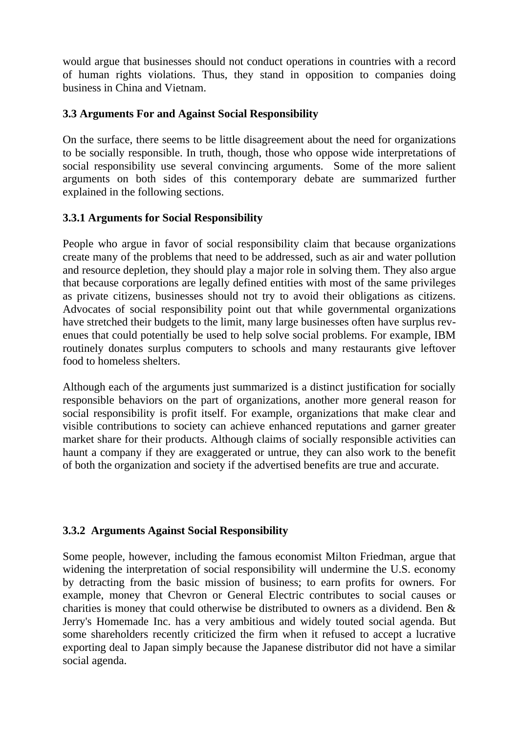would argue that businesses should not conduct operations in countries with a record of human rights violations. Thus, they stand in opposition to companies doing business in China and Vietnam.

### 3.3 Arguments For and Against Social Responsibility

On the surface, there seems to be little disagreement about the need for organizations to be socially responsible. In truth, though, those who oppose wide interpretations of social responsibility use several convincing arguments. Some of the more salient arguments on both sides of this contemporary debate are summarized further explained in the following sections.

#### 3.3.1 Arguments for Social Responsibility

People who argue in favor of social responsibility claim that because organizations create many of the problems that need to be addressed, such as air and water pollution and resource depletion, they should play a major role in solving them. They also argue that because corporations are legally defined entities with most of the same privileges as private citizens, businesses should not try to avoid their obligations as citizens. Advocates of social responsibility point out that while governmental organizations have stretched their budgets to the limit, many large businesses often have surplus revenues that could potentially be used to help solve social problems. For example, IBM routinely donates surplus computers to schools and many restaurants give leftover food to homeless shelters.

Although each of the arguments just summarized is a distinct justification for socially responsible behaviors on the part of organizations, another more general reason for social responsibility is profit itself. For example, organizations that make clear and visible contributions to society can achieve enhanced reputations and garner greater market share for their products. Although claims of socially responsible activities can haunt a company if they are exaggerated or untrue, they can also work to the benefit of both the organization and society if the advertised benefits are true and accurate.

#### 3.3.2 Arguments Against Social Responsibility

Some people, however, including the famous economist Milton Friedman, argue that widening the interpretation of social responsibility will undermine the U.S. economy by detracting from the basic mission of business; to earn profits for owners. For example, money that Chevron or General Electric contributes to social causes or charities is money that could otherwise be distributed to owners as a dividend. Ben & Jerry's Homemade Inc. has a very ambitious and widely touted social agenda. But some shareholders recently criticized the firm when it refused to accept a lucrative exporting deal to Japan simply because the Japanese distributor did not have a similar social agenda.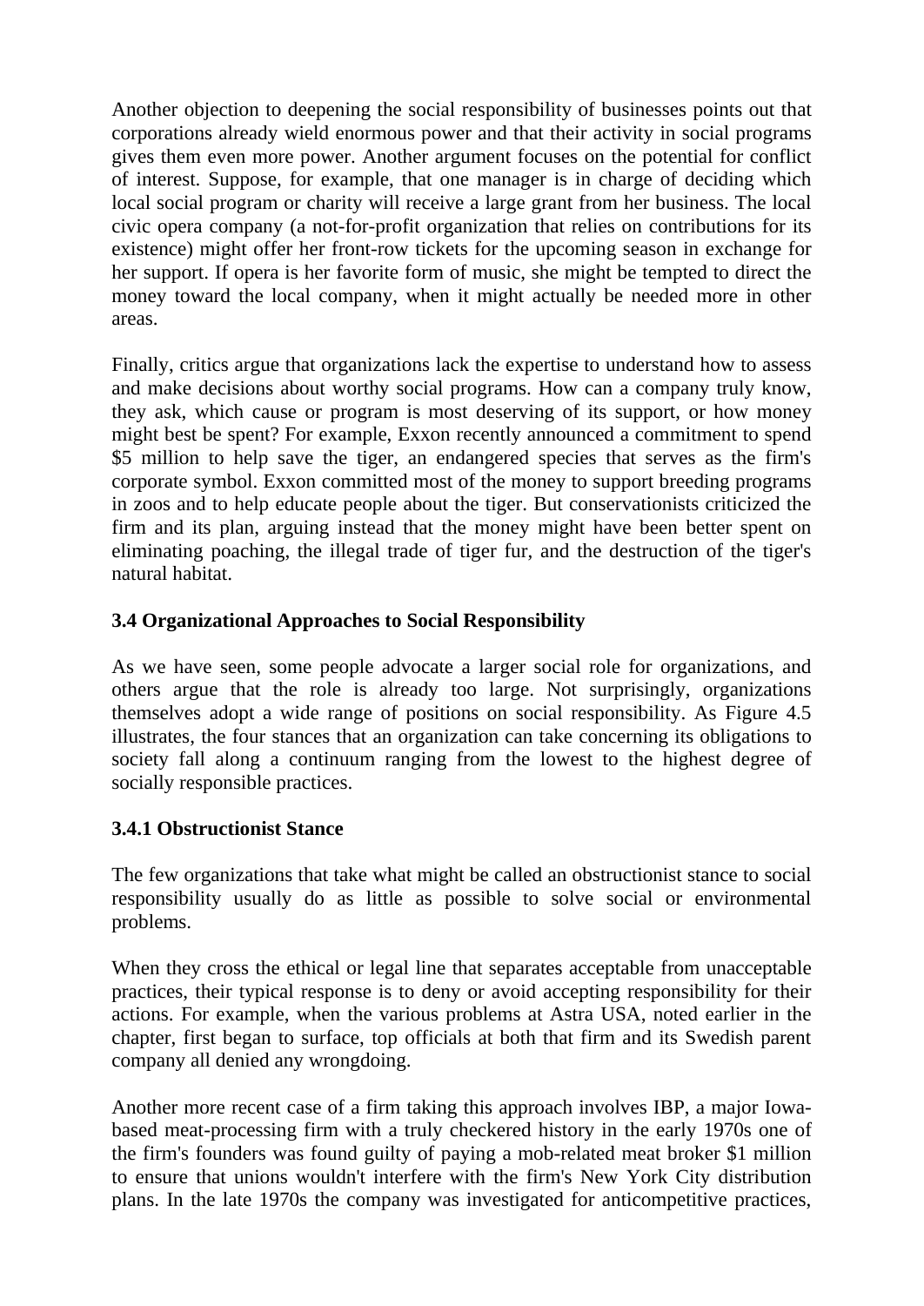Another objection to deepening the social responsibility of businesses points out that corporations already wield enormous power and that their activity in social programs gives them even more power. Another argument focuses on the potential for conflict of interest. Suppose, for example, that one manager is in charge of deciding which local social program or charity will receive a large grant from her business. The local civic opera company (a not-for-profit organization that relies on contributions for its existence) might offer her front-row tickets for the upcoming season in exchange for her support. If opera is her favorite form of music, she might be tempted to direct the money toward the local company, when it might actually be needed more in other areas.

Finally, critics argue that organizations lack the expertise to understand how to assess and make decisions about worthy social programs. How can a company truly know, they ask, which cause or program is most deserving of its support, or how money might best be spent? For example, Exxon recently announced a commitment to spend $5 million to help save the tiger, an endangered species that serves as the firm's corporate symbol. Exxon committed most of the money to support breeding programs in zoos and to help educate people about the tiger. But conservationists criticized the firm and its plan, arguing instead that the money might have been better spent on eliminating poaching, the illegal trade of tiger fur, and the destruction of the tiger's natural habitat.

### 3.4 Organizational Approaches to Social Responsibility

As we have seen, some people advocate a larger social role for organizations, and others argue that the role is already too large. Not surprisingly, organizations themselves adopt a wide range of positions on social responsibility. As Figure 4.5 illustrates, the four stances that an organization can take concerning its obligations to society fall along a continuum ranging from the lowest to the highest degree of socially responsible practices.

#### 3.4.1 Obstructionist Stance

The few organizations that take what might be called an obstructionist stance to social responsibility usually do as little as possible to solve social or environmental problems.

When they cross the ethical or legal line that separates acceptable from unacceptable practices, their typical response is to deny or avoid accepting responsibility for their actions. For example, when the various problems at Astra USA, noted earlier in the chapter, first began to surface, top officials at both that firm and its Swedish parent company all denied any wrongdoing.

Another more recent case of a firm taking this approach involves IBP, a major Iowa-based meat-processing firm with a truly checkered history in the early 1970s one of the firm's founders was found guilty of paying a mob-related meat broker $1 million to ensure that unions wouldn't interfere with the firm's New York City distribution plans. In the late 1970s the company was investigated for anticompetitive practices,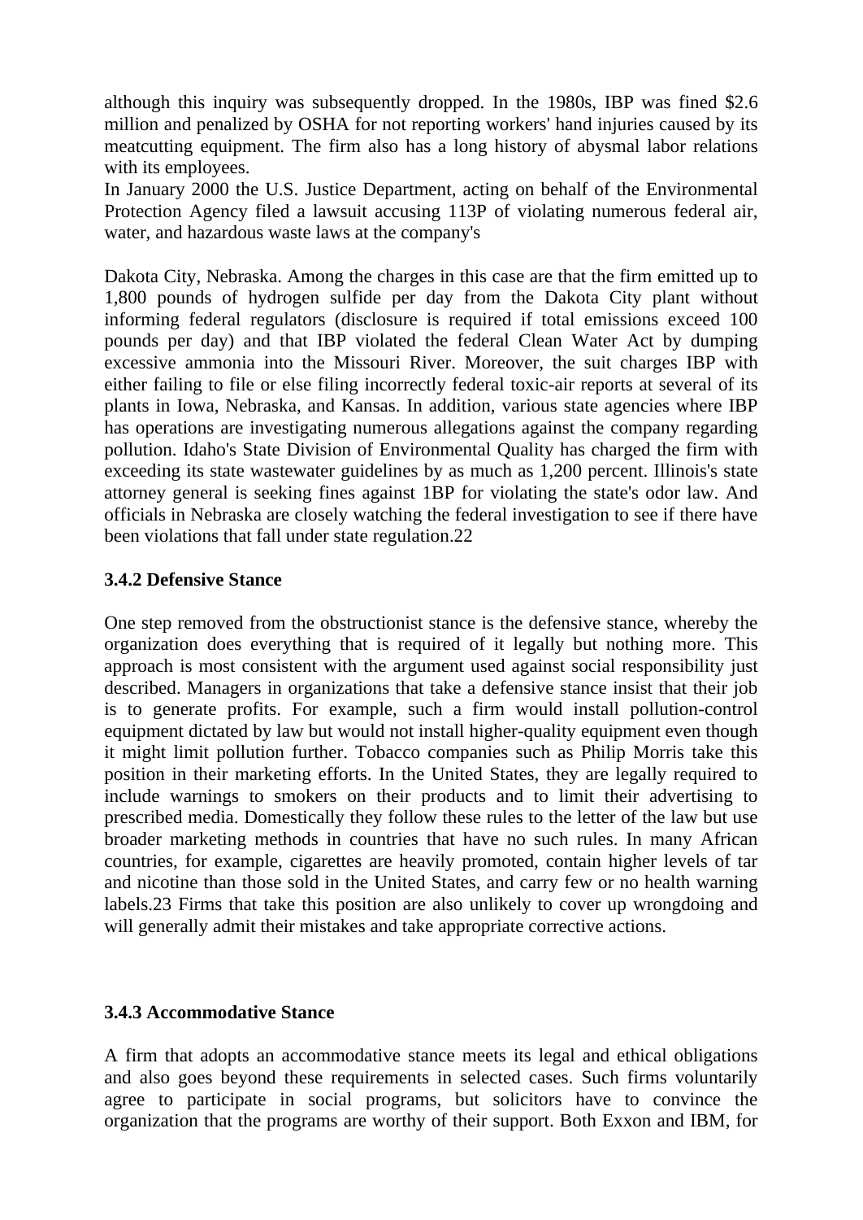although this inquiry was subsequently dropped. In the 1980s, IBP was fined $2.6 million and penalized by OSHA for not reporting workers' hand injuries caused by its meatcutting equipment. The firm also has a long history of abysmal labor relations with its employees.

In January 2000 the U.S. Justice Department, acting on behalf of the Environmental Protection Agency filed a lawsuit accusing 113P of violating numerous federal air, water, and hazardous waste laws at the company's

Dakota City, Nebraska. Among the charges in this case are that the firm emitted up to 1,800 pounds of hydrogen sulfide per day from the Dakota City plant without informing federal regulators (disclosure is required if total emissions exceed 100 pounds per day) and that IBP violated the federal Clean Water Act by dumping excessive ammonia into the Missouri River. Moreover, the suit charges IBP with either failing to file or else filing incorrectly federal toxic-air reports at several of its plants in Iowa, Nebraska, and Kansas. In addition, various state agencies where IBP has operations are investigating numerous allegations against the company regarding pollution. Idaho's State Division of Environmental Quality has charged the firm with exceeding its state wastewater guidelines by as much as 1,200 percent. Illinois's state attorney general is seeking fines against 1BP for violating the state's odor law. And officials in Nebraska are closely watching the federal investigation to see if there have been violations that fall under state regulation.22

### 3.4.2 Defensive Stance

One step removed from the obstructionist stance is the defensive stance, whereby the organization does everything that is required of it legally but nothing more. This approach is most consistent with the argument used against social responsibility just described. Managers in organizations that take a defensive stance insist that their job is to generate profits. For example, such a firm would install pollution-control equipment dictated by law but would not install higher-quality equipment even though it might limit pollution further. Tobacco companies such as Philip Morris take this position in their marketing efforts. In the United States, they are legally required to include warnings to smokers on their products and to limit their advertising to prescribed media. Domestically they follow these rules to the letter of the law but use broader marketing methods in countries that have no such rules. In many African countries, for example, cigarettes are heavily promoted, contain higher levels of tar and nicotine than those sold in the United States, and carry few or no health warning labels.23 Firms that take this position are also unlikely to cover up wrongdoing and will generally admit their mistakes and take appropriate corrective actions.

### 3.4.3 Accommodative Stance

A firm that adopts an accommodative stance meets its legal and ethical obligations and also goes beyond these requirements in selected cases. Such firms voluntarily agree to participate in social programs, but solicitors have to convince the organization that the programs are worthy of their support. Both Exxon and IBM, for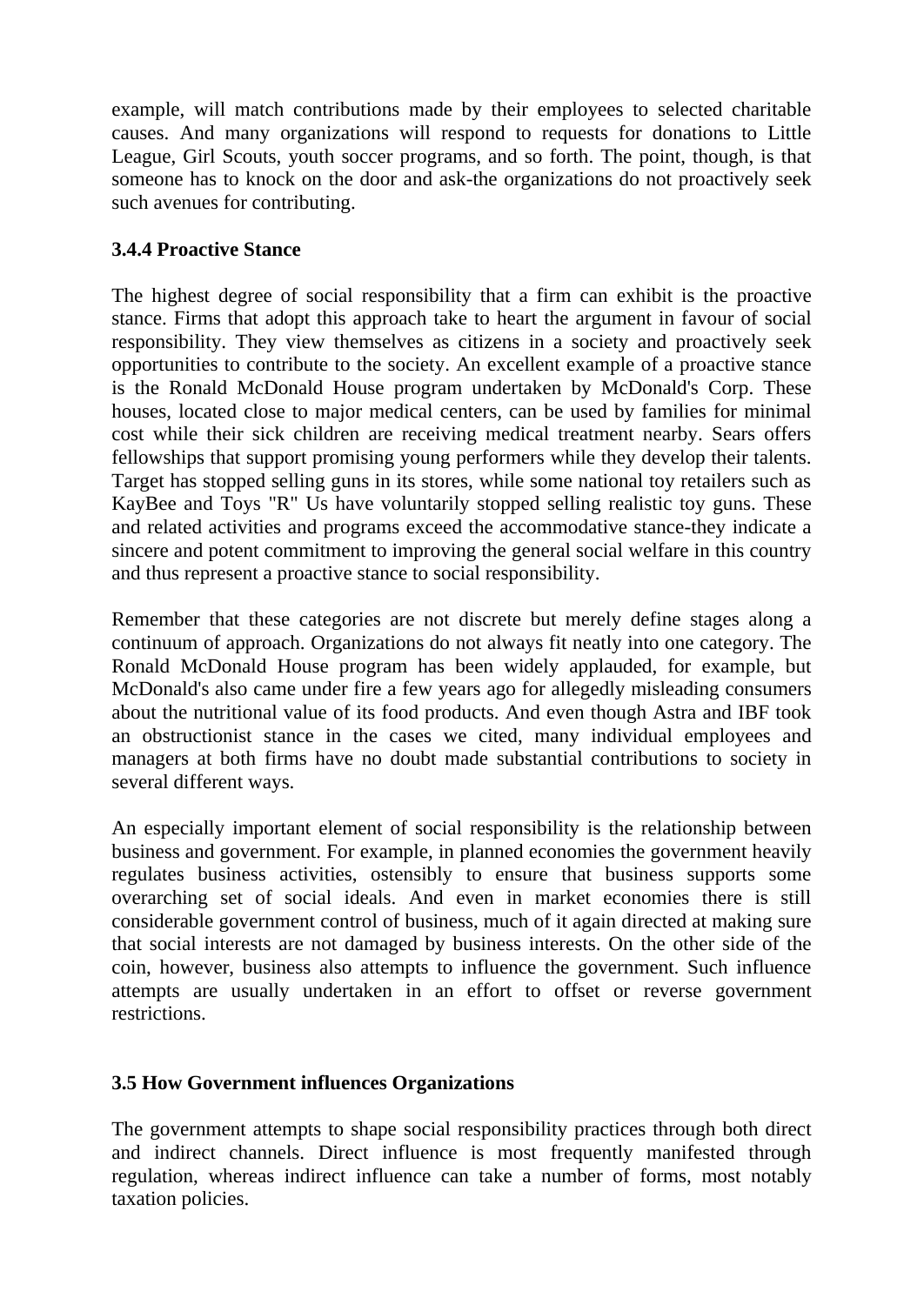example, will match contributions made by their employees to selected charitable causes. And many organizations will respond to requests for donations to Little League, Girl Scouts, youth soccer programs, and so forth. The point, though, is that someone has to knock on the door and ask-the organizations do not proactively seek such avenues for contributing.

### 3.4.4 Proactive Stance

The highest degree of social responsibility that a firm can exhibit is the proactive stance. Firms that adopt this approach take to heart the argument in favour of social responsibility. They view themselves as citizens in a society and proactively seek opportunities to contribute to the society. An excellent example of a proactive stance is the Ronald McDonald House program undertaken by McDonald's Corp. These houses, located close to major medical centers, can be used by families for minimal cost while their sick children are receiving medical treatment nearby. Sears offers fellowships that support promising young performers while they develop their talents. Target has stopped selling guns in its stores, while some national toy retailers such as KayBee and Toys "R" Us have voluntarily stopped selling realistic toy guns. These and related activities and programs exceed the accommodative stance-they indicate a sincere and potent commitment to improving the general social welfare in this country and thus represent a proactive stance to social responsibility.

Remember that these categories are not discrete but merely define stages along a continuum of approach. Organizations do not always fit neatly into one category. The Ronald McDonald House program has been widely applauded, for example, but McDonald's also came under fire a few years ago for allegedly misleading consumers about the nutritional value of its food products. And even though Astra and IBF took an obstructionist stance in the cases we cited, many individual employees and managers at both firms have no doubt made substantial contributions to society in several different ways.

An especially important element of social responsibility is the relationship between business and government. For example, in planned economies the government heavily regulates business activities, ostensibly to ensure that business supports some overarching set of social ideals. And even in market economies there is still considerable government control of business, much of it again directed at making sure that social interests are not damaged by business interests. On the other side of the coin, however, business also attempts to influence the government. Such influence attempts are usually undertaken in an effort to offset or reverse government restrictions.

## 3.5 How Government influences Organizations

The government attempts to shape social responsibility practices through both direct and indirect channels. Direct influence is most frequently manifested through regulation, whereas indirect influence can take a number of forms, most notably taxation policies.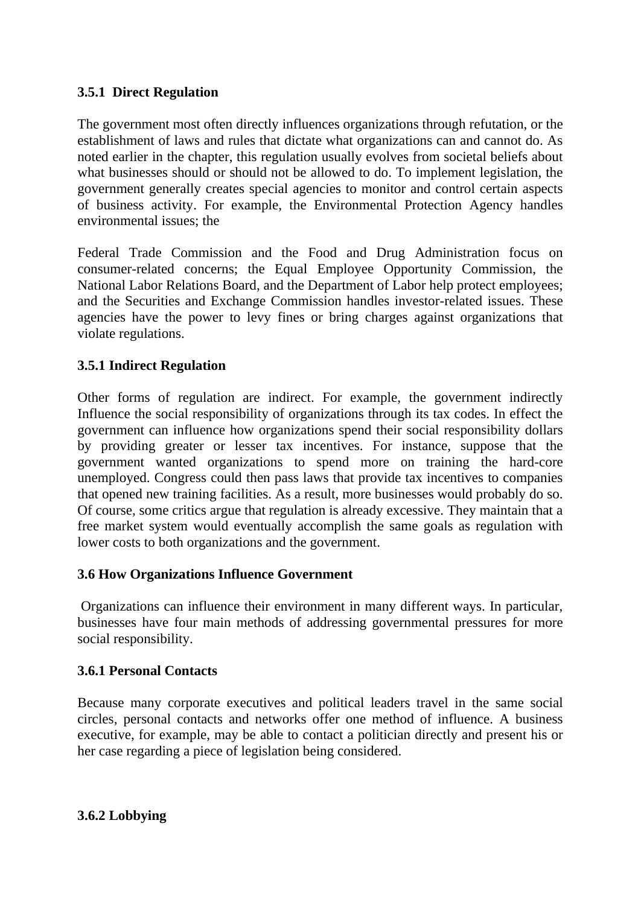### 3.5.1 Direct Regulation

The government most often directly influences organizations through refutation, or the establishment of laws and rules that dictate what organizations can and cannot do. As noted earlier in the chapter, this regulation usually evolves from societal beliefs about what businesses should or should not be allowed to do. To implement legislation, the government generally creates special agencies to monitor and control certain aspects of business activity. For example, the Environmental Protection Agency handles environmental issues; the

Federal Trade Commission and the Food and Drug Administration focus on consumer-related concerns; the Equal Employee Opportunity Commission, the National Labor Relations Board, and the Department of Labor help protect employees; and the Securities and Exchange Commission handles investor-related issues. These agencies have the power to levy fines or bring charges against organizations that violate regulations.

### 3.5.1 Indirect Regulation

Other forms of regulation are indirect. For example, the government indirectly Influence the social responsibility of organizations through its tax codes. In effect the government can influence how organizations spend their social responsibility dollars by providing greater or lesser tax incentives. For instance, suppose that the government wanted organizations to spend more on training the hard-core unemployed. Congress could then pass laws that provide tax incentives to companies that opened new training facilities. As a result, more businesses would probably do so. Of course, some critics argue that regulation is already excessive. They maintain that a free market system would eventually accomplish the same goals as regulation with lower costs to both organizations and the government.

## 3.6 How Organizations Influence Government

Organizations can influence their environment in many different ways. In particular, businesses have four main methods of addressing governmental pressures for more social responsibility.

### 3.6.1 Personal Contacts

Because many corporate executives and political leaders travel in the same social circles, personal contacts and networks offer one method of influence. A business executive, for example, may be able to contact a politician directly and present his or her case regarding a piece of legislation being considered.

### 3.6.2 Lobbying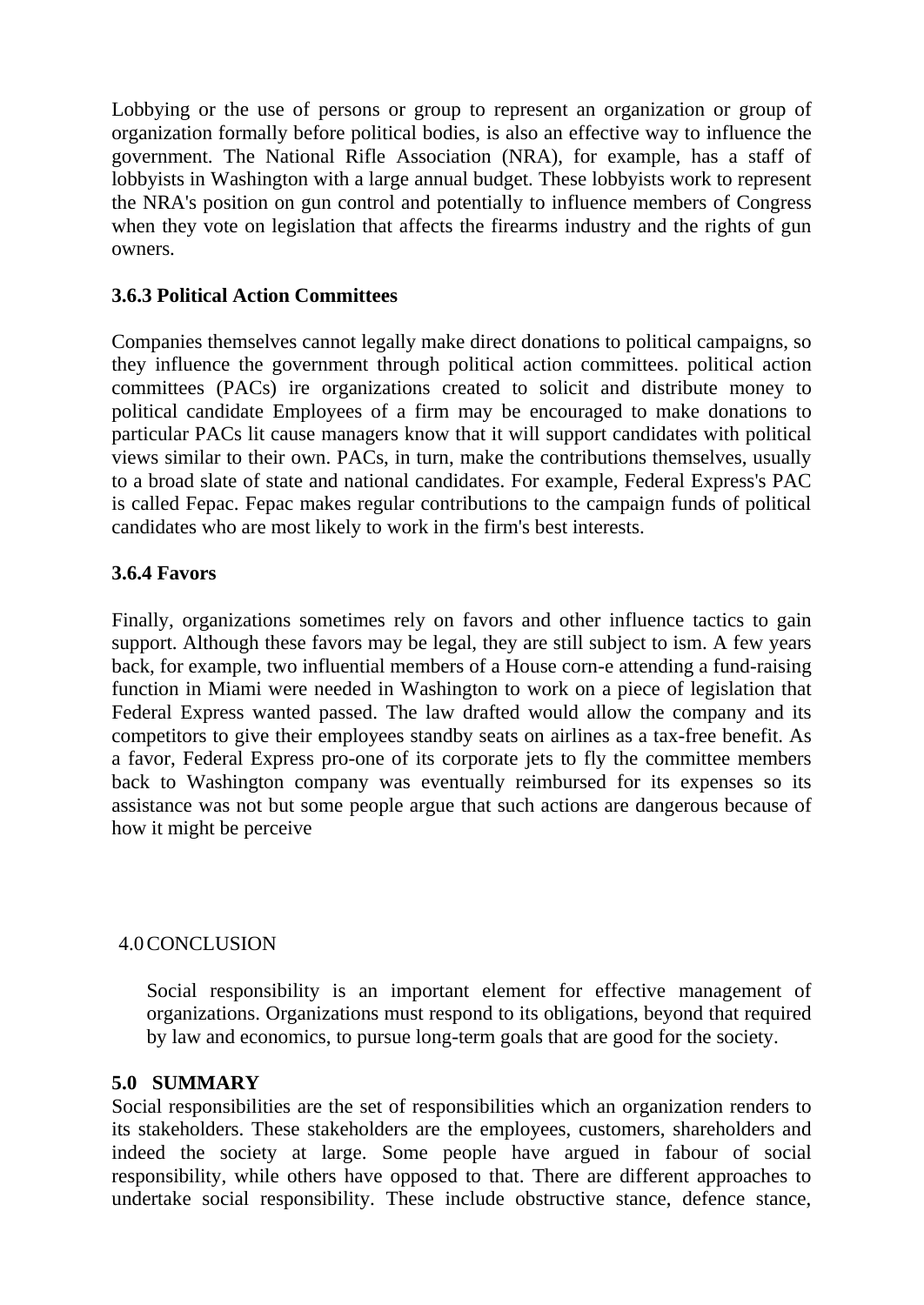Lobbying or the use of persons or group to represent an organization or group of organization formally before political bodies, is also an effective way to influence the government. The National Rifle Association (NRA), for example, has a staff of lobbyists in Washington with a large annual budget. These lobbyists work to represent the NRA's position on gun control and potentially to influence members of Congress when they vote on legislation that affects the firearms industry and the rights of gun owners.

### 3.6.3 Political Action Committees

Companies themselves cannot legally make direct donations to political campaigns, so they influence the government through political action committees. political action committees (PACs) ire organizations created to solicit and distribute money to political candidate Employees of a firm may be encouraged to make donations to particular PACs lit cause managers know that it will support candidates with political views similar to their own. PACs, in turn, make the contributions themselves, usually to a broad slate of state and national candidates. For example, Federal Express's PAC is called Fepac. Fepac makes regular contributions to the campaign funds of political candidates who are most likely to work in the firm's best interests.

### 3.6.4 Favors

Finally, organizations sometimes rely on favors and other influence tactics to gain support. Although these favors may be legal, they are still subject to ism. A few years back, for example, two influential members of a House corn-e attending a fund-raising function in Miami were needed in Washington to work on a piece of legislation that Federal Express wanted passed. The law drafted would allow the company and its competitors to give their employees standby seats on airlines as a tax-free benefit. As a favor, Federal Express pro-one of its corporate jets to fly the committee members back to Washington company was eventually reimbursed for its expenses so its assistance was not but some people argue that such actions are dangerous because of how it might be perceive

## 4.0 CONCLUSION

Social responsibility is an important element for effective management of organizations. Organizations must respond to its obligations, beyond that required by law and economics, to pursue long-term goals that are good for the society.

## 5.0 SUMMARY

Social responsibilities are the set of responsibilities which an organization renders to its stakeholders. These stakeholders are the employees, customers, shareholders and indeed the society at large. Some people have argued in fabour of social responsibility, while others have opposed to that. There are different approaches to undertake social responsibility. These include obstructive stance, defence stance,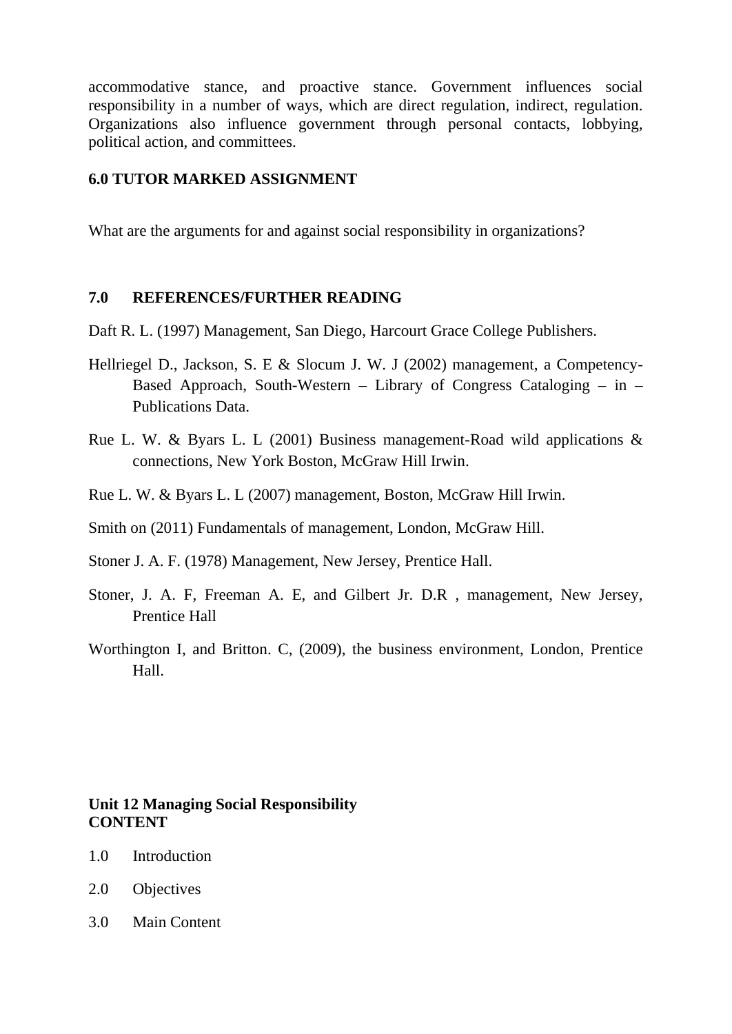accommodative stance, and proactive stance. Government influences social responsibility in a number of ways, which are direct regulation, indirect, regulation. Organizations also influence government through personal contacts, lobbying, political action, and committees.

## 6.0 TUTOR MARKED ASSIGNMENT

What are the arguments for and against social responsibility in organizations?

## 7.0 REFERENCES/FURTHER READING

Daft R. L. (1997) Management, San Diego, Harcourt Grace College Publishers.

Hellriegel D., Jackson, S. E & Slocum J. W. J (2002) management, a Competency-Based Approach, South-Western – Library of Congress Cataloging – in – Publications Data.

Rue L. W. & Byars L. L (2001) Business management-Road wild applications & connections, New York Boston, McGraw Hill Irwin.

Rue L. W. & Byars L. L (2007) management, Boston, McGraw Hill Irwin.

Smith on (2011) Fundamentals of management, London, McGraw Hill.

Stoner J. A. F. (1978) Management, New Jersey, Prentice Hall.

Stoner, J. A. F, Freeman A. E, and Gilbert Jr. D.R , management, New Jersey, Prentice Hall

Worthington I, and Britton. C, (2009), the business environment, London, Prentice Hall.

# Unit 12 Managing Social Responsibility

**CONTENT**

1.0 Introduction

2.0 Objectives

3.0 Main Content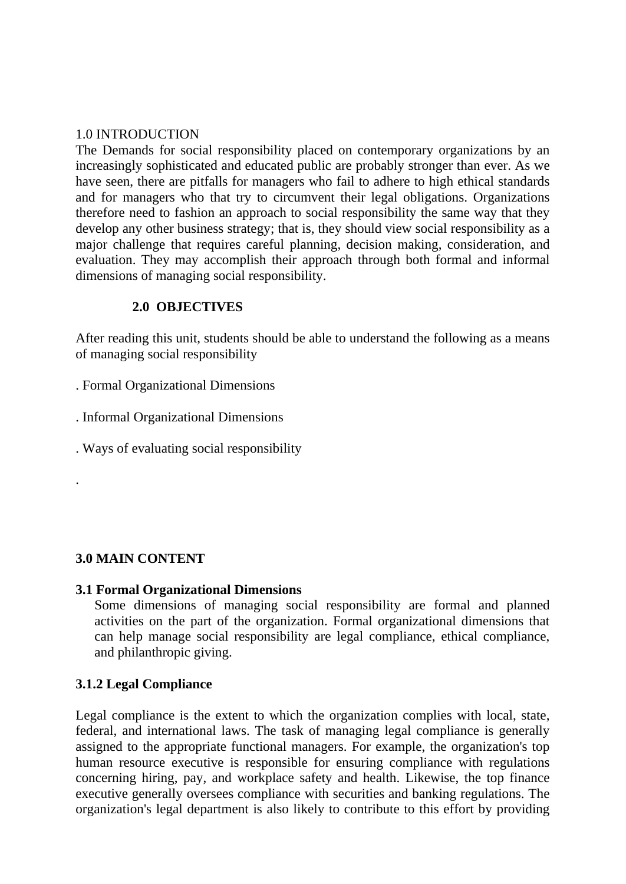1.0 INTRODUCTION

The Demands for social responsibility placed on contemporary organizations by an increasingly sophisticated and educated public are probably stronger than ever. As we have seen, there are pitfalls for managers who fail to adhere to high ethical standards and for managers who that try to circumvent their legal obligations. Organizations therefore need to fashion an approach to social responsibility the same way that they develop any other business strategy; that is, they should view social responsibility as a major challenge that requires careful planning, decision making, consideration, and evaluation. They may accomplish their approach through both formal and informal dimensions of managing social responsibility.

## 2.0 OBJECTIVES

After reading this unit, students should be able to understand the following as a means of managing social responsibility

. Formal Organizational Dimensions

. Informal Organizational Dimensions

. Ways of evaluating social responsibility

.

## 3.0 MAIN CONTENT

### 3.1 Formal Organizational Dimensions

Some dimensions of managing social responsibility are formal and planned activities on the part of the organization. Formal organizational dimensions that can help manage social responsibility are legal compliance, ethical compliance, and philanthropic giving.

### 3.1.2 Legal Compliance

Legal compliance is the extent to which the organization complies with local, state, federal, and international laws. The task of managing legal compliance is generally assigned to the appropriate functional managers. For example, the organization's top human resource executive is responsible for ensuring compliance with regulations concerning hiring, pay, and workplace safety and health. Likewise, the top finance executive generally oversees compliance with securities and banking regulations. The organization's legal department is also likely to contribute to this effort by providing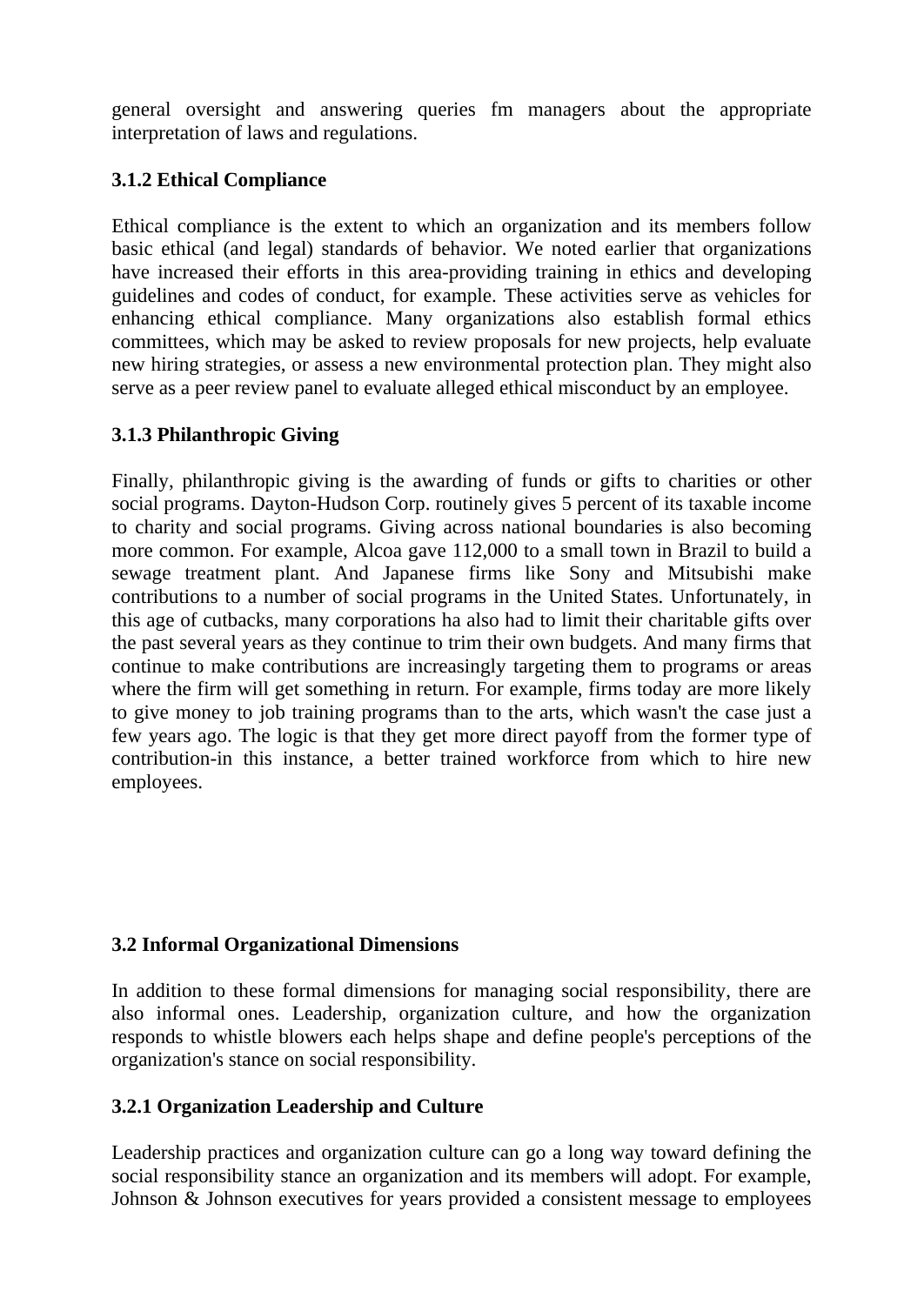general oversight and answering queries fm managers about the appropriate interpretation of laws and regulations.

### 3.1.2 Ethical Compliance

Ethical compliance is the extent to which an organization and its members follow basic ethical (and legal) standards of behavior. We noted earlier that organizations have increased their efforts in this area-providing training in ethics and developing guidelines and codes of conduct, for example. These activities serve as vehicles for enhancing ethical compliance. Many organizations also establish formal ethics committees, which may be asked to review proposals for new projects, help evaluate new hiring strategies, or assess a new environmental protection plan. They might also serve as a peer review panel to evaluate alleged ethical misconduct by an employee.

### 3.1.3 Philanthropic Giving

Finally, philanthropic giving is the awarding of funds or gifts to charities or other social programs. Dayton-Hudson Corp. routinely gives 5 percent of its taxable income to charity and social programs. Giving across national boundaries is also becoming more common. For example, Alcoa gave 112,000 to a small town in Brazil to build a sewage treatment plant. And Japanese firms like Sony and Mitsubishi make contributions to a number of social programs in the United States. Unfortunately, in this age of cutbacks, many corporations ha also had to limit their charitable gifts over the past several years as they continue to trim their own budgets. And many firms that continue to make contributions are increasingly targeting them to programs or areas where the firm will get something in return. For example, firms today are more likely to give money to job training programs than to the arts, which wasn't the case just a few years ago. The logic is that they get more direct payoff from the former type of contribution-in this instance, a better trained workforce from which to hire new employees.

## 3.2 Informal Organizational Dimensions

In addition to these formal dimensions for managing social responsibility, there are also informal ones. Leadership, organization culture, and how the organization responds to whistle blowers each helps shape and define people's perceptions of the organization's stance on social responsibility.

### 3.2.1 Organization Leadership and Culture

Leadership practices and organization culture can go a long way toward defining the social responsibility stance an organization and its members will adopt. For example, Johnson & Johnson executives for years provided a consistent message to employees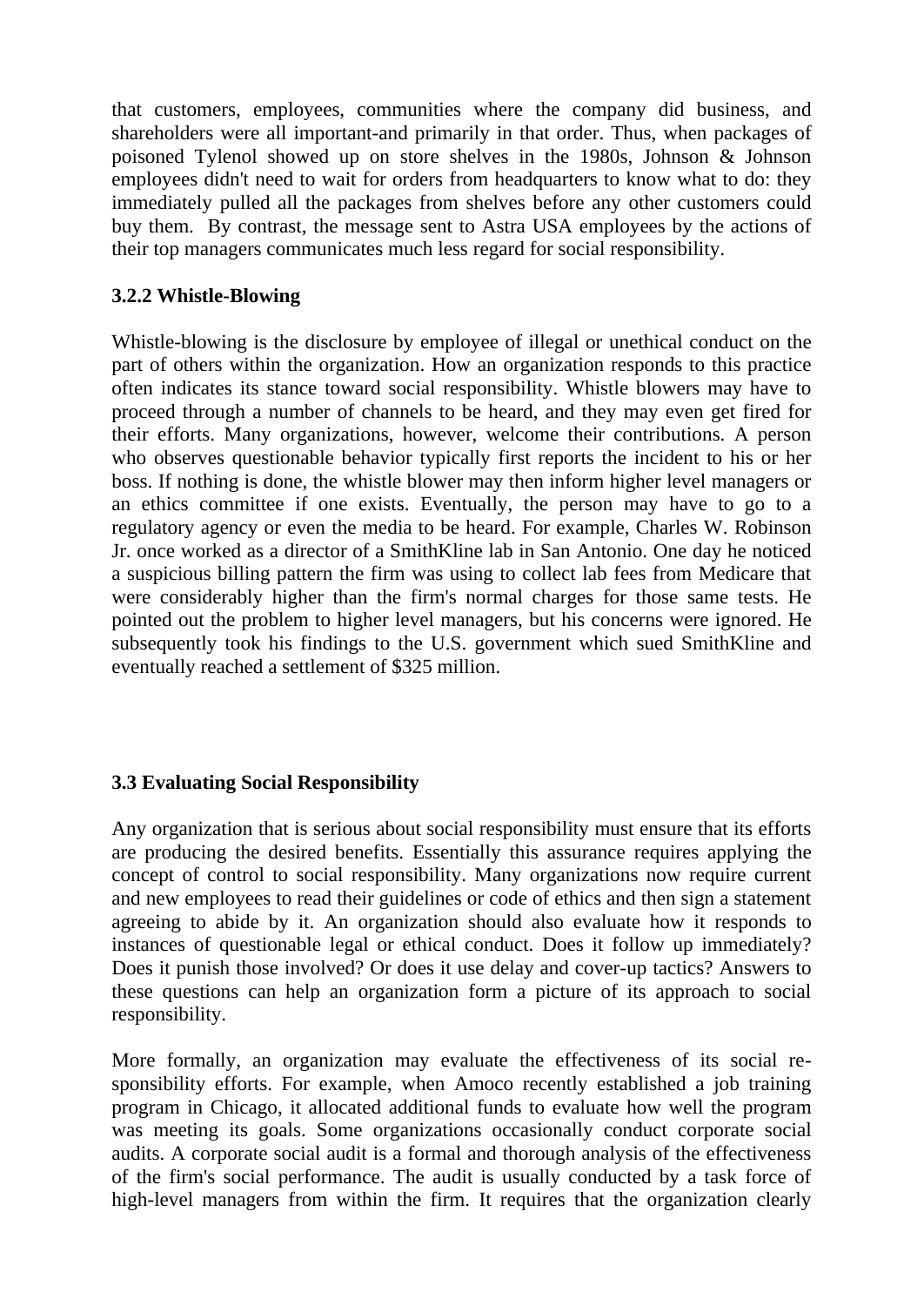that customers, employees, communities where the company did business, and shareholders were all important-and primarily in that order. Thus, when packages of poisoned Tylenol showed up on store shelves in the 1980s, Johnson & Johnson employees didn't need to wait for orders from headquarters to know what to do: they immediately pulled all the packages from shelves before any other customers could buy them. By contrast, the message sent to Astra USA employees by the actions of their top managers communicates much less regard for social responsibility.

### 3.2.2 Whistle-Blowing

Whistle-blowing is the disclosure by employee of illegal or unethical conduct on the part of others within the organization. How an organization responds to this practice often indicates its stance toward social responsibility. Whistle blowers may have to proceed through a number of channels to be heard, and they may even get fired for their efforts. Many organizations, however, welcome their contributions. A person who observes questionable behavior typically first reports the incident to his or her boss. If nothing is done, the whistle blower may then inform higher level managers or an ethics committee if one exists. Eventually, the person may have to go to a regulatory agency or even the media to be heard. For example, Charles W. Robinson Jr. once worked as a director of a SmithKline lab in San Antonio. One day he noticed a suspicious billing pattern the firm was using to collect lab fees from Medicare that were considerably higher than the firm's normal charges for those same tests. He pointed out the problem to higher level managers, but his concerns were ignored. He subsequently took his findings to the U.S. government which sued SmithKline and eventually reached a settlement of $325 million.

## 3.3 Evaluating Social Responsibility

Any organization that is serious about social responsibility must ensure that its efforts are producing the desired benefits. Essentially this assurance requires applying the concept of control to social responsibility. Many organizations now require current and new employees to read their guidelines or code of ethics and then sign a statement agreeing to abide by it. An organization should also evaluate how it responds to instances of questionable legal or ethical conduct. Does it follow up immediately? Does it punish those involved? Or does it use delay and cover-up tactics? Answers to these questions can help an organization form a picture of its approach to social responsibility.

More formally, an organization may evaluate the effectiveness of its social responsibility efforts. For example, when Amoco recently established a job training program in Chicago, it allocated additional funds to evaluate how well the program was meeting its goals. Some organizations occasionally conduct corporate social audits. A corporate social audit is a formal and thorough analysis of the effectiveness of the firm's social performance. The audit is usually conducted by a task force of high-level managers from within the firm. It requires that the organization clearly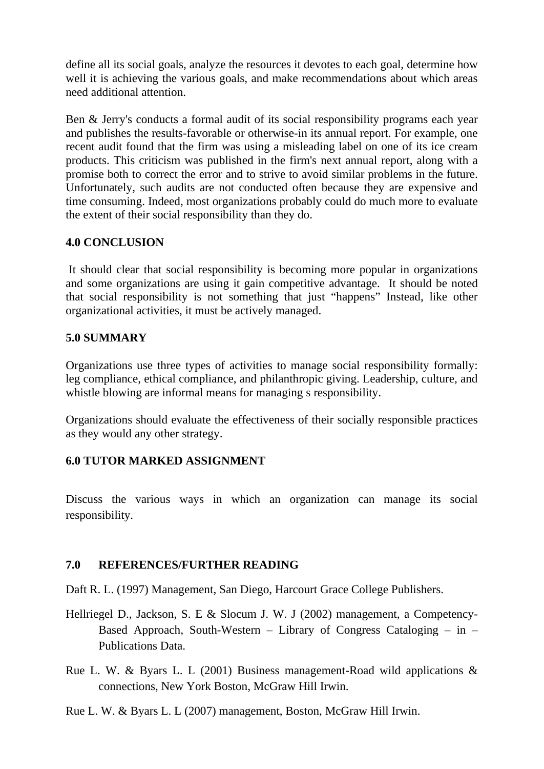define all its social goals, analyze the resources it devotes to each goal, determine how well it is achieving the various goals, and make recommendations about which areas need additional attention.

Ben & Jerry's conducts a formal audit of its social responsibility programs each year and publishes the results-favorable or otherwise-in its annual report. For example, one recent audit found that the firm was using a misleading label on one of its ice cream products. This criticism was published in the firm's next annual report, along with a promise both to correct the error and to strive to avoid similar problems in the future. Unfortunately, such audits are not conducted often because they are expensive and time consuming. Indeed, most organizations probably could do much more to evaluate the extent of their social responsibility than they do.

## 4.0 CONCLUSION

It should clear that social responsibility is becoming more popular in organizations and some organizations are using it gain competitive advantage. It should be noted that social responsibility is not something that just "happens" Instead, like other organizational activities, it must be actively managed.

## 5.0 SUMMARY

Organizations use three types of activities to manage social responsibility formally: leg compliance, ethical compliance, and philanthropic giving. Leadership, culture, and whistle blowing are informal means for managing s responsibility.

Organizations should evaluate the effectiveness of their socially responsible practices as they would any other strategy.

## 6.0 TUTOR MARKED ASSIGNMENT

Discuss the various ways in which an organization can manage its social responsibility.

## 7.0 REFERENCES/FURTHER READING

Daft R. L. (1997) Management, San Diego, Harcourt Grace College Publishers.

Hellriegel D., Jackson, S. E & Slocum J. W. J (2002) management, a Competency-Based Approach, South-Western – Library of Congress Cataloging – in – Publications Data.

Rue L. W. & Byars L. L (2001) Business management-Road wild applications & connections, New York Boston, McGraw Hill Irwin.

Rue L. W. & Byars L. L (2007) management, Boston, McGraw Hill Irwin.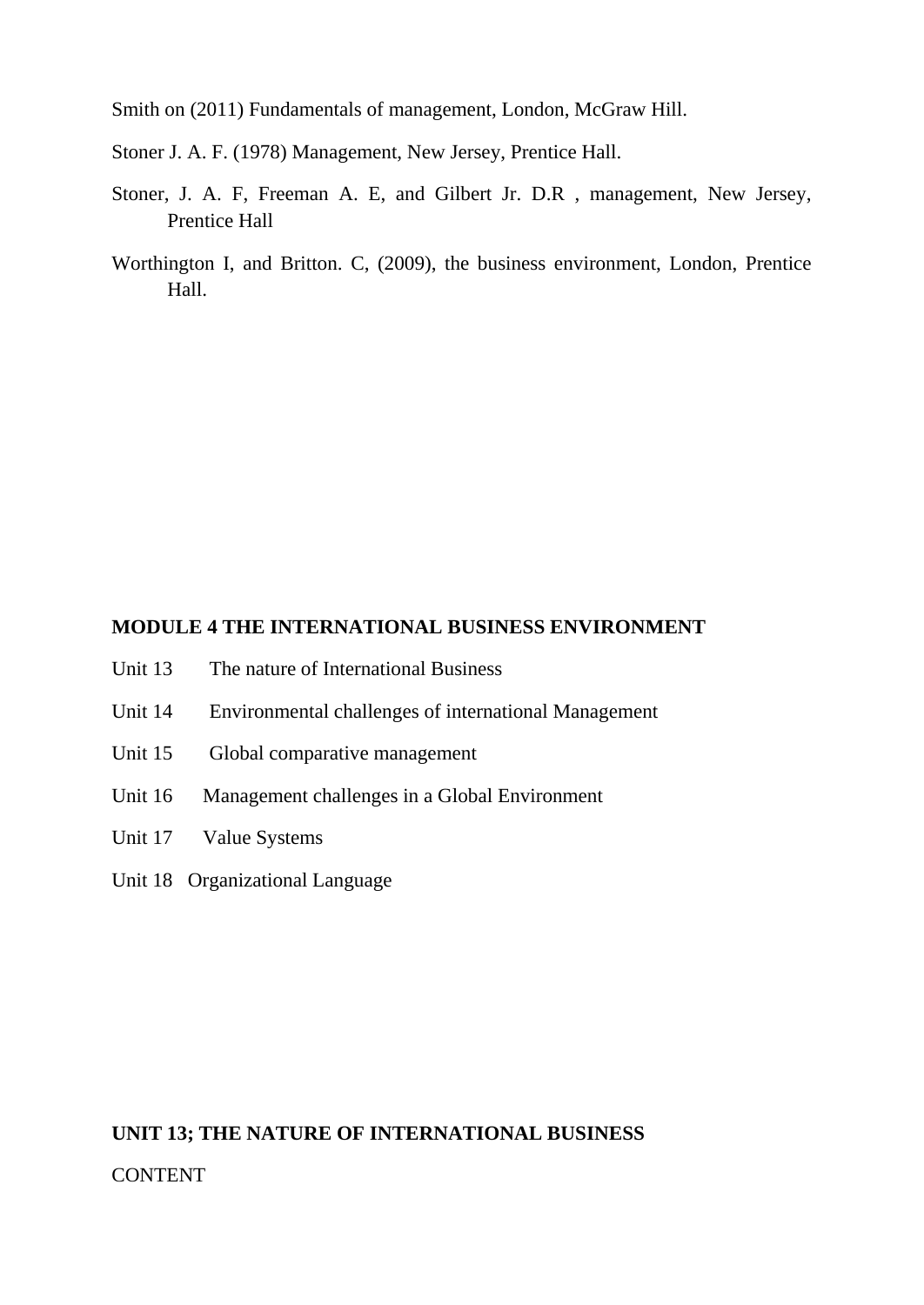Smith on (2011) Fundamentals of management, London, McGraw Hill.

Stoner J. A. F. (1978) Management, New Jersey, Prentice Hall.

Stoner, J. A. F, Freeman A. E, and Gilbert Jr. D.R , management, New Jersey, Prentice Hall

Worthington I, and Britton. C, (2009), the business environment, London, Prentice Hall.

**MODULE 4 THE INTERNATIONAL BUSINESS ENVIRONMENT**

Unit 13 The nature of International Business

Unit 14 Environmental challenges of international Management

Unit 15 Global comparative management

Unit 16 Management challenges in a Global Environment

Unit 17 Value Systems

Unit 18 Organizational Language

**UNIT 13; THE NATURE OF INTERNATIONAL BUSINESS**

CONTENT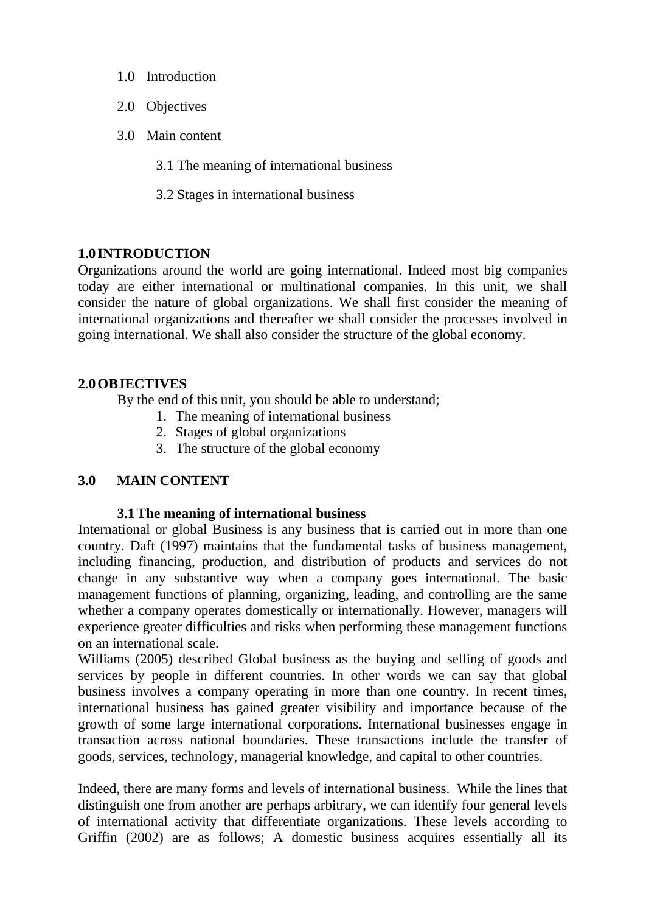1.0 Introduction

2.0 Objectives

3.0 Main content

3.1 The meaning of international business

3.2 Stages in international business

## 1.0 INTRODUCTION

Organizations around the world are going international. Indeed most big companies today are either international or multinational companies. In this unit, we shall consider the nature of global organizations. We shall first consider the meaning of international organizations and thereafter we shall consider the processes involved in going international. We shall also consider the structure of the global economy.

## 2.0 OBJECTIVES

By the end of this unit, you should be able to understand;

1. The meaning of international business
2. Stages of global organizations
3. The structure of the global economy

## 3.0 MAIN CONTENT

### 3.1 The meaning of international business

International or global Business is any business that is carried out in more than one country. Daft (1997) maintains that the fundamental tasks of business management, including financing, production, and distribution of products and services do not change in any substantive way when a company goes international. The basic management functions of planning, organizing, leading, and controlling are the same whether a company operates domestically or internationally. However, managers will experience greater difficulties and risks when performing these management functions on an international scale.

Williams (2005) described Global business as the buying and selling of goods and services by people in different countries. In other words we can say that global business involves a company operating in more than one country. In recent times, international business has gained greater visibility and importance because of the growth of some large international corporations. International businesses engage in transaction across national boundaries. These transactions include the transfer of goods, services, technology, managerial knowledge, and capital to other countries.

Indeed, there are many forms and levels of international business. While the lines that distinguish one from another are perhaps arbitrary, we can identify four general levels of international activity that differentiate organizations. These levels according to Griffin (2002) are as follows; A domestic business acquires essentially all its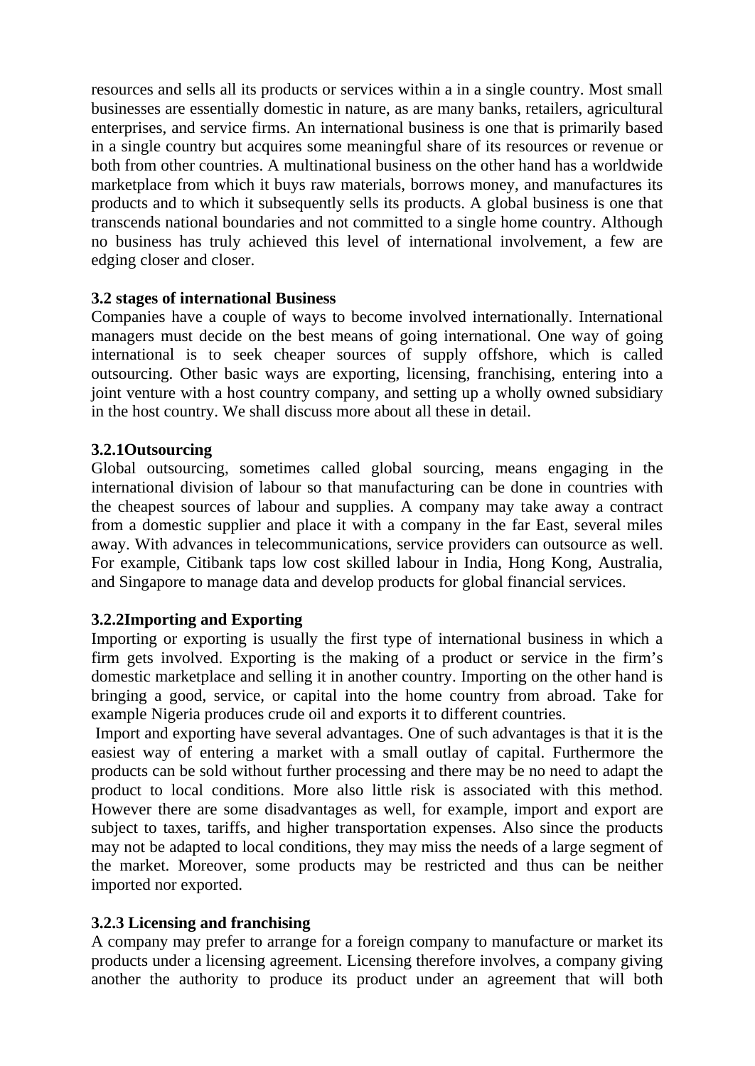resources and sells all its products or services within a in a single country. Most small businesses are essentially domestic in nature, as are many banks, retailers, agricultural enterprises, and service firms. An international business is one that is primarily based in a single country but acquires some meaningful share of its resources or revenue or both from other countries. A multinational business on the other hand has a worldwide marketplace from which it buys raw materials, borrows money, and manufactures its products and to which it subsequently sells its products. A global business is one that transcends national boundaries and not committed to a single home country. Although no business has truly achieved this level of international involvement, a few are edging closer and closer.

### 3.2 stages of international Business

Companies have a couple of ways to become involved internationally. International managers must decide on the best means of going international. One way of going international is to seek cheaper sources of supply offshore, which is called outsourcing. Other basic ways are exporting, licensing, franchising, entering into a joint venture with a host country company, and setting up a wholly owned subsidiary in the host country. We shall discuss more about all these in detail.

#### 3.2.1Outsourcing

Global outsourcing, sometimes called global sourcing, means engaging in the international division of labour so that manufacturing can be done in countries with the cheapest sources of labour and supplies. A company may take away a contract from a domestic supplier and place it with a company in the far East, several miles away. With advances in telecommunications, service providers can outsource as well. For example, Citibank taps low cost skilled labour in India, Hong Kong, Australia, and Singapore to manage data and develop products for global financial services.

#### 3.2.2Importing and Exporting

Importing or exporting is usually the first type of international business in which a firm gets involved. Exporting is the making of a product or service in the firm's domestic marketplace and selling it in another country. Importing on the other hand is bringing a good, service, or capital into the home country from abroad. Take for example Nigeria produces crude oil and exports it to different countries.

Import and exporting have several advantages. One of such advantages is that it is the easiest way of entering a market with a small outlay of capital. Furthermore the products can be sold without further processing and there may be no need to adapt the product to local conditions. More also little risk is associated with this method. However there are some disadvantages as well, for example, import and export are subject to taxes, tariffs, and higher transportation expenses. Also since the products may not be adapted to local conditions, they may miss the needs of a large segment of the market. Moreover, some products may be restricted and thus can be neither imported nor exported.

#### 3.2.3 Licensing and franchising

A company may prefer to arrange for a foreign company to manufacture or market its products under a licensing agreement. Licensing therefore involves, a company giving another the authority to produce its product under an agreement that will both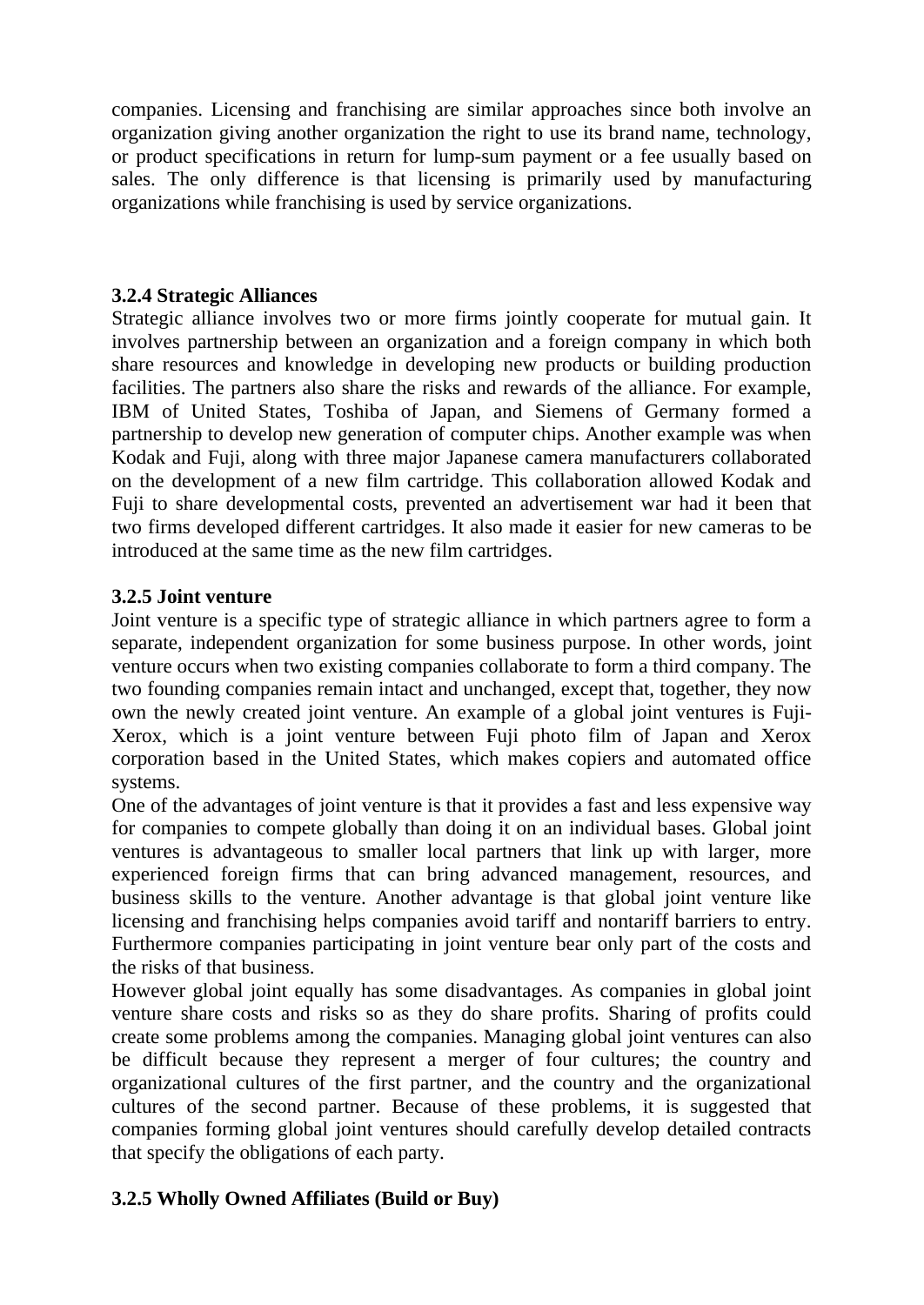companies. Licensing and franchising are similar approaches since both involve an organization giving another organization the right to use its brand name, technology, or product specifications in return for lump-sum payment or a fee usually based on sales. The only difference is that licensing is primarily used by manufacturing organizations while franchising is used by service organizations.

### 3.2.4 Strategic Alliances

Strategic alliance involves two or more firms jointly cooperate for mutual gain. It involves partnership between an organization and a foreign company in which both share resources and knowledge in developing new products or building production facilities. The partners also share the risks and rewards of the alliance. For example, IBM of United States, Toshiba of Japan, and Siemens of Germany formed a partnership to develop new generation of computer chips. Another example was when Kodak and Fuji, along with three major Japanese camera manufacturers collaborated on the development of a new film cartridge. This collaboration allowed Kodak and Fuji to share developmental costs, prevented an advertisement war had it been that two firms developed different cartridges. It also made it easier for new cameras to be introduced at the same time as the new film cartridges.

### 3.2.5 Joint venture

Joint venture is a specific type of strategic alliance in which partners agree to form a separate, independent organization for some business purpose. In other words, joint venture occurs when two existing companies collaborate to form a third company. The two founding companies remain intact and unchanged, except that, together, they now own the newly created joint venture. An example of a global joint ventures is Fuji-Xerox, which is a joint venture between Fuji photo film of Japan and Xerox corporation based in the United States, which makes copiers and automated office systems.

One of the advantages of joint venture is that it provides a fast and less expensive way for companies to compete globally than doing it on an individual bases. Global joint ventures is advantageous to smaller local partners that link up with larger, more experienced foreign firms that can bring advanced management, resources, and business skills to the venture. Another advantage is that global joint venture like licensing and franchising helps companies avoid tariff and nontariff barriers to entry. Furthermore companies participating in joint venture bear only part of the costs and the risks of that business.

However global joint equally has some disadvantages. As companies in global joint venture share costs and risks so as they do share profits. Sharing of profits could create some problems among the companies. Managing global joint ventures can also be difficult because they represent a merger of four cultures; the country and organizational cultures of the first partner, and the country and the organizational cultures of the second partner. Because of these problems, it is suggested that companies forming global joint ventures should carefully develop detailed contracts that specify the obligations of each party.

### 3.2.5 Wholly Owned Affiliates (Build or Buy)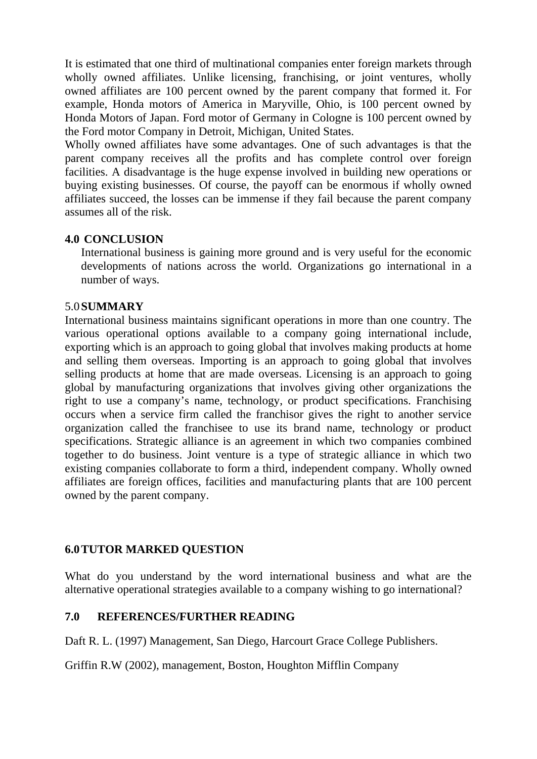It is estimated that one third of multinational companies enter foreign markets through wholly owned affiliates. Unlike licensing, franchising, or joint ventures, wholly owned affiliates are 100 percent owned by the parent company that formed it. For example, Honda motors of America in Maryville, Ohio, is 100 percent owned by Honda Motors of Japan. Ford motor of Germany in Cologne is 100 percent owned by the Ford motor Company in Detroit, Michigan, United States.

Wholly owned affiliates have some advantages. One of such advantages is that the parent company receives all the profits and has complete control over foreign facilities. A disadvantage is the huge expense involved in building new operations or buying existing businesses. Of course, the payoff can be enormous if wholly owned affiliates succeed, the losses can be immense if they fail because the parent company assumes all of the risk.

## 4.0 CONCLUSION

International business is gaining more ground and is very useful for the economic developments of nations across the world. Organizations go international in a number of ways.

## 5.0 SUMMARY

International business maintains significant operations in more than one country. The various operational options available to a company going international include, exporting which is an approach to going global that involves making products at home and selling them overseas. Importing is an approach to going global that involves selling products at home that are made overseas. Licensing is an approach to going global by manufacturing organizations that involves giving other organizations the right to use a company's name, technology, or product specifications. Franchising occurs when a service firm called the franchisor gives the right to another service organization called the franchisee to use its brand name, technology or product specifications. Strategic alliance is an agreement in which two companies combined together to do business. Joint venture is a type of strategic alliance in which two existing companies collaborate to form a third, independent company. Wholly owned affiliates are foreign offices, facilities and manufacturing plants that are 100 percent owned by the parent company.

## 6.0 TUTOR MARKED QUESTION

What do you understand by the word international business and what are the alternative operational strategies available to a company wishing to go international?

## 7.0 REFERENCES/FURTHER READING

Daft R. L. (1997) Management, San Diego, Harcourt Grace College Publishers.

Griffin R.W (2002), management, Boston, Houghton Mifflin Company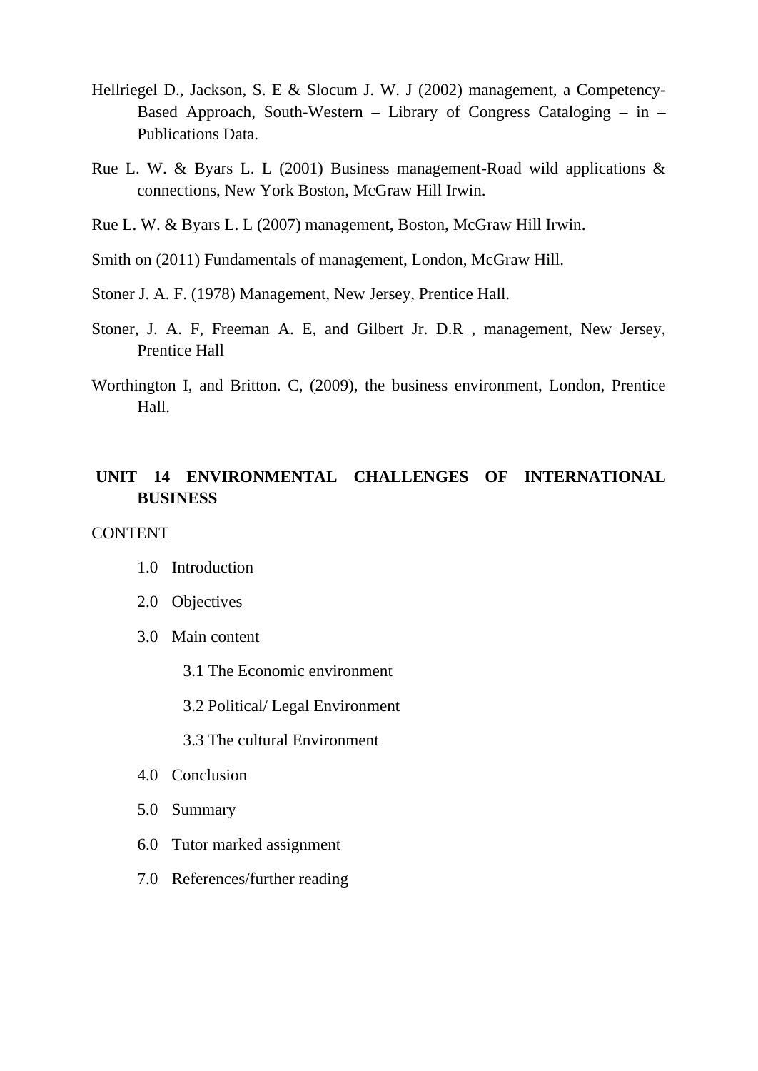Hellriegel D., Jackson, S. E & Slocum J. W. J (2002) management, a Competency-Based Approach, South-Western – Library of Congress Cataloging – in – Publications Data.

Rue L. W. & Byars L. L (2001) Business management-Road wild applications & connections, New York Boston, McGraw Hill Irwin.

Rue L. W. & Byars L. L (2007) management, Boston, McGraw Hill Irwin.

Smith on (2011) Fundamentals of management, London, McGraw Hill.

Stoner J. A. F. (1978) Management, New Jersey, Prentice Hall.

Stoner, J. A. F, Freeman A. E, and Gilbert Jr. D.R , management, New Jersey, Prentice Hall

Worthington I, and Britton. C, (2009), the business environment, London, Prentice Hall.

## UNIT 14 ENVIRONMENTAL CHALLENGES OF INTERNATIONAL BUSINESS

CONTENT

- 1.0 Introduction
- 2.0 Objectives
- 3.0 Main content
  - 3.1 The Economic environment
  - 3.2 Political/ Legal Environment
  - 3.3 The cultural Environment
- 4.0 Conclusion
- 5.0 Summary
- 6.0 Tutor marked assignment
- 7.0 References/further reading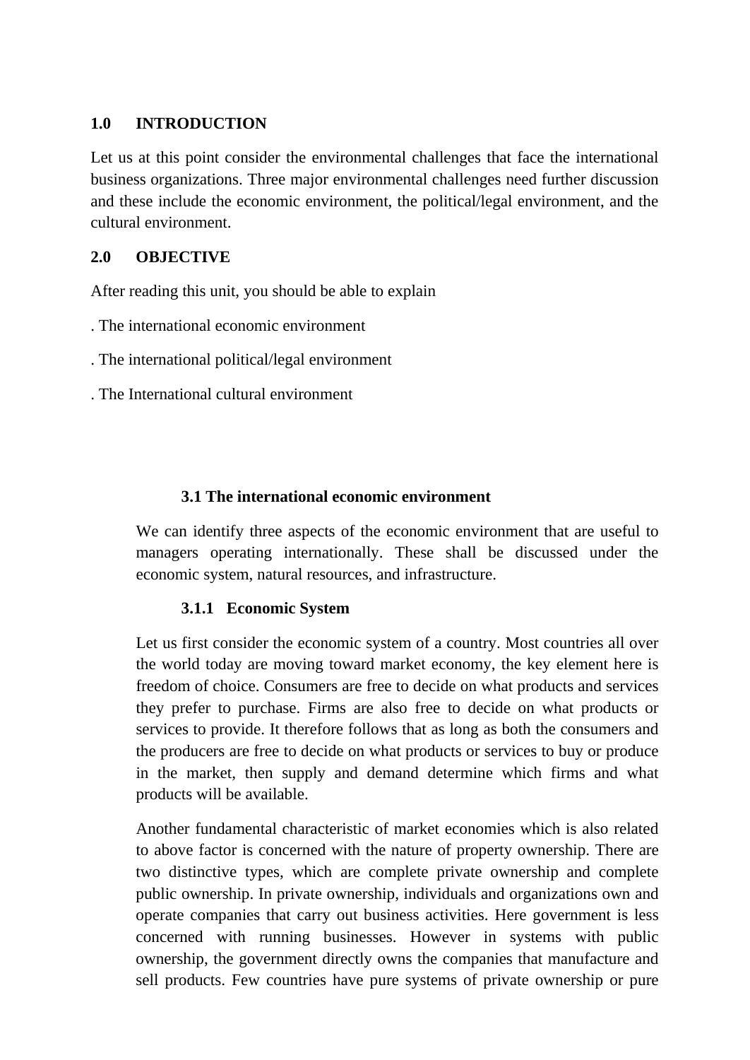## 1.0 INTRODUCTION

Let us at this point consider the environmental challenges that face the international business organizations. Three major environmental challenges need further discussion and these include the economic environment, the political/legal environment, and the cultural environment.

## 2.0 OBJECTIVE

After reading this unit, you should be able to explain

. The international economic environment

. The international political/legal environment

. The International cultural environment

### 3.1 The international economic environment

We can identify three aspects of the economic environment that are useful to managers operating internationally. These shall be discussed under the economic system, natural resources, and infrastructure.

#### 3.1.1 Economic System

Let us first consider the economic system of a country. Most countries all over the world today are moving toward market economy, the key element here is freedom of choice. Consumers are free to decide on what products and services they prefer to purchase. Firms are also free to decide on what products or services to provide. It therefore follows that as long as both the consumers and the producers are free to decide on what products or services to buy or produce in the market, then supply and demand determine which firms and what products will be available.

Another fundamental characteristic of market economies which is also related to above factor is concerned with the nature of property ownership. There are two distinctive types, which are complete private ownership and complete public ownership. In private ownership, individuals and organizations own and operate companies that carry out business activities. Here government is less concerned with running businesses. However in systems with public ownership, the government directly owns the companies that manufacture and sell products. Few countries have pure systems of private ownership or pure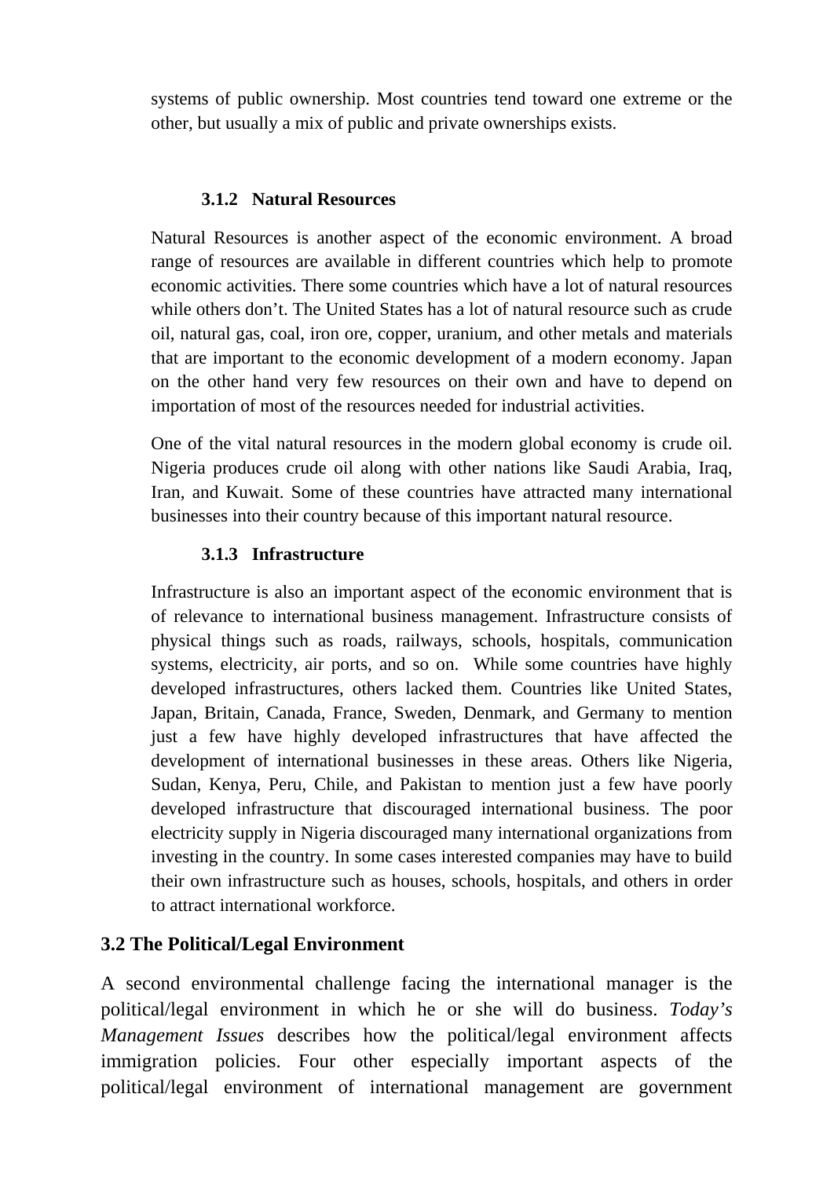systems of public ownership. Most countries tend toward one extreme or the other, but usually a mix of public and private ownerships exists.

### 3.1.2 Natural Resources

Natural Resources is another aspect of the economic environment. A broad range of resources are available in different countries which help to promote economic activities. There some countries which have a lot of natural resources while others don't. The United States has a lot of natural resource such as crude oil, natural gas, coal, iron ore, copper, uranium, and other metals and materials that are important to the economic development of a modern economy. Japan on the other hand very few resources on their own and have to depend on importation of most of the resources needed for industrial activities.

One of the vital natural resources in the modern global economy is crude oil. Nigeria produces crude oil along with other nations like Saudi Arabia, Iraq, Iran, and Kuwait. Some of these countries have attracted many international businesses into their country because of this important natural resource.

### 3.1.3 Infrastructure

Infrastructure is also an important aspect of the economic environment that is of relevance to international business management. Infrastructure consists of physical things such as roads, railways, schools, hospitals, communication systems, electricity, air ports, and so on. While some countries have highly developed infrastructures, others lacked them. Countries like United States, Japan, Britain, Canada, France, Sweden, Denmark, and Germany to mention just a few have highly developed infrastructures that have affected the development of international businesses in these areas. Others like Nigeria, Sudan, Kenya, Peru, Chile, and Pakistan to mention just a few have poorly developed infrastructure that discouraged international business. The poor electricity supply in Nigeria discouraged many international organizations from investing in the country. In some cases interested companies may have to build their own infrastructure such as houses, schools, hospitals, and others in order to attract international workforce.

## 3.2 The Political/Legal Environment

A second environmental challenge facing the international manager is the political/legal environment in which he or she will do business. *Today's Management Issues* describes how the political/legal environment affects immigration policies. Four other especially important aspects of the political/legal environment of international management are government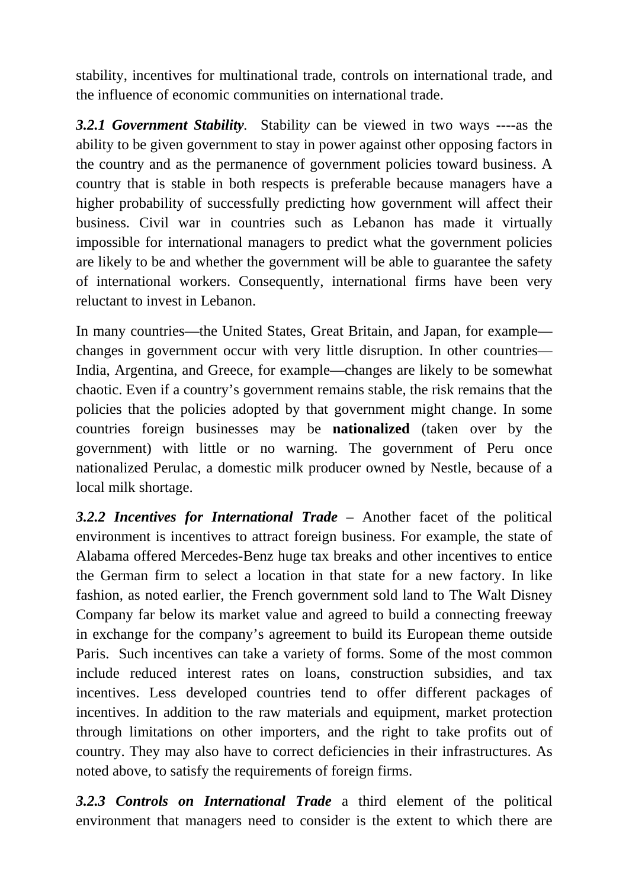stability, incentives for multinational trade, controls on international trade, and the influence of economic communities on international trade.

***3.2.1 Government Stability**.* Stability can be viewed in two ways ----as the ability to be given government to stay in power against other opposing factors in the country and as the permanence of government policies toward business. A country that is stable in both respects is preferable because managers have a higher probability of successfully predicting how government will affect their business. Civil war in countries such as Lebanon has made it virtually impossible for international managers to predict what the government policies are likely to be and whether the government will be able to guarantee the safety of international workers. Consequently, international firms have been very reluctant to invest in Lebanon.

In many countries—the United States, Great Britain, and Japan, for example—changes in government occur with very little disruption. In other countries—India, Argentina, and Greece, for example—changes are likely to be somewhat chaotic. Even if a country's government remains stable, the risk remains that the policies that the policies adopted by that government might change. In some countries foreign businesses may be **nationalized** (taken over by the government) with little or no warning. The government of Peru once nationalized Perulac, a domestic milk producer owned by Nestle, because of a local milk shortage.

***3.2.2 Incentives for International Trade*** – Another facet of the political environment is incentives to attract foreign business. For example, the state of Alabama offered Mercedes-Benz huge tax breaks and other incentives to entice the German firm to select a location in that state for a new factory. In like fashion, as noted earlier, the French government sold land to The Walt Disney Company far below its market value and agreed to build a connecting freeway in exchange for the company's agreement to build its European theme outside Paris. Such incentives can take a variety of forms. Some of the most common include reduced interest rates on loans, construction subsidies, and tax incentives. Less developed countries tend to offer different packages of incentives. In addition to the raw materials and equipment, market protection through limitations on other importers, and the right to take profits out of country. They may also have to correct deficiencies in their infrastructures. As noted above, to satisfy the requirements of foreign firms.

***3.2.3 Controls on International Trade*** a third element of the political environment that managers need to consider is the extent to which there are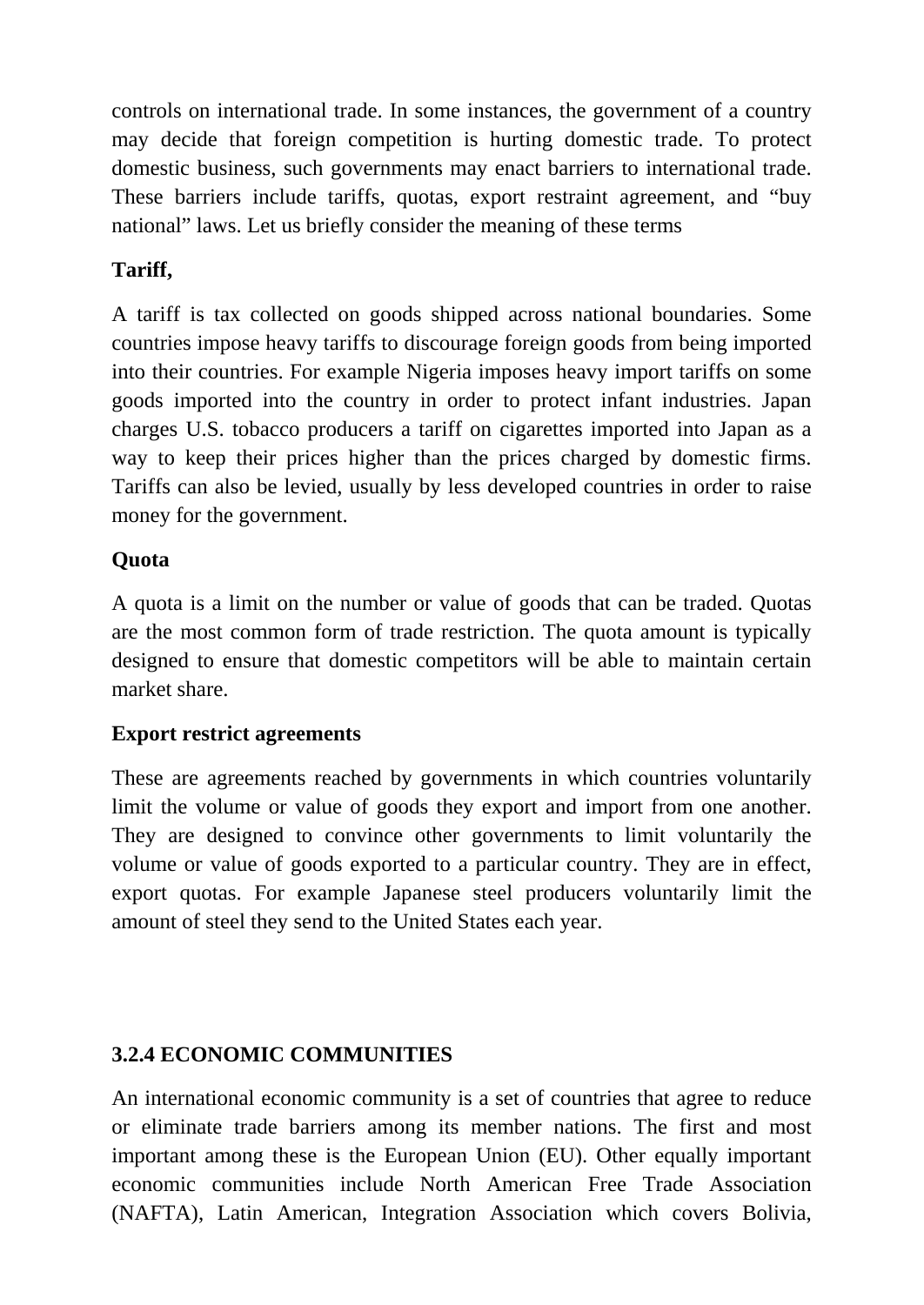controls on international trade. In some instances, the government of a country may decide that foreign competition is hurting domestic trade. To protect domestic business, such governments may enact barriers to international trade. These barriers include tariffs, quotas, export restraint agreement, and "buy national" laws. Let us briefly consider the meaning of these terms

**Tariff,**

A tariff is tax collected on goods shipped across national boundaries. Some countries impose heavy tariffs to discourage foreign goods from being imported into their countries. For example Nigeria imposes heavy import tariffs on some goods imported into the country in order to protect infant industries. Japan charges U.S. tobacco producers a tariff on cigarettes imported into Japan as a way to keep their prices higher than the prices charged by domestic firms. Tariffs can also be levied, usually by less developed countries in order to raise money for the government.

**Quota**

A quota is a limit on the number or value of goods that can be traded. Quotas are the most common form of trade restriction. The quota amount is typically designed to ensure that domestic competitors will be able to maintain certain market share.

**Export restrict agreements**

These are agreements reached by governments in which countries voluntarily limit the volume or value of goods they export and import from one another. They are designed to convince other governments to limit voluntarily the volume or value of goods exported to a particular country. They are in effect, export quotas. For example Japanese steel producers voluntarily limit the amount of steel they send to the United States each year.

### 3.2.4 ECONOMIC COMMUNITIES

An international economic community is a set of countries that agree to reduce or eliminate trade barriers among its member nations. The first and most important among these is the European Union (EU). Other equally important economic communities include North American Free Trade Association (NAFTA), Latin American, Integration Association which covers Bolivia,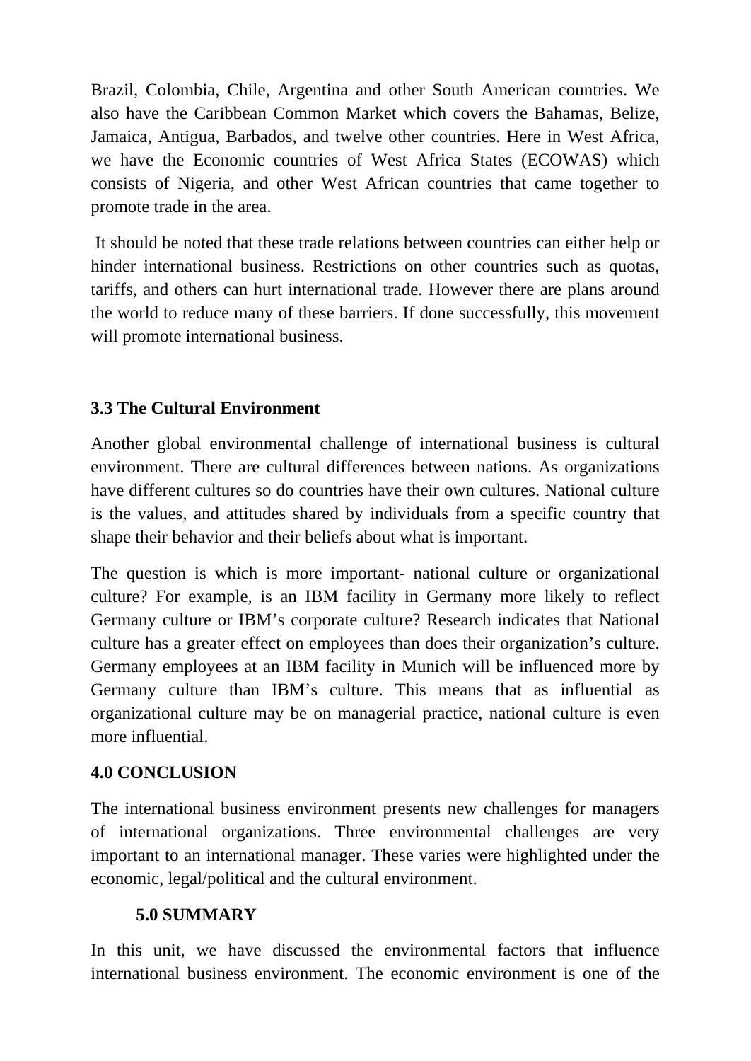Brazil, Colombia, Chile, Argentina and other South American countries. We also have the Caribbean Common Market which covers the Bahamas, Belize, Jamaica, Antigua, Barbados, and twelve other countries. Here in West Africa, we have the Economic countries of West Africa States (ECOWAS) which consists of Nigeria, and other West African countries that came together to promote trade in the area.

It should be noted that these trade relations between countries can either help or hinder international business. Restrictions on other countries such as quotas, tariffs, and others can hurt international trade. However there are plans around the world to reduce many of these barriers. If done successfully, this movement will promote international business.

### 3.3 The Cultural Environment

Another global environmental challenge of international business is cultural environment. There are cultural differences between nations. As organizations have different cultures so do countries have their own cultures. National culture is the values, and attitudes shared by individuals from a specific country that shape their behavior and their beliefs about what is important.

The question is which is more important- national culture or organizational culture? For example, is an IBM facility in Germany more likely to reflect Germany culture or IBM's corporate culture? Research indicates that National culture has a greater effect on employees than does their organization's culture. Germany employees at an IBM facility in Munich will be influenced more by Germany culture than IBM's culture. This means that as influential as organizational culture may be on managerial practice, national culture is even more influential.

## 4.0 CONCLUSION

The international business environment presents new challenges for managers of international organizations. Three environmental challenges are very important to an international manager. These varies were highlighted under the economic, legal/political and the cultural environment.

## 5.0 SUMMARY

In this unit, we have discussed the environmental factors that influence international business environment. The economic environment is one of the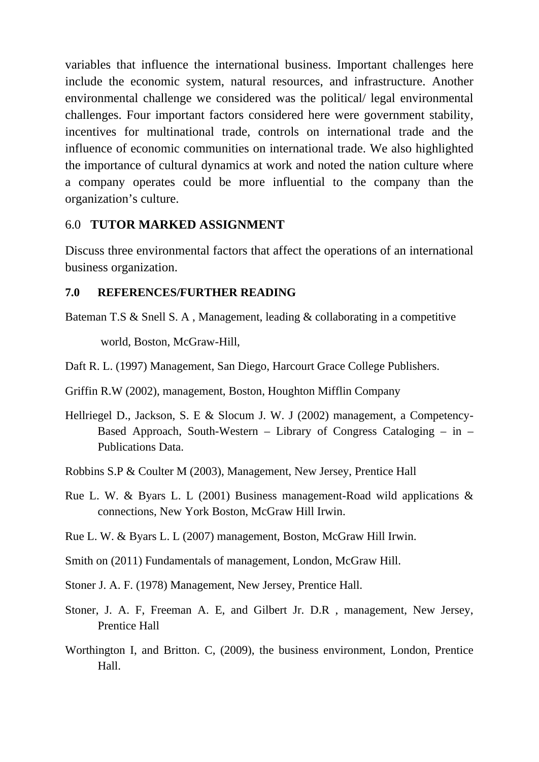variables that influence the international business. Important challenges here include the economic system, natural resources, and infrastructure. Another environmental challenge we considered was the political/ legal environmental challenges. Four important factors considered here were government stability, incentives for multinational trade, controls on international trade and the influence of economic communities on international trade. We also highlighted the importance of cultural dynamics at work and noted the nation culture where a company operates could be more influential to the company than the organization's culture.

## 6.0 TUTOR MARKED ASSIGNMENT

Discuss three environmental factors that affect the operations of an international business organization.

## 7.0 REFERENCES/FURTHER READING

Bateman T.S & Snell S. A , Management, leading & collaborating in a competitive world, Boston, McGraw-Hill,

Daft R. L. (1997) Management, San Diego, Harcourt Grace College Publishers.

Griffin R.W (2002), management, Boston, Houghton Mifflin Company

Hellriegel D., Jackson, S. E & Slocum J. W. J (2002) management, a Competency-Based Approach, South-Western – Library of Congress Cataloging – in – Publications Data.

Robbins S.P & Coulter M (2003), Management, New Jersey, Prentice Hall

Rue L. W. & Byars L. L (2001) Business management-Road wild applications & connections, New York Boston, McGraw Hill Irwin.

Rue L. W. & Byars L. L (2007) management, Boston, McGraw Hill Irwin.

Smith on (2011) Fundamentals of management, London, McGraw Hill.

Stoner J. A. F. (1978) Management, New Jersey, Prentice Hall.

Stoner, J. A. F, Freeman A. E, and Gilbert Jr. D.R , management, New Jersey, Prentice Hall

Worthington I, and Britton. C, (2009), the business environment, London, Prentice Hall.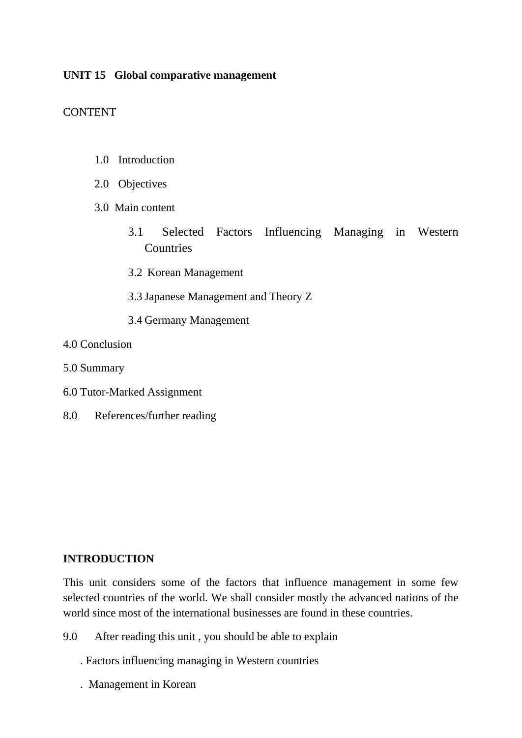**UNIT 15 Global comparative management**

CONTENT

1.0 Introduction

2.0 Objectives

3.0 Main content

3.1 Selected Factors Influencing Managing in Western Countries

3.2 Korean Management

3.3 Japanese Management and Theory Z

3.4 Germany Management

4.0 Conclusion

5.0 Summary

6.0 Tutor-Marked Assignment

8.0 References/further reading

**INTRODUCTION**

This unit considers some of the factors that influence management in some few selected countries of the world. We shall consider mostly the advanced nations of the world since most of the international businesses are found in these countries.

9.0 After reading this unit , you should be able to explain

. Factors influencing managing in Western countries

. Management in Korean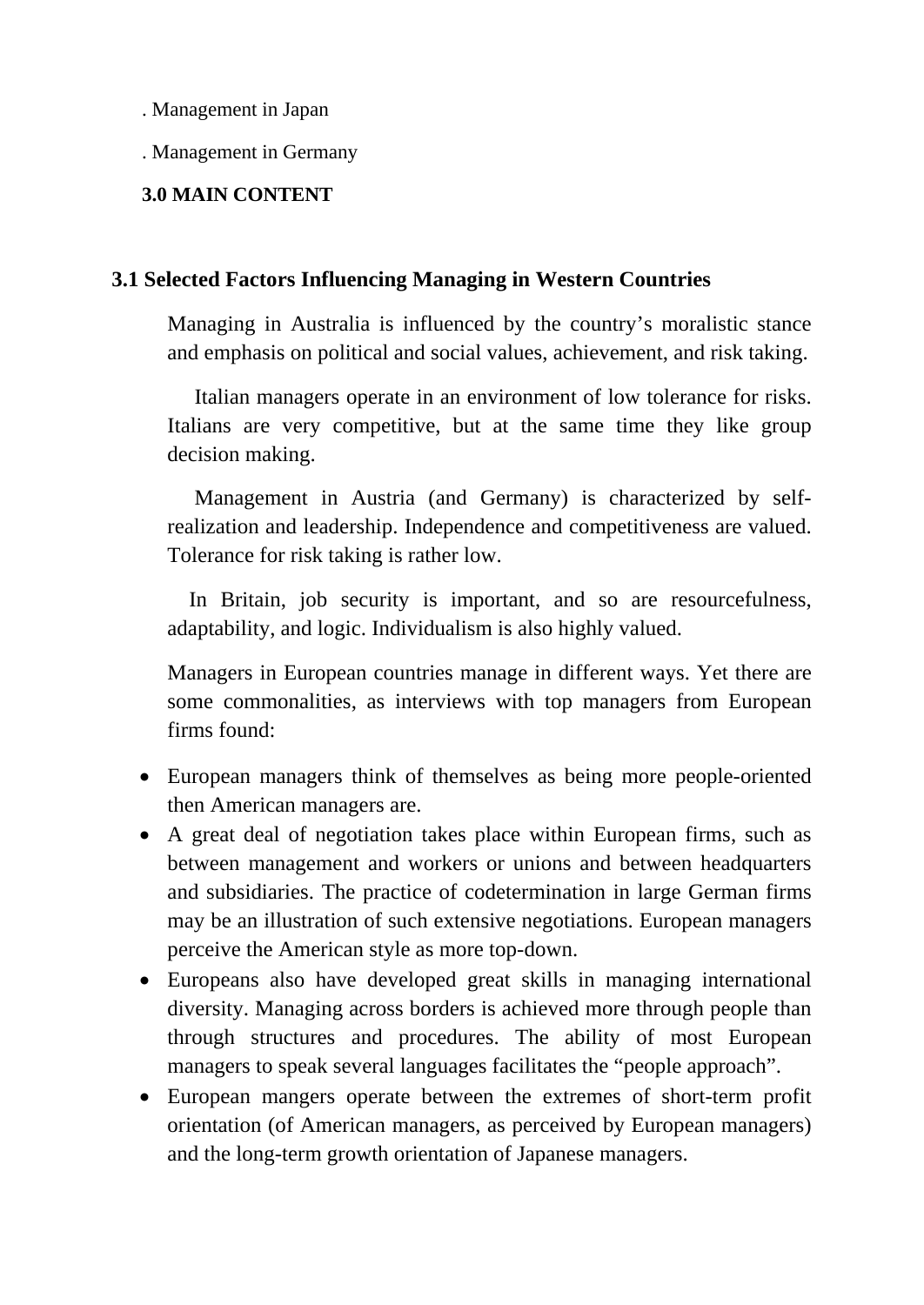. Management in Japan

. Management in Germany

**3.0 MAIN CONTENT**

## 3.1 Selected Factors Influencing Managing in Western Countries

Managing in Australia is influenced by the country's moralistic stance and emphasis on political and social values, achievement, and risk taking.

Italian managers operate in an environment of low tolerance for risks. Italians are very competitive, but at the same time they like group decision making.

Management in Austria (and Germany) is characterized by self-realization and leadership. Independence and competitiveness are valued. Tolerance for risk taking is rather low.

In Britain, job security is important, and so are resourcefulness, adaptability, and logic. Individualism is also highly valued.

Managers in European countries manage in different ways. Yet there are some commonalities, as interviews with top managers from European firms found:

- European managers think of themselves as being more people-oriented then American managers are.
- A great deal of negotiation takes place within European firms, such as between management and workers or unions and between headquarters and subsidiaries. The practice of codetermination in large German firms may be an illustration of such extensive negotiations. European managers perceive the American style as more top-down.
- Europeans also have developed great skills in managing international diversity. Managing across borders is achieved more through people than through structures and procedures. The ability of most European managers to speak several languages facilitates the "people approach".
- European mangers operate between the extremes of short-term profit orientation (of American managers, as perceived by European managers) and the long-term growth orientation of Japanese managers.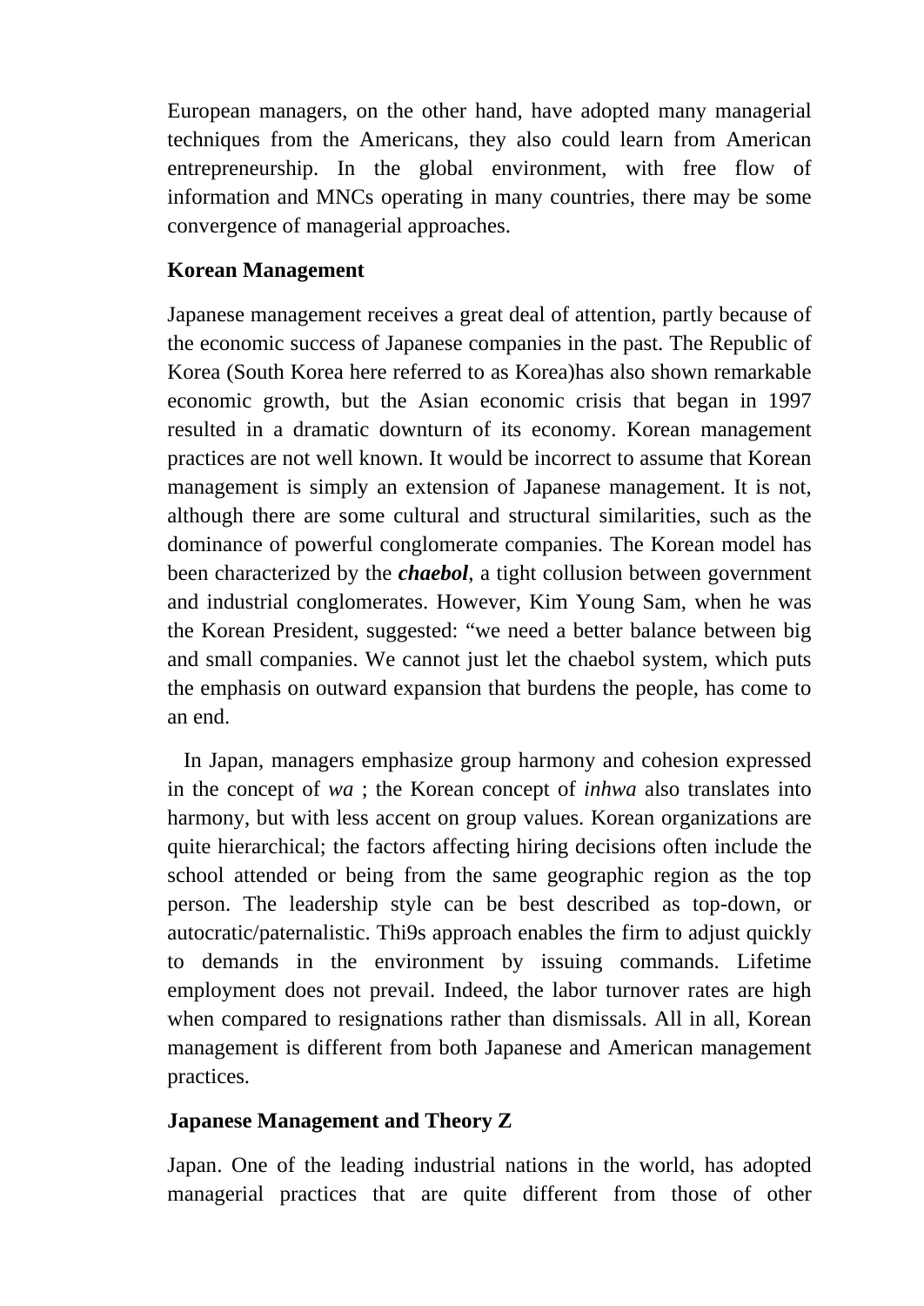European managers, on the other hand, have adopted many managerial techniques from the Americans, they also could learn from American entrepreneurship. In the global environment, with free flow of information and MNCs operating in many countries, there may be some convergence of managerial approaches.

**Korean Management**

Japanese management receives a great deal of attention, partly because of the economic success of Japanese companies in the past. The Republic of Korea (South Korea here referred to as Korea)has also shown remarkable economic growth, but the Asian economic crisis that began in 1997 resulted in a dramatic downturn of its economy. Korean management practices are not well known. It would be incorrect to assume that Korean management is simply an extension of Japanese management. It is not, although there are some cultural and structural similarities, such as the dominance of powerful conglomerate companies. The Korean model has been characterized by the ***chaebol***, a tight collusion between government and industrial conglomerates. However, Kim Young Sam, when he was the Korean President, suggested: "we need a better balance between big and small companies. We cannot just let the chaebol system, which puts the emphasis on outward expansion that burdens the people, has come to an end.

In Japan, managers emphasize group harmony and cohesion expressed in the concept of *wa* ; the Korean concept of *inhwa* also translates into harmony, but with less accent on group values. Korean organizations are quite hierarchical; the factors affecting hiring decisions often include the school attended or being from the same geographic region as the top person. The leadership style can be best described as top-down, or autocratic/paternalistic. Thi9s approach enables the firm to adjust quickly to demands in the environment by issuing commands. Lifetime employment does not prevail. Indeed, the labor turnover rates are high when compared to resignations rather than dismissals. All in all, Korean management is different from both Japanese and American management practices.

**Japanese Management and Theory Z**

Japan. One of the leading industrial nations in the world, has adopted managerial practices that are quite different from those of other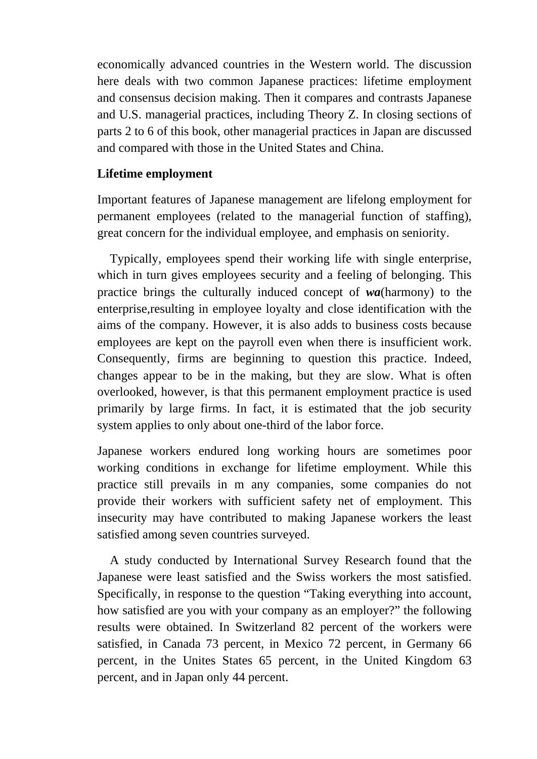economically advanced countries in the Western world. The discussion here deals with two common Japanese practices: lifetime employment and consensus decision making. Then it compares and contrasts Japanese and U.S. managerial practices, including Theory Z. In closing sections of parts 2 to 6 of this book, other managerial practices in Japan are discussed and compared with those in the United States and China.

**Lifetime employment**

Important features of Japanese management are lifelong employment for permanent employees (related to the managerial function of staffing), great concern for the individual employee, and emphasis on seniority.

Typically, employees spend their working life with single enterprise, which in turn gives employees security and a feeling of belonging. This practice brings the culturally induced concept of ***wa***(harmony) to the enterprise,resulting in employee loyalty and close identification with the aims of the company. However, it is also adds to business costs because employees are kept on the payroll even when there is insufficient work. Consequently, firms are beginning to question this practice. Indeed, changes appear to be in the making, but they are slow. What is often overlooked, however, is that this permanent employment practice is used primarily by large firms. In fact, it is estimated that the job security system applies to only about one-third of the labor force.

Japanese workers endured long working hours are sometimes poor working conditions in exchange for lifetime employment. While this practice still prevails in m any companies, some companies do not provide their workers with sufficient safety net of employment. This insecurity may have contributed to making Japanese workers the least satisfied among seven countries surveyed.

A study conducted by International Survey Research found that the Japanese were least satisfied and the Swiss workers the most satisfied. Specifically, in response to the question "Taking everything into account, how satisfied are you with your company as an employer?" the following results were obtained. In Switzerland 82 percent of the workers were satisfied, in Canada 73 percent, in Mexico 72 percent, in Germany 66 percent, in the Unites States 65 percent, in the United Kingdom 63 percent, and in Japan only 44 percent.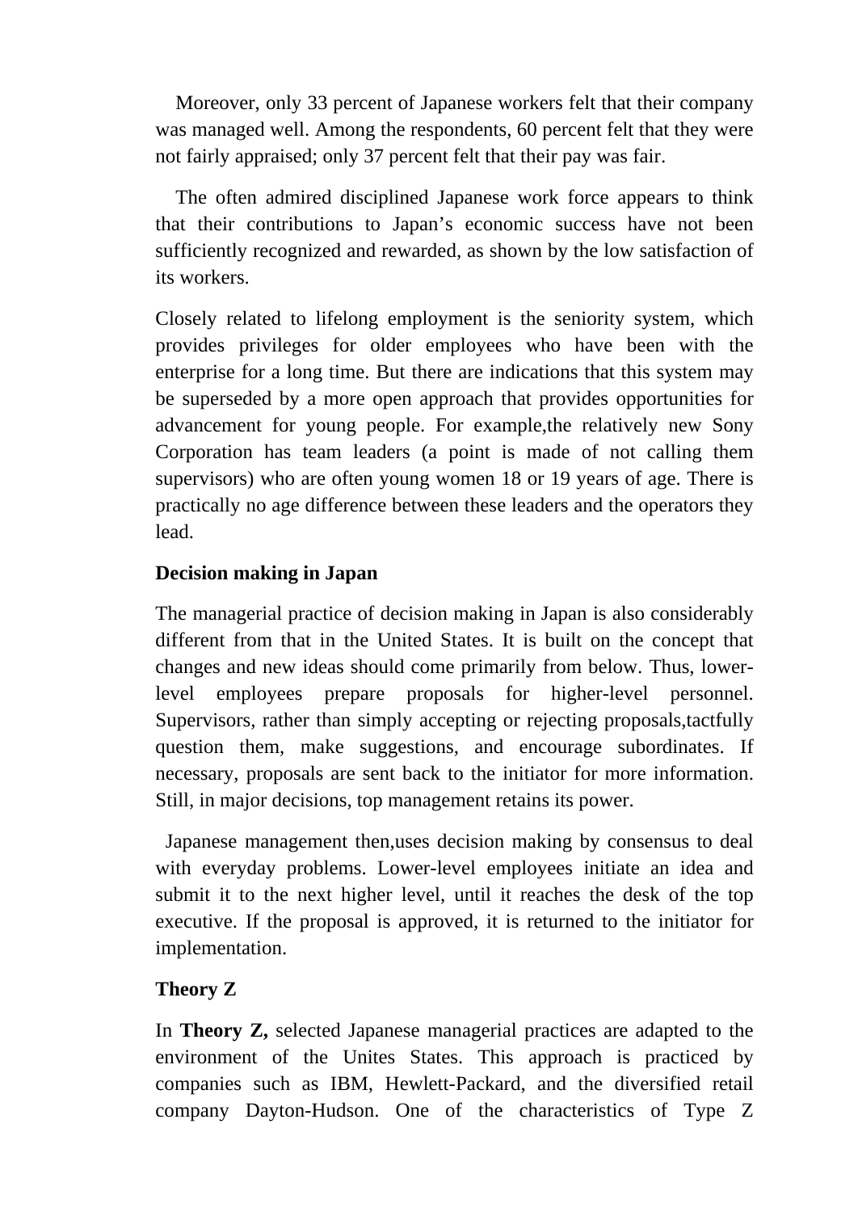Moreover, only 33 percent of Japanese workers felt that their company was managed well. Among the respondents, 60 percent felt that they were not fairly appraised; only 37 percent felt that their pay was fair.

The often admired disciplined Japanese work force appears to think that their contributions to Japan's economic success have not been sufficiently recognized and rewarded, as shown by the low satisfaction of its workers.

Closely related to lifelong employment is the seniority system, which provides privileges for older employees who have been with the enterprise for a long time. But there are indications that this system may be superseded by a more open approach that provides opportunities for advancement for young people. For example,the relatively new Sony Corporation has team leaders (a point is made of not calling them supervisors) who are often young women 18 or 19 years of age. There is practically no age difference between these leaders and the operators they lead.

**Decision making in Japan**

The managerial practice of decision making in Japan is also considerably different from that in the United States. It is built on the concept that changes and new ideas should come primarily from below. Thus, lower-level employees prepare proposals for higher-level personnel. Supervisors, rather than simply accepting or rejecting proposals,tactfully question them, make suggestions, and encourage subordinates. If necessary, proposals are sent back to the initiator for more information. Still, in major decisions, top management retains its power.

Japanese management then,uses decision making by consensus to deal with everyday problems. Lower-level employees initiate an idea and submit it to the next higher level, until it reaches the desk of the top executive. If the proposal is approved, it is returned to the initiator for implementation.

**Theory Z**

In **Theory Z,** selected Japanese managerial practices are adapted to the environment of the Unites States. This approach is practiced by companies such as IBM, Hewlett-Packard, and the diversified retail company Dayton-Hudson. One of the characteristics of Type Z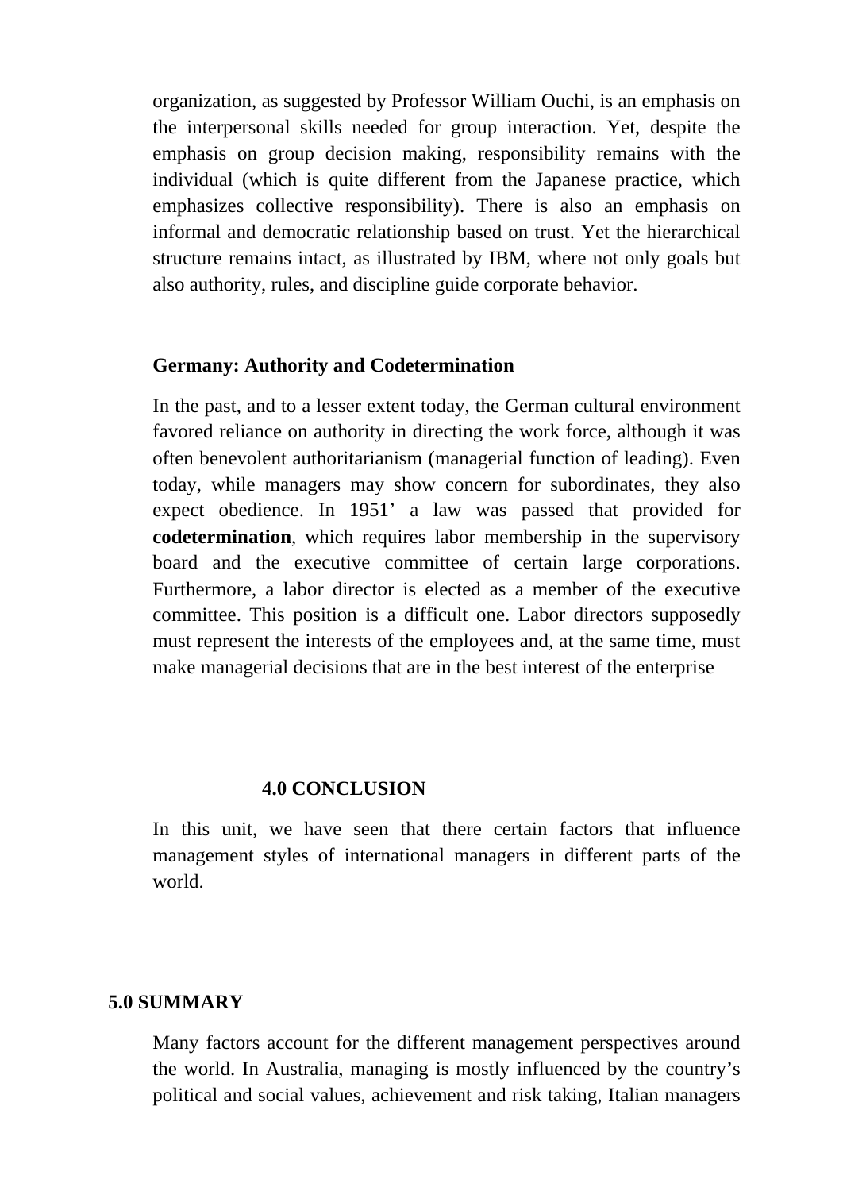organization, as suggested by Professor William Ouchi, is an emphasis on the interpersonal skills needed for group interaction. Yet, despite the emphasis on group decision making, responsibility remains with the individual (which is quite different from the Japanese practice, which emphasizes collective responsibility). There is also an emphasis on informal and democratic relationship based on trust. Yet the hierarchical structure remains intact, as illustrated by IBM, where not only goals but also authority, rules, and discipline guide corporate behavior.

**Germany: Authority and Codetermination**

In the past, and to a lesser extent today, the German cultural environment favored reliance on authority in directing the work force, although it was often benevolent authoritarianism (managerial function of leading). Even today, while managers may show concern for subordinates, they also expect obedience. In 1951' a law was passed that provided for **codetermination**, which requires labor membership in the supervisory board and the executive committee of certain large corporations. Furthermore, a labor director is elected as a member of the executive committee. This position is a difficult one. Labor directors supposedly must represent the interests of the employees and, at the same time, must make managerial decisions that are in the best interest of the enterprise

## 4.0 CONCLUSION

In this unit, we have seen that there certain factors that influence management styles of international managers in different parts of the world.

## 5.0 SUMMARY

Many factors account for the different management perspectives around the world. In Australia, managing is mostly influenced by the country's political and social values, achievement and risk taking, Italian managers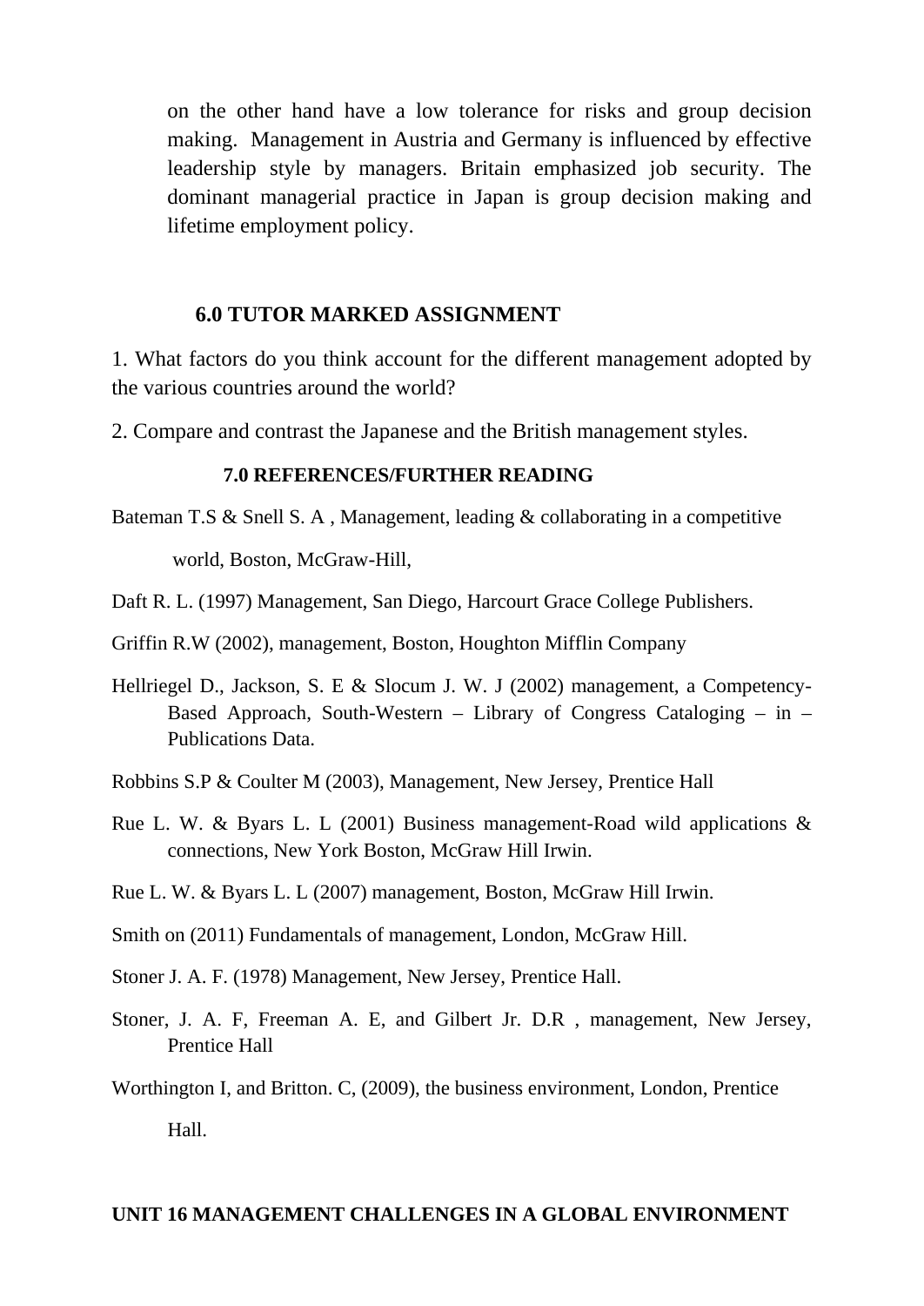on the other hand have a low tolerance for risks and group decision making. Management in Austria and Germany is influenced by effective leadership style by managers. Britain emphasized job security. The dominant managerial practice in Japan is group decision making and lifetime employment policy.

## 6.0 TUTOR MARKED ASSIGNMENT

1. What factors do you think account for the different management adopted by the various countries around the world?

2. Compare and contrast the Japanese and the British management styles.

## 7.0 REFERENCES/FURTHER READING

Bateman T.S & Snell S. A , Management, leading & collaborating in a competitive world, Boston, McGraw-Hill,

Daft R. L. (1997) Management, San Diego, Harcourt Grace College Publishers.

Griffin R.W (2002), management, Boston, Houghton Mifflin Company

Hellriegel D., Jackson, S. E & Slocum J. W. J (2002) management, a Competency-Based Approach, South-Western – Library of Congress Cataloging – in – Publications Data.

Robbins S.P & Coulter M (2003), Management, New Jersey, Prentice Hall

Rue L. W. & Byars L. L (2001) Business management-Road wild applications & connections, New York Boston, McGraw Hill Irwin.

Rue L. W. & Byars L. L (2007) management, Boston, McGraw Hill Irwin.

Smith on (2011) Fundamentals of management, London, McGraw Hill.

Stoner J. A. F. (1978) Management, New Jersey, Prentice Hall.

Stoner, J. A. F, Freeman A. E, and Gilbert Jr. D.R , management, New Jersey, Prentice Hall

Worthington I, and Britton. C, (2009), the business environment, London, Prentice Hall.

# UNIT 16 MANAGEMENT CHALLENGES IN A GLOBAL ENVIRONMENT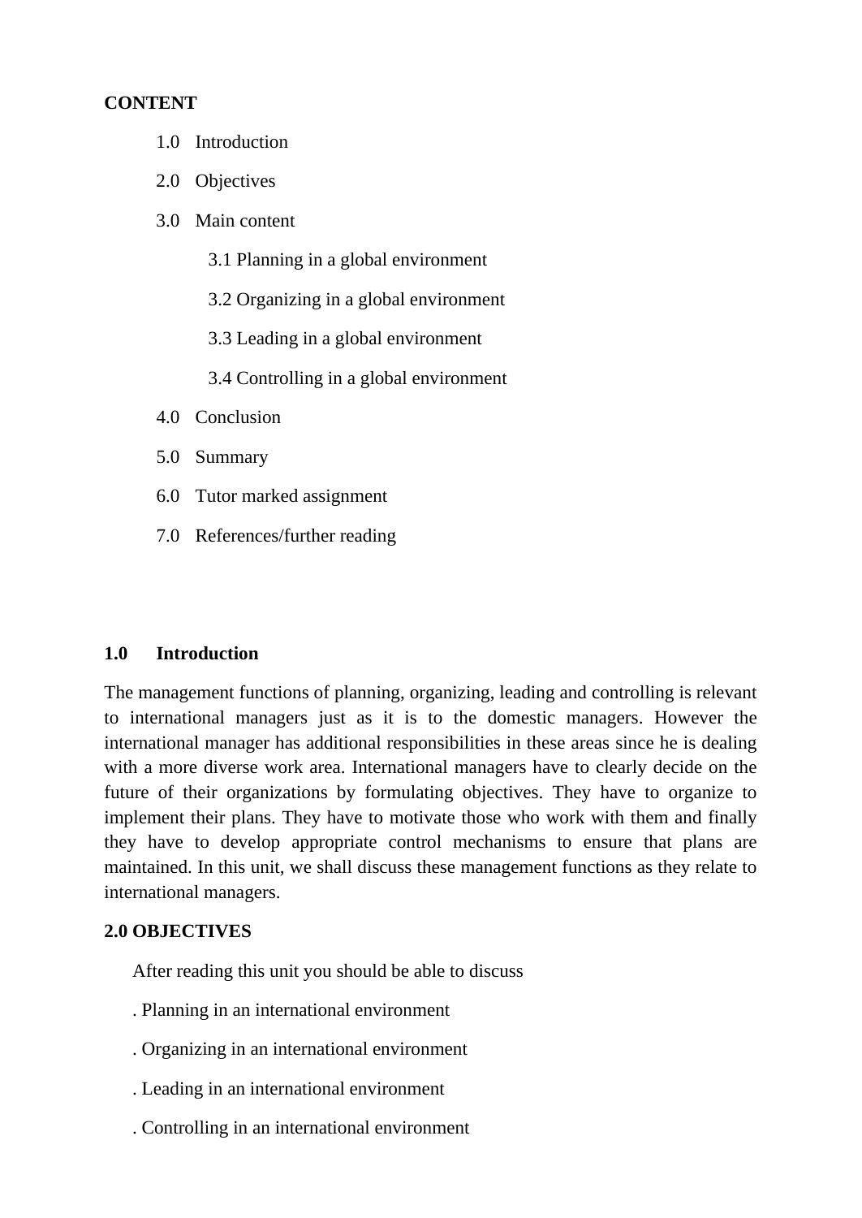**CONTENT**

1.0 Introduction

2.0 Objectives

3.0 Main content

   3.1 Planning in a global environment

   3.2 Organizing in a global environment

   3.3 Leading in a global environment

   3.4 Controlling in a global environment

4.0 Conclusion

5.0 Summary

6.0 Tutor marked assignment

7.0 References/further reading

## 1.0 Introduction

The management functions of planning, organizing, leading and controlling is relevant to international managers just as it is to the domestic managers. However the international manager has additional responsibilities in these areas since he is dealing with a more diverse work area. International managers have to clearly decide on the future of their organizations by formulating objectives. They have to organize to implement their plans. They have to motivate those who work with them and finally they have to develop appropriate control mechanisms to ensure that plans are maintained. In this unit, we shall discuss these management functions as they relate to international managers.

## 2.0 OBJECTIVES

After reading this unit you should be able to discuss

. Planning in an international environment

. Organizing in an international environment

. Leading in an international environment

. Controlling in an international environment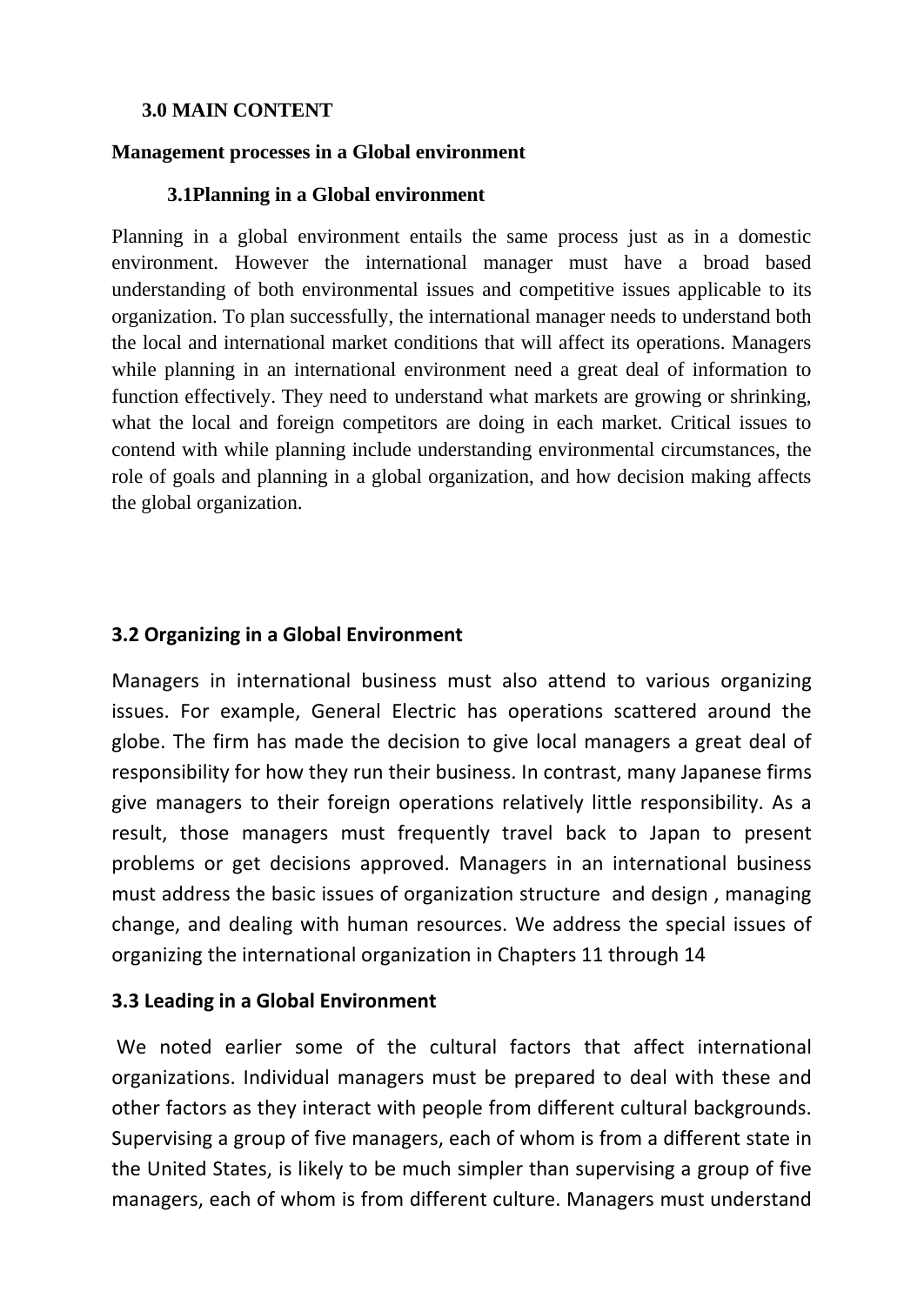## 3.0 MAIN CONTENT

### Management processes in a Global environment

#### 3.1Planning in a Global environment

Planning in a global environment entails the same process just as in a domestic environment. However the international manager must have a broad based understanding of both environmental issues and competitive issues applicable to its organization. To plan successfully, the international manager needs to understand both the local and international market conditions that will affect its operations. Managers while planning in an international environment need a great deal of information to function effectively. They need to understand what markets are growing or shrinking, what the local and foreign competitors are doing in each market. Critical issues to contend with while planning include understanding environmental circumstances, the role of goals and planning in a global organization, and how decision making affects the global organization.

#### 3.2 Organizing in a Global Environment

Managers in international business must also attend to various organizing issues. For example, General Electric has operations scattered around the globe. The firm has made the decision to give local managers a great deal of responsibility for how they run their business. In contrast, many Japanese firms give managers to their foreign operations relatively little responsibility. As a result, those managers must frequently travel back to Japan to present problems or get decisions approved. Managers in an international business must address the basic issues of organization structure and design , managing change, and dealing with human resources. We address the special issues of organizing the international organization in Chapters 11 through 14

#### 3.3 Leading in a Global Environment

We noted earlier some of the cultural factors that affect international organizations. Individual managers must be prepared to deal with these and other factors as they interact with people from different cultural backgrounds. Supervising a group of five managers, each of whom is from a different state in the United States, is likely to be much simpler than supervising a group of five managers, each of whom is from different culture. Managers must understand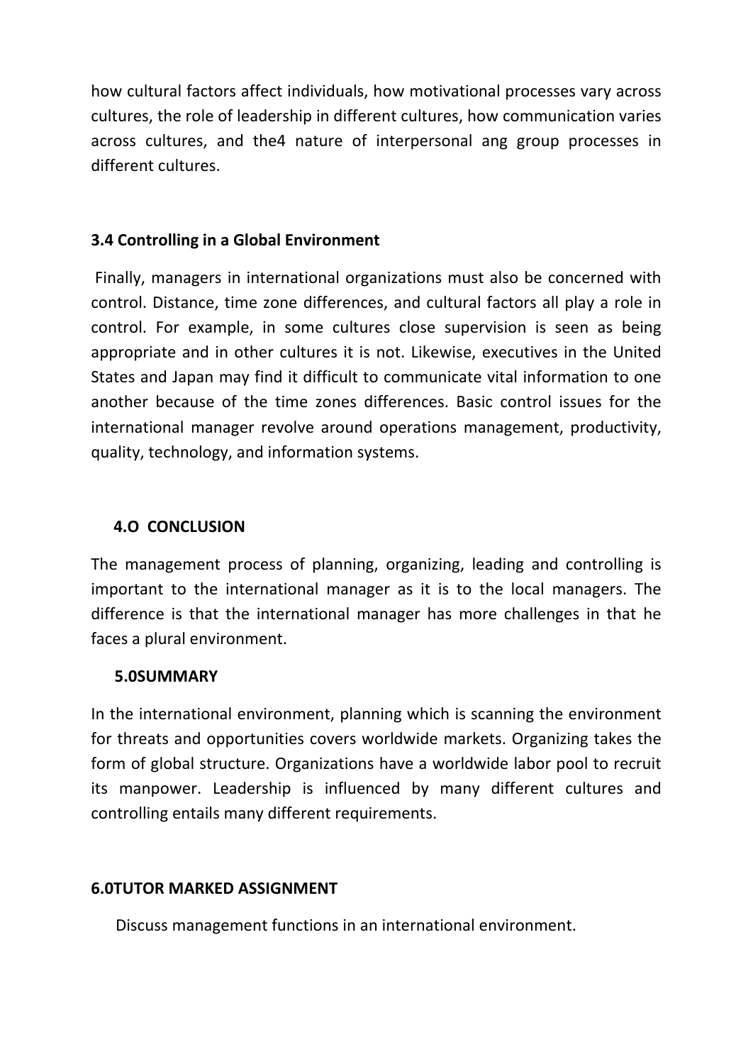how cultural factors affect individuals, how motivational processes vary across cultures, the role of leadership in different cultures, how communication varies across cultures, and the4 nature of interpersonal ang group processes in different cultures.

### 3.4 Controlling in a Global Environment

Finally, managers in international organizations must also be concerned with control. Distance, time zone differences, and cultural factors all play a role in control. For example, in some cultures close supervision is seen as being appropriate and in other cultures it is not. Likewise, executives in the United States and Japan may find it difficult to communicate vital information to one another because of the time zones differences. Basic control issues for the international manager revolve around operations management, productivity, quality, technology, and information systems.

## 4.O CONCLUSION

The management process of planning, organizing, leading and controlling is important to the international manager as it is to the local managers. The difference is that the international manager has more challenges in that he faces a plural environment.

## 5.0SUMMARY

In the international environment, planning which is scanning the environment for threats and opportunities covers worldwide markets. Organizing takes the form of global structure. Organizations have a worldwide labor pool to recruit its manpower. Leadership is influenced by many different cultures and controlling entails many different requirements.

## 6.0TUTOR MARKED ASSIGNMENT

Discuss management functions in an international environment.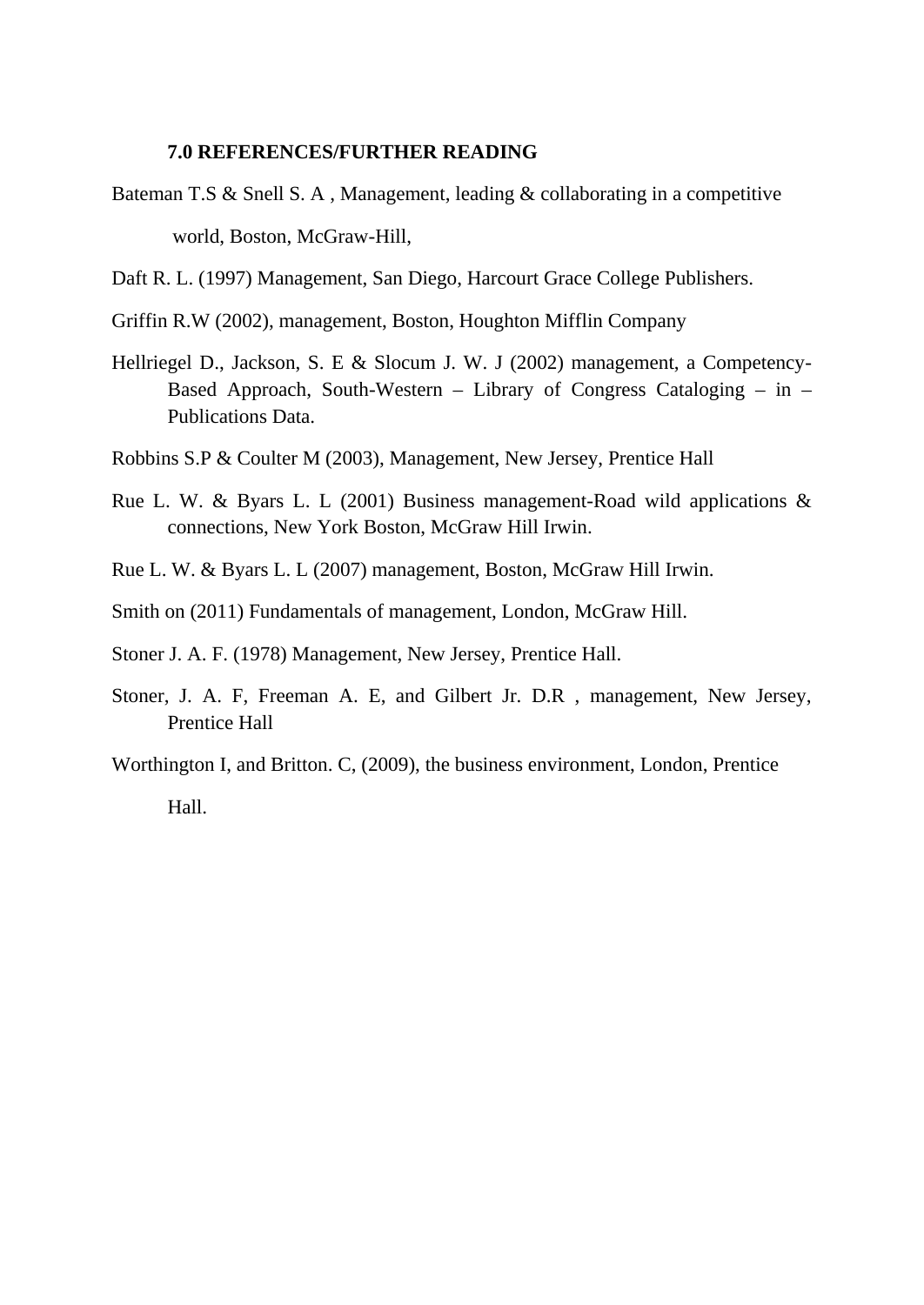## 7.0 REFERENCES/FURTHER READING

Bateman T.S & Snell S. A , Management, leading & collaborating in a competitive world, Boston, McGraw-Hill,

Daft R. L. (1997) Management, San Diego, Harcourt Grace College Publishers.

Griffin R.W (2002), management, Boston, Houghton Mifflin Company

Hellriegel D., Jackson, S. E & Slocum J. W. J (2002) management, a Competency-Based Approach, South-Western – Library of Congress Cataloging – in – Publications Data.

Robbins S.P & Coulter M (2003), Management, New Jersey, Prentice Hall

Rue L. W. & Byars L. L (2001) Business management-Road wild applications & connections, New York Boston, McGraw Hill Irwin.

Rue L. W. & Byars L. L (2007) management, Boston, McGraw Hill Irwin.

Smith on (2011) Fundamentals of management, London, McGraw Hill.

Stoner J. A. F. (1978) Management, New Jersey, Prentice Hall.

Stoner, J. A. F, Freeman A. E, and Gilbert Jr. D.R , management, New Jersey, Prentice Hall

Worthington I, and Britton. C, (2009), the business environment, London, Prentice Hall.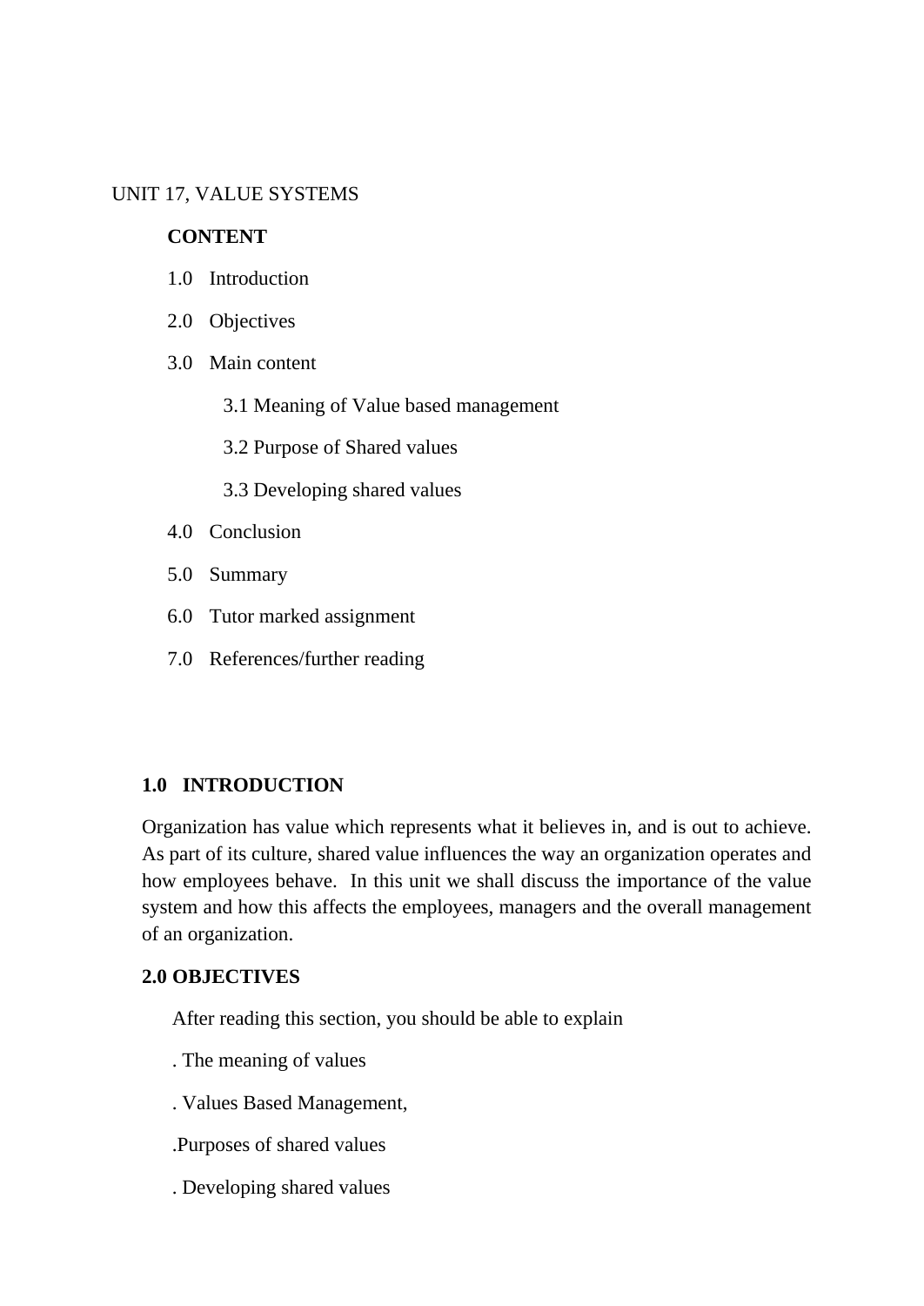UNIT 17, VALUE SYSTEMS

**CONTENT**

1.0 Introduction

2.0 Objectives

3.0 Main content

3.1 Meaning of Value based management

3.2 Purpose of Shared values

3.3 Developing shared values

4.0 Conclusion

5.0 Summary

6.0 Tutor marked assignment

7.0 References/further reading

## 1.0 INTRODUCTION

Organization has value which represents what it believes in, and is out to achieve. As part of its culture, shared value influences the way an organization operates and how employees behave. In this unit we shall discuss the importance of the value system and how this affects the employees, managers and the overall management of an organization.

## 2.0 OBJECTIVES

After reading this section, you should be able to explain

. The meaning of values

. Values Based Management,

.Purposes of shared values

. Developing shared values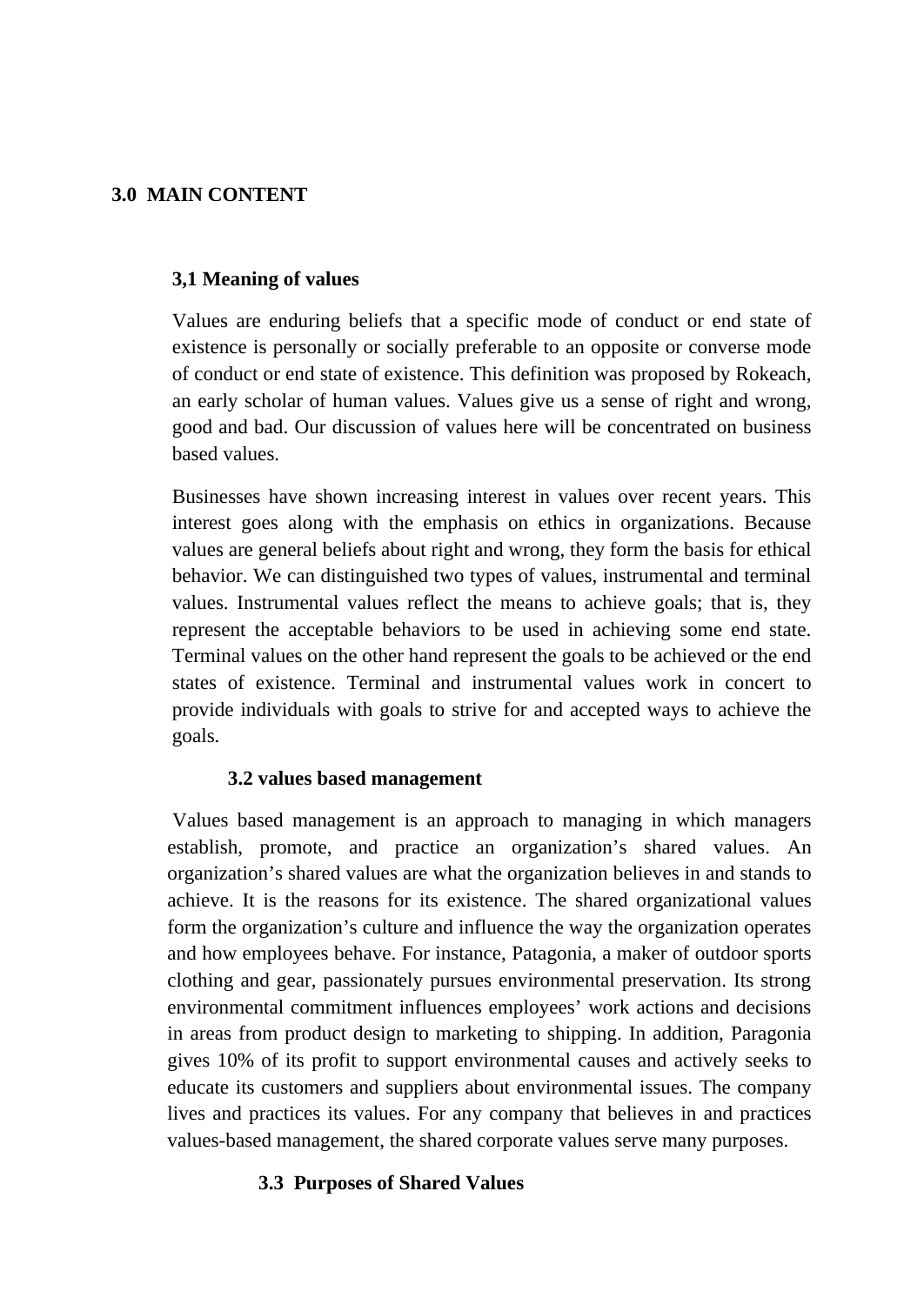## 3.0 MAIN CONTENT

### 3,1 Meaning of values

Values are enduring beliefs that a specific mode of conduct or end state of existence is personally or socially preferable to an opposite or converse mode of conduct or end state of existence. This definition was proposed by Rokeach, an early scholar of human values. Values give us a sense of right and wrong, good and bad. Our discussion of values here will be concentrated on business based values.

Businesses have shown increasing interest in values over recent years. This interest goes along with the emphasis on ethics in organizations. Because values are general beliefs about right and wrong, they form the basis for ethical behavior. We can distinguished two types of values, instrumental and terminal values. Instrumental values reflect the means to achieve goals; that is, they represent the acceptable behaviors to be used in achieving some end state. Terminal values on the other hand represent the goals to be achieved or the end states of existence. Terminal and instrumental values work in concert to provide individuals with goals to strive for and accepted ways to achieve the goals.

### 3.2 values based management

Values based management is an approach to managing in which managers establish, promote, and practice an organization's shared values. An organization's shared values are what the organization believes in and stands to achieve. It is the reasons for its existence. The shared organizational values form the organization's culture and influence the way the organization operates and how employees behave. For instance, Patagonia, a maker of outdoor sports clothing and gear, passionately pursues environmental preservation. Its strong environmental commitment influences employees' work actions and decisions in areas from product design to marketing to shipping. In addition, Paragonia gives 10% of its profit to support environmental causes and actively seeks to educate its customers and suppliers about environmental issues. The company lives and practices its values. For any company that believes in and practices values-based management, the shared corporate values serve many purposes.

### 3.3 Purposes of Shared Values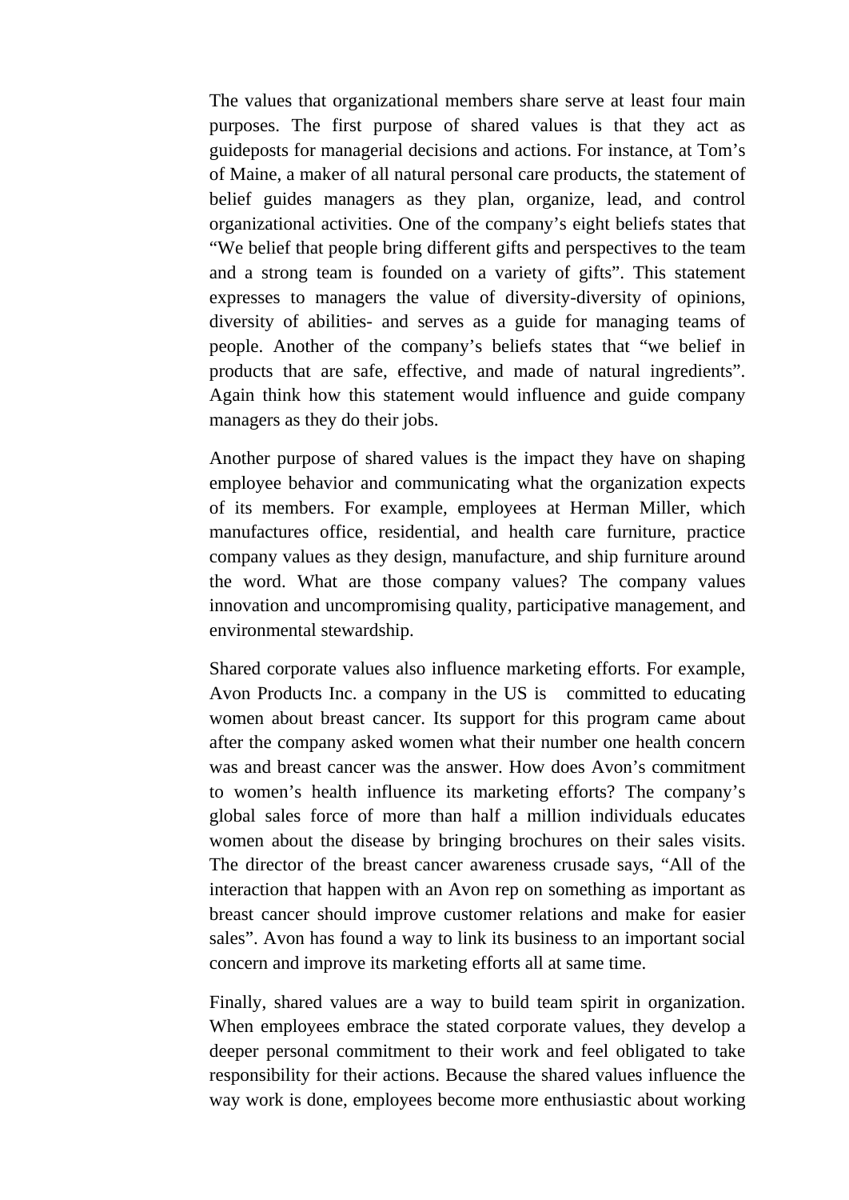The values that organizational members share serve at least four main purposes. The first purpose of shared values is that they act as guideposts for managerial decisions and actions. For instance, at Tom's of Maine, a maker of all natural personal care products, the statement of belief guides managers as they plan, organize, lead, and control organizational activities. One of the company's eight beliefs states that "We belief that people bring different gifts and perspectives to the team and a strong team is founded on a variety of gifts". This statement expresses to managers the value of diversity-diversity of opinions, diversity of abilities- and serves as a guide for managing teams of people. Another of the company's beliefs states that "we belief in products that are safe, effective, and made of natural ingredients". Again think how this statement would influence and guide company managers as they do their jobs.

Another purpose of shared values is the impact they have on shaping employee behavior and communicating what the organization expects of its members. For example, employees at Herman Miller, which manufactures office, residential, and health care furniture, practice company values as they design, manufacture, and ship furniture around the word. What are those company values? The company values innovation and uncompromising quality, participative management, and environmental stewardship.

Shared corporate values also influence marketing efforts. For example, Avon Products Inc. a company in the US is committed to educating women about breast cancer. Its support for this program came about after the company asked women what their number one health concern was and breast cancer was the answer. How does Avon's commitment to women's health influence its marketing efforts? The company's global sales force of more than half a million individuals educates women about the disease by bringing brochures on their sales visits. The director of the breast cancer awareness crusade says, "All of the interaction that happen with an Avon rep on something as important as breast cancer should improve customer relations and make for easier sales". Avon has found a way to link its business to an important social concern and improve its marketing efforts all at same time.

Finally, shared values are a way to build team spirit in organization. When employees embrace the stated corporate values, they develop a deeper personal commitment to their work and feel obligated to take responsibility for their actions. Because the shared values influence the way work is done, employees become more enthusiastic about working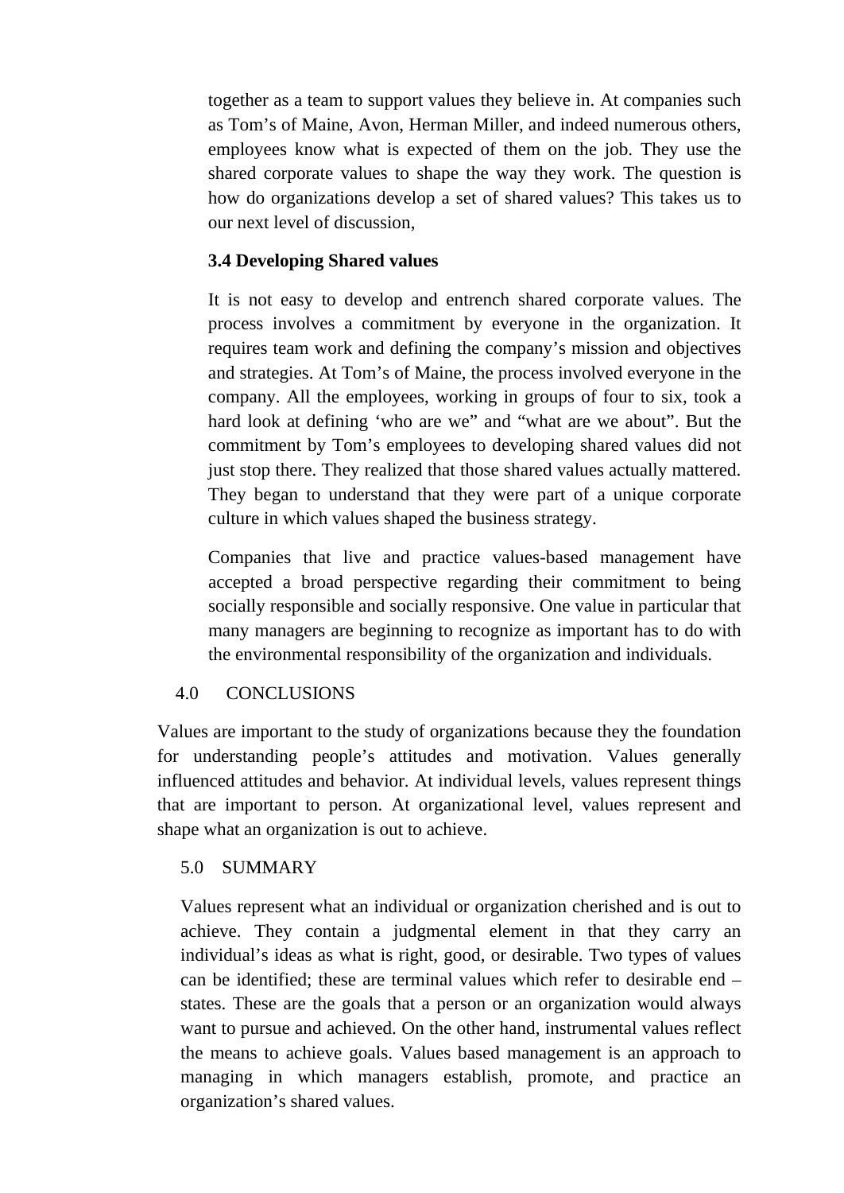together as a team to support values they believe in. At companies such as Tom's of Maine, Avon, Herman Miller, and indeed numerous others, employees know what is expected of them on the job. They use the shared corporate values to shape the way they work. The question is how do organizations develop a set of shared values? This takes us to our next level of discussion,

### 3.4 Developing Shared values

It is not easy to develop and entrench shared corporate values. The process involves a commitment by everyone in the organization. It requires team work and defining the company's mission and objectives and strategies. At Tom's of Maine, the process involved everyone in the company. All the employees, working in groups of four to six, took a hard look at defining 'who are we" and "what are we about". But the commitment by Tom's employees to developing shared values did not just stop there. They realized that those shared values actually mattered. They began to understand that they were part of a unique corporate culture in which values shaped the business strategy.

Companies that live and practice values-based management have accepted a broad perspective regarding their commitment to being socially responsible and socially responsive. One value in particular that many managers are beginning to recognize as important has to do with the environmental responsibility of the organization and individuals.

## 4.0 CONCLUSIONS

Values are important to the study of organizations because they the foundation for understanding people's attitudes and motivation. Values generally influenced attitudes and behavior. At individual levels, values represent things that are important to person. At organizational level, values represent and shape what an organization is out to achieve.

## 5.0 SUMMARY

Values represent what an individual or organization cherished and is out to achieve. They contain a judgmental element in that they carry an individual's ideas as what is right, good, or desirable. Two types of values can be identified; these are terminal values which refer to desirable end – states. These are the goals that a person or an organization would always want to pursue and achieved. On the other hand, instrumental values reflect the means to achieve goals. Values based management is an approach to managing in which managers establish, promote, and practice an organization's shared values.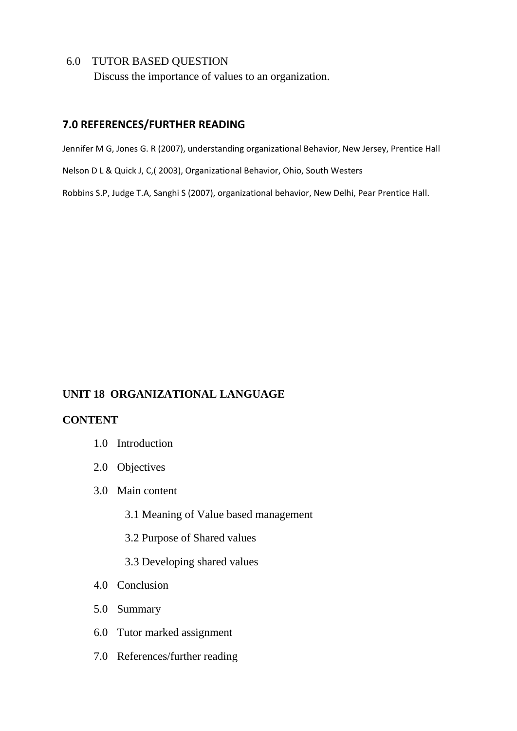6.0 TUTOR BASED QUESTION

Discuss the importance of values to an organization.

## 7.0 REFERENCES/FURTHER READING

Jennifer M G, Jones G. R (2007), understanding organizational Behavior, New Jersey, Prentice Hall

Nelson D L & Quick J, C,( 2003), Organizational Behavior, Ohio, South Westers

Robbins S.P, Judge T.A, Sanghi S (2007), organizational behavior, New Delhi, Pear Prentice Hall.

# UNIT 18 ORGANIZATIONAL LANGUAGE

**CONTENT**

1.0 Introduction

2.0 Objectives

3.0 Main content

 3.1 Meaning of Value based management

 3.2 Purpose of Shared values

 3.3 Developing shared values

4.0 Conclusion

5.0 Summary

6.0 Tutor marked assignment

7.0 References/further reading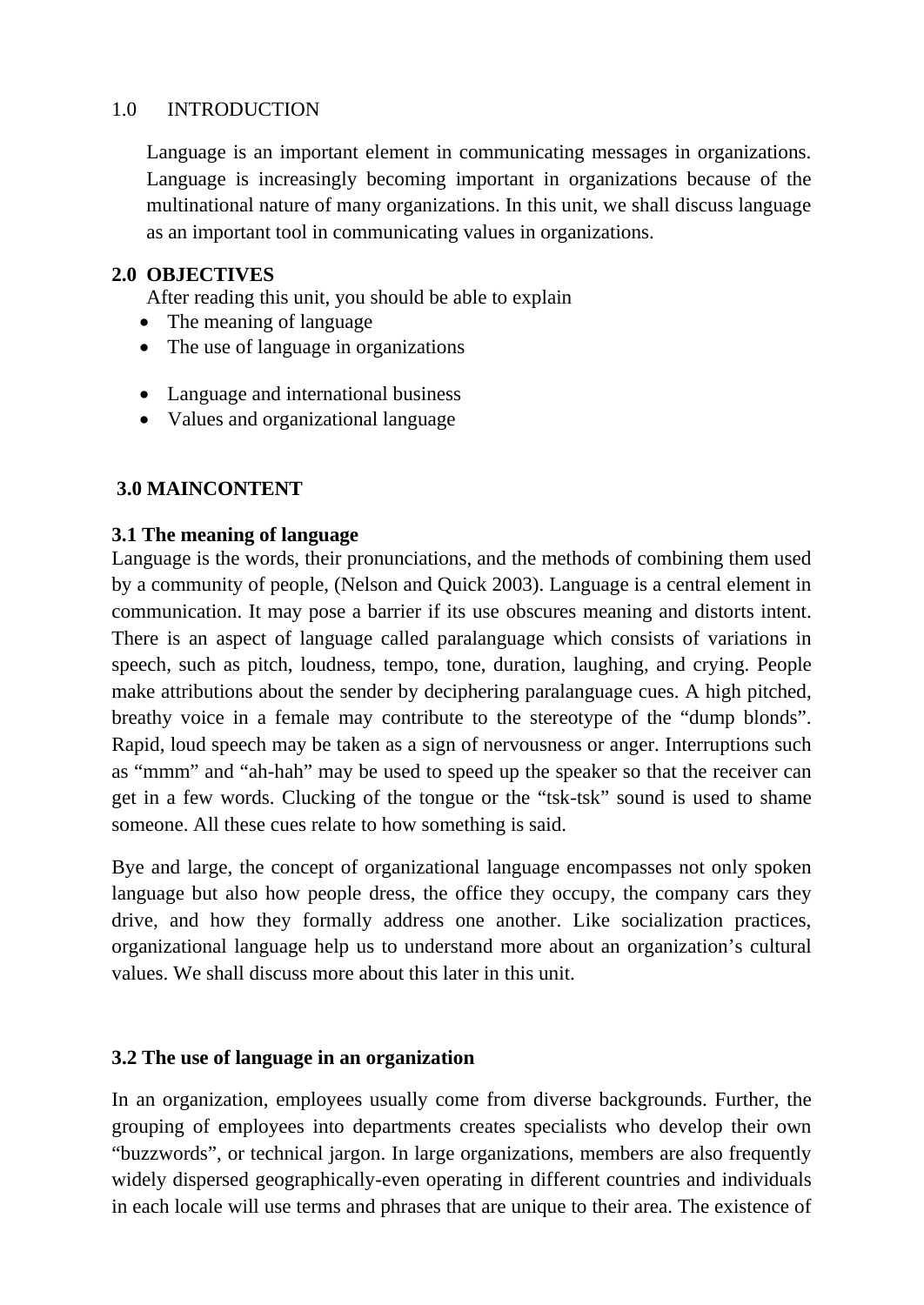## 1.0 INTRODUCTION

Language is an important element in communicating messages in organizations. Language is increasingly becoming important in organizations because of the multinational nature of many organizations. In this unit, we shall discuss language as an important tool in communicating values in organizations.

## 2.0 OBJECTIVES

After reading this unit, you should be able to explain

- The meaning of language
- The use of language in organizations
- Language and international business
- Values and organizational language

## 3.0 MAINCONTENT

### 3.1 The meaning of language

Language is the words, their pronunciations, and the methods of combining them used by a community of people, (Nelson and Quick 2003). Language is a central element in communication. It may pose a barrier if its use obscures meaning and distorts intent. There is an aspect of language called paralanguage which consists of variations in speech, such as pitch, loudness, tempo, tone, duration, laughing, and crying. People make attributions about the sender by deciphering paralanguage cues. A high pitched, breathy voice in a female may contribute to the stereotype of the "dump blonds". Rapid, loud speech may be taken as a sign of nervousness or anger. Interruptions such as "mmm" and "ah-hah" may be used to speed up the speaker so that the receiver can get in a few words. Clucking of the tongue or the "tsk-tsk" sound is used to shame someone. All these cues relate to how something is said.

Bye and large, the concept of organizational language encompasses not only spoken language but also how people dress, the office they occupy, the company cars they drive, and how they formally address one another. Like socialization practices, organizational language help us to understand more about an organization's cultural values. We shall discuss more about this later in this unit.

### 3.2 The use of language in an organization

In an organization, employees usually come from diverse backgrounds. Further, the grouping of employees into departments creates specialists who develop their own "buzzwords", or technical jargon. In large organizations, members are also frequently widely dispersed geographically-even operating in different countries and individuals in each locale will use terms and phrases that are unique to their area. The existence of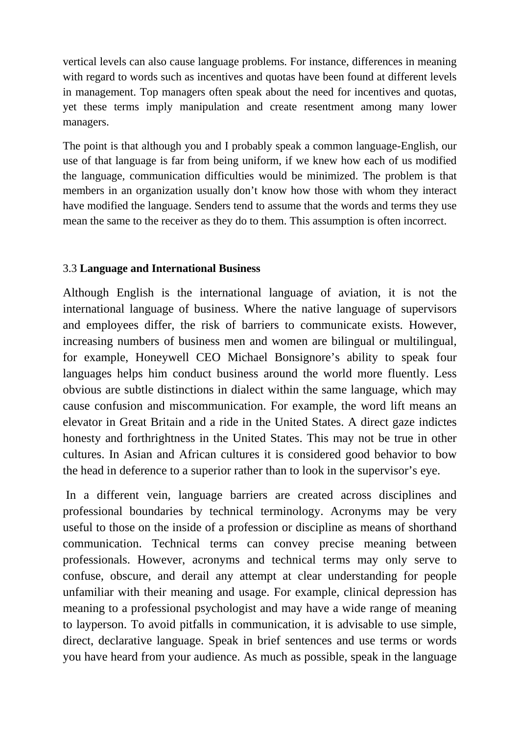vertical levels can also cause language problems. For instance, differences in meaning with regard to words such as incentives and quotas have been found at different levels in management. Top managers often speak about the need for incentives and quotas, yet these terms imply manipulation and create resentment among many lower managers.

The point is that although you and I probably speak a common language-English, our use of that language is far from being uniform, if we knew how each of us modified the language, communication difficulties would be minimized. The problem is that members in an organization usually don't know how those with whom they interact have modified the language. Senders tend to assume that the words and terms they use mean the same to the receiver as they do to them. This assumption is often incorrect.

### 3.3 **Language and International Business**

Although English is the international language of aviation, it is not the international language of business. Where the native language of supervisors and employees differ, the risk of barriers to communicate exists. However, increasing numbers of business men and women are bilingual or multilingual, for example, Honeywell CEO Michael Bonsignore's ability to speak four languages helps him conduct business around the world more fluently. Less obvious are subtle distinctions in dialect within the same language, which may cause confusion and miscommunication. For example, the word lift means an elevator in Great Britain and a ride in the United States. A direct gaze indictes honesty and forthrightness in the United States. This may not be true in other cultures. In Asian and African cultures it is considered good behavior to bow the head in deference to a superior rather than to look in the supervisor's eye.

In a different vein, language barriers are created across disciplines and professional boundaries by technical terminology. Acronyms may be very useful to those on the inside of a profession or discipline as means of shorthand communication. Technical terms can convey precise meaning between professionals. However, acronyms and technical terms may only serve to confuse, obscure, and derail any attempt at clear understanding for people unfamiliar with their meaning and usage. For example, clinical depression has meaning to a professional psychologist and may have a wide range of meaning to layperson. To avoid pitfalls in communication, it is advisable to use simple, direct, declarative language. Speak in brief sentences and use terms or words you have heard from your audience. As much as possible, speak in the language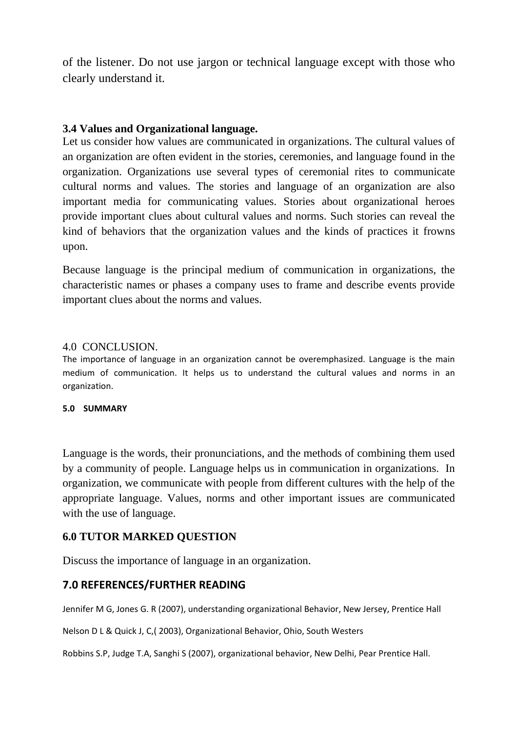of the listener. Do not use jargon or technical language except with those who clearly understand it.

### 3.4 Values and Organizational language.

Let us consider how values are communicated in organizations. The cultural values of an organization are often evident in the stories, ceremonies, and language found in the organization. Organizations use several types of ceremonial rites to communicate cultural norms and values. The stories and language of an organization are also important media for communicating values. Stories about organizational heroes provide important clues about cultural values and norms. Such stories can reveal the kind of behaviors that the organization values and the kinds of practices it frowns upon.

Because language is the principal medium of communication in organizations, the characteristic names or phases a company uses to frame and describe events provide important clues about the norms and values.

## 4.0 CONCLUSION.

The importance of language in an organization cannot be overemphasized. Language is the main medium of communication. It helps us to understand the cultural values and norms in an organization.

## 5.0 SUMMARY

Language is the words, their pronunciations, and the methods of combining them used by a community of people. Language helps us in communication in organizations. In organization, we communicate with people from different cultures with the help of the appropriate language. Values, norms and other important issues are communicated with the use of language.

## 6.0 TUTOR MARKED QUESTION

Discuss the importance of language in an organization.

## 7.0 REFERENCES/FURTHER READING

Jennifer M G, Jones G. R (2007), understanding organizational Behavior, New Jersey, Prentice Hall

Nelson D L & Quick J, C,( 2003), Organizational Behavior, Ohio, South Westers

Robbins S.P, Judge T.A, Sanghi S (2007), organizational behavior, New Delhi, Pear Prentice Hall.